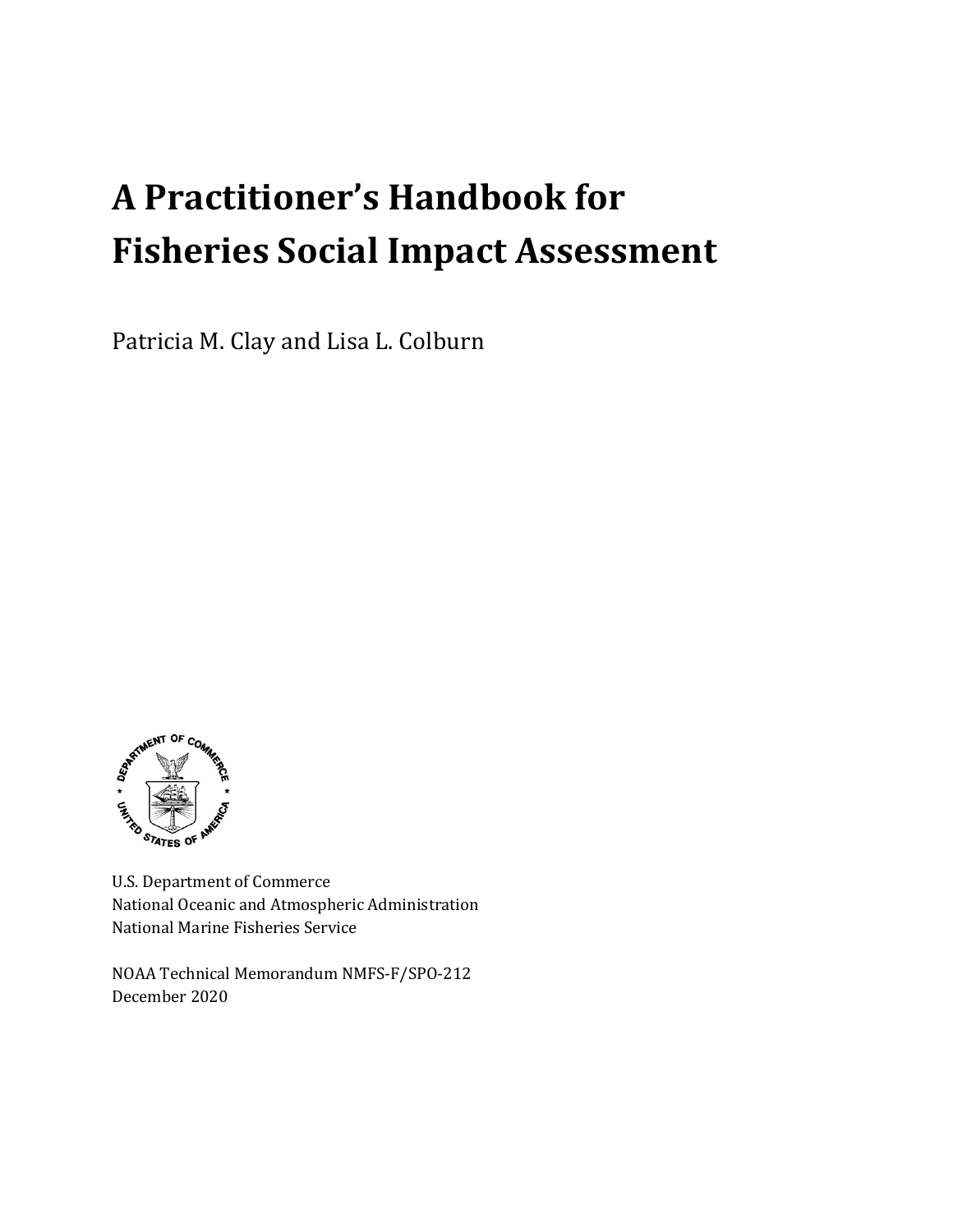# A Practitioner's Handbook for Fisheries Social Impact Assessment

Patricia M. Clay and Lisa L. Colburn

U.S. Department of Commerce
National Oceanic and Atmospheric Administration
National Marine Fisheries Service

NOAA Technical Memorandum NMFS-F/SPO-212
December 2020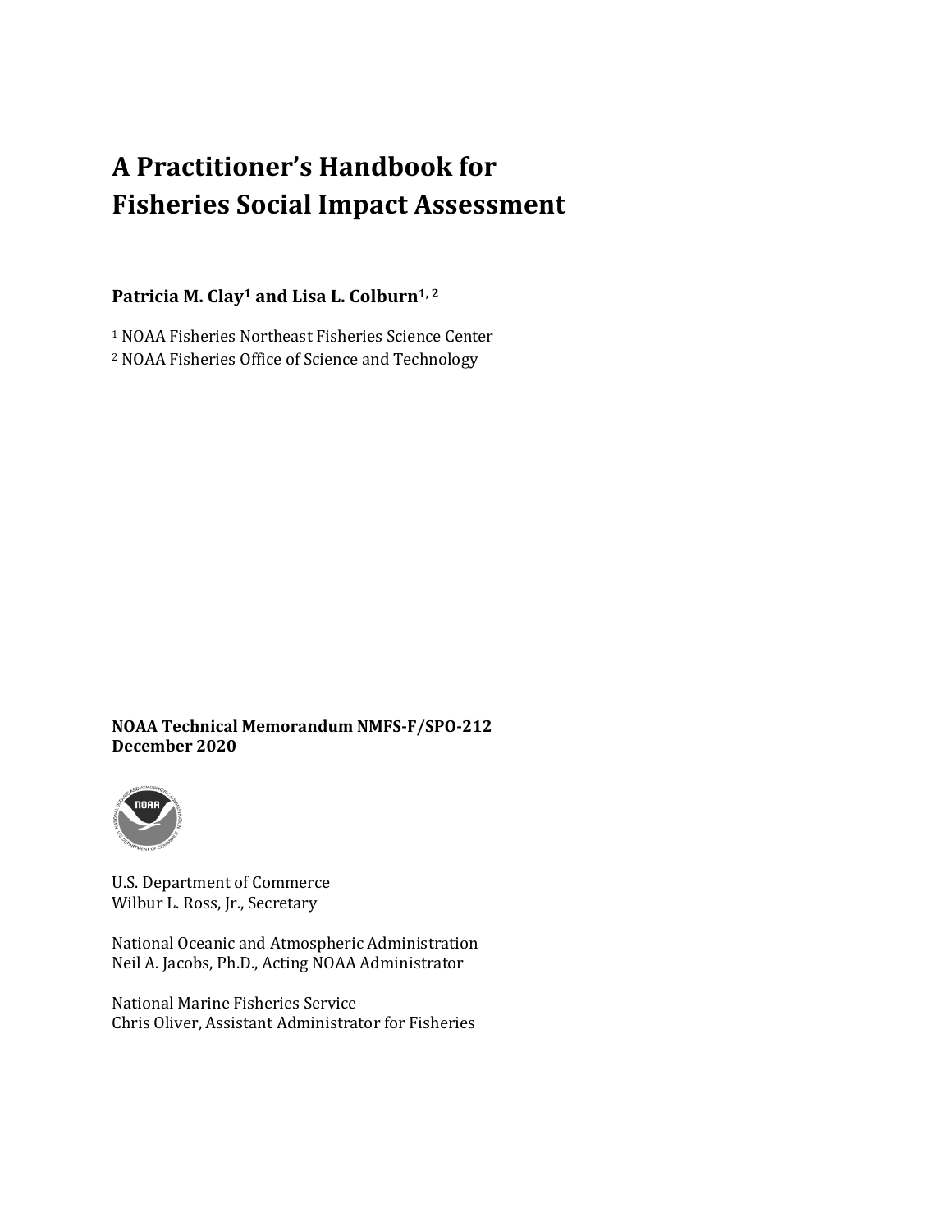# A Practitioner's Handbook for Fisheries Social Impact Assessment

**Patricia M. Clay[1] and Lisa L. Colburn[1, 2]**

[1] NOAA Fisheries Northeast Fisheries Science Center
[2] NOAA Fisheries Office of Science and Technology

**NOAA Technical Memorandum NMFS-F/SPO-212**
**December 2020**

U.S. Department of Commerce
Wilbur L. Ross, Jr., Secretary

National Oceanic and Atmospheric Administration
Neil A. Jacobs, Ph.D., Acting NOAA Administrator

National Marine Fisheries Service
Chris Oliver, Assistant Administrator for Fisheries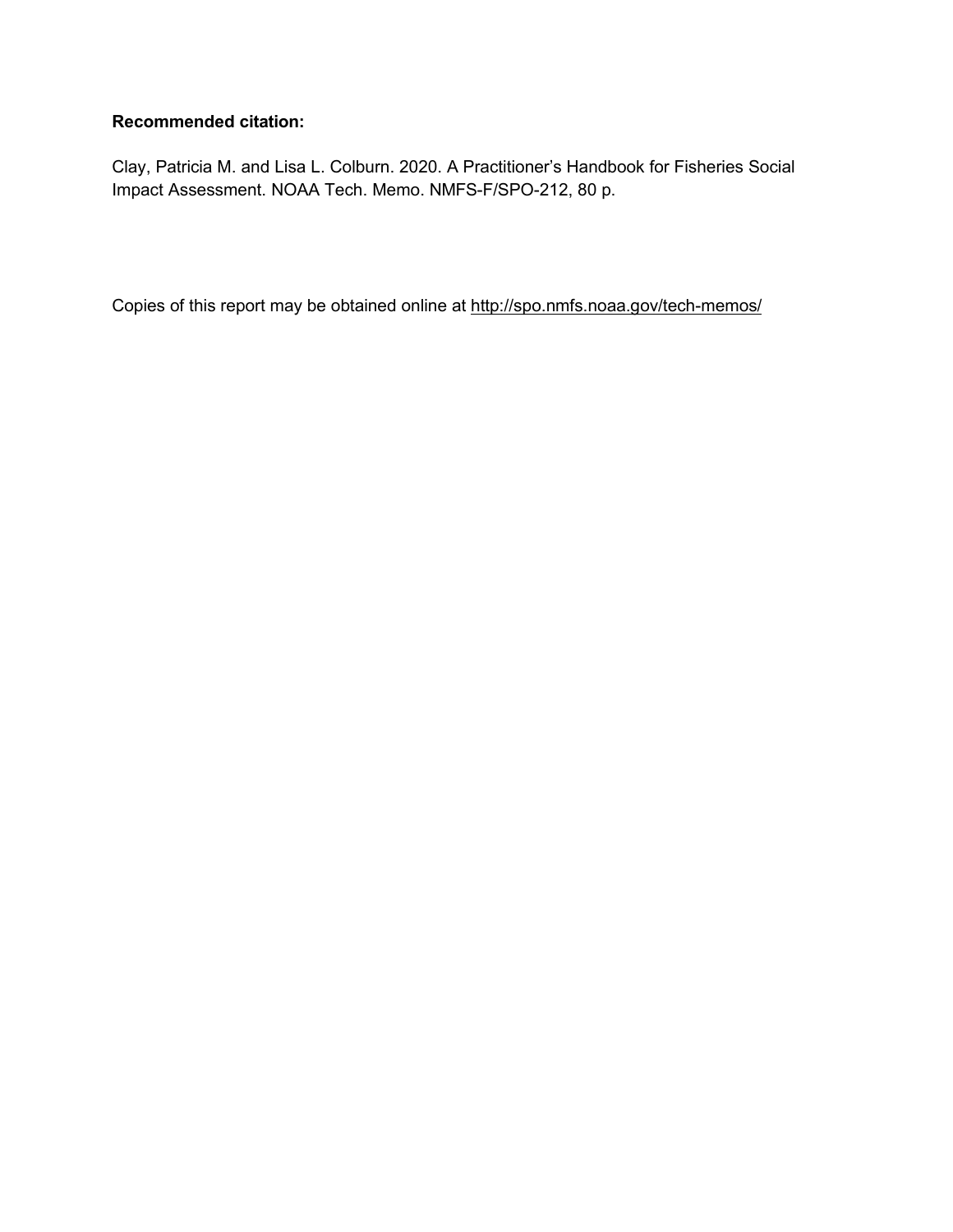**Recommended citation:**

Clay, Patricia M. and Lisa L. Colburn. 2020. A Practitioner's Handbook for Fisheries Social Impact Assessment. NOAA Tech. Memo. NMFS-F/SPO-212, 80 p.

Copies of this report may be obtained online at http://spo.nmfs.noaa.gov/tech-memos/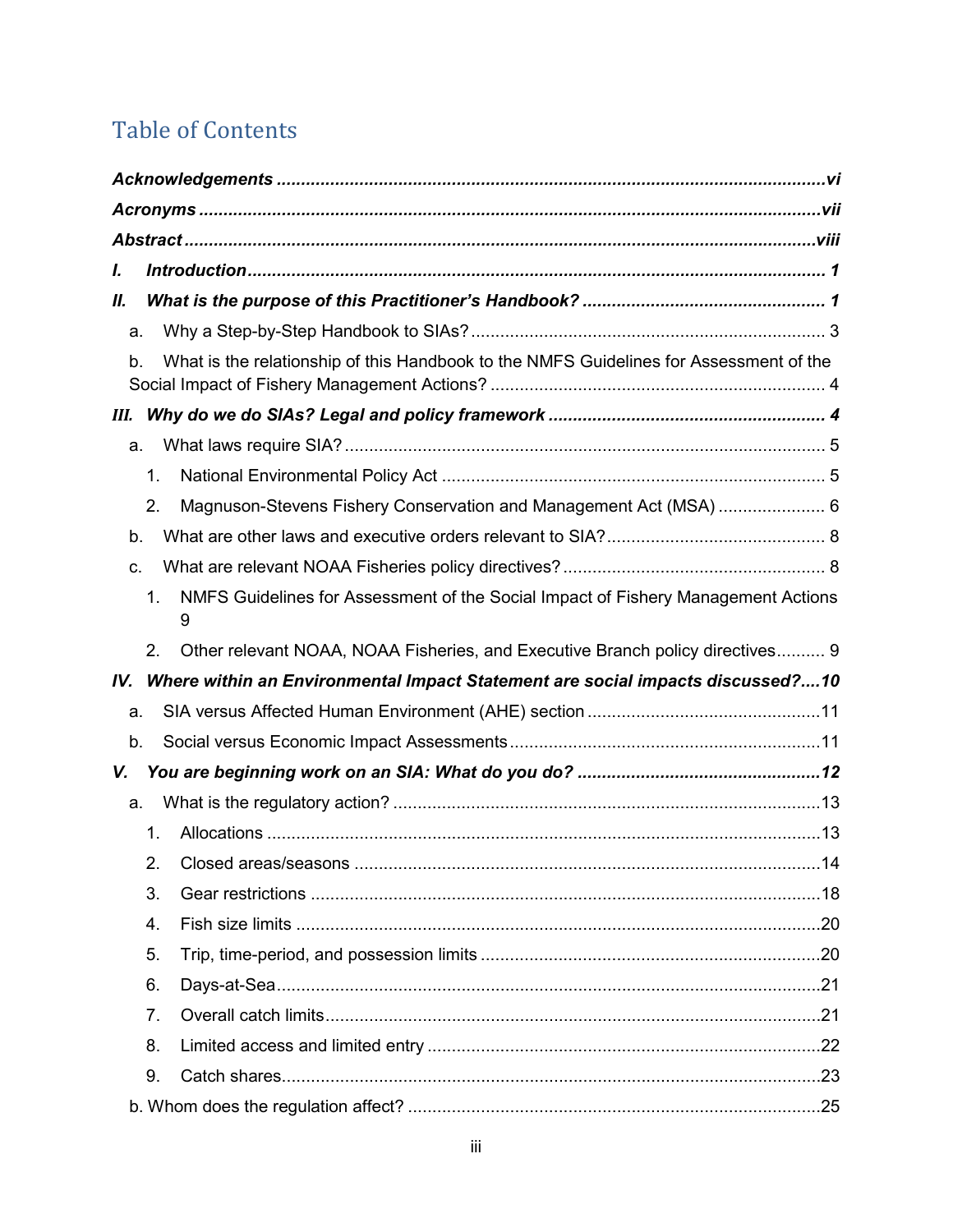# Table of Contents

***Acknowledgements*** ........ ***vi***

***Acronyms*** ........ ***vii***

***Abstract*** ........ ***viii***

***I. Introduction*** ........ ***1***

***II. What is the purpose of this Practitioner's Handbook?*** ........ ***1***

- a. Why a Step-by-Step Handbook to SIAs? ........ 3
- b. What is the relationship of this Handbook to the NMFS Guidelines for Assessment of the Social Impact of Fishery Management Actions? ........ 4

***III. Why do we do SIAs? Legal and policy framework*** ........ ***4***

- a. What laws require SIA? ........ 5
  1. National Environmental Policy Act ........ 5
  2. Magnuson-Stevens Fishery Conservation and Management Act (MSA) ........ 6
- b. What are other laws and executive orders relevant to SIA? ........ 8
- c. What are relevant NOAA Fisheries policy directives? ........ 8
  1. NMFS Guidelines for Assessment of the Social Impact of Fishery Management Actions 9
  2. Other relevant NOAA, NOAA Fisheries, and Executive Branch policy directives ........ 9

***IV. Where within an Environmental Impact Statement are social impacts discussed?*** ........ ***10***

- a. SIA versus Affected Human Environment (AHE) section ........ 11
- b. Social versus Economic Impact Assessments ........ 11

***V. You are beginning work on an SIA: What do you do?*** ........ ***12***

- a. What is the regulatory action? ........ 13
  1. Allocations ........ 13
  2. Closed areas/seasons ........ 14
  3. Gear restrictions ........ 18
  4. Fish size limits ........ 20
  5. Trip, time-period, and possession limits ........ 20
  6. Days-at-Sea ........ 21
  7. Overall catch limits ........ 21
  8. Limited access and limited entry ........ 22
  9. Catch shares ........ 23
- b. Whom does the regulation affect? ........ 25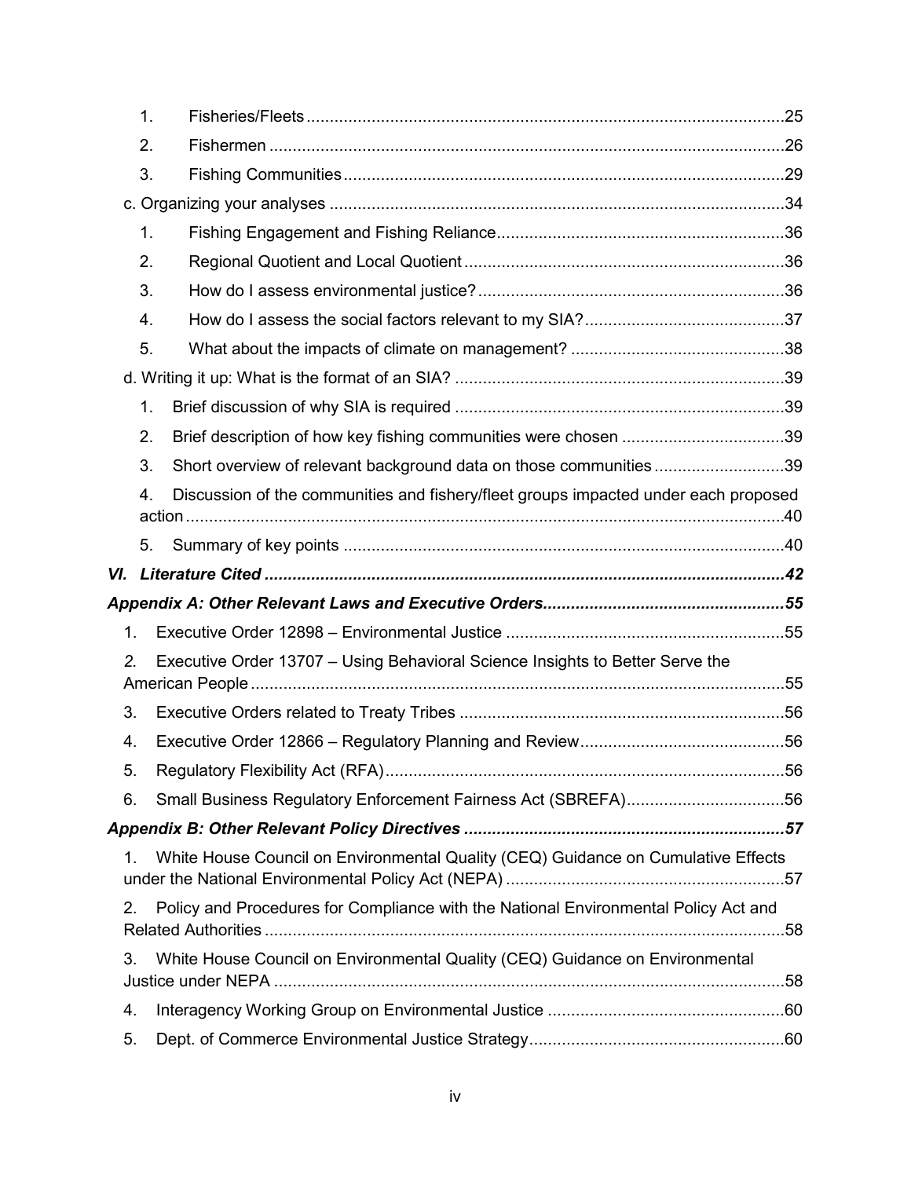1. Fisheries/Fleets .......................................................................................................25
2. Fishermen ...............................................................................................................26
3. Fishing Communities ..............................................................................................29

c. Organizing your analyses ..................................................................................................34

1. Fishing Engagement and Fishing Reliance .............................................................36
2. Regional Quotient and Local Quotient ....................................................................36
3. How do I assess environmental justice? .................................................................36
4. How do I assess the social factors relevant to my SIA? ..........................................37
5. What about the impacts of climate on management? .............................................38

d. Writing it up: What is the format of an SIA? .......................................................................39

1. Brief discussion of why SIA is required ......................................................................39
2. Brief description of how key fishing communities were chosen ..................................39
3. Short overview of relevant background data on those communities ............................39
4. Discussion of the communities and fishery/fleet groups impacted under each proposed action .......................................................................................................................40
5. Summary of key points ..............................................................................................40

***VI. Literature Cited .................................................................................................................42***

***Appendix A: Other Relevant Laws and Executive Orders...................................................55***

1. Executive Order 12898 – Environmental Justice ............................................................55
2. Executive Order 13707 – Using Behavioral Science Insights to Better Serve the American People ..................................................................................................................55
3. Executive Orders related to Treaty Tribes .....................................................................56
4. Executive Order 12866 – Regulatory Planning and Review ............................................56
5. Regulatory Flexibility Act (RFA) .....................................................................................56
6. Small Business Regulatory Enforcement Fairness Act (SBREFA) ..................................56

***Appendix B: Other Relevant Policy Directives .....................................................................57***

1. White House Council on Environmental Quality (CEQ) Guidance on Cumulative Effects under the National Environmental Policy Act (NEPA) ............................................................57
2. Policy and Procedures for Compliance with the National Environmental Policy Act and Related Authorities ................................................................................................................58
3. White House Council on Environmental Quality (CEQ) Guidance on Environmental Justice under NEPA ..............................................................................................................58
4. Interagency Working Group on Environmental Justice ...................................................60
5. Dept. of Commerce Environmental Justice Strategy .......................................................60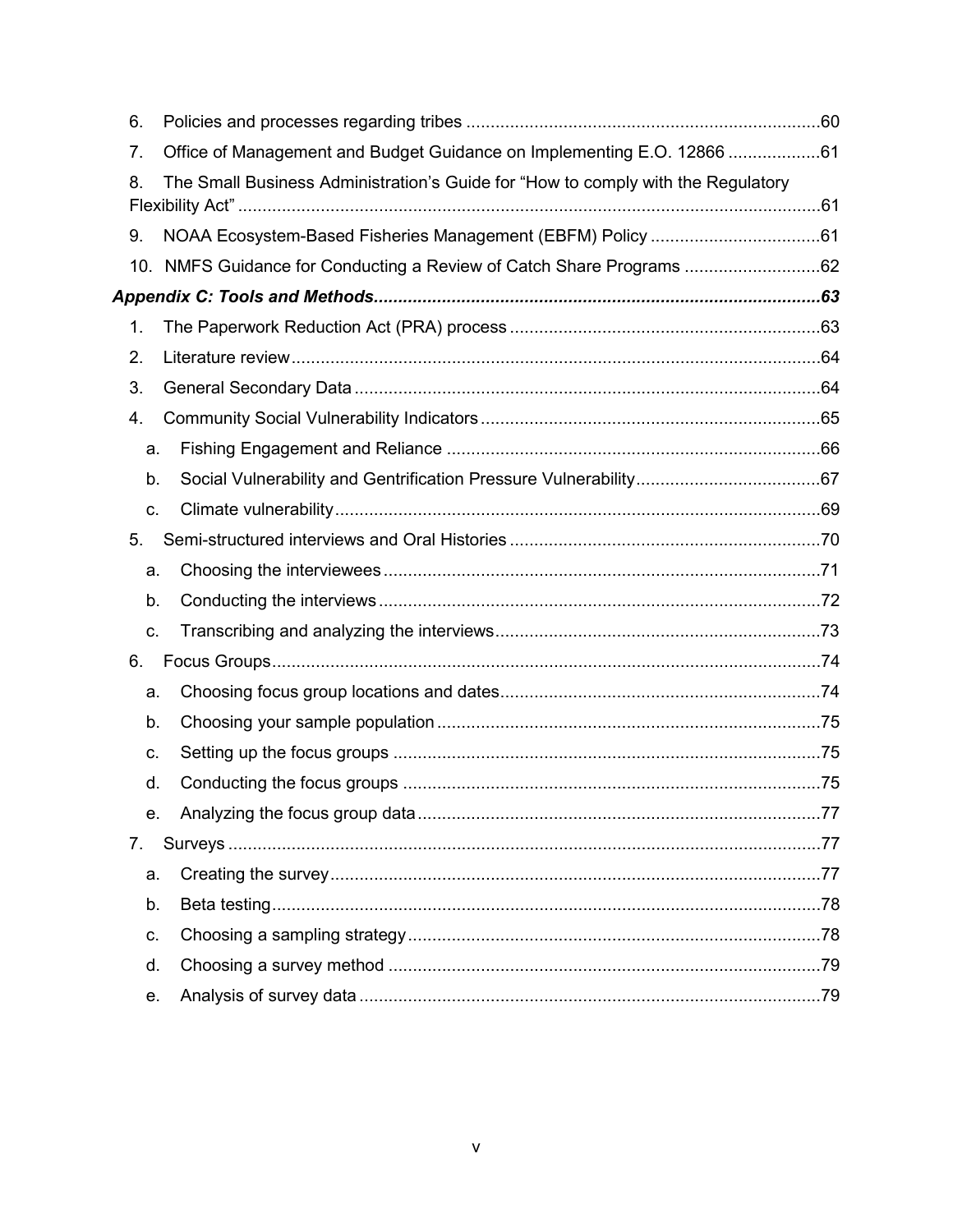6. Policies and processes regarding tribes ........................................................................ 60
7. Office of Management and Budget Guidance on Implementing E.O. 12866 ................... 61
8. The Small Business Administration's Guide for "How to comply with the Regulatory Flexibility Act" ....................................................................................................................... 61
9. NOAA Ecosystem-Based Fisheries Management (EBFM) Policy ................................... 61
10. NMFS Guidance for Conducting a Review of Catch Share Programs ............................ 62

***Appendix C: Tools and Methods*** ........................................................................................... **63**

1. The Paperwork Reduction Act (PRA) process ................................................................ 63
2. Literature review ............................................................................................................ 64
3. General Secondary Data ................................................................................................ 64
4. Community Social Vulnerability Indicators ...................................................................... 65
   a. Fishing Engagement and Reliance ............................................................................ 66
   b. Social Vulnerability and Gentrification Pressure Vulnerability ...................................... 67
   c. Climate vulnerability .................................................................................................... 69
5. Semi-structured interviews and Oral Histories ................................................................ 70
   a. Choosing the interviewees .......................................................................................... 71
   b. Conducting the interviews ........................................................................................... 72
   c. Transcribing and analyzing the interviews ................................................................... 73
6. Focus Groups ................................................................................................................. 74
   a. Choosing focus group locations and dates ................................................................. 74
   b. Choosing your sample population ............................................................................... 75
   c. Setting up the focus groups ........................................................................................ 75
   d. Conducting the focus groups ...................................................................................... 75
   e. Analyzing the focus group data ................................................................................... 77
7. Surveys .......................................................................................................................... 77
   a. Creating the survey ..................................................................................................... 77
   b. Beta testing ................................................................................................................. 78
   c. Choosing a sampling strategy ..................................................................................... 78
   d. Choosing a survey method ......................................................................................... 79
   e. Analysis of survey data ............................................................................................... 79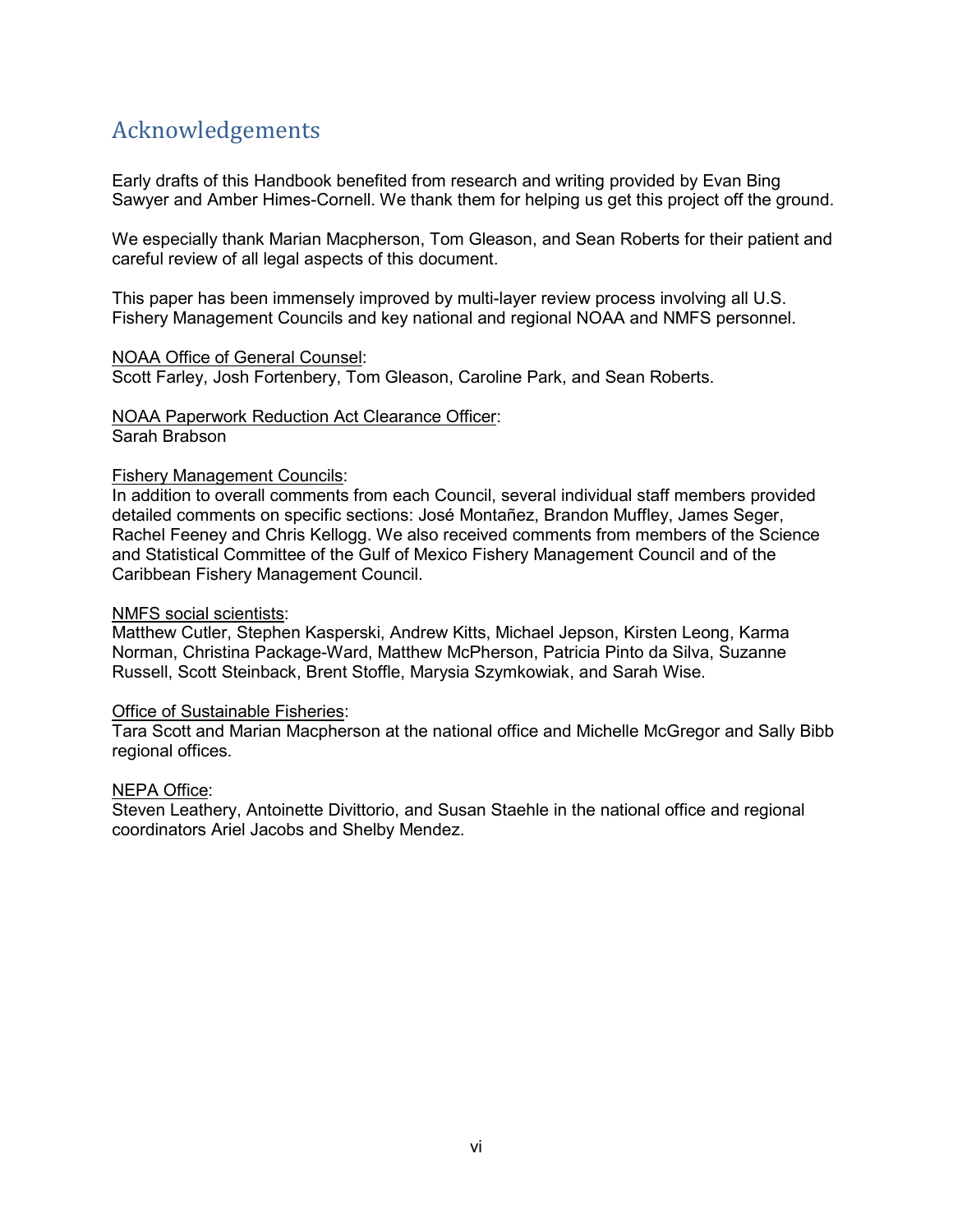# Acknowledgements

Early drafts of this Handbook benefited from research and writing provided by Evan Bing Sawyer and Amber Himes-Cornell. We thank them for helping us get this project off the ground.

We especially thank Marian Macpherson, Tom Gleason, and Sean Roberts for their patient and careful review of all legal aspects of this document.

This paper has been immensely improved by multi-layer review process involving all U.S. Fishery Management Councils and key national and regional NOAA and NMFS personnel.

<u>NOAA Office of General Counsel</u>:
Scott Farley, Josh Fortenbery, Tom Gleason, Caroline Park, and Sean Roberts.

<u>NOAA Paperwork Reduction Act Clearance Officer</u>:
Sarah Brabson

<u>Fishery Management Councils</u>:
In addition to overall comments from each Council, several individual staff members provided detailed comments on specific sections: José Montañez, Brandon Muffley, James Seger, Rachel Feeney and Chris Kellogg. We also received comments from members of the Science and Statistical Committee of the Gulf of Mexico Fishery Management Council and of the Caribbean Fishery Management Council.

<u>NMFS social scientists</u>:
Matthew Cutler, Stephen Kasperski, Andrew Kitts, Michael Jepson, Kirsten Leong, Karma Norman, Christina Package-Ward, Matthew McPherson, Patricia Pinto da Silva, Suzanne Russell, Scott Steinback, Brent Stoffle, Marysia Szymkowiak, and Sarah Wise.

<u>Office of Sustainable Fisheries</u>:
Tara Scott and Marian Macpherson at the national office and Michelle McGregor and Sally Bibb regional offices.

<u>NEPA Office</u>:
Steven Leathery, Antoinette Divittorio, and Susan Staehle in the national office and regional coordinators Ariel Jacobs and Shelby Mendez.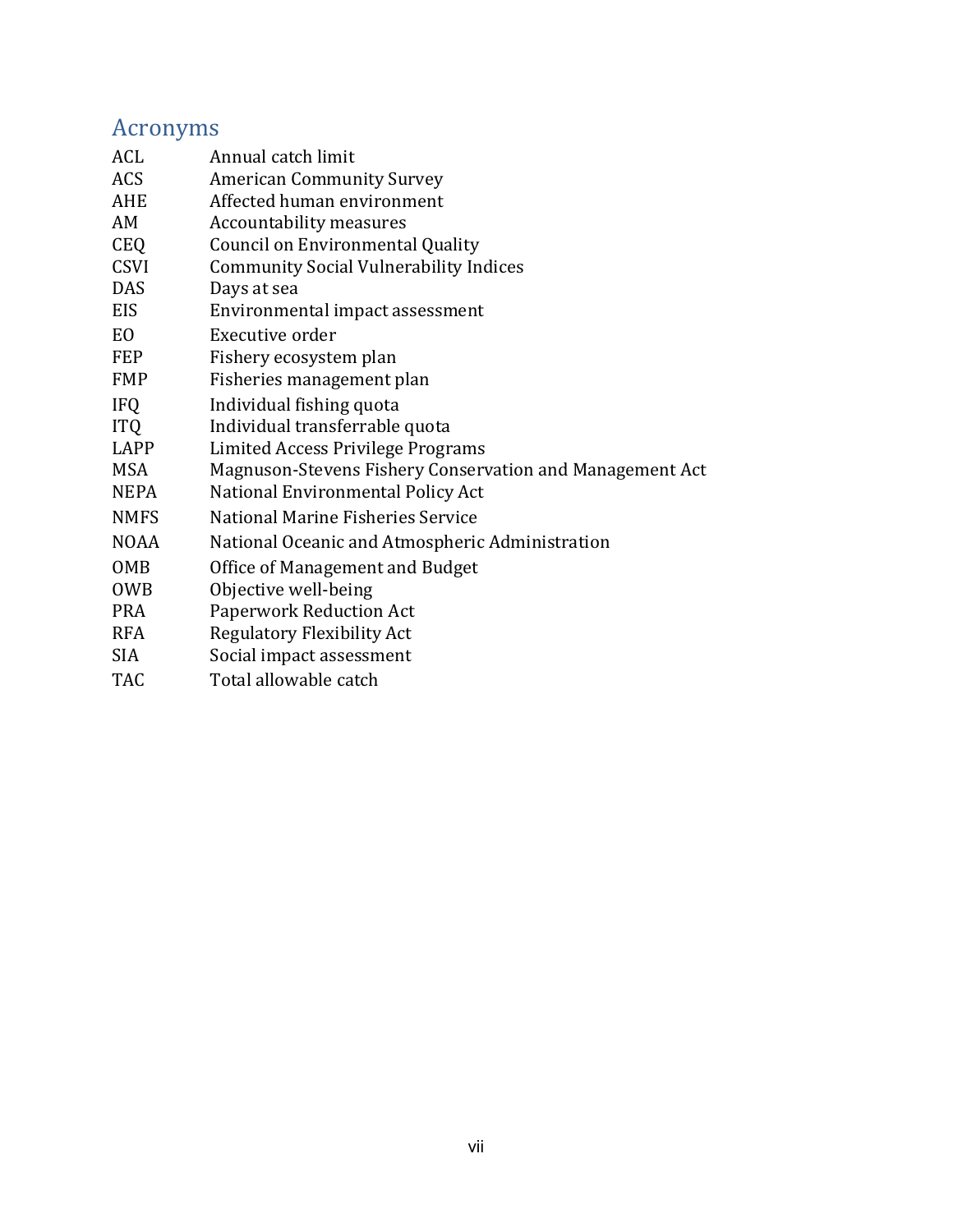# Acronyms

| | |
|---|---|
| ACL | Annual catch limit |
| ACS | American Community Survey |
| AHE | Affected human environment |
| AM | Accountability measures |
| CEQ | Council on Environmental Quality |
| CSVI | Community Social Vulnerability Indices |
| DAS | Days at sea |
| EIS | Environmental impact assessment |
| EO | Executive order |
| FEP | Fishery ecosystem plan |
| FMP | Fisheries management plan |
| IFQ | Individual fishing quota |
| ITQ | Individual transferrable quota |
| LAPP | Limited Access Privilege Programs |
| MSA | Magnuson-Stevens Fishery Conservation and Management Act |
| NEPA | National Environmental Policy Act |
| NMFS | National Marine Fisheries Service |
| NOAA | National Oceanic and Atmospheric Administration |
| OMB | Office of Management and Budget |
| OWB | Objective well-being |
| PRA | Paperwork Reduction Act |
| RFA | Regulatory Flexibility Act |
| SIA | Social impact assessment |
| TAC | Total allowable catch |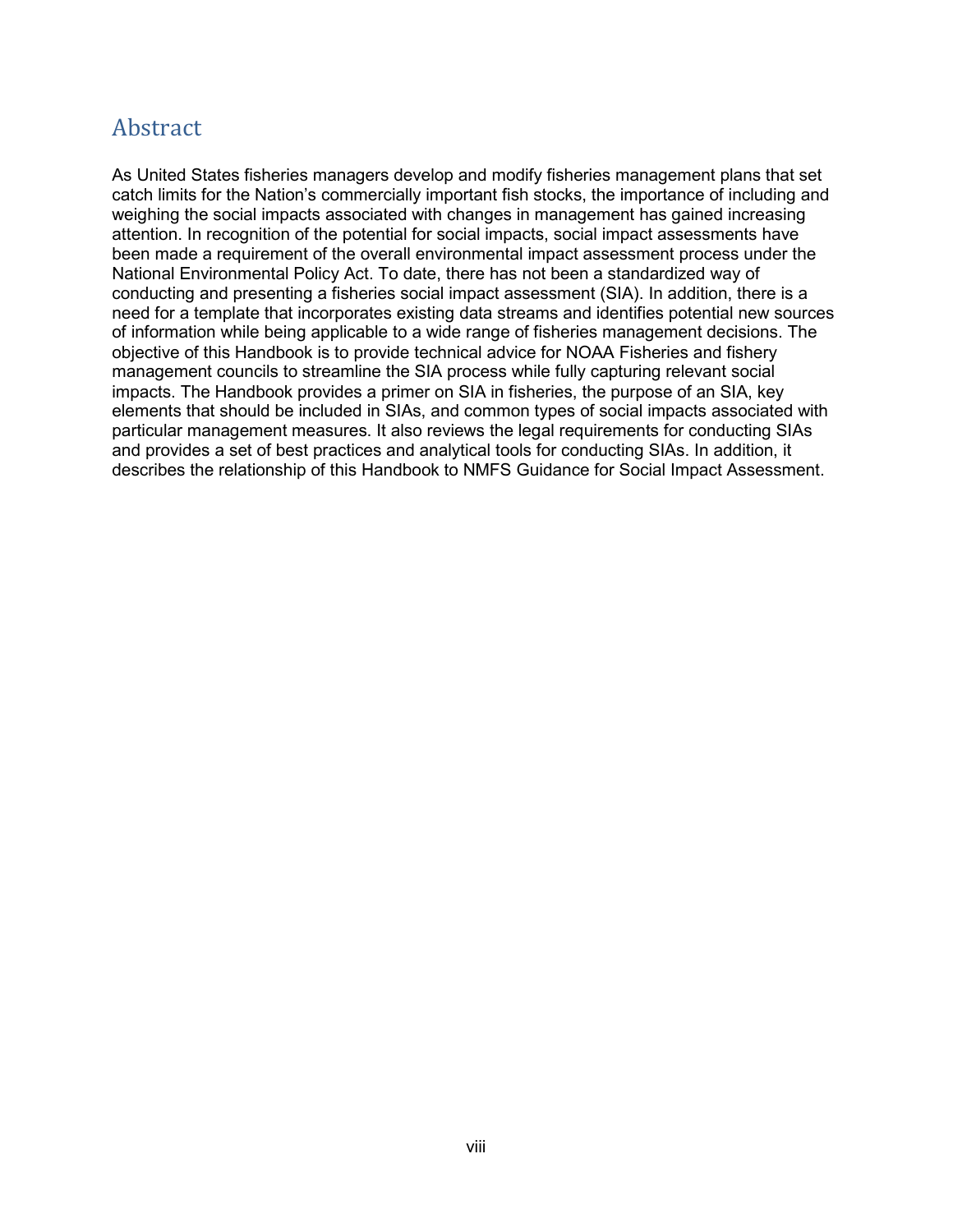# Abstract

As United States fisheries managers develop and modify fisheries management plans that set catch limits for the Nation's commercially important fish stocks, the importance of including and weighing the social impacts associated with changes in management has gained increasing attention. In recognition of the potential for social impacts, social impact assessments have been made a requirement of the overall environmental impact assessment process under the National Environmental Policy Act. To date, there has not been a standardized way of conducting and presenting a fisheries social impact assessment (SIA). In addition, there is a need for a template that incorporates existing data streams and identifies potential new sources of information while being applicable to a wide range of fisheries management decisions. The objective of this Handbook is to provide technical advice for NOAA Fisheries and fishery management councils to streamline the SIA process while fully capturing relevant social impacts. The Handbook provides a primer on SIA in fisheries, the purpose of an SIA, key elements that should be included in SIAs, and common types of social impacts associated with particular management measures. It also reviews the legal requirements for conducting SIAs and provides a set of best practices and analytical tools for conducting SIAs. In addition, it describes the relationship of this Handbook to NMFS Guidance for Social Impact Assessment.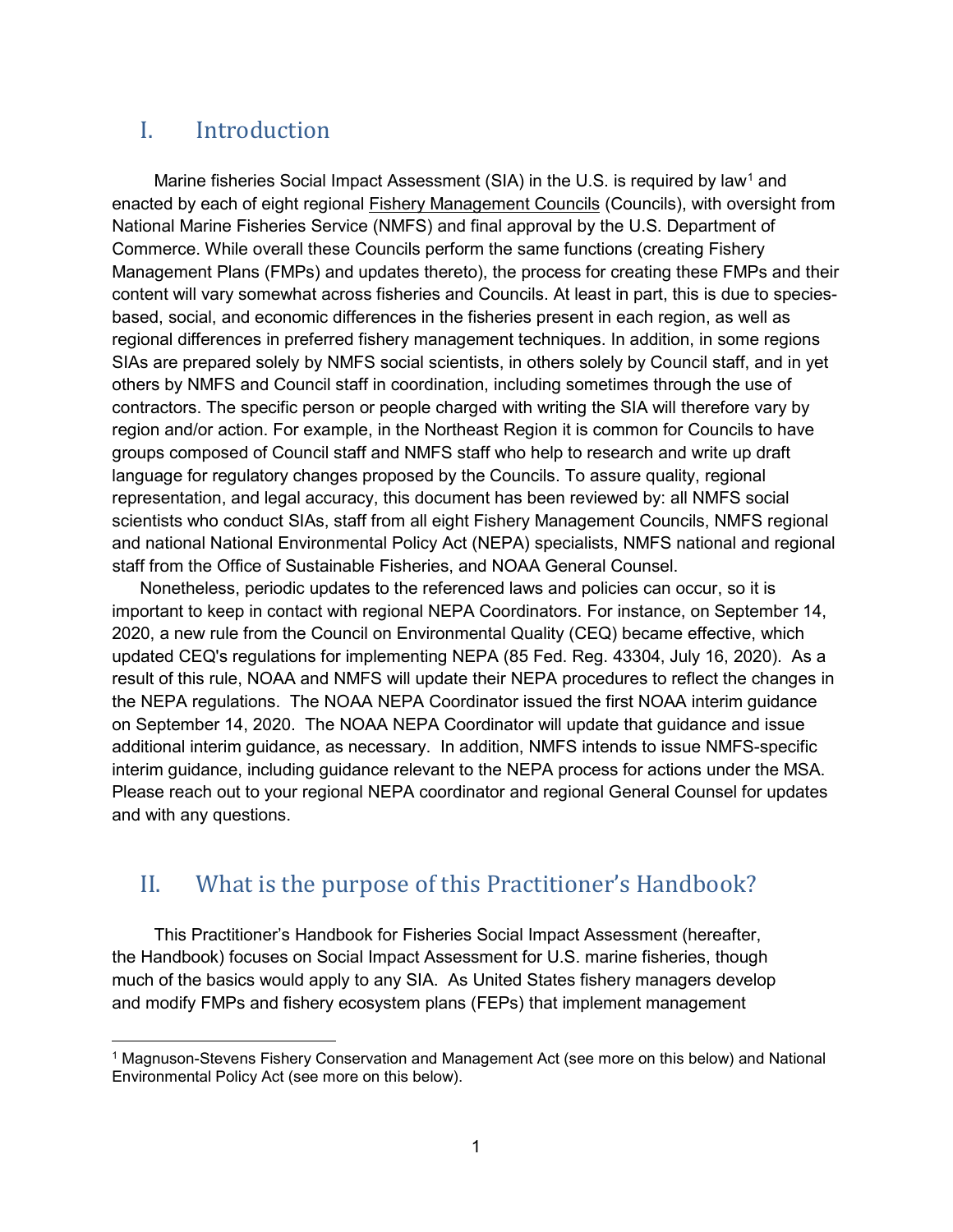## I. Introduction

Marine fisheries Social Impact Assessment (SIA) in the U.S. is required by law[1] and enacted by each of eight regional Fishery Management Councils (Councils), with oversight from National Marine Fisheries Service (NMFS) and final approval by the U.S. Department of Commerce. While overall these Councils perform the same functions (creating Fishery Management Plans (FMPs) and updates thereto), the process for creating these FMPs and their content will vary somewhat across fisheries and Councils. At least in part, this is due to species-based, social, and economic differences in the fisheries present in each region, as well as regional differences in preferred fishery management techniques. In addition, in some regions SIAs are prepared solely by NMFS social scientists, in others solely by Council staff, and in yet others by NMFS and Council staff in coordination, including sometimes through the use of contractors. The specific person or people charged with writing the SIA will therefore vary by region and/or action. For example, in the Northeast Region it is common for Councils to have groups composed of Council staff and NMFS staff who help to research and write up draft language for regulatory changes proposed by the Councils. To assure quality, regional representation, and legal accuracy, this document has been reviewed by: all NMFS social scientists who conduct SIAs, staff from all eight Fishery Management Councils, NMFS regional and national National Environmental Policy Act (NEPA) specialists, NMFS national and regional staff from the Office of Sustainable Fisheries, and NOAA General Counsel.

Nonetheless, periodic updates to the referenced laws and policies can occur, so it is important to keep in contact with regional NEPA Coordinators. For instance, on September 14, 2020, a new rule from the Council on Environmental Quality (CEQ) became effective, which updated CEQ's regulations for implementing NEPA (85 Fed. Reg. 43304, July 16, 2020). As a result of this rule, NOAA and NMFS will update their NEPA procedures to reflect the changes in the NEPA regulations. The NOAA NEPA Coordinator issued the first NOAA interim guidance on September 14, 2020. The NOAA NEPA Coordinator will update that guidance and issue additional interim guidance, as necessary. In addition, NMFS intends to issue NMFS-specific interim guidance, including guidance relevant to the NEPA process for actions under the MSA. Please reach out to your regional NEPA coordinator and regional General Counsel for updates and with any questions.

## II. What is the purpose of this Practitioner's Handbook?

This Practitioner's Handbook for Fisheries Social Impact Assessment (hereafter, the Handbook) focuses on Social Impact Assessment for U.S. marine fisheries, though much of the basics would apply to any SIA. As United States fishery managers develop and modify FMPs and fishery ecosystem plans (FEPs) that implement management

---

[1] Magnuson-Stevens Fishery Conservation and Management Act (see more on this below) and National Environmental Policy Act (see more on this below).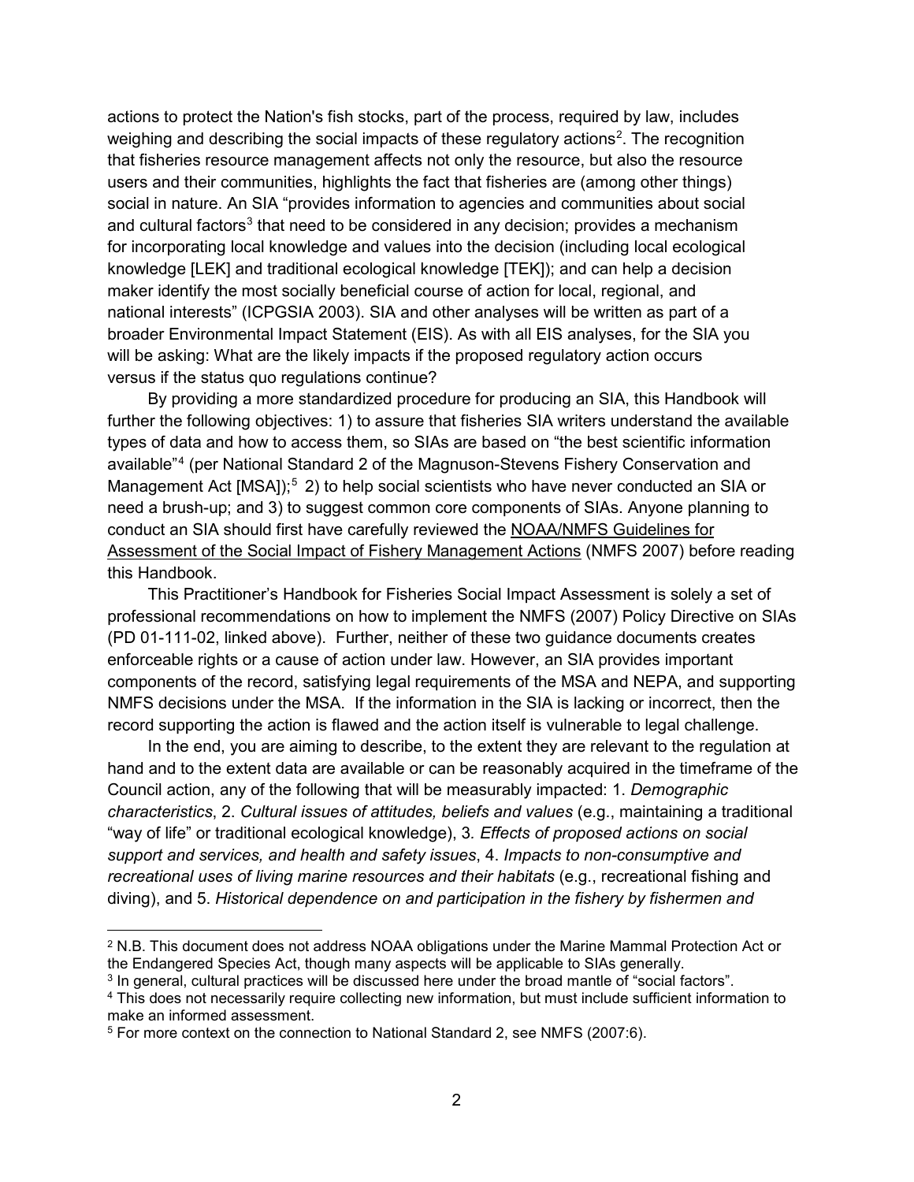actions to protect the Nation's fish stocks, part of the process, required by law, includes weighing and describing the social impacts of these regulatory actions[2]. The recognition that fisheries resource management affects not only the resource, but also the resource users and their communities, highlights the fact that fisheries are (among other things) social in nature. An SIA "provides information to agencies and communities about social and cultural factors[3] that need to be considered in any decision; provides a mechanism for incorporating local knowledge and values into the decision (including local ecological knowledge [LEK] and traditional ecological knowledge [TEK]); and can help a decision maker identify the most socially beneficial course of action for local, regional, and national interests" (ICPGSIA 2003). SIA and other analyses will be written as part of a broader Environmental Impact Statement (EIS). As with all EIS analyses, for the SIA you will be asking: What are the likely impacts if the proposed regulatory action occurs versus if the status quo regulations continue?

By providing a more standardized procedure for producing an SIA, this Handbook will further the following objectives: 1) to assure that fisheries SIA writers understand the available types of data and how to access them, so SIAs are based on "the best scientific information available"[4] (per National Standard 2 of the Magnuson-Stevens Fishery Conservation and Management Act [MSA]);[5] 2) to help social scientists who have never conducted an SIA or need a brush-up; and 3) to suggest common core components of SIAs. Anyone planning to conduct an SIA should first have carefully reviewed the NOAA/NMFS Guidelines for Assessment of the Social Impact of Fishery Management Actions (NMFS 2007) before reading this Handbook.

This Practitioner's Handbook for Fisheries Social Impact Assessment is solely a set of professional recommendations on how to implement the NMFS (2007) Policy Directive on SIAs (PD 01-111-02, linked above). Further, neither of these two guidance documents creates enforceable rights or a cause of action under law. However, an SIA provides important components of the record, satisfying legal requirements of the MSA and NEPA, and supporting NMFS decisions under the MSA. If the information in the SIA is lacking or incorrect, then the record supporting the action is flawed and the action itself is vulnerable to legal challenge.

In the end, you are aiming to describe, to the extent they are relevant to the regulation at hand and to the extent data are available or can be reasonably acquired in the timeframe of the Council action, any of the following that will be measurably impacted: 1. *Demographic characteristics*, 2. *Cultural issues of attitudes, beliefs and values* (e.g., maintaining a traditional "way of life" or traditional ecological knowledge), 3. *Effects of proposed actions on social support and services, and health and safety issues*, 4. *Impacts to non-consumptive and recreational uses of living marine resources and their habitats* (e.g., recreational fishing and diving), and 5. *Historical dependence on and participation in the fishery by fishermen and*

[2] N.B. This document does not address NOAA obligations under the Marine Mammal Protection Act or the Endangered Species Act, though many aspects will be applicable to SIAs generally.

[3] In general, cultural practices will be discussed here under the broad mantle of "social factors".

[4] This does not necessarily require collecting new information, but must include sufficient information to make an informed assessment.

[5] For more context on the connection to National Standard 2, see NMFS (2007:6).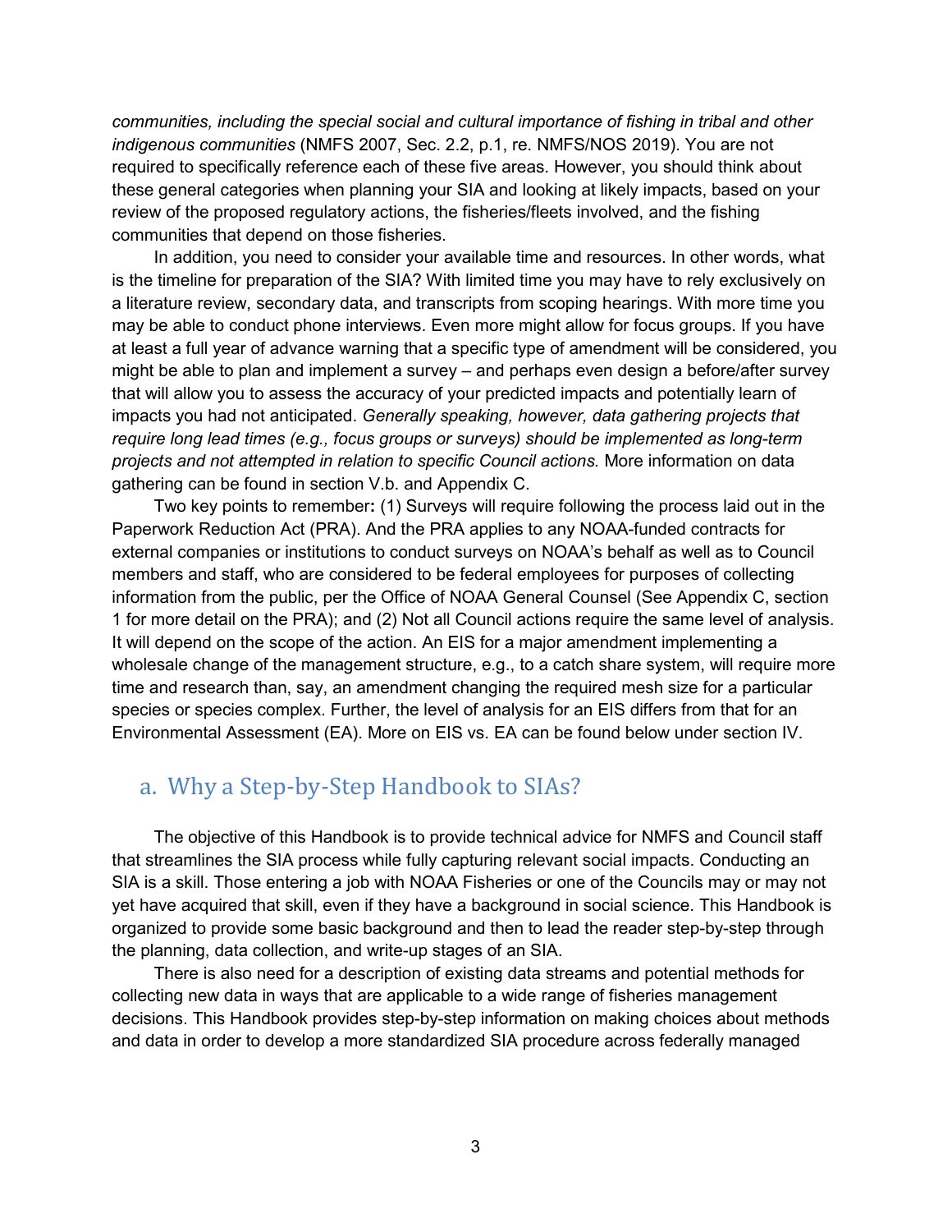*communities, including the special social and cultural importance of fishing in tribal and other indigenous communities* (NMFS 2007, Sec. 2.2, p.1, re. NMFS/NOS 2019). You are not required to specifically reference each of these five areas. However, you should think about these general categories when planning your SIA and looking at likely impacts, based on your review of the proposed regulatory actions, the fisheries/fleets involved, and the fishing communities that depend on those fisheries.

In addition, you need to consider your available time and resources. In other words, what is the timeline for preparation of the SIA? With limited time you may have to rely exclusively on a literature review, secondary data, and transcripts from scoping hearings. With more time you may be able to conduct phone interviews. Even more might allow for focus groups. If you have at least a full year of advance warning that a specific type of amendment will be considered, you might be able to plan and implement a survey – and perhaps even design a before/after survey that will allow you to assess the accuracy of your predicted impacts and potentially learn of impacts you had not anticipated. *Generally speaking, however, data gathering projects that require long lead times (e.g., focus groups or surveys) should be implemented as long-term projects and not attempted in relation to specific Council actions.* More information on data gathering can be found in section V.b. and Appendix C.

Two key points to remember**:** (1) Surveys will require following the process laid out in the Paperwork Reduction Act (PRA). And the PRA applies to any NOAA-funded contracts for external companies or institutions to conduct surveys on NOAA's behalf as well as to Council members and staff, who are considered to be federal employees for purposes of collecting information from the public, per the Office of NOAA General Counsel (See Appendix C, section 1 for more detail on the PRA); and (2) Not all Council actions require the same level of analysis. It will depend on the scope of the action. An EIS for a major amendment implementing a wholesale change of the management structure, e.g., to a catch share system, will require more time and research than, say, an amendment changing the required mesh size for a particular species or species complex. Further, the level of analysis for an EIS differs from that for an Environmental Assessment (EA). More on EIS vs. EA can be found below under section IV.

## a. Why a Step-by-Step Handbook to SIAs?

The objective of this Handbook is to provide technical advice for NMFS and Council staff that streamlines the SIA process while fully capturing relevant social impacts. Conducting an SIA is a skill. Those entering a job with NOAA Fisheries or one of the Councils may or may not yet have acquired that skill, even if they have a background in social science. This Handbook is organized to provide some basic background and then to lead the reader step-by-step through the planning, data collection, and write-up stages of an SIA.

There is also need for a description of existing data streams and potential methods for collecting new data in ways that are applicable to a wide range of fisheries management decisions. This Handbook provides step-by-step information on making choices about methods and data in order to develop a more standardized SIA procedure across federally managed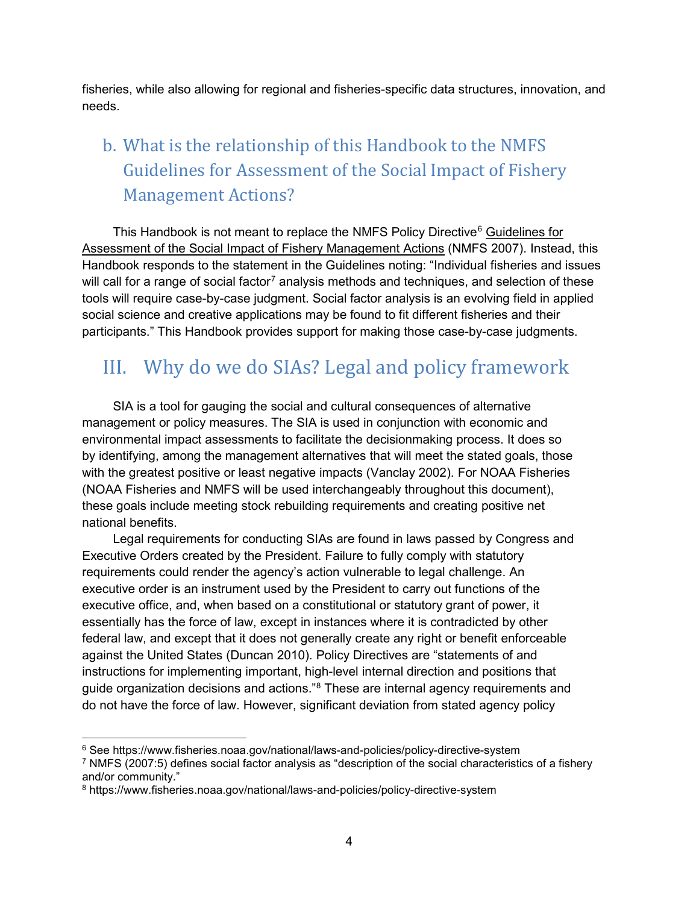fisheries, while also allowing for regional and fisheries-specific data structures, innovation, and needs.

## b. What is the relationship of this Handbook to the NMFS Guidelines for Assessment of the Social Impact of Fishery Management Actions?

This Handbook is not meant to replace the NMFS Policy Directive[6] Guidelines for Assessment of the Social Impact of Fishery Management Actions (NMFS 2007). Instead, this Handbook responds to the statement in the Guidelines noting: "Individual fisheries and issues will call for a range of social factor[7] analysis methods and techniques, and selection of these tools will require case-by-case judgment. Social factor analysis is an evolving field in applied social science and creative applications may be found to fit different fisheries and their participants." This Handbook provides support for making those case-by-case judgments.

# III. Why do we do SIAs? Legal and policy framework

SIA is a tool for gauging the social and cultural consequences of alternative management or policy measures. The SIA is used in conjunction with economic and environmental impact assessments to facilitate the decisionmaking process. It does so by identifying, among the management alternatives that will meet the stated goals, those with the greatest positive or least negative impacts (Vanclay 2002). For NOAA Fisheries (NOAA Fisheries and NMFS will be used interchangeably throughout this document), these goals include meeting stock rebuilding requirements and creating positive net national benefits.

Legal requirements for conducting SIAs are found in laws passed by Congress and Executive Orders created by the President. Failure to fully comply with statutory requirements could render the agency's action vulnerable to legal challenge. An executive order is an instrument used by the President to carry out functions of the executive office, and, when based on a constitutional or statutory grant of power, it essentially has the force of law, except in instances where it is contradicted by other federal law, and except that it does not generally create any right or benefit enforceable against the United States (Duncan 2010). Policy Directives are "statements of and instructions for implementing important, high-level internal direction and positions that guide organization decisions and actions."[8] These are internal agency requirements and do not have the force of law. However, significant deviation from stated agency policy

---

[6] See https://www.fisheries.noaa.gov/national/laws-and-policies/policy-directive-system

[7] NMFS (2007:5) defines social factor analysis as "description of the social characteristics of a fishery and/or community."

[8] https://www.fisheries.noaa.gov/national/laws-and-policies/policy-directive-system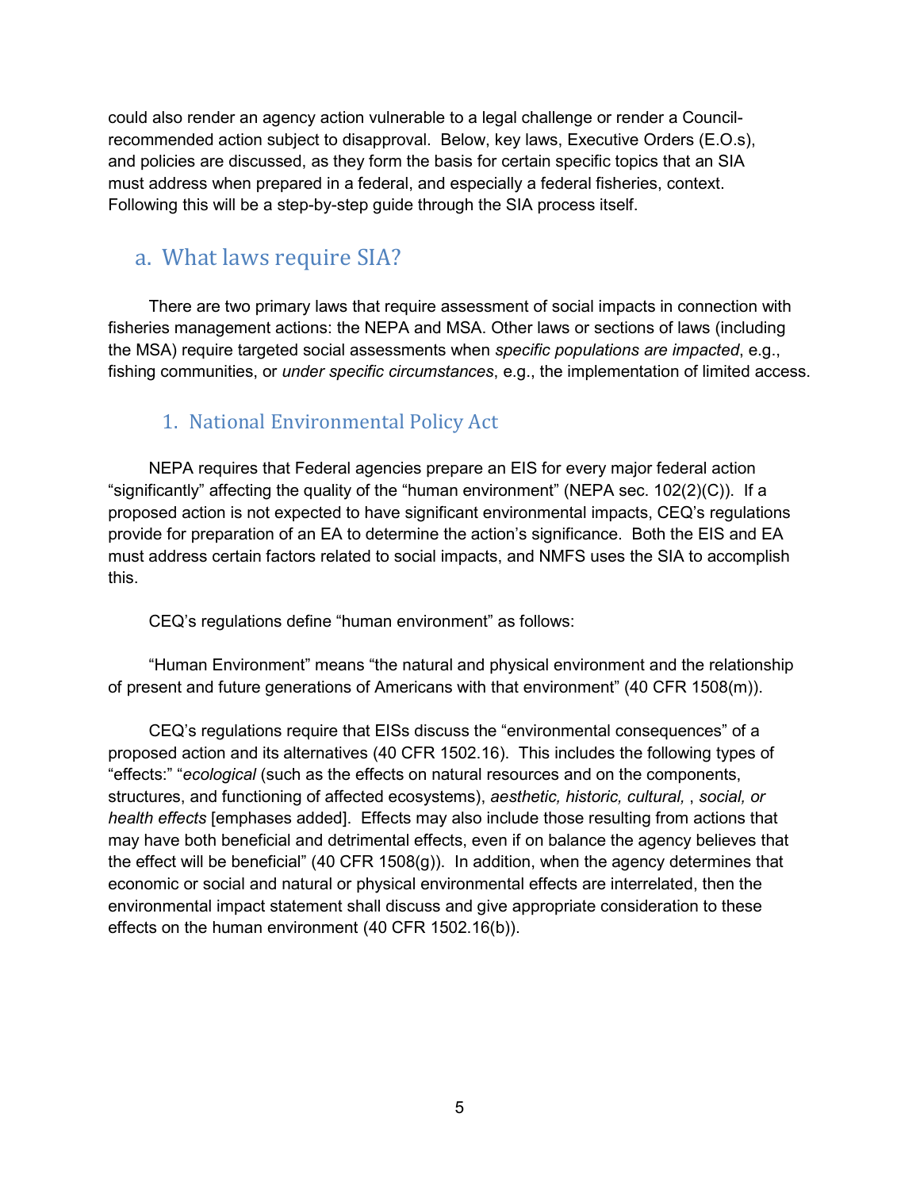could also render an agency action vulnerable to a legal challenge or render a Council-recommended action subject to disapproval. Below, key laws, Executive Orders (E.O.s), and policies are discussed, as they form the basis for certain specific topics that an SIA must address when prepared in a federal, and especially a federal fisheries, context. Following this will be a step-by-step guide through the SIA process itself.

## a. What laws require SIA?

There are two primary laws that require assessment of social impacts in connection with fisheries management actions: the NEPA and MSA. Other laws or sections of laws (including the MSA) require targeted social assessments when *specific populations are impacted*, e.g., fishing communities, or *under specific circumstances*, e.g., the implementation of limited access.

### 1. National Environmental Policy Act

NEPA requires that Federal agencies prepare an EIS for every major federal action "significantly" affecting the quality of the "human environment" (NEPA sec. 102(2)(C)). If a proposed action is not expected to have significant environmental impacts, CEQ's regulations provide for preparation of an EA to determine the action's significance. Both the EIS and EA must address certain factors related to social impacts, and NMFS uses the SIA to accomplish this.

CEQ's regulations define "human environment" as follows:

"Human Environment" means "the natural and physical environment and the relationship of present and future generations of Americans with that environment" (40 CFR 1508(m)).

CEQ's regulations require that EISs discuss the "environmental consequences" of a proposed action and its alternatives (40 CFR 1502.16). This includes the following types of "effects:" "*ecological* (such as the effects on natural resources and on the components, structures, and functioning of affected ecosystems), *aesthetic, historic, cultural,* , *social, or health effects* [emphases added]. Effects may also include those resulting from actions that may have both beneficial and detrimental effects, even if on balance the agency believes that the effect will be beneficial" (40 CFR 1508(g)). In addition, when the agency determines that economic or social and natural or physical environmental effects are interrelated, then the environmental impact statement shall discuss and give appropriate consideration to these effects on the human environment (40 CFR 1502.16(b)).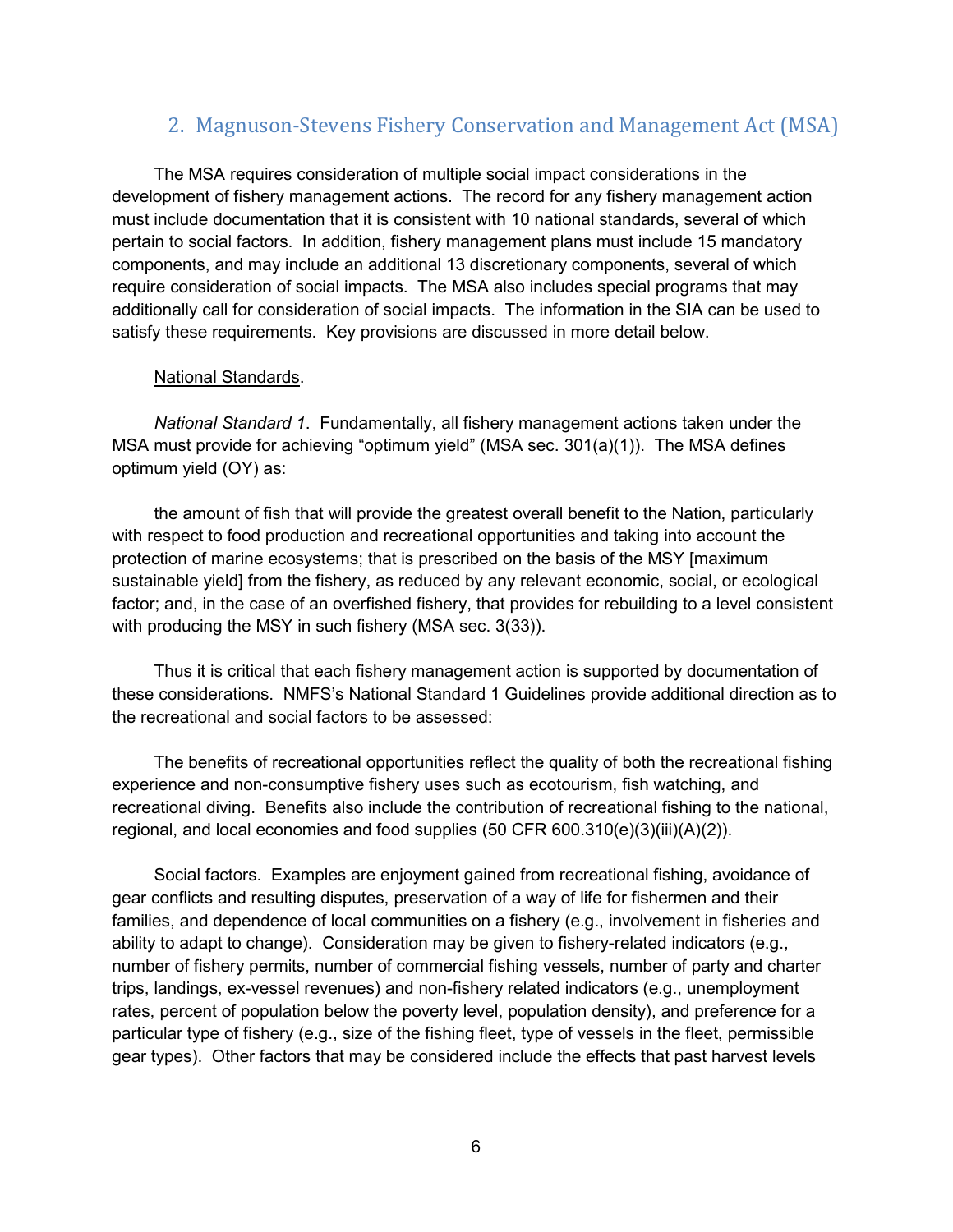## 2. Magnuson-Stevens Fishery Conservation and Management Act (MSA)

The MSA requires consideration of multiple social impact considerations in the development of fishery management actions. The record for any fishery management action must include documentation that it is consistent with 10 national standards, several of which pertain to social factors. In addition, fishery management plans must include 15 mandatory components, and may include an additional 13 discretionary components, several of which require consideration of social impacts. The MSA also includes special programs that may additionally call for consideration of social impacts. The information in the SIA can be used to satisfy these requirements. Key provisions are discussed in more detail below.

<u>National Standards</u>.

*National Standard 1*. Fundamentally, all fishery management actions taken under the MSA must provide for achieving "optimum yield" (MSA sec. 301(a)(1)). The MSA defines optimum yield (OY) as:

> the amount of fish that will provide the greatest overall benefit to the Nation, particularly with respect to food production and recreational opportunities and taking into account the protection of marine ecosystems; that is prescribed on the basis of the MSY [maximum sustainable yield] from the fishery, as reduced by any relevant economic, social, or ecological factor; and, in the case of an overfished fishery, that provides for rebuilding to a level consistent with producing the MSY in such fishery (MSA sec. 3(33)).

Thus it is critical that each fishery management action is supported by documentation of these considerations. NMFS's National Standard 1 Guidelines provide additional direction as to the recreational and social factors to be assessed:

> The benefits of recreational opportunities reflect the quality of both the recreational fishing experience and non-consumptive fishery uses such as ecotourism, fish watching, and recreational diving. Benefits also include the contribution of recreational fishing to the national, regional, and local economies and food supplies (50 CFR 600.310(e)(3)(iii)(A)(2)).

> Social factors. Examples are enjoyment gained from recreational fishing, avoidance of gear conflicts and resulting disputes, preservation of a way of life for fishermen and their families, and dependence of local communities on a fishery (e.g., involvement in fisheries and ability to adapt to change). Consideration may be given to fishery-related indicators (e.g., number of fishery permits, number of commercial fishing vessels, number of party and charter trips, landings, ex-vessel revenues) and non-fishery related indicators (e.g., unemployment rates, percent of population below the poverty level, population density), and preference for a particular type of fishery (e.g., size of the fishing fleet, type of vessels in the fleet, permissible gear types). Other factors that may be considered include the effects that past harvest levels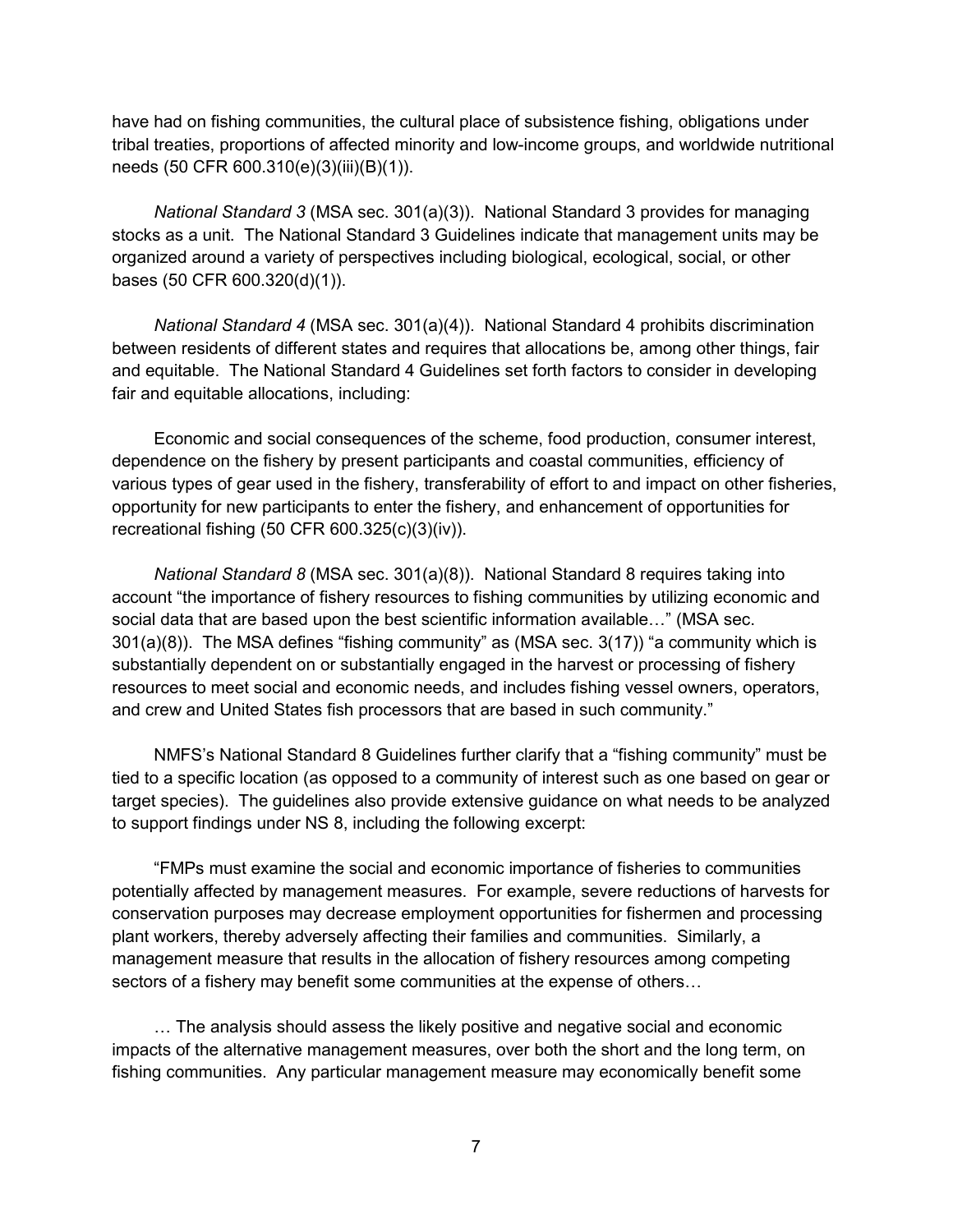have had on fishing communities, the cultural place of subsistence fishing, obligations under tribal treaties, proportions of affected minority and low-income groups, and worldwide nutritional needs (50 CFR 600.310(e)(3)(iii)(B)(1)).

*National Standard 3* (MSA sec. 301(a)(3)). National Standard 3 provides for managing stocks as a unit. The National Standard 3 Guidelines indicate that management units may be organized around a variety of perspectives including biological, ecological, social, or other bases (50 CFR 600.320(d)(1)).

*National Standard 4* (MSA sec. 301(a)(4)). National Standard 4 prohibits discrimination between residents of different states and requires that allocations be, among other things, fair and equitable. The National Standard 4 Guidelines set forth factors to consider in developing fair and equitable allocations, including:

Economic and social consequences of the scheme, food production, consumer interest, dependence on the fishery by present participants and coastal communities, efficiency of various types of gear used in the fishery, transferability of effort to and impact on other fisheries, opportunity for new participants to enter the fishery, and enhancement of opportunities for recreational fishing (50 CFR 600.325(c)(3)(iv)).

*National Standard 8* (MSA sec. 301(a)(8)). National Standard 8 requires taking into account "the importance of fishery resources to fishing communities by utilizing economic and social data that are based upon the best scientific information available…" (MSA sec. 301(a)(8)). The MSA defines "fishing community" as (MSA sec. 3(17)) "a community which is substantially dependent on or substantially engaged in the harvest or processing of fishery resources to meet social and economic needs, and includes fishing vessel owners, operators, and crew and United States fish processors that are based in such community."

NMFS's National Standard 8 Guidelines further clarify that a "fishing community" must be tied to a specific location (as opposed to a community of interest such as one based on gear or target species). The guidelines also provide extensive guidance on what needs to be analyzed to support findings under NS 8, including the following excerpt:

"FMPs must examine the social and economic importance of fisheries to communities potentially affected by management measures. For example, severe reductions of harvests for conservation purposes may decrease employment opportunities for fishermen and processing plant workers, thereby adversely affecting their families and communities. Similarly, a management measure that results in the allocation of fishery resources among competing sectors of a fishery may benefit some communities at the expense of others…

… The analysis should assess the likely positive and negative social and economic impacts of the alternative management measures, over both the short and the long term, on fishing communities. Any particular management measure may economically benefit some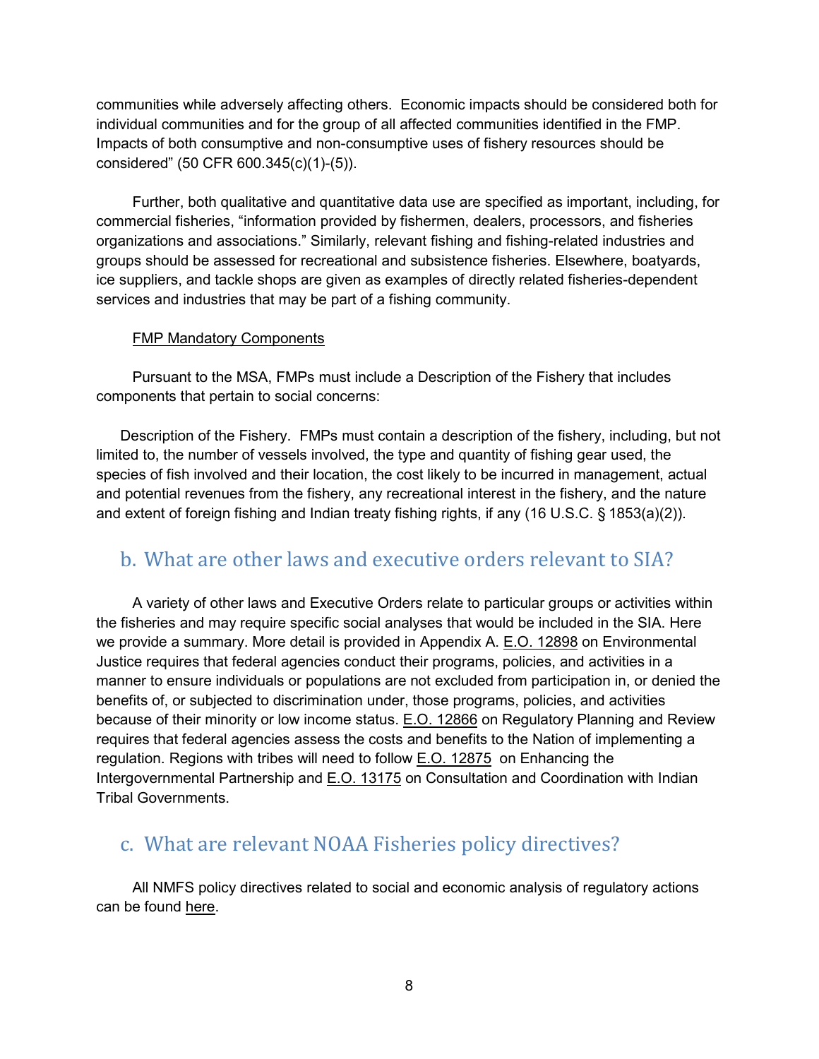communities while adversely affecting others. Economic impacts should be considered both for individual communities and for the group of all affected communities identified in the FMP. Impacts of both consumptive and non-consumptive uses of fishery resources should be considered" (50 CFR 600.345(c)(1)-(5)).

Further, both qualitative and quantitative data use are specified as important, including, for commercial fisheries, "information provided by fishermen, dealers, processors, and fisheries organizations and associations." Similarly, relevant fishing and fishing-related industries and groups should be assessed for recreational and subsistence fisheries. Elsewhere, boatyards, ice suppliers, and tackle shops are given as examples of directly related fisheries-dependent services and industries that may be part of a fishing community.

FMP Mandatory Components

Pursuant to the MSA, FMPs must include a Description of the Fishery that includes components that pertain to social concerns:

Description of the Fishery. FMPs must contain a description of the fishery, including, but not limited to, the number of vessels involved, the type and quantity of fishing gear used, the species of fish involved and their location, the cost likely to be incurred in management, actual and potential revenues from the fishery, any recreational interest in the fishery, and the nature and extent of foreign fishing and Indian treaty fishing rights, if any (16 U.S.C. § 1853(a)(2)).

## b. What are other laws and executive orders relevant to SIA?

A variety of other laws and Executive Orders relate to particular groups or activities within the fisheries and may require specific social analyses that would be included in the SIA. Here we provide a summary. More detail is provided in Appendix A. E.O. 12898 on Environmental Justice requires that federal agencies conduct their programs, policies, and activities in a manner to ensure individuals or populations are not excluded from participation in, or denied the benefits of, or subjected to discrimination under, those programs, policies, and activities because of their minority or low income status. E.O. 12866 on Regulatory Planning and Review requires that federal agencies assess the costs and benefits to the Nation of implementing a regulation. Regions with tribes will need to follow E.O. 12875 on Enhancing the Intergovernmental Partnership and E.O. 13175 on Consultation and Coordination with Indian Tribal Governments.

## c. What are relevant NOAA Fisheries policy directives?

All NMFS policy directives related to social and economic analysis of regulatory actions can be found here.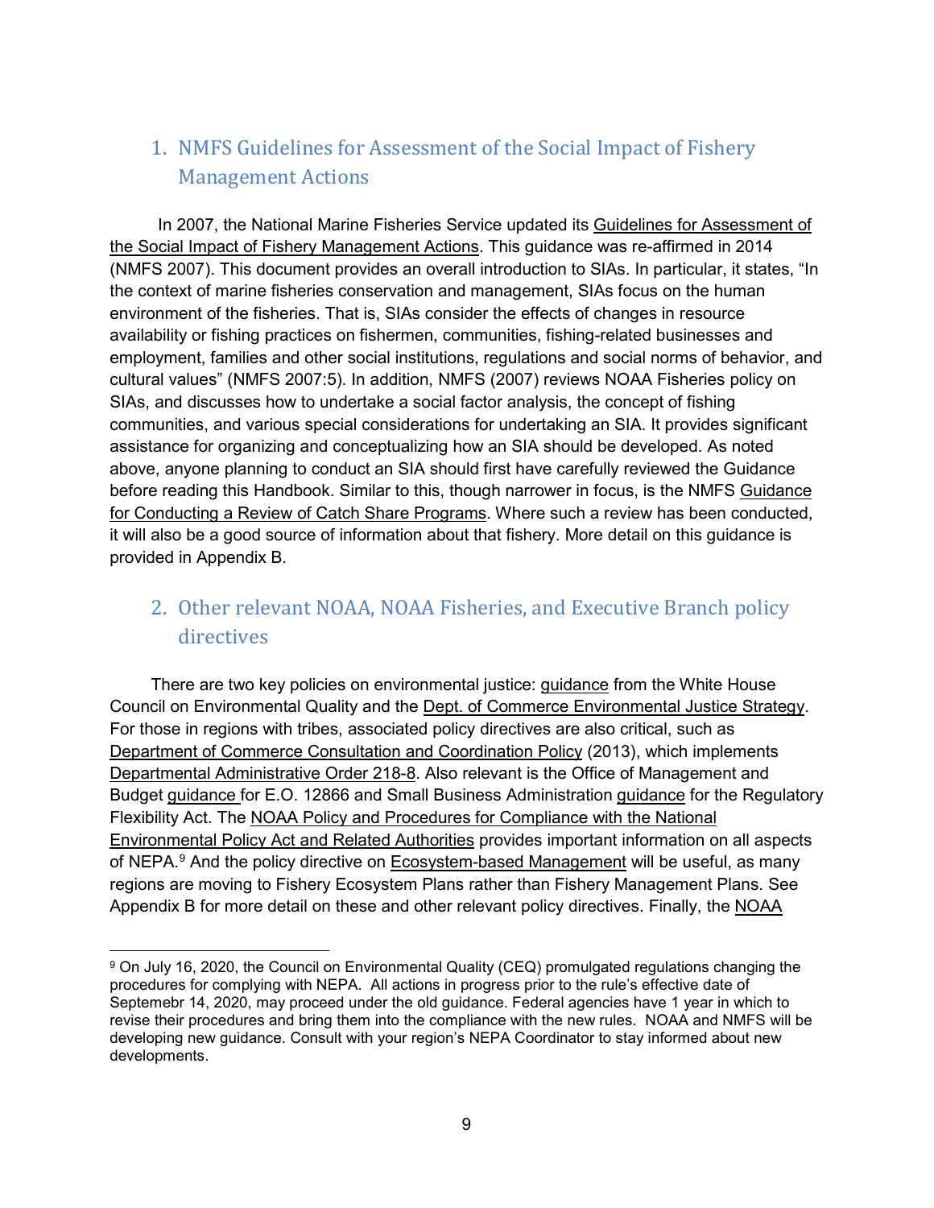## 1. NMFS Guidelines for Assessment of the Social Impact of Fishery Management Actions

In 2007, the National Marine Fisheries Service updated its Guidelines for Assessment of the Social Impact of Fishery Management Actions. This guidance was re-affirmed in 2014 (NMFS 2007). This document provides an overall introduction to SIAs. In particular, it states, "In the context of marine fisheries conservation and management, SIAs focus on the human environment of the fisheries. That is, SIAs consider the effects of changes in resource availability or fishing practices on fishermen, communities, fishing-related businesses and employment, families and other social institutions, regulations and social norms of behavior, and cultural values" (NMFS 2007:5). In addition, NMFS (2007) reviews NOAA Fisheries policy on SIAs, and discusses how to undertake a social factor analysis, the concept of fishing communities, and various special considerations for undertaking an SIA. It provides significant assistance for organizing and conceptualizing how an SIA should be developed. As noted above, anyone planning to conduct an SIA should first have carefully reviewed the Guidance before reading this Handbook. Similar to this, though narrower in focus, is the NMFS Guidance for Conducting a Review of Catch Share Programs. Where such a review has been conducted, it will also be a good source of information about that fishery. More detail on this guidance is provided in Appendix B.

## 2. Other relevant NOAA, NOAA Fisheries, and Executive Branch policy directives

There are two key policies on environmental justice: guidance from the White House Council on Environmental Quality and the Dept. of Commerce Environmental Justice Strategy. For those in regions with tribes, associated policy directives are also critical, such as Department of Commerce Consultation and Coordination Policy (2013), which implements Departmental Administrative Order 218-8. Also relevant is the Office of Management and Budget guidance for E.O. 12866 and Small Business Administration guidance for the Regulatory Flexibility Act. The NOAA Policy and Procedures for Compliance with the National Environmental Policy Act and Related Authorities provides important information on all aspects of NEPA.[9] And the policy directive on Ecosystem-based Management will be useful, as many regions are moving to Fishery Ecosystem Plans rather than Fishery Management Plans. See Appendix B for more detail on these and other relevant policy directives. Finally, the NOAA

[9] On July 16, 2020, the Council on Environmental Quality (CEQ) promulgated regulations changing the procedures for complying with NEPA. All actions in progress prior to the rule's effective date of Septemebr 14, 2020, may proceed under the old guidance. Federal agencies have 1 year in which to revise their procedures and bring them into the compliance with the new rules. NOAA and NMFS will be developing new guidance. Consult with your region's NEPA Coordinator to stay informed about new developments.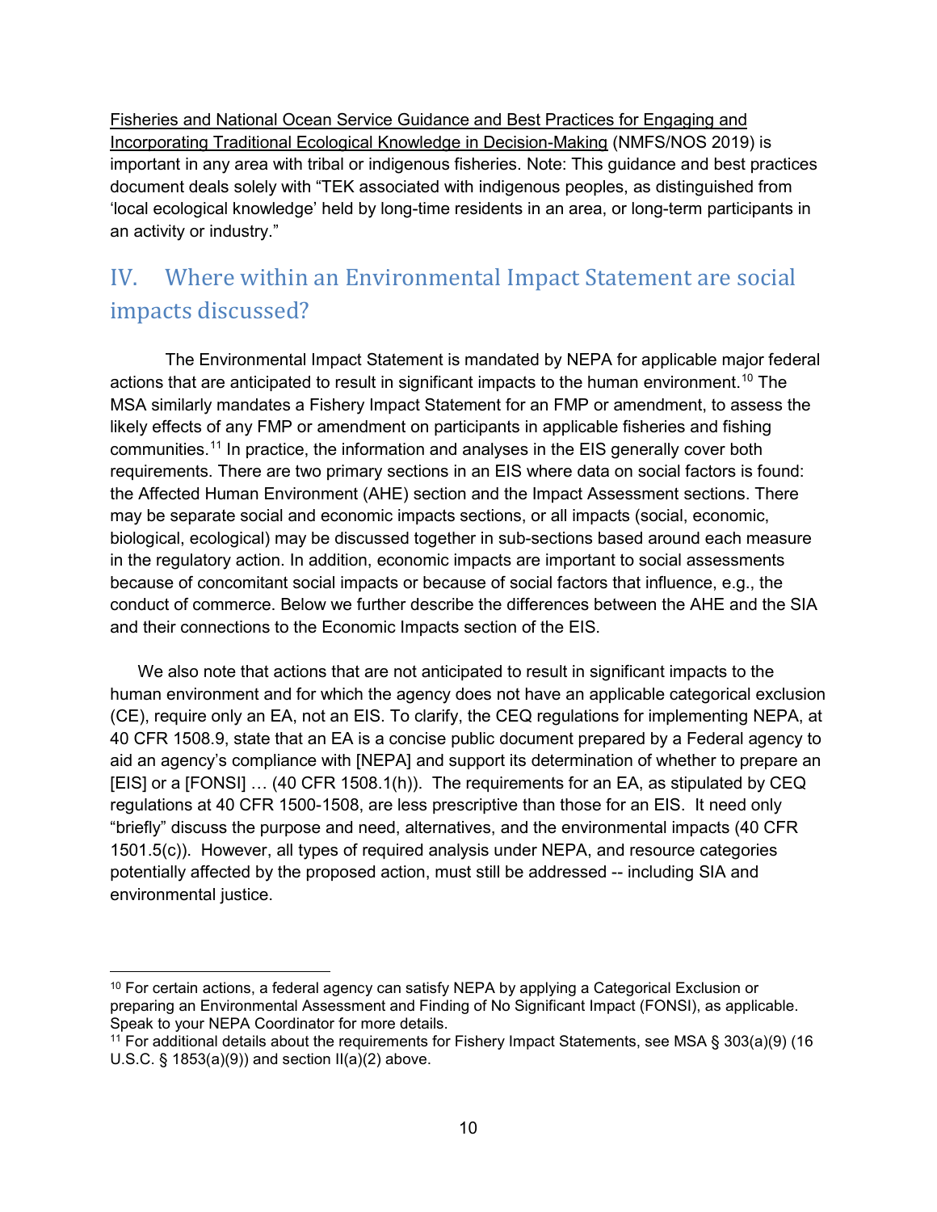Fisheries and National Ocean Service Guidance and Best Practices for Engaging and Incorporating Traditional Ecological Knowledge in Decision-Making (NMFS/NOS 2019) is important in any area with tribal or indigenous fisheries. Note: This guidance and best practices document deals solely with "TEK associated with indigenous peoples, as distinguished from 'local ecological knowledge' held by long-time residents in an area, or long-term participants in an activity or industry."

## IV. Where within an Environmental Impact Statement are social impacts discussed?

The Environmental Impact Statement is mandated by NEPA for applicable major federal actions that are anticipated to result in significant impacts to the human environment.[10] The MSA similarly mandates a Fishery Impact Statement for an FMP or amendment, to assess the likely effects of any FMP or amendment on participants in applicable fisheries and fishing communities.[11] In practice, the information and analyses in the EIS generally cover both requirements. There are two primary sections in an EIS where data on social factors is found: the Affected Human Environment (AHE) section and the Impact Assessment sections. There may be separate social and economic impacts sections, or all impacts (social, economic, biological, ecological) may be discussed together in sub-sections based around each measure in the regulatory action. In addition, economic impacts are important to social assessments because of concomitant social impacts or because of social factors that influence, e.g., the conduct of commerce. Below we further describe the differences between the AHE and the SIA and their connections to the Economic Impacts section of the EIS.

We also note that actions that are not anticipated to result in significant impacts to the human environment and for which the agency does not have an applicable categorical exclusion (CE), require only an EA, not an EIS. To clarify, the CEQ regulations for implementing NEPA, at 40 CFR 1508.9, state that an EA is a concise public document prepared by a Federal agency to aid an agency's compliance with [NEPA] and support its determination of whether to prepare an [EIS] or a [FONSI] … (40 CFR 1508.1(h)). The requirements for an EA, as stipulated by CEQ regulations at 40 CFR 1500-1508, are less prescriptive than those for an EIS. It need only "briefly" discuss the purpose and need, alternatives, and the environmental impacts (40 CFR 1501.5(c)). However, all types of required analysis under NEPA, and resource categories potentially affected by the proposed action, must still be addressed -- including SIA and environmental justice.

---

[10] For certain actions, a federal agency can satisfy NEPA by applying a Categorical Exclusion or preparing an Environmental Assessment and Finding of No Significant Impact (FONSI), as applicable. Speak to your NEPA Coordinator for more details.

[11] For additional details about the requirements for Fishery Impact Statements, see MSA § 303(a)(9) (16 U.S.C. § 1853(a)(9)) and section II(a)(2) above.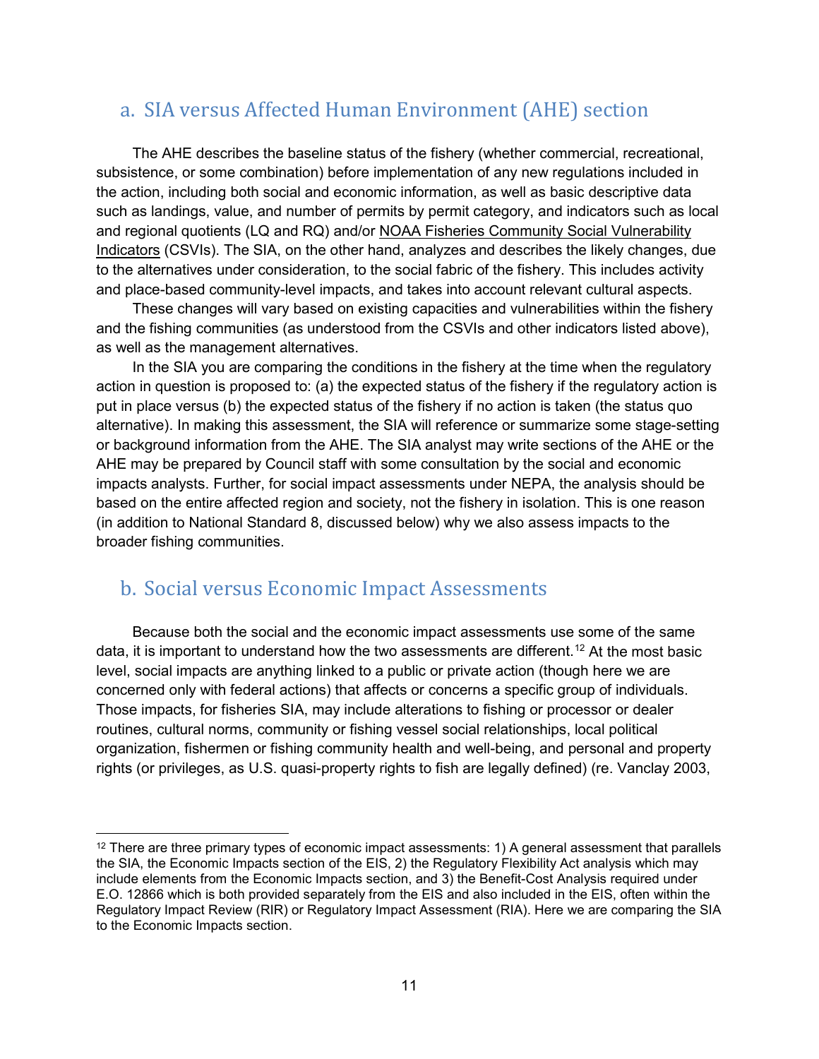## a. SIA versus Affected Human Environment (AHE) section

The AHE describes the baseline status of the fishery (whether commercial, recreational, subsistence, or some combination) before implementation of any new regulations included in the action, including both social and economic information, as well as basic descriptive data such as landings, value, and number of permits by permit category, and indicators such as local and regional quotients (LQ and RQ) and/or NOAA Fisheries Community Social Vulnerability Indicators (CSVIs). The SIA, on the other hand, analyzes and describes the likely changes, due to the alternatives under consideration, to the social fabric of the fishery. This includes activity and place-based community-level impacts, and takes into account relevant cultural aspects.

These changes will vary based on existing capacities and vulnerabilities within the fishery and the fishing communities (as understood from the CSVIs and other indicators listed above), as well as the management alternatives.

In the SIA you are comparing the conditions in the fishery at the time when the regulatory action in question is proposed to: (a) the expected status of the fishery if the regulatory action is put in place versus (b) the expected status of the fishery if no action is taken (the status quo alternative). In making this assessment, the SIA will reference or summarize some stage-setting or background information from the AHE. The SIA analyst may write sections of the AHE or the AHE may be prepared by Council staff with some consultation by the social and economic impacts analysts. Further, for social impact assessments under NEPA, the analysis should be based on the entire affected region and society, not the fishery in isolation. This is one reason (in addition to National Standard 8, discussed below) why we also assess impacts to the broader fishing communities.

## b. Social versus Economic Impact Assessments

Because both the social and the economic impact assessments use some of the same data, it is important to understand how the two assessments are different.[12] At the most basic level, social impacts are anything linked to a public or private action (though here we are concerned only with federal actions) that affects or concerns a specific group of individuals. Those impacts, for fisheries SIA, may include alterations to fishing or processor or dealer routines, cultural norms, community or fishing vessel social relationships, local political organization, fishermen or fishing community health and well-being, and personal and property rights (or privileges, as U.S. quasi-property rights to fish are legally defined) (re. Vanclay 2003,

---

[12] There are three primary types of economic impact assessments: 1) A general assessment that parallels the SIA, the Economic Impacts section of the EIS, 2) the Regulatory Flexibility Act analysis which may include elements from the Economic Impacts section, and 3) the Benefit-Cost Analysis required under E.O. 12866 which is both provided separately from the EIS and also included in the EIS, often within the Regulatory Impact Review (RIR) or Regulatory Impact Assessment (RIA). Here we are comparing the SIA to the Economic Impacts section.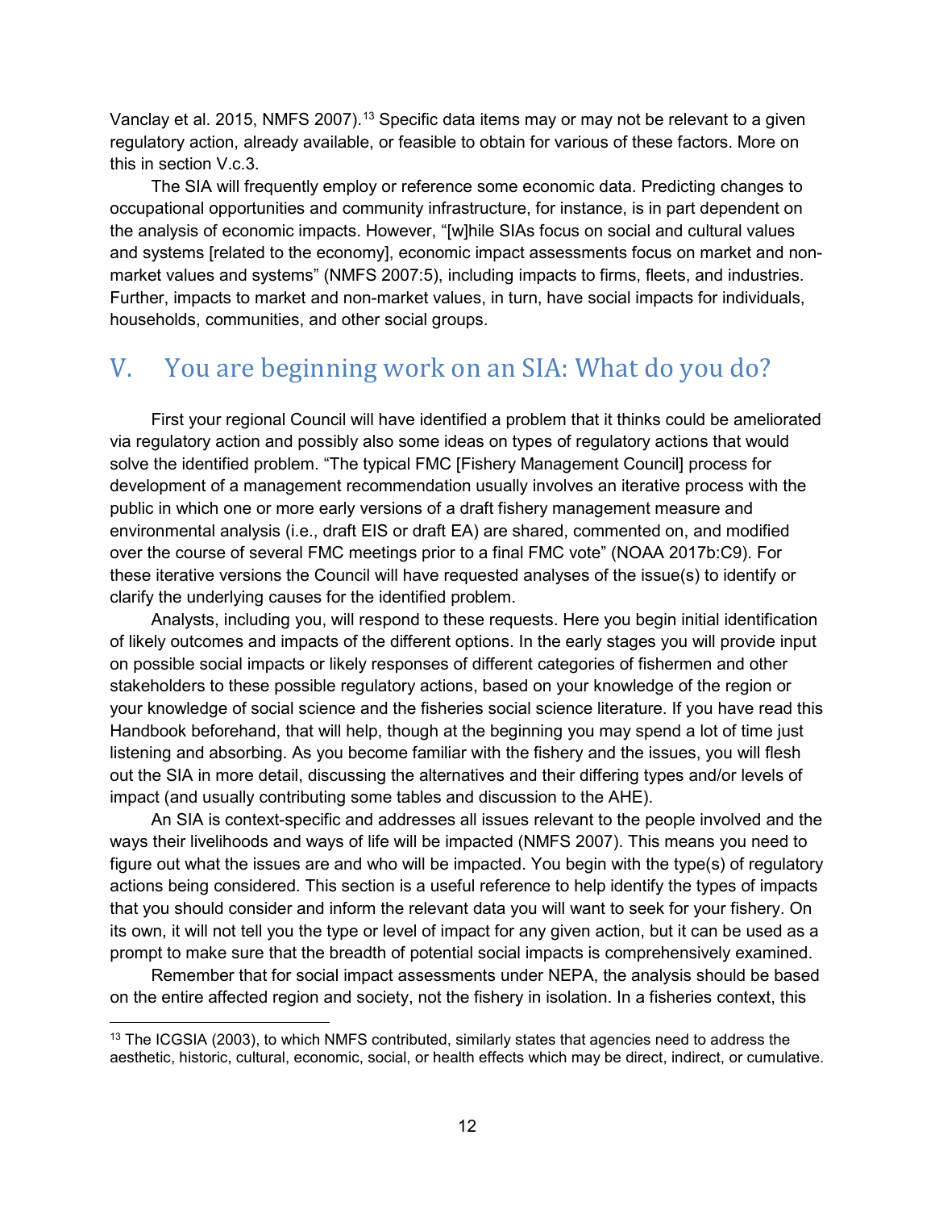Vanclay et al. 2015, NMFS 2007).[13] Specific data items may or may not be relevant to a given regulatory action, already available, or feasible to obtain for various of these factors. More on this in section V.c.3.

The SIA will frequently employ or reference some economic data. Predicting changes to occupational opportunities and community infrastructure, for instance, is in part dependent on the analysis of economic impacts. However, "[w]hile SIAs focus on social and cultural values and systems [related to the economy], economic impact assessments focus on market and non-market values and systems" (NMFS 2007:5), including impacts to firms, fleets, and industries. Further, impacts to market and non-market values, in turn, have social impacts for individuals, households, communities, and other social groups.

## V. You are beginning work on an SIA: What do you do?

First your regional Council will have identified a problem that it thinks could be ameliorated via regulatory action and possibly also some ideas on types of regulatory actions that would solve the identified problem. "The typical FMC [Fishery Management Council] process for development of a management recommendation usually involves an iterative process with the public in which one or more early versions of a draft fishery management measure and environmental analysis (i.e., draft EIS or draft EA) are shared, commented on, and modified over the course of several FMC meetings prior to a final FMC vote" (NOAA 2017b:C9). For these iterative versions the Council will have requested analyses of the issue(s) to identify or clarify the underlying causes for the identified problem.

Analysts, including you, will respond to these requests. Here you begin initial identification of likely outcomes and impacts of the different options. In the early stages you will provide input on possible social impacts or likely responses of different categories of fishermen and other stakeholders to these possible regulatory actions, based on your knowledge of the region or your knowledge of social science and the fisheries social science literature. If you have read this Handbook beforehand, that will help, though at the beginning you may spend a lot of time just listening and absorbing. As you become familiar with the fishery and the issues, you will flesh out the SIA in more detail, discussing the alternatives and their differing types and/or levels of impact (and usually contributing some tables and discussion to the AHE).

An SIA is context-specific and addresses all issues relevant to the people involved and the ways their livelihoods and ways of life will be impacted (NMFS 2007). This means you need to figure out what the issues are and who will be impacted. You begin with the type(s) of regulatory actions being considered. This section is a useful reference to help identify the types of impacts that you should consider and inform the relevant data you will want to seek for your fishery. On its own, it will not tell you the type or level of impact for any given action, but it can be used as a prompt to make sure that the breadth of potential social impacts is comprehensively examined.

Remember that for social impact assessments under NEPA, the analysis should be based on the entire affected region and society, not the fishery in isolation. In a fisheries context, this

[13] The ICGSIA (2003), to which NMFS contributed, similarly states that agencies need to address the aesthetic, historic, cultural, economic, social, or health effects which may be direct, indirect, or cumulative.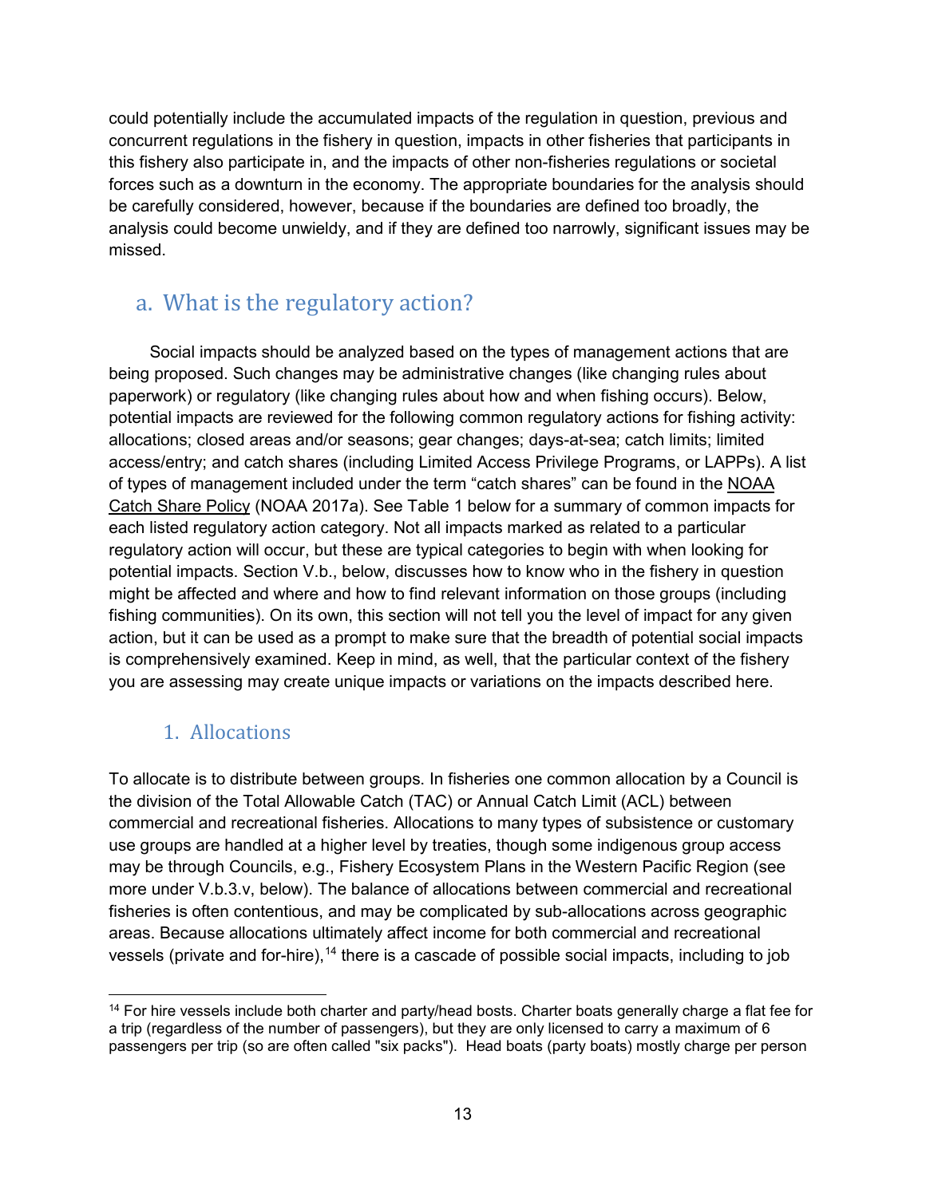could potentially include the accumulated impacts of the regulation in question, previous and concurrent regulations in the fishery in question, impacts in other fisheries that participants in this fishery also participate in, and the impacts of other non-fisheries regulations or societal forces such as a downturn in the economy. The appropriate boundaries for the analysis should be carefully considered, however, because if the boundaries are defined too broadly, the analysis could become unwieldy, and if they are defined too narrowly, significant issues may be missed.

## a. What is the regulatory action?

Social impacts should be analyzed based on the types of management actions that are being proposed. Such changes may be administrative changes (like changing rules about paperwork) or regulatory (like changing rules about how and when fishing occurs). Below, potential impacts are reviewed for the following common regulatory actions for fishing activity: allocations; closed areas and/or seasons; gear changes; days-at-sea; catch limits; limited access/entry; and catch shares (including Limited Access Privilege Programs, or LAPPs). A list of types of management included under the term "catch shares" can be found in the NOAA Catch Share Policy (NOAA 2017a). See Table 1 below for a summary of common impacts for each listed regulatory action category. Not all impacts marked as related to a particular regulatory action will occur, but these are typical categories to begin with when looking for potential impacts. Section V.b., below, discusses how to know who in the fishery in question might be affected and where and how to find relevant information on those groups (including fishing communities). On its own, this section will not tell you the level of impact for any given action, but it can be used as a prompt to make sure that the breadth of potential social impacts is comprehensively examined. Keep in mind, as well, that the particular context of the fishery you are assessing may create unique impacts or variations on the impacts described here.

### 1. Allocations

To allocate is to distribute between groups. In fisheries one common allocation by a Council is the division of the Total Allowable Catch (TAC) or Annual Catch Limit (ACL) between commercial and recreational fisheries. Allocations to many types of subsistence or customary use groups are handled at a higher level by treaties, though some indigenous group access may be through Councils, e.g., Fishery Ecosystem Plans in the Western Pacific Region (see more under V.b.3.v, below). The balance of allocations between commercial and recreational fisheries is often contentious, and may be complicated by sub-allocations across geographic areas. Because allocations ultimately affect income for both commercial and recreational vessels (private and for-hire),[14] there is a cascade of possible social impacts, including to job

---

[14] For hire vessels include both charter and party/head bosts. Charter boats generally charge a flat fee for a trip (regardless of the number of passengers), but they are only licensed to carry a maximum of 6 passengers per trip (so are often called "six packs"). Head boats (party boats) mostly charge per person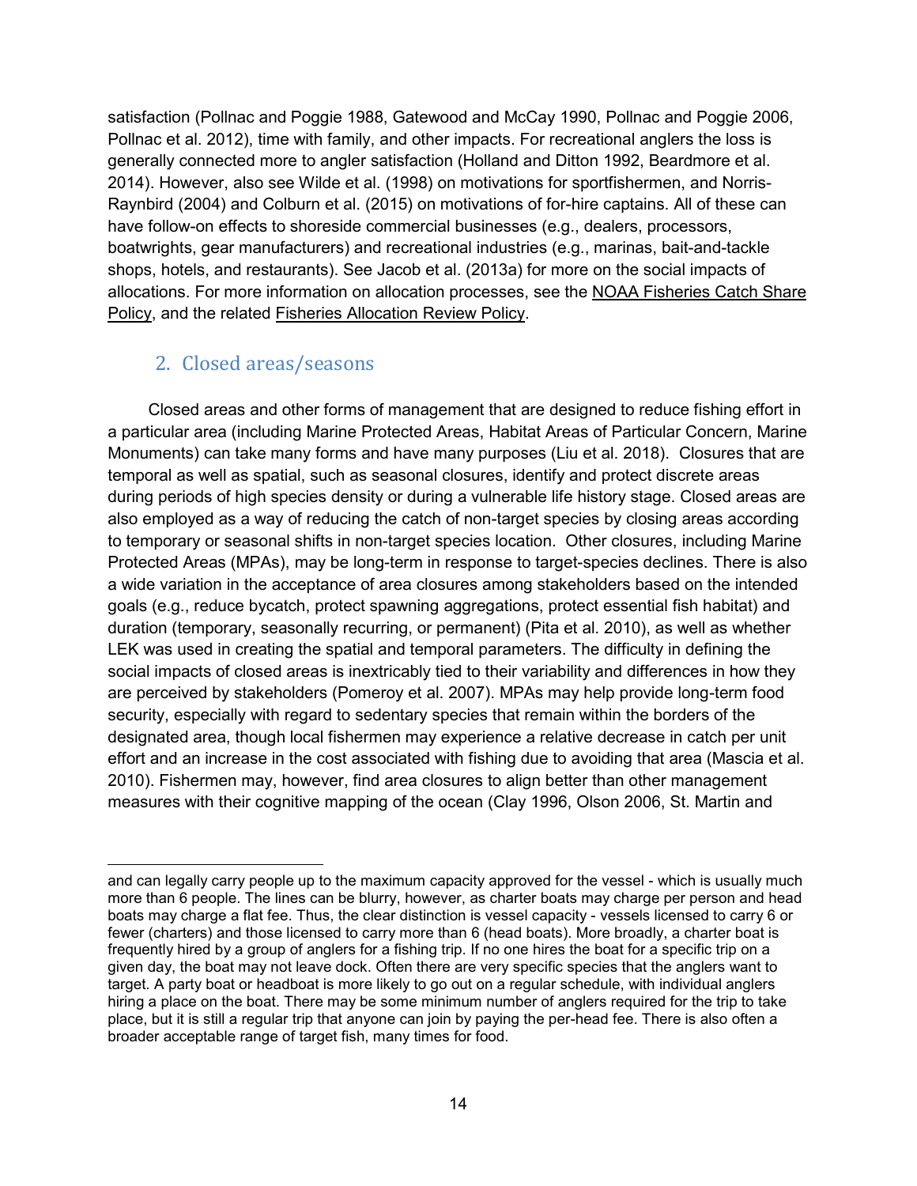satisfaction (Pollnac and Poggie 1988, Gatewood and McCay 1990, Pollnac and Poggie 2006, Pollnac et al. 2012), time with family, and other impacts. For recreational anglers the loss is generally connected more to angler satisfaction (Holland and Ditton 1992, Beardmore et al. 2014). However, also see Wilde et al. (1998) on motivations for sportfishermen, and Norris-Raynbird (2004) and Colburn et al. (2015) on motivations of for-hire captains. All of these can have follow-on effects to shoreside commercial businesses (e.g., dealers, processors, boatwrights, gear manufacturers) and recreational industries (e.g., marinas, bait-and-tackle shops, hotels, and restaurants). See Jacob et al. (2013a) for more on the social impacts of allocations. For more information on allocation processes, see the NOAA Fisheries Catch Share Policy, and the related Fisheries Allocation Review Policy.

## 2. Closed areas/seasons

Closed areas and other forms of management that are designed to reduce fishing effort in a particular area (including Marine Protected Areas, Habitat Areas of Particular Concern, Marine Monuments) can take many forms and have many purposes (Liu et al. 2018). Closures that are temporal as well as spatial, such as seasonal closures, identify and protect discrete areas during periods of high species density or during a vulnerable life history stage. Closed areas are also employed as a way of reducing the catch of non-target species by closing areas according to temporary or seasonal shifts in non-target species location. Other closures, including Marine Protected Areas (MPAs), may be long-term in response to target-species declines. There is also a wide variation in the acceptance of area closures among stakeholders based on the intended goals (e.g., reduce bycatch, protect spawning aggregations, protect essential fish habitat) and duration (temporary, seasonally recurring, or permanent) (Pita et al. 2010), as well as whether LEK was used in creating the spatial and temporal parameters. The difficulty in defining the social impacts of closed areas is inextricably tied to their variability and differences in how they are perceived by stakeholders (Pomeroy et al. 2007). MPAs may help provide long-term food security, especially with regard to sedentary species that remain within the borders of the designated area, though local fishermen may experience a relative decrease in catch per unit effort and an increase in the cost associated with fishing due to avoiding that area (Mascia et al. 2010). Fishermen may, however, find area closures to align better than other management measures with their cognitive mapping of the ocean (Clay 1996, Olson 2006, St. Martin and

---

and can legally carry people up to the maximum capacity approved for the vessel - which is usually much more than 6 people. The lines can be blurry, however, as charter boats may charge per person and head boats may charge a flat fee. Thus, the clear distinction is vessel capacity - vessels licensed to carry 6 or fewer (charters) and those licensed to carry more than 6 (head boats). More broadly, a charter boat is frequently hired by a group of anglers for a fishing trip. If no one hires the boat for a specific trip on a given day, the boat may not leave dock. Often there are very specific species that the anglers want to target. A party boat or headboat is more likely to go out on a regular schedule, with individual anglers hiring a place on the boat. There may be some minimum number of anglers required for the trip to take place, but it is still a regular trip that anyone can join by paying the per-head fee. There is also often a broader acceptable range of target fish, many times for food.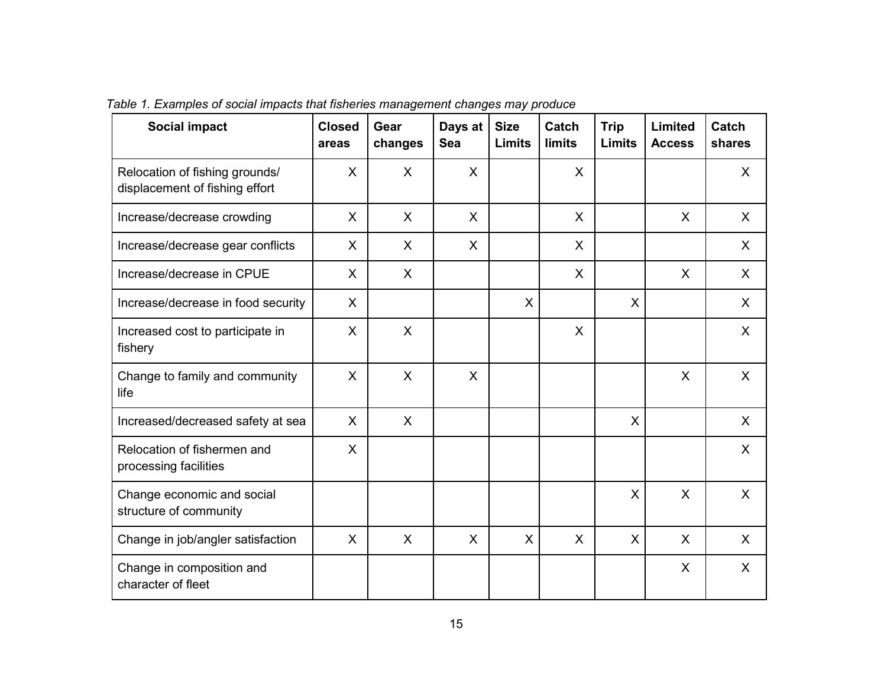*Table 1. Examples of social impacts that fisheries management changes may produce*

| Social impact | Closed areas | Gear changes | Days at Sea | Size Limits | Catch limits | Trip Limits | Limited Access | Catch shares |
|---|---|---|---|---|---|---|---|---|
| Relocation of fishing grounds/ displacement of fishing effort | X | X | X | | X | | | X |
| Increase/decrease crowding | X | X | X | | X | | X | X |
| Increase/decrease gear conflicts | X | X | X | | X | | | X |
| Increase/decrease in CPUE | X | X | | | X | | X | X |
| Increase/decrease in food security | X | | | X | | X | | X |
| Increased cost to participate in fishery | X | X | | | X | | | X |
| Change to family and community life | X | X | X | | | | X | X |
| Increased/decreased safety at sea | X | X | | | | X | | X |
| Relocation of fishermen and processing facilities | X | | | | | | | X |
| Change economic and social structure of community | | | | | | X | X | X |
| Change in job/angler satisfaction | X | X | X | X | X | X | X | X |
| Change in composition and character of fleet | | | | | | | X | X |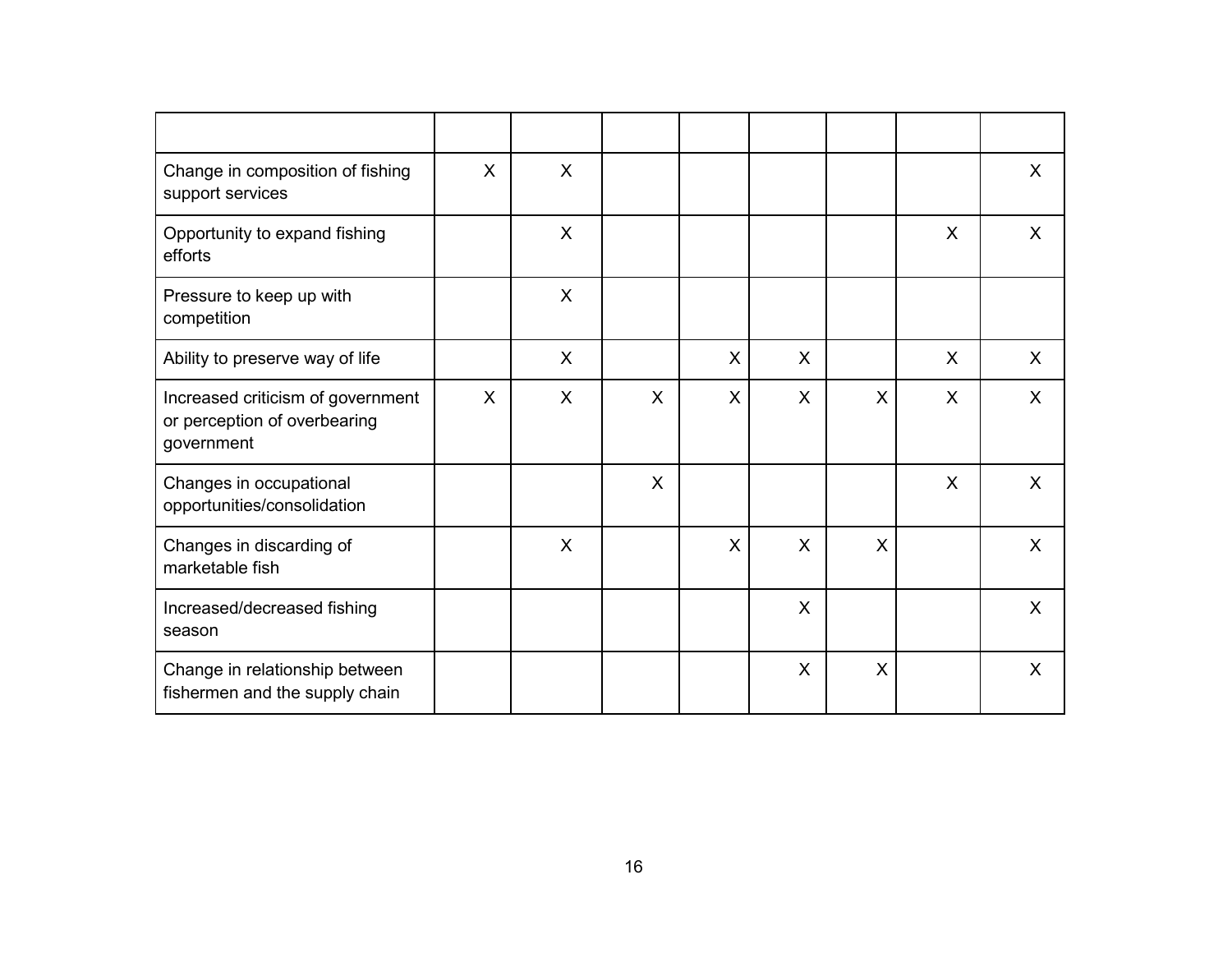| | | | | | | | | |
|---|---|---|---|---|---|---|---|---|
| Change in composition of fishing support services | X | X | | | | | | X |
| Opportunity to expand fishing efforts | | X | | | | | X | X |
| Pressure to keep up with competition | | X | | | | | | |
| Ability to preserve way of life | | X | | X | X | | X | X |
| Increased criticism of government or perception of overbearing government | X | X | X | X | X | X | X | X |
| Changes in occupational opportunities/consolidation | | | X | | | | X | X |
| Changes in discarding of marketable fish | | X | | X | X | X | | X |
| Increased/decreased fishing season | | | | | X | | | X |
| Change in relationship between fishermen and the supply chain | | | | | X | X | | X |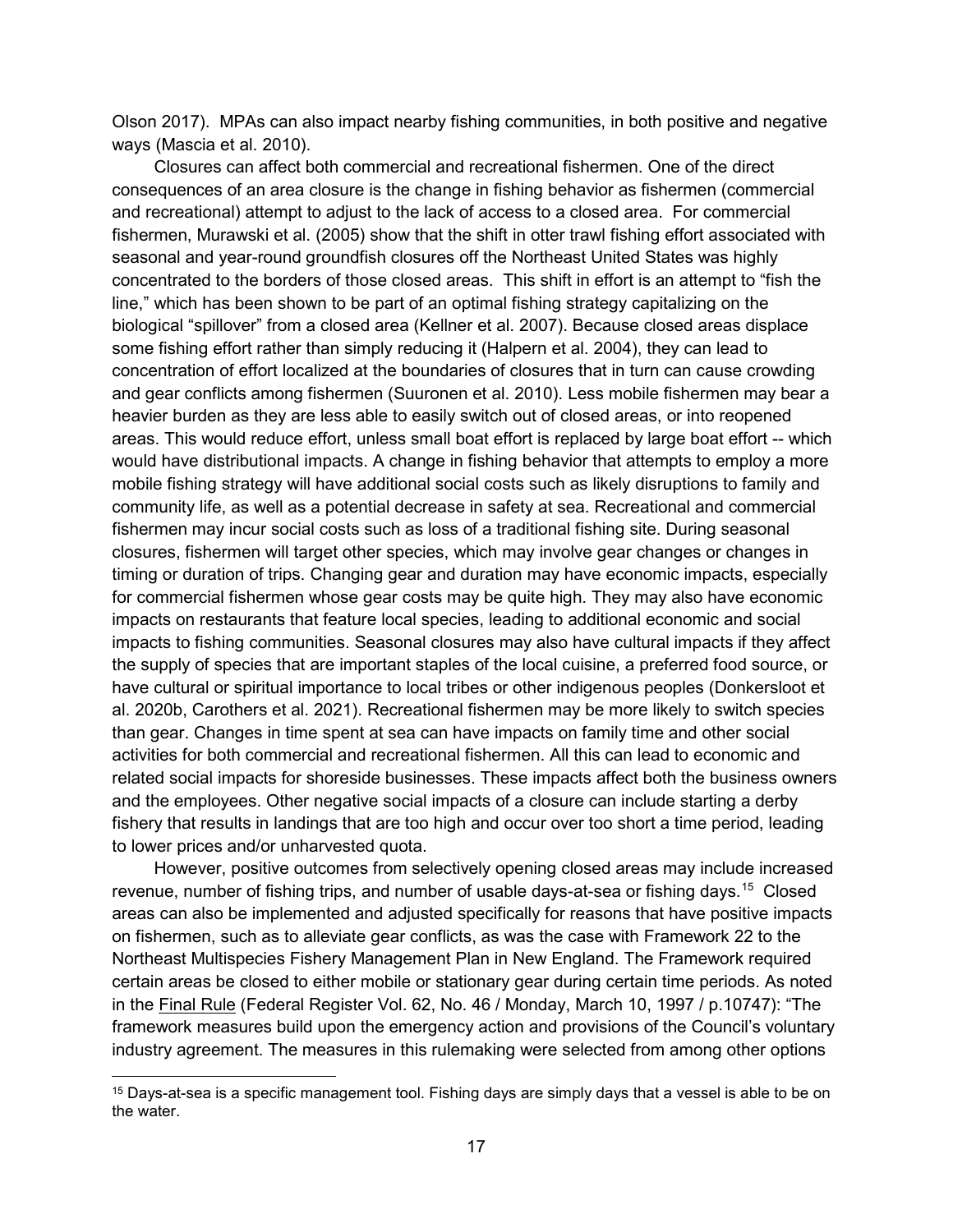Olson 2017). MPAs can also impact nearby fishing communities, in both positive and negative ways (Mascia et al. 2010).

Closures can affect both commercial and recreational fishermen. One of the direct consequences of an area closure is the change in fishing behavior as fishermen (commercial and recreational) attempt to adjust to the lack of access to a closed area. For commercial fishermen, Murawski et al. (2005) show that the shift in otter trawl fishing effort associated with seasonal and year-round groundfish closures off the Northeast United States was highly concentrated to the borders of those closed areas. This shift in effort is an attempt to "fish the line," which has been shown to be part of an optimal fishing strategy capitalizing on the biological "spillover" from a closed area (Kellner et al. 2007). Because closed areas displace some fishing effort rather than simply reducing it (Halpern et al. 2004), they can lead to concentration of effort localized at the boundaries of closures that in turn can cause crowding and gear conflicts among fishermen (Suuronen et al. 2010). Less mobile fishermen may bear a heavier burden as they are less able to easily switch out of closed areas, or into reopened areas. This would reduce effort, unless small boat effort is replaced by large boat effort -- which would have distributional impacts. A change in fishing behavior that attempts to employ a more mobile fishing strategy will have additional social costs such as likely disruptions to family and community life, as well as a potential decrease in safety at sea. Recreational and commercial fishermen may incur social costs such as loss of a traditional fishing site. During seasonal closures, fishermen will target other species, which may involve gear changes or changes in timing or duration of trips. Changing gear and duration may have economic impacts, especially for commercial fishermen whose gear costs may be quite high. They may also have economic impacts on restaurants that feature local species, leading to additional economic and social impacts to fishing communities. Seasonal closures may also have cultural impacts if they affect the supply of species that are important staples of the local cuisine, a preferred food source, or have cultural or spiritual importance to local tribes or other indigenous peoples (Donkersloot et al. 2020b, Carothers et al. 2021). Recreational fishermen may be more likely to switch species than gear. Changes in time spent at sea can have impacts on family time and other social activities for both commercial and recreational fishermen. All this can lead to economic and related social impacts for shoreside businesses. These impacts affect both the business owners and the employees. Other negative social impacts of a closure can include starting a derby fishery that results in landings that are too high and occur over too short a time period, leading to lower prices and/or unharvested quota.

However, positive outcomes from selectively opening closed areas may include increased revenue, number of fishing trips, and number of usable days-at-sea or fishing days.[15] Closed areas can also be implemented and adjusted specifically for reasons that have positive impacts on fishermen, such as to alleviate gear conflicts, as was the case with Framework 22 to the Northeast Multispecies Fishery Management Plan in New England. The Framework required certain areas be closed to either mobile or stationary gear during certain time periods. As noted in the Final Rule (Federal Register Vol. 62, No. 46 / Monday, March 10, 1997 / p.10747): "The framework measures build upon the emergency action and provisions of the Council's voluntary industry agreement. The measures in this rulemaking were selected from among other options

[15] Days-at-sea is a specific management tool. Fishing days are simply days that a vessel is able to be on the water.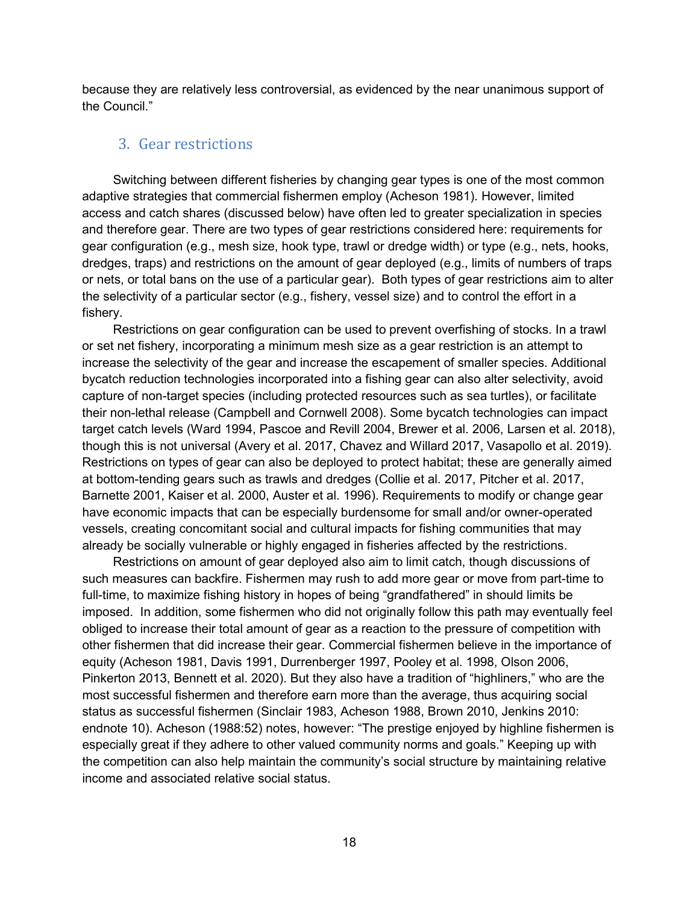because they are relatively less controversial, as evidenced by the near unanimous support of the Council."

## 3. Gear restrictions

Switching between different fisheries by changing gear types is one of the most common adaptive strategies that commercial fishermen employ (Acheson 1981). However, limited access and catch shares (discussed below) have often led to greater specialization in species and therefore gear. There are two types of gear restrictions considered here: requirements for gear configuration (e.g., mesh size, hook type, trawl or dredge width) or type (e.g., nets, hooks, dredges, traps) and restrictions on the amount of gear deployed (e.g., limits of numbers of traps or nets, or total bans on the use of a particular gear). Both types of gear restrictions aim to alter the selectivity of a particular sector (e.g., fishery, vessel size) and to control the effort in a fishery.

Restrictions on gear configuration can be used to prevent overfishing of stocks. In a trawl or set net fishery, incorporating a minimum mesh size as a gear restriction is an attempt to increase the selectivity of the gear and increase the escapement of smaller species. Additional bycatch reduction technologies incorporated into a fishing gear can also alter selectivity, avoid capture of non-target species (including protected resources such as sea turtles), or facilitate their non-lethal release (Campbell and Cornwell 2008). Some bycatch technologies can impact target catch levels (Ward 1994, Pascoe and Revill 2004, Brewer et al. 2006, Larsen et al. 2018), though this is not universal (Avery et al. 2017, Chavez and Willard 2017, Vasapollo et al. 2019). Restrictions on types of gear can also be deployed to protect habitat; these are generally aimed at bottom-tending gears such as trawls and dredges (Collie et al. 2017, Pitcher et al. 2017, Barnette 2001, Kaiser et al. 2000, Auster et al. 1996). Requirements to modify or change gear have economic impacts that can be especially burdensome for small and/or owner-operated vessels, creating concomitant social and cultural impacts for fishing communities that may already be socially vulnerable or highly engaged in fisheries affected by the restrictions.

Restrictions on amount of gear deployed also aim to limit catch, though discussions of such measures can backfire. Fishermen may rush to add more gear or move from part-time to full-time, to maximize fishing history in hopes of being "grandfathered" in should limits be imposed. In addition, some fishermen who did not originally follow this path may eventually feel obliged to increase their total amount of gear as a reaction to the pressure of competition with other fishermen that did increase their gear. Commercial fishermen believe in the importance of equity (Acheson 1981, Davis 1991, Durrenberger 1997, Pooley et al. 1998, Olson 2006, Pinkerton 2013, Bennett et al. 2020). But they also have a tradition of "highliners," who are the most successful fishermen and therefore earn more than the average, thus acquiring social status as successful fishermen (Sinclair 1983, Acheson 1988, Brown 2010, Jenkins 2010: endnote 10). Acheson (1988:52) notes, however: "The prestige enjoyed by highline fishermen is especially great if they adhere to other valued community norms and goals." Keeping up with the competition can also help maintain the community's social structure by maintaining relative income and associated relative social status.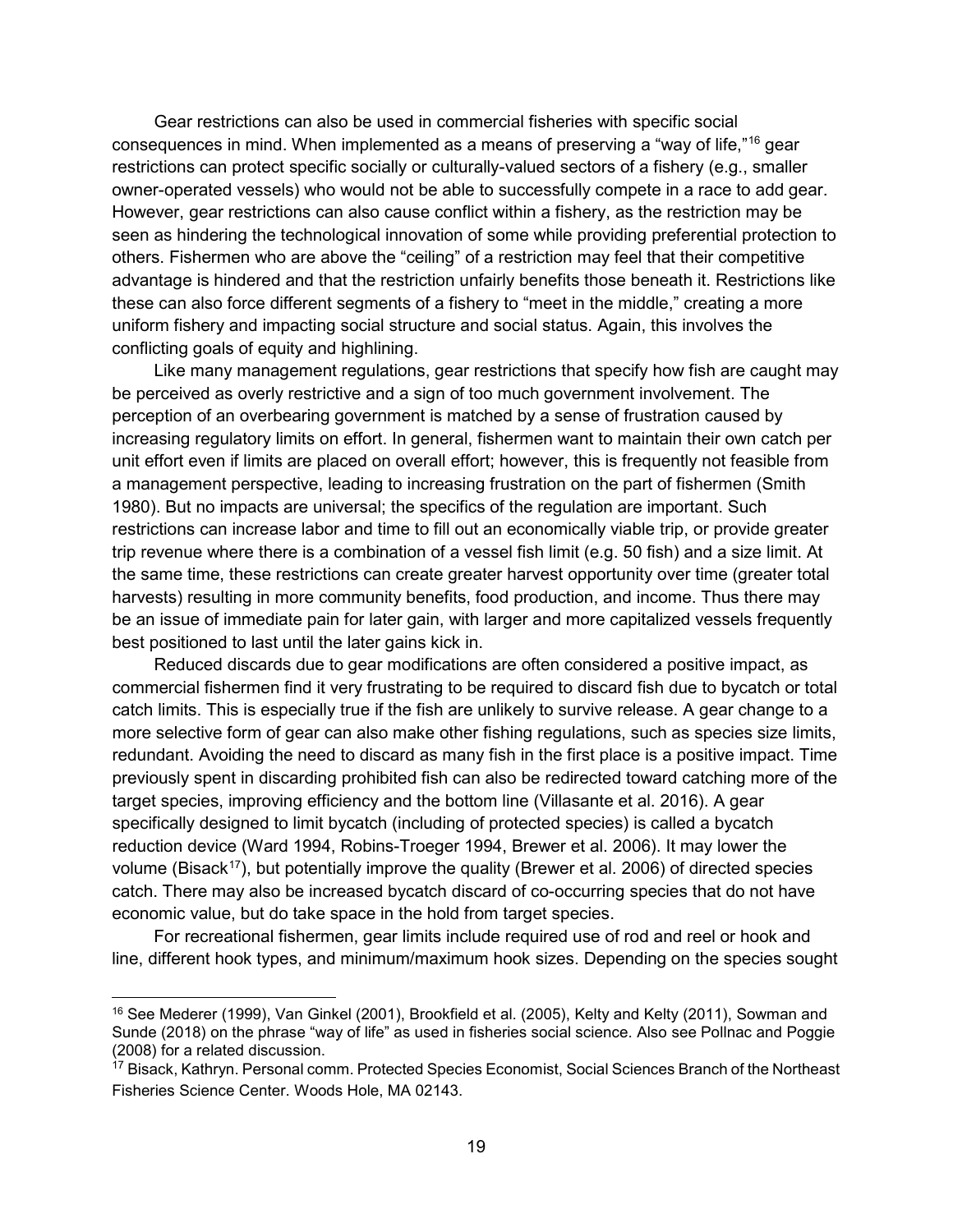Gear restrictions can also be used in commercial fisheries with specific social consequences in mind. When implemented as a means of preserving a "way of life,"[16] gear restrictions can protect specific socially or culturally-valued sectors of a fishery (e.g., smaller owner-operated vessels) who would not be able to successfully compete in a race to add gear. However, gear restrictions can also cause conflict within a fishery, as the restriction may be seen as hindering the technological innovation of some while providing preferential protection to others. Fishermen who are above the "ceiling" of a restriction may feel that their competitive advantage is hindered and that the restriction unfairly benefits those beneath it. Restrictions like these can also force different segments of a fishery to "meet in the middle," creating a more uniform fishery and impacting social structure and social status. Again, this involves the conflicting goals of equity and highlining.

Like many management regulations, gear restrictions that specify how fish are caught may be perceived as overly restrictive and a sign of too much government involvement. The perception of an overbearing government is matched by a sense of frustration caused by increasing regulatory limits on effort. In general, fishermen want to maintain their own catch per unit effort even if limits are placed on overall effort; however, this is frequently not feasible from a management perspective, leading to increasing frustration on the part of fishermen (Smith 1980). But no impacts are universal; the specifics of the regulation are important. Such restrictions can increase labor and time to fill out an economically viable trip, or provide greater trip revenue where there is a combination of a vessel fish limit (e.g. 50 fish) and a size limit. At the same time, these restrictions can create greater harvest opportunity over time (greater total harvests) resulting in more community benefits, food production, and income. Thus there may be an issue of immediate pain for later gain, with larger and more capitalized vessels frequently best positioned to last until the later gains kick in.

Reduced discards due to gear modifications are often considered a positive impact, as commercial fishermen find it very frustrating to be required to discard fish due to bycatch or total catch limits. This is especially true if the fish are unlikely to survive release. A gear change to a more selective form of gear can also make other fishing regulations, such as species size limits, redundant. Avoiding the need to discard as many fish in the first place is a positive impact. Time previously spent in discarding prohibited fish can also be redirected toward catching more of the target species, improving efficiency and the bottom line (Villasante et al. 2016). A gear specifically designed to limit bycatch (including of protected species) is called a bycatch reduction device (Ward 1994, Robins-Troeger 1994, Brewer et al. 2006). It may lower the volume (Bisack[17]), but potentially improve the quality (Brewer et al. 2006) of directed species catch. There may also be increased bycatch discard of co-occurring species that do not have economic value, but do take space in the hold from target species.

For recreational fishermen, gear limits include required use of rod and reel or hook and line, different hook types, and minimum/maximum hook sizes. Depending on the species sought

[16] See Mederer (1999), Van Ginkel (2001), Brookfield et al. (2005), Kelty and Kelty (2011), Sowman and Sunde (2018) on the phrase "way of life" as used in fisheries social science. Also see Pollnac and Poggie (2008) for a related discussion.

[17] Bisack, Kathryn. Personal comm. Protected Species Economist, Social Sciences Branch of the Northeast Fisheries Science Center. Woods Hole, MA 02143.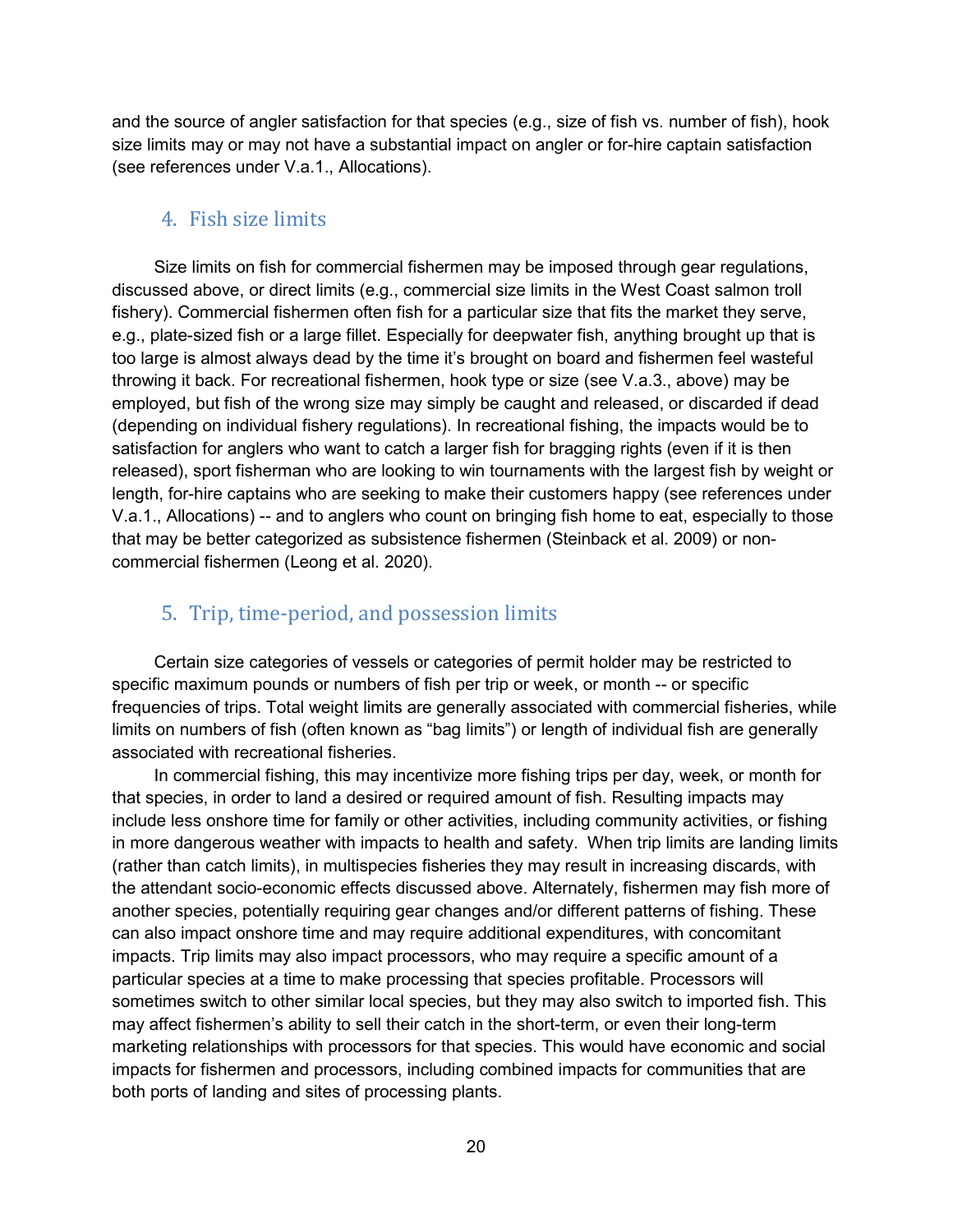and the source of angler satisfaction for that species (e.g., size of fish vs. number of fish), hook size limits may or may not have a substantial impact on angler or for-hire captain satisfaction (see references under V.a.1., Allocations).

### 4. Fish size limits

Size limits on fish for commercial fishermen may be imposed through gear regulations, discussed above, or direct limits (e.g., commercial size limits in the West Coast salmon troll fishery). Commercial fishermen often fish for a particular size that fits the market they serve, e.g., plate-sized fish or a large fillet. Especially for deepwater fish, anything brought up that is too large is almost always dead by the time it's brought on board and fishermen feel wasteful throwing it back. For recreational fishermen, hook type or size (see V.a.3., above) may be employed, but fish of the wrong size may simply be caught and released, or discarded if dead (depending on individual fishery regulations). In recreational fishing, the impacts would be to satisfaction for anglers who want to catch a larger fish for bragging rights (even if it is then released), sport fisherman who are looking to win tournaments with the largest fish by weight or length, for-hire captains who are seeking to make their customers happy (see references under V.a.1., Allocations) -- and to anglers who count on bringing fish home to eat, especially to those that may be better categorized as subsistence fishermen (Steinback et al. 2009) or non-commercial fishermen (Leong et al. 2020).

### 5. Trip, time-period, and possession limits

Certain size categories of vessels or categories of permit holder may be restricted to specific maximum pounds or numbers of fish per trip or week, or month -- or specific frequencies of trips. Total weight limits are generally associated with commercial fisheries, while limits on numbers of fish (often known as "bag limits") or length of individual fish are generally associated with recreational fisheries.

In commercial fishing, this may incentivize more fishing trips per day, week, or month for that species, in order to land a desired or required amount of fish. Resulting impacts may include less onshore time for family or other activities, including community activities, or fishing in more dangerous weather with impacts to health and safety. When trip limits are landing limits (rather than catch limits), in multispecies fisheries they may result in increasing discards, with the attendant socio-economic effects discussed above. Alternately, fishermen may fish more of another species, potentially requiring gear changes and/or different patterns of fishing. These can also impact onshore time and may require additional expenditures, with concomitant impacts. Trip limits may also impact processors, who may require a specific amount of a particular species at a time to make processing that species profitable. Processors will sometimes switch to other similar local species, but they may also switch to imported fish. This may affect fishermen's ability to sell their catch in the short-term, or even their long-term marketing relationships with processors for that species. This would have economic and social impacts for fishermen and processors, including combined impacts for communities that are both ports of landing and sites of processing plants.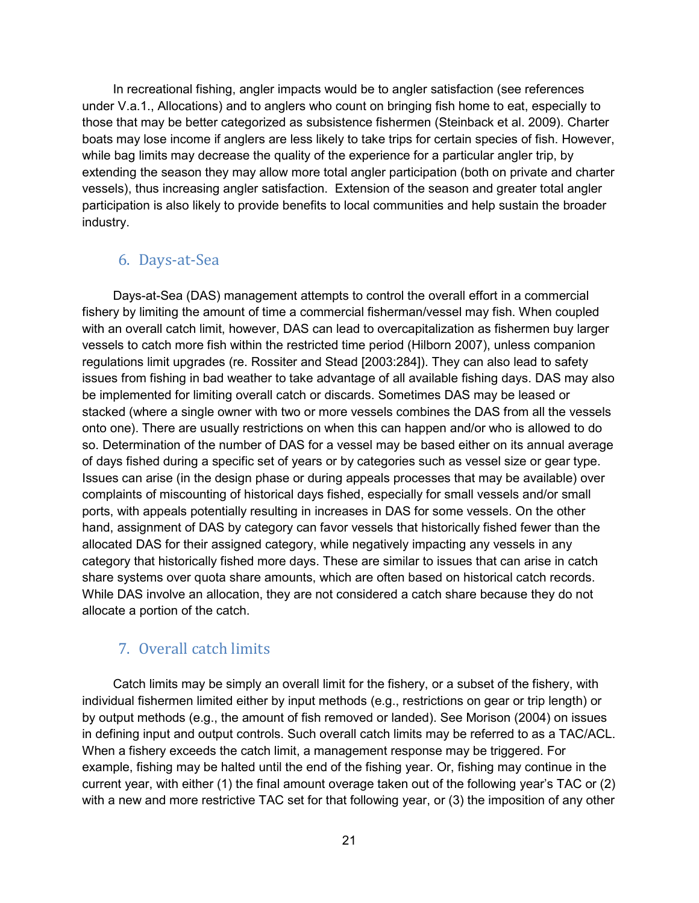In recreational fishing, angler impacts would be to angler satisfaction (see references under V.a.1., Allocations) and to anglers who count on bringing fish home to eat, especially to those that may be better categorized as subsistence fishermen (Steinback et al. 2009). Charter boats may lose income if anglers are less likely to take trips for certain species of fish. However, while bag limits may decrease the quality of the experience for a particular angler trip, by extending the season they may allow more total angler participation (both on private and charter vessels), thus increasing angler satisfaction. Extension of the season and greater total angler participation is also likely to provide benefits to local communities and help sustain the broader industry.

### 6. Days-at-Sea

Days-at-Sea (DAS) management attempts to control the overall effort in a commercial fishery by limiting the amount of time a commercial fisherman/vessel may fish. When coupled with an overall catch limit, however, DAS can lead to overcapitalization as fishermen buy larger vessels to catch more fish within the restricted time period (Hilborn 2007), unless companion regulations limit upgrades (re. Rossiter and Stead [2003:284]). They can also lead to safety issues from fishing in bad weather to take advantage of all available fishing days. DAS may also be implemented for limiting overall catch or discards. Sometimes DAS may be leased or stacked (where a single owner with two or more vessels combines the DAS from all the vessels onto one). There are usually restrictions on when this can happen and/or who is allowed to do so. Determination of the number of DAS for a vessel may be based either on its annual average of days fished during a specific set of years or by categories such as vessel size or gear type. Issues can arise (in the design phase or during appeals processes that may be available) over complaints of miscounting of historical days fished, especially for small vessels and/or small ports, with appeals potentially resulting in increases in DAS for some vessels. On the other hand, assignment of DAS by category can favor vessels that historically fished fewer than the allocated DAS for their assigned category, while negatively impacting any vessels in any category that historically fished more days. These are similar to issues that can arise in catch share systems over quota share amounts, which are often based on historical catch records. While DAS involve an allocation, they are not considered a catch share because they do not allocate a portion of the catch.

### 7. Overall catch limits

Catch limits may be simply an overall limit for the fishery, or a subset of the fishery, with individual fishermen limited either by input methods (e.g., restrictions on gear or trip length) or by output methods (e.g., the amount of fish removed or landed). See Morison (2004) on issues in defining input and output controls. Such overall catch limits may be referred to as a TAC/ACL. When a fishery exceeds the catch limit, a management response may be triggered. For example, fishing may be halted until the end of the fishing year. Or, fishing may continue in the current year, with either (1) the final amount overage taken out of the following year's TAC or (2) with a new and more restrictive TAC set for that following year, or (3) the imposition of any other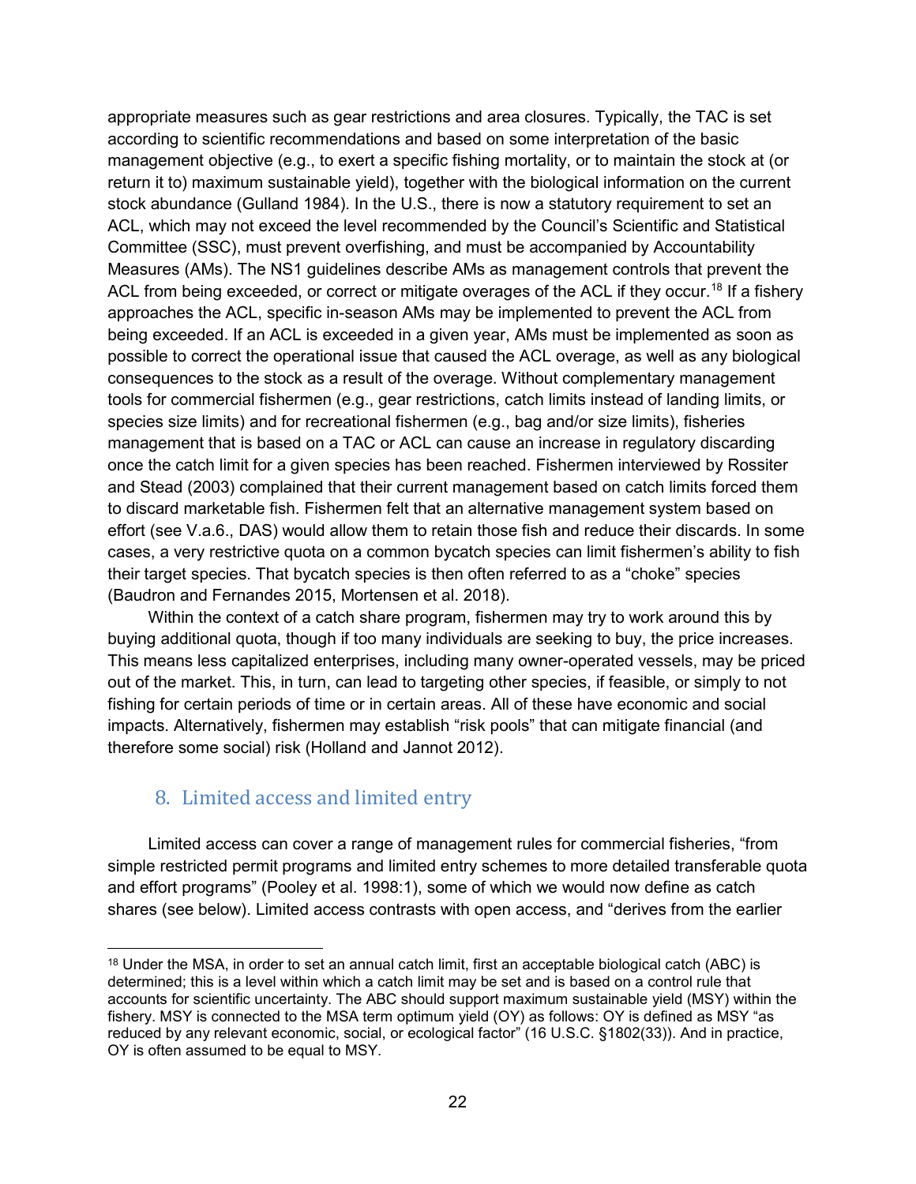appropriate measures such as gear restrictions and area closures. Typically, the TAC is set according to scientific recommendations and based on some interpretation of the basic management objective (e.g., to exert a specific fishing mortality, or to maintain the stock at (or return it to) maximum sustainable yield), together with the biological information on the current stock abundance (Gulland 1984). In the U.S., there is now a statutory requirement to set an ACL, which may not exceed the level recommended by the Council's Scientific and Statistical Committee (SSC), must prevent overfishing, and must be accompanied by Accountability Measures (AMs). The NS1 guidelines describe AMs as management controls that prevent the ACL from being exceeded, or correct or mitigate overages of the ACL if they occur.[18] If a fishery approaches the ACL, specific in-season AMs may be implemented to prevent the ACL from being exceeded. If an ACL is exceeded in a given year, AMs must be implemented as soon as possible to correct the operational issue that caused the ACL overage, as well as any biological consequences to the stock as a result of the overage. Without complementary management tools for commercial fishermen (e.g., gear restrictions, catch limits instead of landing limits, or species size limits) and for recreational fishermen (e.g., bag and/or size limits), fisheries management that is based on a TAC or ACL can cause an increase in regulatory discarding once the catch limit for a given species has been reached. Fishermen interviewed by Rossiter and Stead (2003) complained that their current management based on catch limits forced them to discard marketable fish. Fishermen felt that an alternative management system based on effort (see V.a.6., DAS) would allow them to retain those fish and reduce their discards. In some cases, a very restrictive quota on a common bycatch species can limit fishermen's ability to fish their target species. That bycatch species is then often referred to as a "choke" species (Baudron and Fernandes 2015, Mortensen et al. 2018).

Within the context of a catch share program, fishermen may try to work around this by buying additional quota, though if too many individuals are seeking to buy, the price increases. This means less capitalized enterprises, including many owner-operated vessels, may be priced out of the market. This, in turn, can lead to targeting other species, if feasible, or simply to not fishing for certain periods of time or in certain areas. All of these have economic and social impacts. Alternatively, fishermen may establish "risk pools" that can mitigate financial (and therefore some social) risk (Holland and Jannot 2012).

## 8. Limited access and limited entry

Limited access can cover a range of management rules for commercial fisheries, "from simple restricted permit programs and limited entry schemes to more detailed transferable quota and effort programs" (Pooley et al. 1998:1), some of which we would now define as catch shares (see below). Limited access contrasts with open access, and "derives from the earlier

[18] Under the MSA, in order to set an annual catch limit, first an acceptable biological catch (ABC) is determined; this is a level within which a catch limit may be set and is based on a control rule that accounts for scientific uncertainty. The ABC should support maximum sustainable yield (MSY) within the fishery. MSY is connected to the MSA term optimum yield (OY) as follows: OY is defined as MSY "as reduced by any relevant economic, social, or ecological factor" (16 U.S.C. §1802(33)). And in practice, OY is often assumed to be equal to MSY.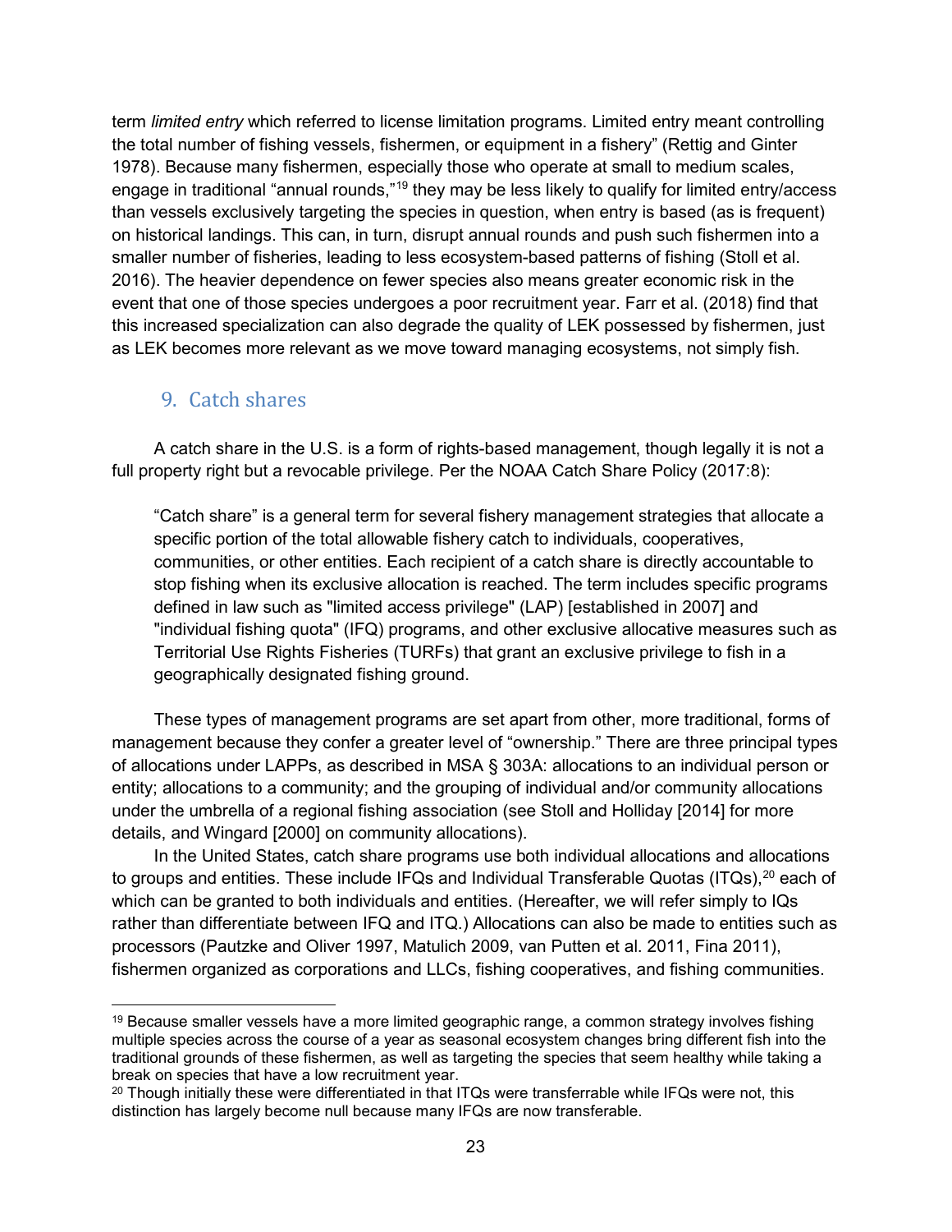term *limited entry* which referred to license limitation programs. Limited entry meant controlling the total number of fishing vessels, fishermen, or equipment in a fishery" (Rettig and Ginter 1978). Because many fishermen, especially those who operate at small to medium scales, engage in traditional "annual rounds,"[19] they may be less likely to qualify for limited entry/access than vessels exclusively targeting the species in question, when entry is based (as is frequent) on historical landings. This can, in turn, disrupt annual rounds and push such fishermen into a smaller number of fisheries, leading to less ecosystem-based patterns of fishing (Stoll et al. 2016). The heavier dependence on fewer species also means greater economic risk in the event that one of those species undergoes a poor recruitment year. Farr et al. (2018) find that this increased specialization can also degrade the quality of LEK possessed by fishermen, just as LEK becomes more relevant as we move toward managing ecosystems, not simply fish.

## 9. Catch shares

A catch share in the U.S. is a form of rights-based management, though legally it is not a full property right but a revocable privilege. Per the NOAA Catch Share Policy (2017:8):

> "Catch share" is a general term for several fishery management strategies that allocate a specific portion of the total allowable fishery catch to individuals, cooperatives, communities, or other entities. Each recipient of a catch share is directly accountable to stop fishing when its exclusive allocation is reached. The term includes specific programs defined in law such as "limited access privilege" (LAP) [established in 2007] and "individual fishing quota" (IFQ) programs, and other exclusive allocative measures such as Territorial Use Rights Fisheries (TURFs) that grant an exclusive privilege to fish in a geographically designated fishing ground.

These types of management programs are set apart from other, more traditional, forms of management because they confer a greater level of "ownership." There are three principal types of allocations under LAPPs, as described in MSA § 303A: allocations to an individual person or entity; allocations to a community; and the grouping of individual and/or community allocations under the umbrella of a regional fishing association (see Stoll and Holliday [2014] for more details, and Wingard [2000] on community allocations).

In the United States, catch share programs use both individual allocations and allocations to groups and entities. These include IFQs and Individual Transferable Quotas (ITQs),[20] each of which can be granted to both individuals and entities. (Hereafter, we will refer simply to IQs rather than differentiate between IFQ and ITQ.) Allocations can also be made to entities such as processors (Pautzke and Oliver 1997, Matulich 2009, van Putten et al. 2011, Fina 2011), fishermen organized as corporations and LLCs, fishing cooperatives, and fishing communities.

---

[19] Because smaller vessels have a more limited geographic range, a common strategy involves fishing multiple species across the course of a year as seasonal ecosystem changes bring different fish into the traditional grounds of these fishermen, as well as targeting the species that seem healthy while taking a break on species that have a low recruitment year.

[20] Though initially these were differentiated in that ITQs were transferrable while IFQs were not, this distinction has largely become null because many IFQs are now transferable.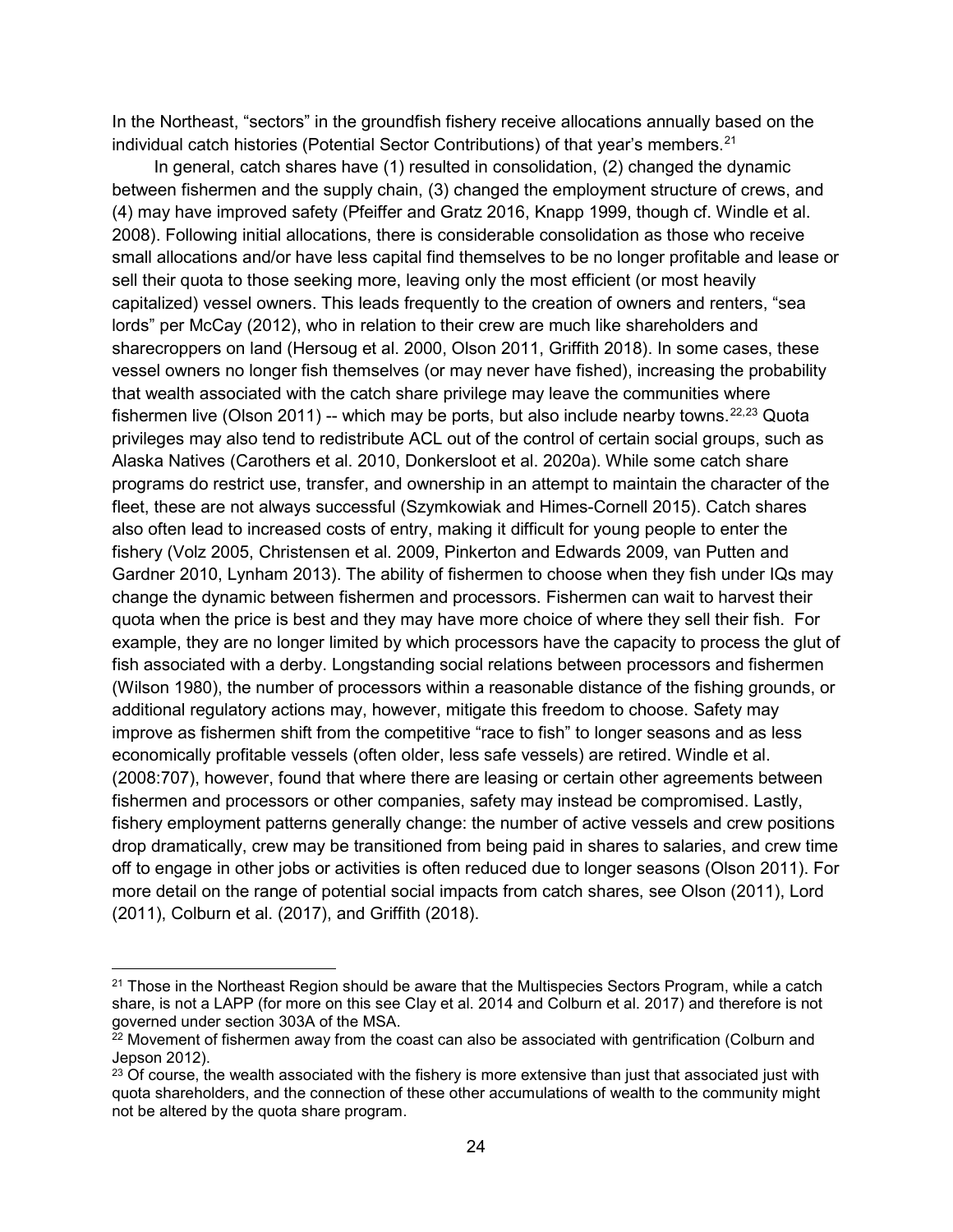In the Northeast, "sectors" in the groundfish fishery receive allocations annually based on the individual catch histories (Potential Sector Contributions) of that year's members.[21]

In general, catch shares have (1) resulted in consolidation, (2) changed the dynamic between fishermen and the supply chain, (3) changed the employment structure of crews, and (4) may have improved safety (Pfeiffer and Gratz 2016, Knapp 1999, though cf. Windle et al. 2008). Following initial allocations, there is considerable consolidation as those who receive small allocations and/or have less capital find themselves to be no longer profitable and lease or sell their quota to those seeking more, leaving only the most efficient (or most heavily capitalized) vessel owners. This leads frequently to the creation of owners and renters, "sea lords" per McCay (2012), who in relation to their crew are much like shareholders and sharecroppers on land (Hersoug et al. 2000, Olson 2011, Griffith 2018). In some cases, these vessel owners no longer fish themselves (or may never have fished), increasing the probability that wealth associated with the catch share privilege may leave the communities where fishermen live (Olson 2011) -- which may be ports, but also include nearby towns.[22,23] Quota privileges may also tend to redistribute ACL out of the control of certain social groups, such as Alaska Natives (Carothers et al. 2010, Donkersloot et al. 2020a). While some catch share programs do restrict use, transfer, and ownership in an attempt to maintain the character of the fleet, these are not always successful (Szymkowiak and Himes-Cornell 2015). Catch shares also often lead to increased costs of entry, making it difficult for young people to enter the fishery (Volz 2005, Christensen et al. 2009, Pinkerton and Edwards 2009, van Putten and Gardner 2010, Lynham 2013). The ability of fishermen to choose when they fish under IQs may change the dynamic between fishermen and processors. Fishermen can wait to harvest their quota when the price is best and they may have more choice of where they sell their fish. For example, they are no longer limited by which processors have the capacity to process the glut of fish associated with a derby. Longstanding social relations between processors and fishermen (Wilson 1980), the number of processors within a reasonable distance of the fishing grounds, or additional regulatory actions may, however, mitigate this freedom to choose. Safety may improve as fishermen shift from the competitive "race to fish" to longer seasons and as less economically profitable vessels (often older, less safe vessels) are retired. Windle et al. (2008:707), however, found that where there are leasing or certain other agreements between fishermen and processors or other companies, safety may instead be compromised. Lastly, fishery employment patterns generally change: the number of active vessels and crew positions drop dramatically, crew may be transitioned from being paid in shares to salaries, and crew time off to engage in other jobs or activities is often reduced due to longer seasons (Olson 2011). For more detail on the range of potential social impacts from catch shares, see Olson (2011), Lord (2011), Colburn et al. (2017), and Griffith (2018).

---

[21] Those in the Northeast Region should be aware that the Multispecies Sectors Program, while a catch share, is not a LAPP (for more on this see Clay et al. 2014 and Colburn et al. 2017) and therefore is not governed under section 303A of the MSA.

[22] Movement of fishermen away from the coast can also be associated with gentrification (Colburn and Jepson 2012).

[23] Of course, the wealth associated with the fishery is more extensive than just that associated just with quota shareholders, and the connection of these other accumulations of wealth to the community might not be altered by the quota share program.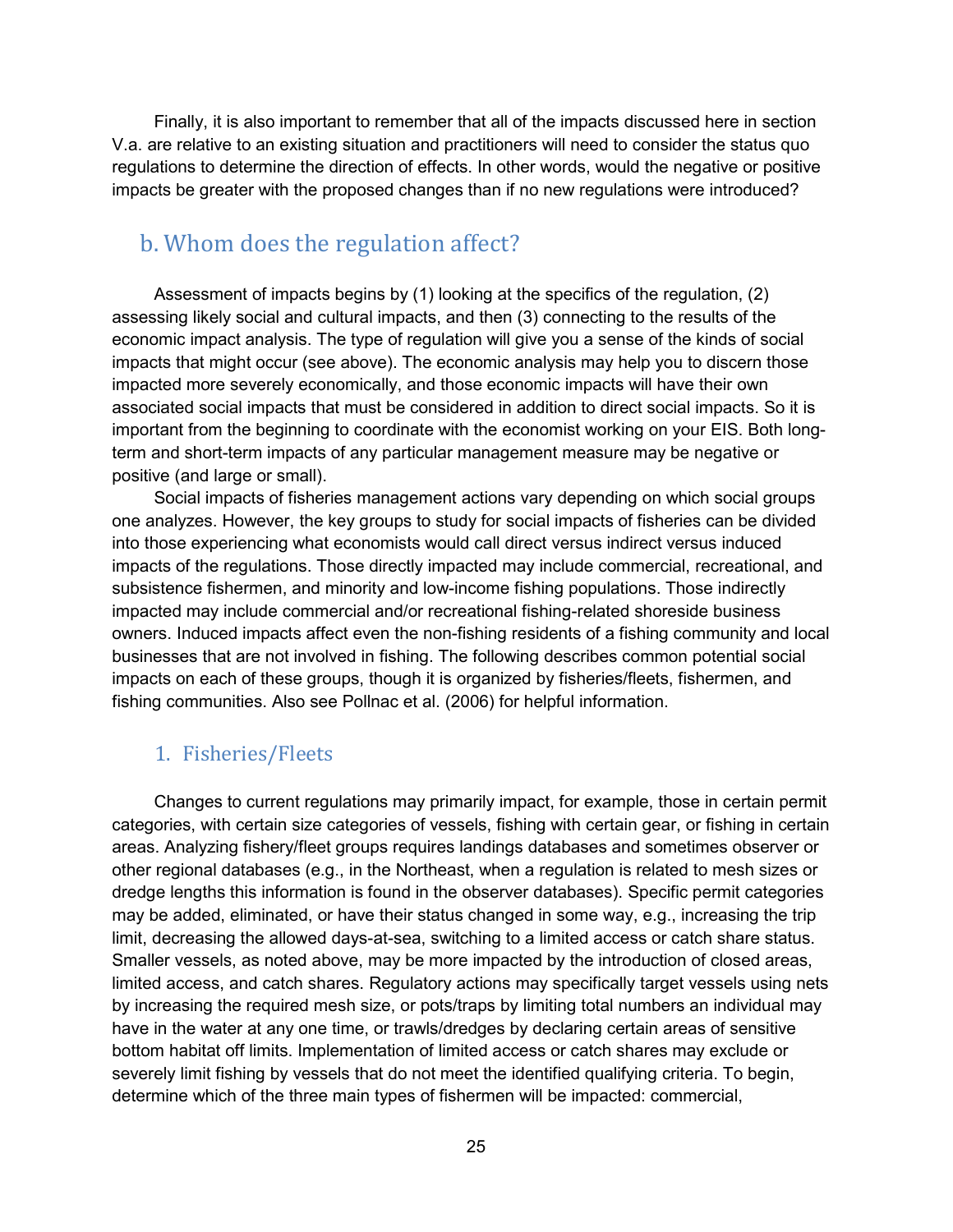Finally, it is also important to remember that all of the impacts discussed here in section V.a. are relative to an existing situation and practitioners will need to consider the status quo regulations to determine the direction of effects. In other words, would the negative or positive impacts be greater with the proposed changes than if no new regulations were introduced?

## b. Whom does the regulation affect?

Assessment of impacts begins by (1) looking at the specifics of the regulation, (2) assessing likely social and cultural impacts, and then (3) connecting to the results of the economic impact analysis. The type of regulation will give you a sense of the kinds of social impacts that might occur (see above). The economic analysis may help you to discern those impacted more severely economically, and those economic impacts will have their own associated social impacts that must be considered in addition to direct social impacts. So it is important from the beginning to coordinate with the economist working on your EIS. Both long-term and short-term impacts of any particular management measure may be negative or positive (and large or small).

Social impacts of fisheries management actions vary depending on which social groups one analyzes. However, the key groups to study for social impacts of fisheries can be divided into those experiencing what economists would call direct versus indirect versus induced impacts of the regulations. Those directly impacted may include commercial, recreational, and subsistence fishermen, and minority and low-income fishing populations. Those indirectly impacted may include commercial and/or recreational fishing-related shoreside business owners. Induced impacts affect even the non-fishing residents of a fishing community and local businesses that are not involved in fishing. The following describes common potential social impacts on each of these groups, though it is organized by fisheries/fleets, fishermen, and fishing communities. Also see Pollnac et al. (2006) for helpful information.

### 1. Fisheries/Fleets

Changes to current regulations may primarily impact, for example, those in certain permit categories, with certain size categories of vessels, fishing with certain gear, or fishing in certain areas. Analyzing fishery/fleet groups requires landings databases and sometimes observer or other regional databases (e.g., in the Northeast, when a regulation is related to mesh sizes or dredge lengths this information is found in the observer databases). Specific permit categories may be added, eliminated, or have their status changed in some way, e.g., increasing the trip limit, decreasing the allowed days-at-sea, switching to a limited access or catch share status. Smaller vessels, as noted above, may be more impacted by the introduction of closed areas, limited access, and catch shares. Regulatory actions may specifically target vessels using nets by increasing the required mesh size, or pots/traps by limiting total numbers an individual may have in the water at any one time, or trawls/dredges by declaring certain areas of sensitive bottom habitat off limits. Implementation of limited access or catch shares may exclude or severely limit fishing by vessels that do not meet the identified qualifying criteria. To begin, determine which of the three main types of fishermen will be impacted: commercial,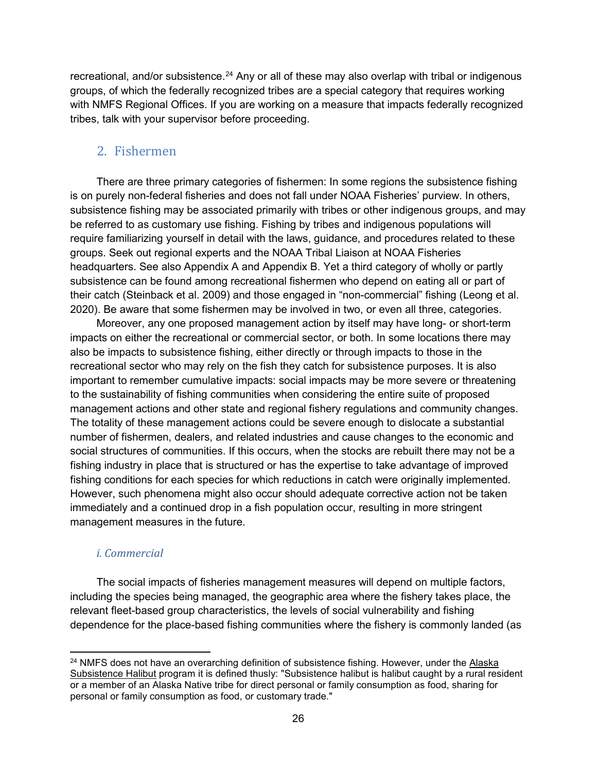recreational, and/or subsistence.[24] Any or all of these may also overlap with tribal or indigenous groups, of which the federally recognized tribes are a special category that requires working with NMFS Regional Offices. If you are working on a measure that impacts federally recognized tribes, talk with your supervisor before proceeding.

## 2. Fishermen

There are three primary categories of fishermen: In some regions the subsistence fishing is on purely non-federal fisheries and does not fall under NOAA Fisheries' purview. In others, subsistence fishing may be associated primarily with tribes or other indigenous groups, and may be referred to as customary use fishing. Fishing by tribes and indigenous populations will require familiarizing yourself in detail with the laws, guidance, and procedures related to these groups. Seek out regional experts and the NOAA Tribal Liaison at NOAA Fisheries headquarters. See also Appendix A and Appendix B. Yet a third category of wholly or partly subsistence can be found among recreational fishermen who depend on eating all or part of their catch (Steinback et al. 2009) and those engaged in "non-commercial" fishing (Leong et al. 2020). Be aware that some fishermen may be involved in two, or even all three, categories.

Moreover, any one proposed management action by itself may have long- or short-term impacts on either the recreational or commercial sector, or both. In some locations there may also be impacts to subsistence fishing, either directly or through impacts to those in the recreational sector who may rely on the fish they catch for subsistence purposes. It is also important to remember cumulative impacts: social impacts may be more severe or threatening to the sustainability of fishing communities when considering the entire suite of proposed management actions and other state and regional fishery regulations and community changes. The totality of these management actions could be severe enough to dislocate a substantial number of fishermen, dealers, and related industries and cause changes to the economic and social structures of communities. If this occurs, when the stocks are rebuilt there may not be a fishing industry in place that is structured or has the expertise to take advantage of improved fishing conditions for each species for which reductions in catch were originally implemented. However, such phenomena might also occur should adequate corrective action not be taken immediately and a continued drop in a fish population occur, resulting in more stringent management measures in the future.

### *i. Commercial*

The social impacts of fisheries management measures will depend on multiple factors, including the species being managed, the geographic area where the fishery takes place, the relevant fleet-based group characteristics, the levels of social vulnerability and fishing dependence for the place-based fishing communities where the fishery is commonly landed (as

---

[24] NMFS does not have an overarching definition of subsistence fishing. However, under the Alaska Subsistence Halibut program it is defined thusly: "Subsistence halibut is halibut caught by a rural resident or a member of an Alaska Native tribe for direct personal or family consumption as food, sharing for personal or family consumption as food, or customary trade."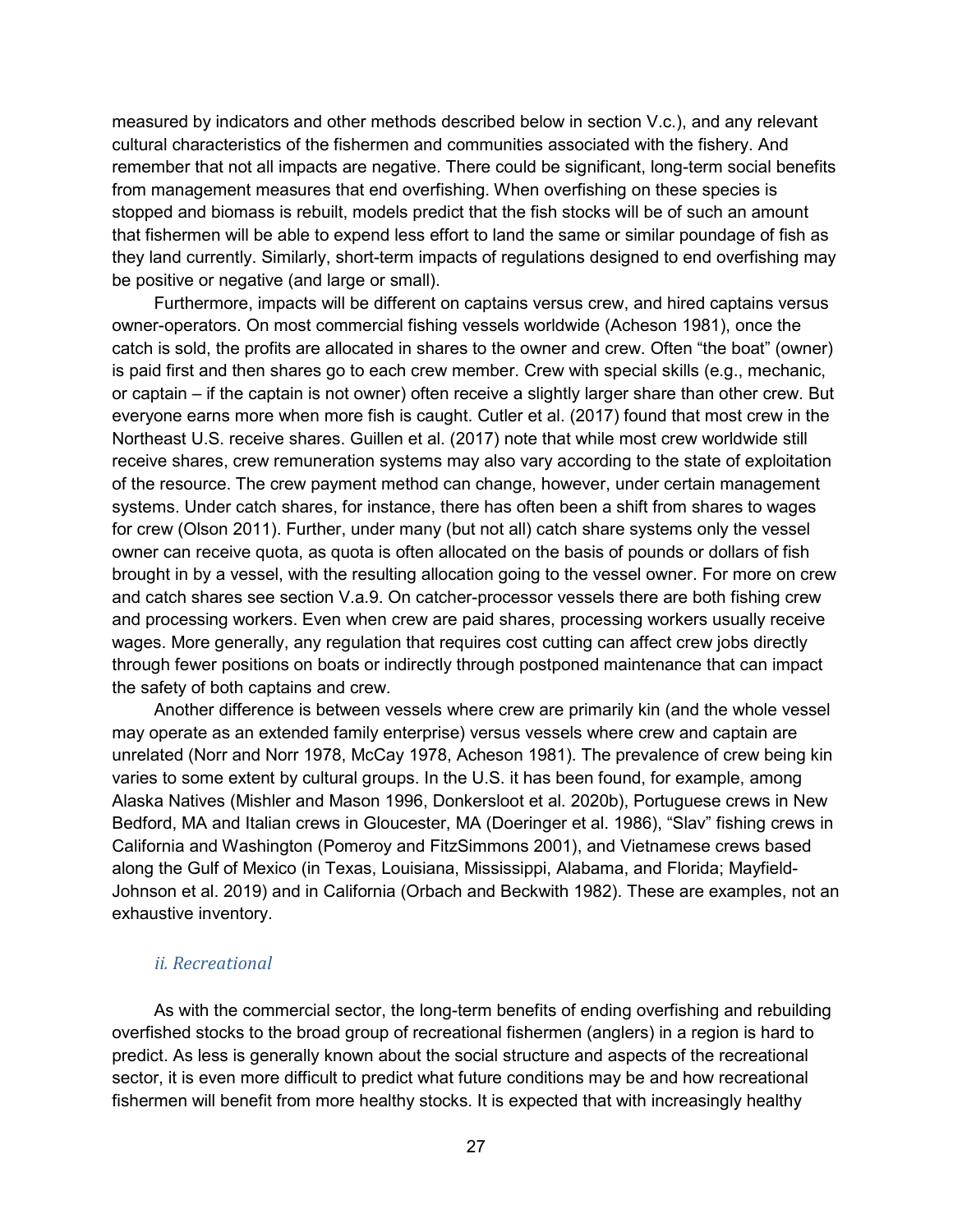measured by indicators and other methods described below in section V.c.), and any relevant cultural characteristics of the fishermen and communities associated with the fishery. And remember that not all impacts are negative. There could be significant, long-term social benefits from management measures that end overfishing. When overfishing on these species is stopped and biomass is rebuilt, models predict that the fish stocks will be of such an amount that fishermen will be able to expend less effort to land the same or similar poundage of fish as they land currently. Similarly, short-term impacts of regulations designed to end overfishing may be positive or negative (and large or small).

Furthermore, impacts will be different on captains versus crew, and hired captains versus owner-operators. On most commercial fishing vessels worldwide (Acheson 1981), once the catch is sold, the profits are allocated in shares to the owner and crew. Often "the boat" (owner) is paid first and then shares go to each crew member. Crew with special skills (e.g., mechanic, or captain – if the captain is not owner) often receive a slightly larger share than other crew. But everyone earns more when more fish is caught. Cutler et al. (2017) found that most crew in the Northeast U.S. receive shares. Guillen et al. (2017) note that while most crew worldwide still receive shares, crew remuneration systems may also vary according to the state of exploitation of the resource. The crew payment method can change, however, under certain management systems. Under catch shares, for instance, there has often been a shift from shares to wages for crew (Olson 2011). Further, under many (but not all) catch share systems only the vessel owner can receive quota, as quota is often allocated on the basis of pounds or dollars of fish brought in by a vessel, with the resulting allocation going to the vessel owner. For more on crew and catch shares see section V.a.9. On catcher-processor vessels there are both fishing crew and processing workers. Even when crew are paid shares, processing workers usually receive wages. More generally, any regulation that requires cost cutting can affect crew jobs directly through fewer positions on boats or indirectly through postponed maintenance that can impact the safety of both captains and crew.

Another difference is between vessels where crew are primarily kin (and the whole vessel may operate as an extended family enterprise) versus vessels where crew and captain are unrelated (Norr and Norr 1978, McCay 1978, Acheson 1981). The prevalence of crew being kin varies to some extent by cultural groups. In the U.S. it has been found, for example, among Alaska Natives (Mishler and Mason 1996, Donkersloot et al. 2020b), Portuguese crews in New Bedford, MA and Italian crews in Gloucester, MA (Doeringer et al. 1986), "Slav" fishing crews in California and Washington (Pomeroy and FitzSimmons 2001), and Vietnamese crews based along the Gulf of Mexico (in Texas, Louisiana, Mississippi, Alabama, and Florida; Mayfield-Johnson et al. 2019) and in California (Orbach and Beckwith 1982). These are examples, not an exhaustive inventory.

### *ii. Recreational*

As with the commercial sector, the long-term benefits of ending overfishing and rebuilding overfished stocks to the broad group of recreational fishermen (anglers) in a region is hard to predict. As less is generally known about the social structure and aspects of the recreational sector, it is even more difficult to predict what future conditions may be and how recreational fishermen will benefit from more healthy stocks. It is expected that with increasingly healthy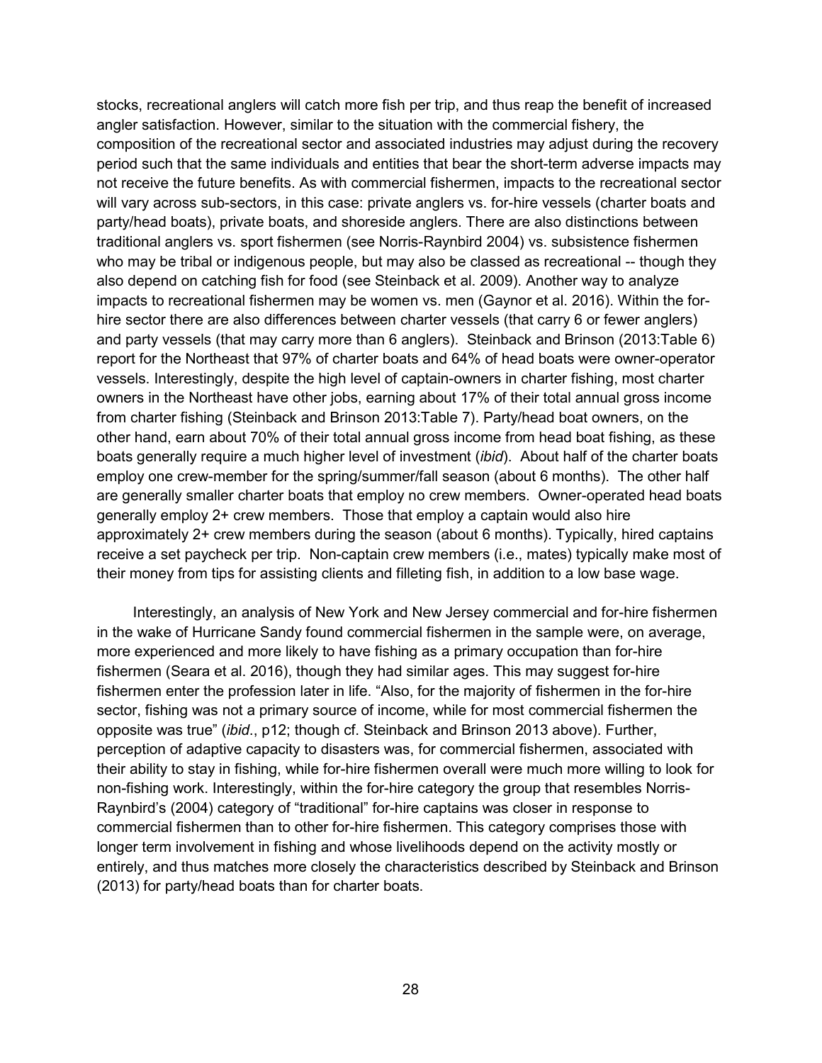stocks, recreational anglers will catch more fish per trip, and thus reap the benefit of increased angler satisfaction. However, similar to the situation with the commercial fishery, the composition of the recreational sector and associated industries may adjust during the recovery period such that the same individuals and entities that bear the short-term adverse impacts may not receive the future benefits. As with commercial fishermen, impacts to the recreational sector will vary across sub-sectors, in this case: private anglers vs. for-hire vessels (charter boats and party/head boats), private boats, and shoreside anglers. There are also distinctions between traditional anglers vs. sport fishermen (see Norris-Raynbird 2004) vs. subsistence fishermen who may be tribal or indigenous people, but may also be classed as recreational -- though they also depend on catching fish for food (see Steinback et al. 2009). Another way to analyze impacts to recreational fishermen may be women vs. men (Gaynor et al. 2016). Within the for-hire sector there are also differences between charter vessels (that carry 6 or fewer anglers) and party vessels (that may carry more than 6 anglers). Steinback and Brinson (2013:Table 6) report for the Northeast that 97% of charter boats and 64% of head boats were owner-operator vessels. Interestingly, despite the high level of captain-owners in charter fishing, most charter owners in the Northeast have other jobs, earning about 17% of their total annual gross income from charter fishing (Steinback and Brinson 2013:Table 7). Party/head boat owners, on the other hand, earn about 70% of their total annual gross income from head boat fishing, as these boats generally require a much higher level of investment (*ibid*). About half of the charter boats employ one crew-member for the spring/summer/fall season (about 6 months). The other half are generally smaller charter boats that employ no crew members. Owner-operated head boats generally employ 2+ crew members. Those that employ a captain would also hire approximately 2+ crew members during the season (about 6 months). Typically, hired captains receive a set paycheck per trip. Non-captain crew members (i.e., mates) typically make most of their money from tips for assisting clients and filleting fish, in addition to a low base wage.

Interestingly, an analysis of New York and New Jersey commercial and for-hire fishermen in the wake of Hurricane Sandy found commercial fishermen in the sample were, on average, more experienced and more likely to have fishing as a primary occupation than for-hire fishermen (Seara et al. 2016), though they had similar ages. This may suggest for-hire fishermen enter the profession later in life. "Also, for the majority of fishermen in the for-hire sector, fishing was not a primary source of income, while for most commercial fishermen the opposite was true" (*ibid*., p12; though cf. Steinback and Brinson 2013 above). Further, perception of adaptive capacity to disasters was, for commercial fishermen, associated with their ability to stay in fishing, while for-hire fishermen overall were much more willing to look for non-fishing work. Interestingly, within the for-hire category the group that resembles Norris-Raynbird's (2004) category of "traditional" for-hire captains was closer in response to commercial fishermen than to other for-hire fishermen. This category comprises those with longer term involvement in fishing and whose livelihoods depend on the activity mostly or entirely, and thus matches more closely the characteristics described by Steinback and Brinson (2013) for party/head boats than for charter boats.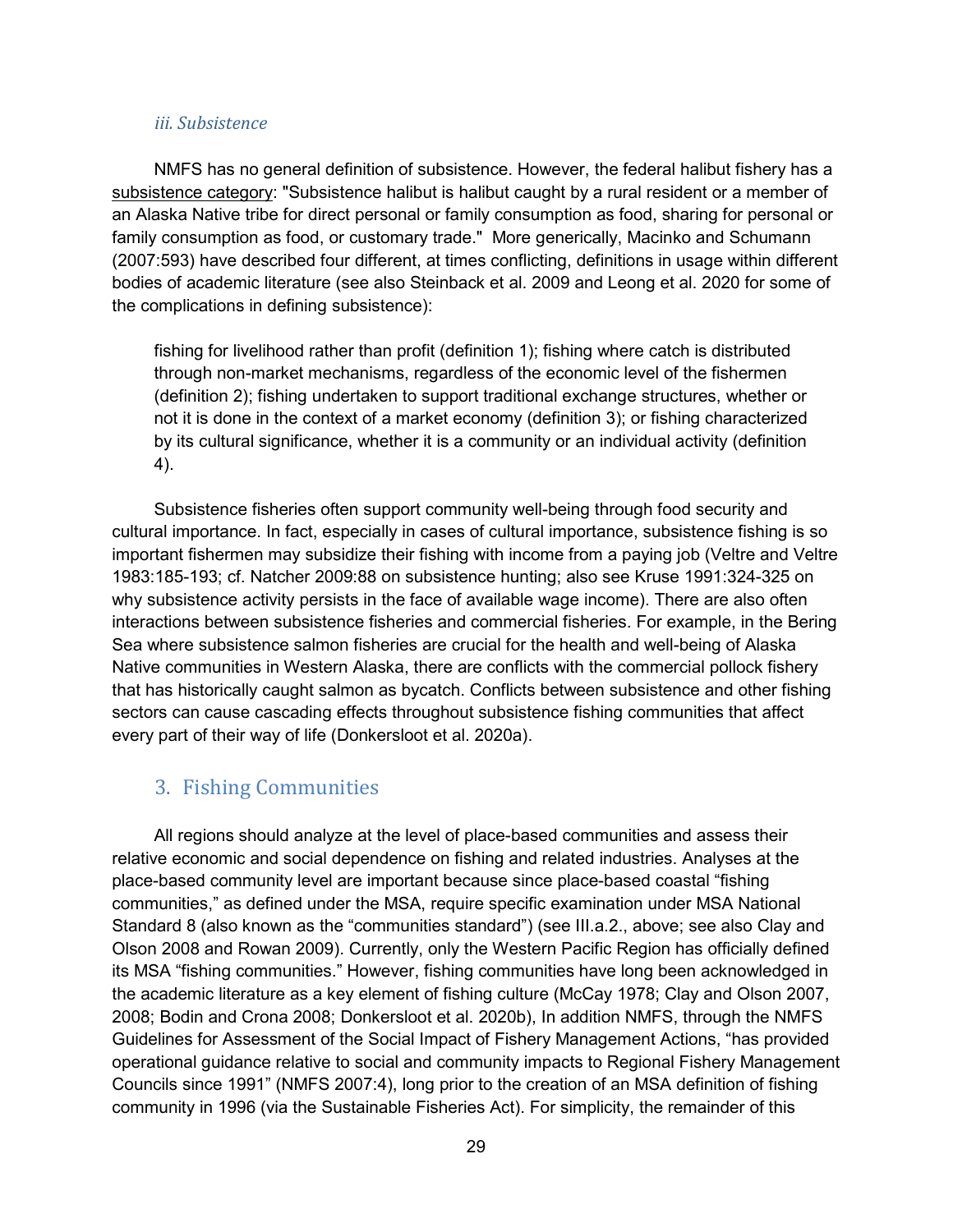### *iii. Subsistence*

NMFS has no general definition of subsistence. However, the federal halibut fishery has a subsistence category: "Subsistence halibut is halibut caught by a rural resident or a member of an Alaska Native tribe for direct personal or family consumption as food, sharing for personal or family consumption as food, or customary trade." More generically, Macinko and Schumann (2007:593) have described four different, at times conflicting, definitions in usage within different bodies of academic literature (see also Steinback et al. 2009 and Leong et al. 2020 for some of the complications in defining subsistence):

> fishing for livelihood rather than profit (definition 1); fishing where catch is distributed through non-market mechanisms, regardless of the economic level of the fishermen (definition 2); fishing undertaken to support traditional exchange structures, whether or not it is done in the context of a market economy (definition 3); or fishing characterized by its cultural significance, whether it is a community or an individual activity (definition 4).

Subsistence fisheries often support community well-being through food security and cultural importance. In fact, especially in cases of cultural importance, subsistence fishing is so important fishermen may subsidize their fishing with income from a paying job (Veltre and Veltre 1983:185-193; cf. Natcher 2009:88 on subsistence hunting; also see Kruse 1991:324-325 on why subsistence activity persists in the face of available wage income). There are also often interactions between subsistence fisheries and commercial fisheries. For example, in the Bering Sea where subsistence salmon fisheries are crucial for the health and well-being of Alaska Native communities in Western Alaska, there are conflicts with the commercial pollock fishery that has historically caught salmon as bycatch. Conflicts between subsistence and other fishing sectors can cause cascading effects throughout subsistence fishing communities that affect every part of their way of life (Donkersloot et al. 2020a).

## 3. Fishing Communities

All regions should analyze at the level of place-based communities and assess their relative economic and social dependence on fishing and related industries. Analyses at the place-based community level are important because since place-based coastal "fishing communities," as defined under the MSA, require specific examination under MSA National Standard 8 (also known as the "communities standard") (see III.a.2., above; see also Clay and Olson 2008 and Rowan 2009). Currently, only the Western Pacific Region has officially defined its MSA "fishing communities." However, fishing communities have long been acknowledged in the academic literature as a key element of fishing culture (McCay 1978; Clay and Olson 2007, 2008; Bodin and Crona 2008; Donkersloot et al. 2020b), In addition NMFS, through the NMFS Guidelines for Assessment of the Social Impact of Fishery Management Actions, "has provided operational guidance relative to social and community impacts to Regional Fishery Management Councils since 1991" (NMFS 2007:4), long prior to the creation of an MSA definition of fishing community in 1996 (via the Sustainable Fisheries Act). For simplicity, the remainder of this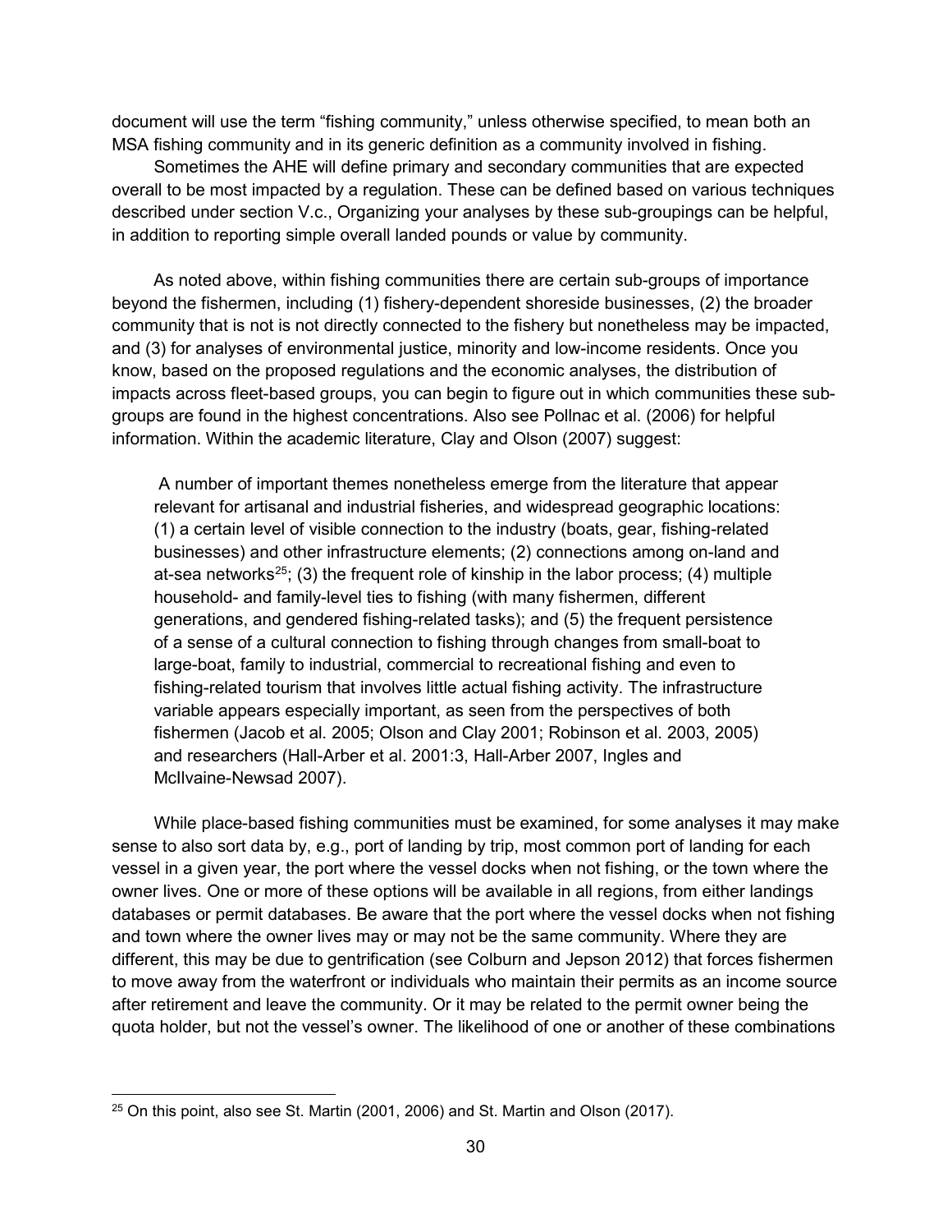document will use the term “fishing community,” unless otherwise specified, to mean both an MSA fishing community and in its generic definition as a community involved in fishing.

Sometimes the AHE will define primary and secondary communities that are expected overall to be most impacted by a regulation. These can be defined based on various techniques described under section V.c., Organizing your analyses by these sub-groupings can be helpful, in addition to reporting simple overall landed pounds or value by community.

As noted above, within fishing communities there are certain sub-groups of importance beyond the fishermen, including (1) fishery-dependent shoreside businesses, (2) the broader community that is not is not directly connected to the fishery but nonetheless may be impacted, and (3) for analyses of environmental justice, minority and low-income residents. Once you know, based on the proposed regulations and the economic analyses, the distribution of impacts across fleet-based groups, you can begin to figure out in which communities these sub-groups are found in the highest concentrations. Also see Pollnac et al. (2006) for helpful information. Within the academic literature, Clay and Olson (2007) suggest:

> A number of important themes nonetheless emerge from the literature that appear relevant for artisanal and industrial fisheries, and widespread geographic locations: (1) a certain level of visible connection to the industry (boats, gear, fishing-related businesses) and other infrastructure elements; (2) connections among on-land and at-sea networks[25]; (3) the frequent role of kinship in the labor process; (4) multiple household- and family-level ties to fishing (with many fishermen, different generations, and gendered fishing-related tasks); and (5) the frequent persistence of a sense of a cultural connection to fishing through changes from small-boat to large-boat, family to industrial, commercial to recreational fishing and even to fishing-related tourism that involves little actual fishing activity. The infrastructure variable appears especially important, as seen from the perspectives of both fishermen (Jacob et al. 2005; Olson and Clay 2001; Robinson et al. 2003, 2005) and researchers (Hall-Arber et al. 2001:3, Hall-Arber 2007, Ingles and McIlvaine-Newsad 2007).

While place-based fishing communities must be examined, for some analyses it may make sense to also sort data by, e.g., port of landing by trip, most common port of landing for each vessel in a given year, the port where the vessel docks when not fishing, or the town where the owner lives. One or more of these options will be available in all regions, from either landings databases or permit databases. Be aware that the port where the vessel docks when not fishing and town where the owner lives may or may not be the same community. Where they are different, this may be due to gentrification (see Colburn and Jepson 2012) that forces fishermen to move away from the waterfront or individuals who maintain their permits as an income source after retirement and leave the community. Or it may be related to the permit owner being the quota holder, but not the vessel’s owner. The likelihood of one or another of these combinations

[25] On this point, also see St. Martin (2001, 2006) and St. Martin and Olson (2017).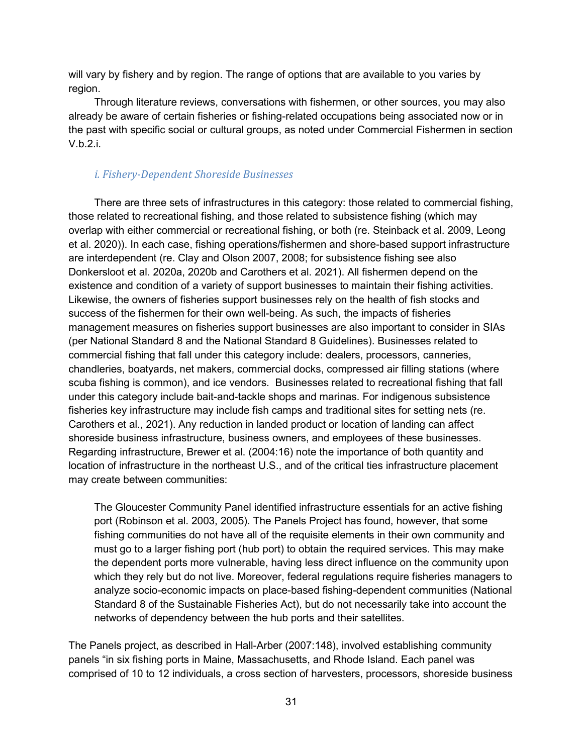will vary by fishery and by region. The range of options that are available to you varies by region.

Through literature reviews, conversations with fishermen, or other sources, you may also already be aware of certain fisheries or fishing-related occupations being associated now or in the past with specific social or cultural groups, as noted under Commercial Fishermen in section V.b.2.i.

### *i. Fishery-Dependent Shoreside Businesses*

There are three sets of infrastructures in this category: those related to commercial fishing, those related to recreational fishing, and those related to subsistence fishing (which may overlap with either commercial or recreational fishing, or both (re. Steinback et al. 2009, Leong et al. 2020)). In each case, fishing operations/fishermen and shore-based support infrastructure are interdependent (re. Clay and Olson 2007, 2008; for subsistence fishing see also Donkersloot et al. 2020a, 2020b and Carothers et al. 2021). All fishermen depend on the existence and condition of a variety of support businesses to maintain their fishing activities. Likewise, the owners of fisheries support businesses rely on the health of fish stocks and success of the fishermen for their own well-being. As such, the impacts of fisheries management measures on fisheries support businesses are also important to consider in SIAs (per National Standard 8 and the National Standard 8 Guidelines). Businesses related to commercial fishing that fall under this category include: dealers, processors, canneries, chandleries, boatyards, net makers, commercial docks, compressed air filling stations (where scuba fishing is common), and ice vendors. Businesses related to recreational fishing that fall under this category include bait-and-tackle shops and marinas. For indigenous subsistence fisheries key infrastructure may include fish camps and traditional sites for setting nets (re. Carothers et al., 2021). Any reduction in landed product or location of landing can affect shoreside business infrastructure, business owners, and employees of these businesses. Regarding infrastructure, Brewer et al. (2004:16) note the importance of both quantity and location of infrastructure in the northeast U.S., and of the critical ties infrastructure placement may create between communities:

> The Gloucester Community Panel identified infrastructure essentials for an active fishing port (Robinson et al. 2003, 2005). The Panels Project has found, however, that some fishing communities do not have all of the requisite elements in their own community and must go to a larger fishing port (hub port) to obtain the required services. This may make the dependent ports more vulnerable, having less direct influence on the community upon which they rely but do not live. Moreover, federal regulations require fisheries managers to analyze socio-economic impacts on place-based fishing-dependent communities (National Standard 8 of the Sustainable Fisheries Act), but do not necessarily take into account the networks of dependency between the hub ports and their satellites.

The Panels project, as described in Hall-Arber (2007:148), involved establishing community panels "in six fishing ports in Maine, Massachusetts, and Rhode Island. Each panel was comprised of 10 to 12 individuals, a cross section of harvesters, processors, shoreside business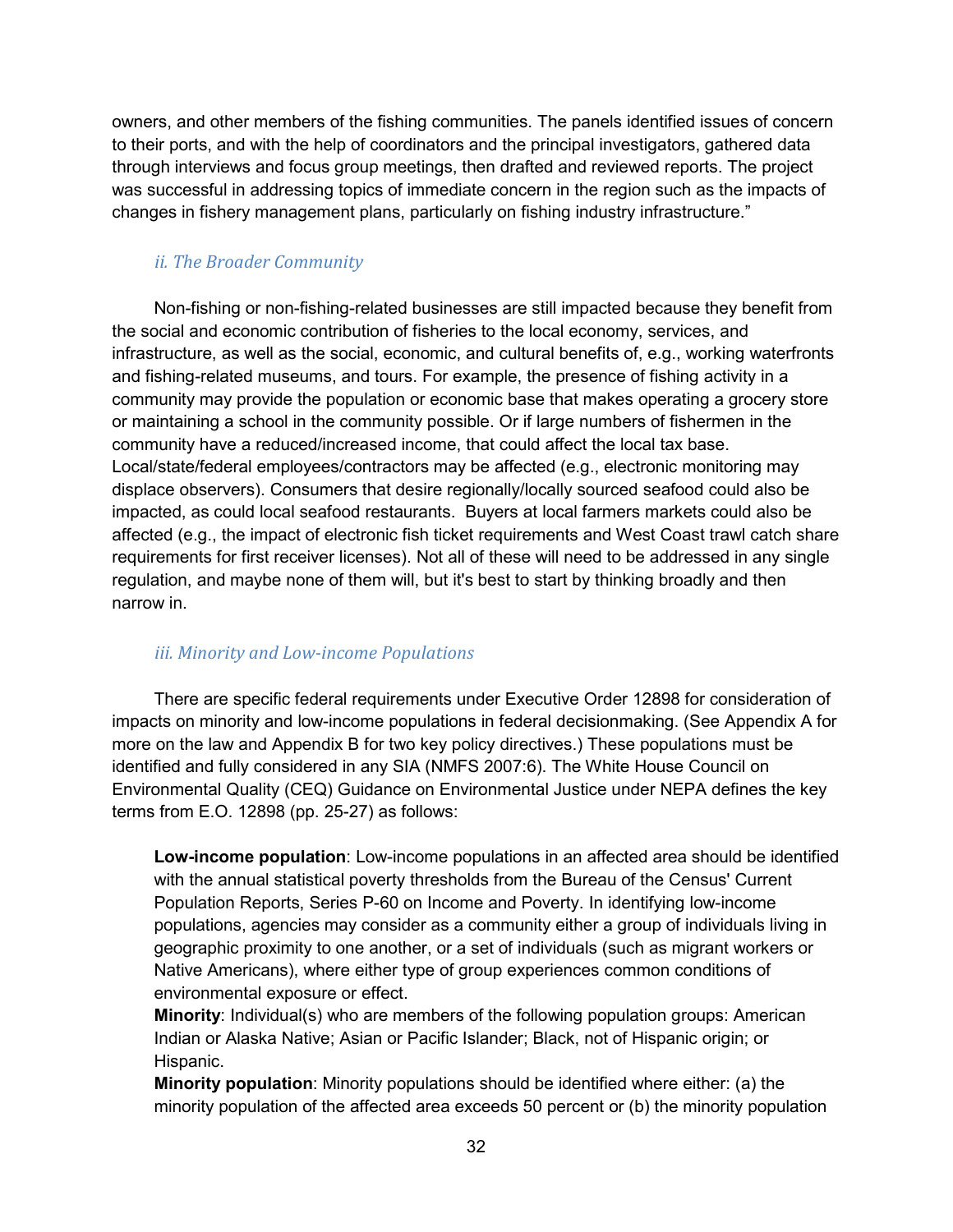owners, and other members of the fishing communities. The panels identified issues of concern to their ports, and with the help of coordinators and the principal investigators, gathered data through interviews and focus group meetings, then drafted and reviewed reports. The project was successful in addressing topics of immediate concern in the region such as the impacts of changes in fishery management plans, particularly on fishing industry infrastructure."

### *ii. The Broader Community*

Non-fishing or non-fishing-related businesses are still impacted because they benefit from the social and economic contribution of fisheries to the local economy, services, and infrastructure, as well as the social, economic, and cultural benefits of, e.g., working waterfronts and fishing-related museums, and tours. For example, the presence of fishing activity in a community may provide the population or economic base that makes operating a grocery store or maintaining a school in the community possible. Or if large numbers of fishermen in the community have a reduced/increased income, that could affect the local tax base. Local/state/federal employees/contractors may be affected (e.g., electronic monitoring may displace observers). Consumers that desire regionally/locally sourced seafood could also be impacted, as could local seafood restaurants. Buyers at local farmers markets could also be affected (e.g., the impact of electronic fish ticket requirements and West Coast trawl catch share requirements for first receiver licenses). Not all of these will need to be addressed in any single regulation, and maybe none of them will, but it's best to start by thinking broadly and then narrow in.

### *iii. Minority and Low-income Populations*

There are specific federal requirements under Executive Order 12898 for consideration of impacts on minority and low-income populations in federal decisionmaking. (See Appendix A for more on the law and Appendix B for two key policy directives.) These populations must be identified and fully considered in any SIA (NMFS 2007:6). The White House Council on Environmental Quality (CEQ) Guidance on Environmental Justice under NEPA defines the key terms from E.O. 12898 (pp. 25-27) as follows:

> **Low-income population**: Low-income populations in an affected area should be identified with the annual statistical poverty thresholds from the Bureau of the Census' Current Population Reports, Series P-60 on Income and Poverty. In identifying low-income populations, agencies may consider as a community either a group of individuals living in geographic proximity to one another, or a set of individuals (such as migrant workers or Native Americans), where either type of group experiences common conditions of environmental exposure or effect.
>
> **Minority**: Individual(s) who are members of the following population groups: American Indian or Alaska Native; Asian or Pacific Islander; Black, not of Hispanic origin; or Hispanic.
>
> **Minority population**: Minority populations should be identified where either: (a) the minority population of the affected area exceeds 50 percent or (b) the minority population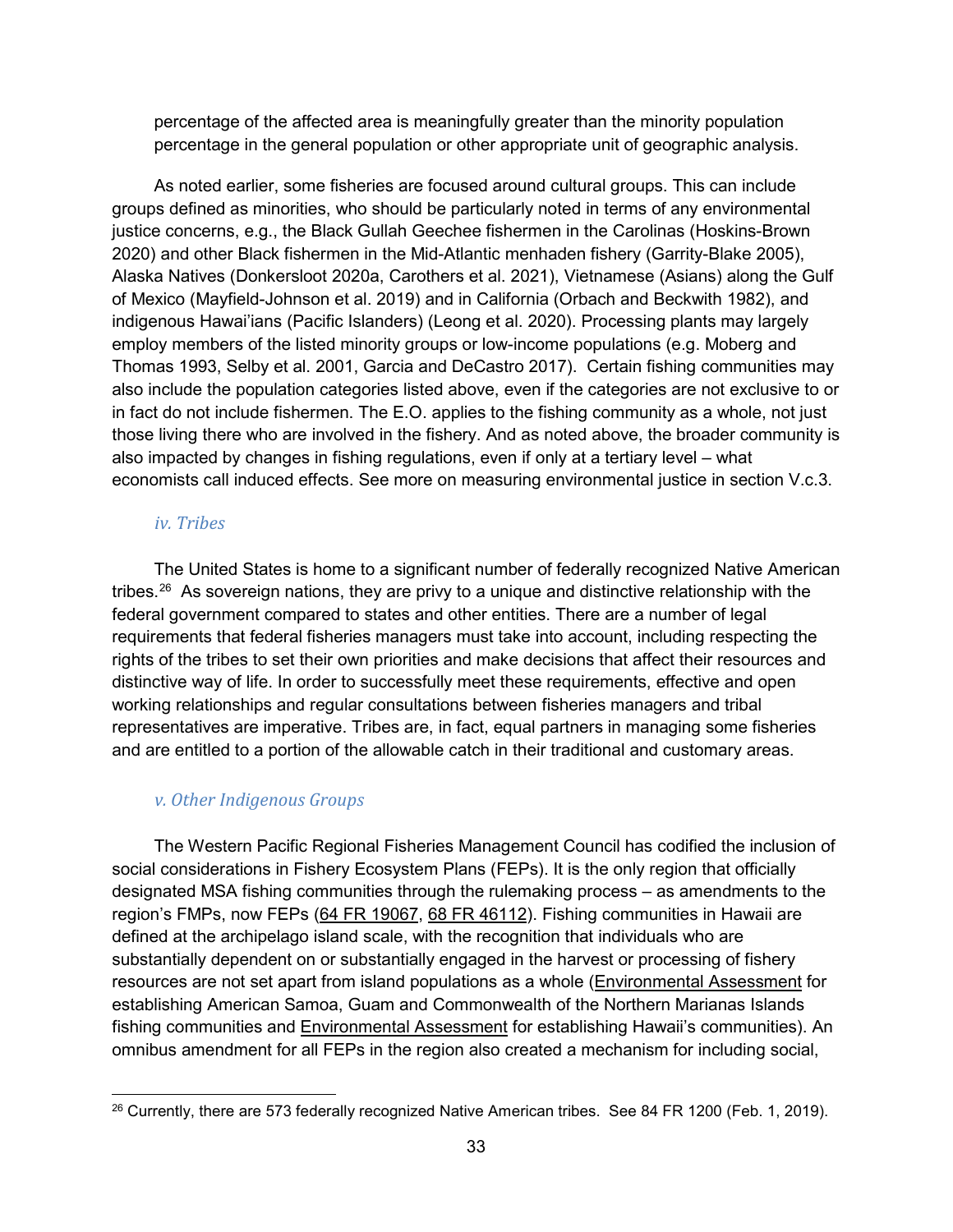percentage of the affected area is meaningfully greater than the minority population percentage in the general population or other appropriate unit of geographic analysis.

As noted earlier, some fisheries are focused around cultural groups. This can include groups defined as minorities, who should be particularly noted in terms of any environmental justice concerns, e.g., the Black Gullah Geechee fishermen in the Carolinas (Hoskins-Brown 2020) and other Black fishermen in the Mid-Atlantic menhaden fishery (Garrity-Blake 2005), Alaska Natives (Donkersloot 2020a, Carothers et al. 2021), Vietnamese (Asians) along the Gulf of Mexico (Mayfield-Johnson et al. 2019) and in California (Orbach and Beckwith 1982), and indigenous Hawai'ians (Pacific Islanders) (Leong et al. 2020). Processing plants may largely employ members of the listed minority groups or low-income populations (e.g. Moberg and Thomas 1993, Selby et al. 2001, Garcia and DeCastro 2017). Certain fishing communities may also include the population categories listed above, even if the categories are not exclusive to or in fact do not include fishermen. The E.O. applies to the fishing community as a whole, not just those living there who are involved in the fishery. And as noted above, the broader community is also impacted by changes in fishing regulations, even if only at a tertiary level – what economists call induced effects. See more on measuring environmental justice in section V.c.3.

### *iv. Tribes*

The United States is home to a significant number of federally recognized Native American tribes.[26] As sovereign nations, they are privy to a unique and distinctive relationship with the federal government compared to states and other entities. There are a number of legal requirements that federal fisheries managers must take into account, including respecting the rights of the tribes to set their own priorities and make decisions that affect their resources and distinctive way of life. In order to successfully meet these requirements, effective and open working relationships and regular consultations between fisheries managers and tribal representatives are imperative. Tribes are, in fact, equal partners in managing some fisheries and are entitled to a portion of the allowable catch in their traditional and customary areas.

### *v. Other Indigenous Groups*

The Western Pacific Regional Fisheries Management Council has codified the inclusion of social considerations in Fishery Ecosystem Plans (FEPs). It is the only region that officially designated MSA fishing communities through the rulemaking process – as amendments to the region's FMPs, now FEPs (64 FR 19067, 68 FR 46112). Fishing communities in Hawaii are defined at the archipelago island scale, with the recognition that individuals who are substantially dependent on or substantially engaged in the harvest or processing of fishery resources are not set apart from island populations as a whole (Environmental Assessment for establishing American Samoa, Guam and Commonwealth of the Northern Marianas Islands fishing communities and Environmental Assessment for establishing Hawaii's communities). An omnibus amendment for all FEPs in the region also created a mechanism for including social,

[26] Currently, there are 573 federally recognized Native American tribes. See 84 FR 1200 (Feb. 1, 2019).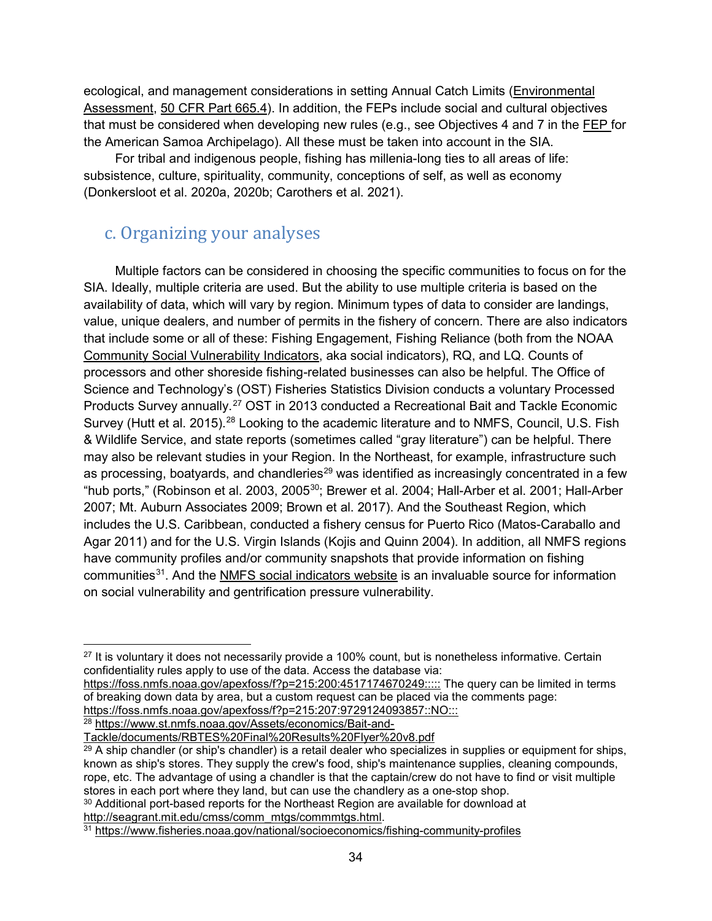ecological, and management considerations in setting Annual Catch Limits (Environmental Assessment, 50 CFR Part 665.4). In addition, the FEPs include social and cultural objectives that must be considered when developing new rules (e.g., see Objectives 4 and 7 in the FEP for the American Samoa Archipelago). All these must be taken into account in the SIA.

For tribal and indigenous people, fishing has millenia-long ties to all areas of life: subsistence, culture, spirituality, community, conceptions of self, as well as economy (Donkersloot et al. 2020a, 2020b; Carothers et al. 2021).

## c. Organizing your analyses

Multiple factors can be considered in choosing the specific communities to focus on for the SIA. Ideally, multiple criteria are used. But the ability to use multiple criteria is based on the availability of data, which will vary by region. Minimum types of data to consider are landings, value, unique dealers, and number of permits in the fishery of concern. There are also indicators that include some or all of these: Fishing Engagement, Fishing Reliance (both from the NOAA Community Social Vulnerability Indicators, aka social indicators), RQ, and LQ. Counts of processors and other shoreside fishing-related businesses can also be helpful. The Office of Science and Technology's (OST) Fisheries Statistics Division conducts a voluntary Processed Products Survey annually.[27] OST in 2013 conducted a Recreational Bait and Tackle Economic Survey (Hutt et al. 2015).[28] Looking to the academic literature and to NMFS, Council, U.S. Fish & Wildlife Service, and state reports (sometimes called "gray literature") can be helpful. There may also be relevant studies in your Region. In the Northeast, for example, infrastructure such as processing, boatyards, and chandleries[29] was identified as increasingly concentrated in a few "hub ports," (Robinson et al. 2003, 2005[30]; Brewer et al. 2004; Hall-Arber et al. 2001; Hall-Arber 2007; Mt. Auburn Associates 2009; Brown et al. 2017). And the Southeast Region, which includes the U.S. Caribbean, conducted a fishery census for Puerto Rico (Matos-Caraballo and Agar 2011) and for the U.S. Virgin Islands (Kojis and Quinn 2004). In addition, all NMFS regions have community profiles and/or community snapshots that provide information on fishing communities[31]. And the NMFS social indicators website is an invaluable source for information on social vulnerability and gentrification pressure vulnerability.

---

[27] It is voluntary it does not necessarily provide a 100% count, but is nonetheless informative. Certain confidentiality rules apply to use of the data. Access the database via: https://foss.nmfs.noaa.gov/apexfoss/f?p=215:200:4517174670249::::: The query can be limited in terms of breaking down data by area, but a custom request can be placed via the comments page: https://foss.nmfs.noaa.gov/apexfoss/f?p=215:207:9729124093857::NO:::

[28] https://www.st.nmfs.noaa.gov/Assets/economics/Bait-and-Tackle/documents/RBTES%20Final%20Results%20Flyer%20v8.pdf

[29] A ship chandler (or ship's chandler) is a retail dealer who specializes in supplies or equipment for ships, known as ship's stores. They supply the crew's food, ship's maintenance supplies, cleaning compounds, rope, etc. The advantage of using a chandler is that the captain/crew do not have to find or visit multiple stores in each port where they land, but can use the chandlery as a one-stop shop.

[30] Additional port-based reports for the Northeast Region are available for download at http://seagrant.mit.edu/cmss/comm_mtgs/commmtgs.html.

[31] https://www.fisheries.noaa.gov/national/socioeconomics/fishing-community-profiles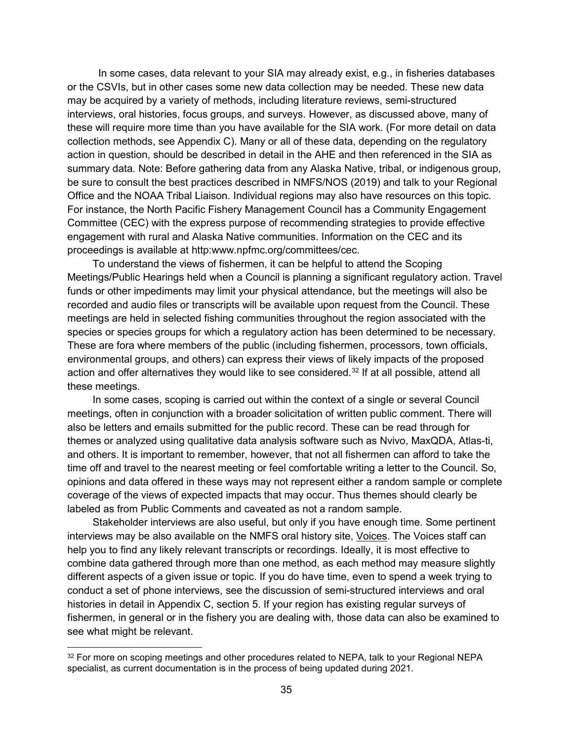In some cases, data relevant to your SIA may already exist, e.g., in fisheries databases or the CSVIs, but in other cases some new data collection may be needed. These new data may be acquired by a variety of methods, including literature reviews, semi-structured interviews, oral histories, focus groups, and surveys. However, as discussed above, many of these will require more time than you have available for the SIA work. (For more detail on data collection methods, see Appendix C). Many or all of these data, depending on the regulatory action in question, should be described in detail in the AHE and then referenced in the SIA as summary data. Note: Before gathering data from any Alaska Native, tribal, or indigenous group, be sure to consult the best practices described in NMFS/NOS (2019) and talk to your Regional Office and the NOAA Tribal Liaison. Individual regions may also have resources on this topic. For instance, the North Pacific Fishery Management Council has a Community Engagement Committee (CEC) with the express purpose of recommending strategies to provide effective engagement with rural and Alaska Native communities. Information on the CEC and its proceedings is available at http:www.npfmc.org/committees/cec.

To understand the views of fishermen, it can be helpful to attend the Scoping Meetings/Public Hearings held when a Council is planning a significant regulatory action. Travel funds or other impediments may limit your physical attendance, but the meetings will also be recorded and audio files or transcripts will be available upon request from the Council. These meetings are held in selected fishing communities throughout the region associated with the species or species groups for which a regulatory action has been determined to be necessary. These are fora where members of the public (including fishermen, processors, town officials, environmental groups, and others) can express their views of likely impacts of the proposed action and offer alternatives they would like to see considered.[32] If at all possible, attend all these meetings.

In some cases, scoping is carried out within the context of a single or several Council meetings, often in conjunction with a broader solicitation of written public comment. There will also be letters and emails submitted for the public record. These can be read through for themes or analyzed using qualitative data analysis software such as Nvivo, MaxQDA, Atlas-ti, and others. It is important to remember, however, that not all fishermen can afford to take the time off and travel to the nearest meeting or feel comfortable writing a letter to the Council. So, opinions and data offered in these ways may not represent either a random sample or complete coverage of the views of expected impacts that may occur. Thus themes should clearly be labeled as from Public Comments and caveated as not a random sample.

Stakeholder interviews are also useful, but only if you have enough time. Some pertinent interviews may be also available on the NMFS oral history site, Voices. The Voices staff can help you to find any likely relevant transcripts or recordings. Ideally, it is most effective to combine data gathered through more than one method, as each method may measure slightly different aspects of a given issue or topic. If you do have time, even to spend a week trying to conduct a set of phone interviews, see the discussion of semi-structured interviews and oral histories in detail in Appendix C, section 5. If your region has existing regular surveys of fishermen, in general or in the fishery you are dealing with, those data can also be examined to see what might be relevant.

[32] For more on scoping meetings and other procedures related to NEPA, talk to your Regional NEPA specialist, as current documentation is in the process of being updated during 2021.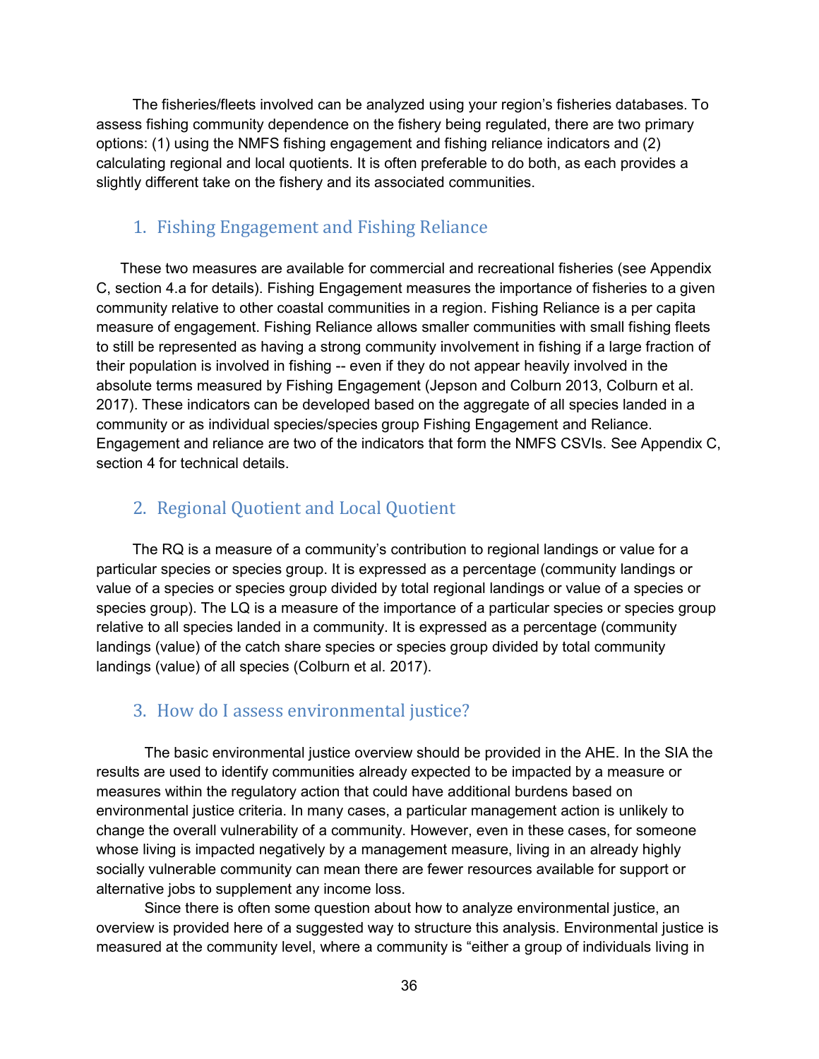The fisheries/fleets involved can be analyzed using your region's fisheries databases. To assess fishing community dependence on the fishery being regulated, there are two primary options: (1) using the NMFS fishing engagement and fishing reliance indicators and (2) calculating regional and local quotients. It is often preferable to do both, as each provides a slightly different take on the fishery and its associated communities.

## 1. Fishing Engagement and Fishing Reliance

These two measures are available for commercial and recreational fisheries (see Appendix C, section 4.a for details). Fishing Engagement measures the importance of fisheries to a given community relative to other coastal communities in a region. Fishing Reliance is a per capita measure of engagement. Fishing Reliance allows smaller communities with small fishing fleets to still be represented as having a strong community involvement in fishing if a large fraction of their population is involved in fishing -- even if they do not appear heavily involved in the absolute terms measured by Fishing Engagement (Jepson and Colburn 2013, Colburn et al. 2017). These indicators can be developed based on the aggregate of all species landed in a community or as individual species/species group Fishing Engagement and Reliance. Engagement and reliance are two of the indicators that form the NMFS CSVIs. See Appendix C, section 4 for technical details.

## 2. Regional Quotient and Local Quotient

The RQ is a measure of a community's contribution to regional landings or value for a particular species or species group. It is expressed as a percentage (community landings or value of a species or species group divided by total regional landings or value of a species or species group). The LQ is a measure of the importance of a particular species or species group relative to all species landed in a community. It is expressed as a percentage (community landings (value) of the catch share species or species group divided by total community landings (value) of all species (Colburn et al. 2017).

## 3. How do I assess environmental justice?

The basic environmental justice overview should be provided in the AHE. In the SIA the results are used to identify communities already expected to be impacted by a measure or measures within the regulatory action that could have additional burdens based on environmental justice criteria. In many cases, a particular management action is unlikely to change the overall vulnerability of a community. However, even in these cases, for someone whose living is impacted negatively by a management measure, living in an already highly socially vulnerable community can mean there are fewer resources available for support or alternative jobs to supplement any income loss.

Since there is often some question about how to analyze environmental justice, an overview is provided here of a suggested way to structure this analysis. Environmental justice is measured at the community level, where a community is "either a group of individuals living in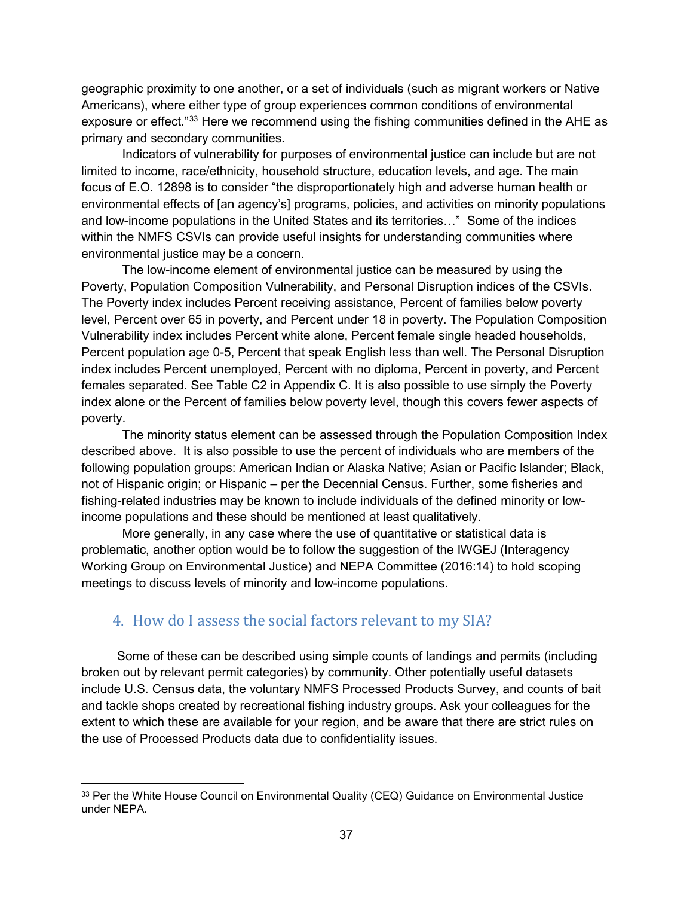geographic proximity to one another, or a set of individuals (such as migrant workers or Native Americans), where either type of group experiences common conditions of environmental exposure or effect."[33] Here we recommend using the fishing communities defined in the AHE as primary and secondary communities.

Indicators of vulnerability for purposes of environmental justice can include but are not limited to income, race/ethnicity, household structure, education levels, and age. The main focus of E.O. 12898 is to consider "the disproportionately high and adverse human health or environmental effects of [an agency's] programs, policies, and activities on minority populations and low-income populations in the United States and its territories…" Some of the indices within the NMFS CSVIs can provide useful insights for understanding communities where environmental justice may be a concern.

The low-income element of environmental justice can be measured by using the Poverty, Population Composition Vulnerability, and Personal Disruption indices of the CSVIs. The Poverty index includes Percent receiving assistance, Percent of families below poverty level, Percent over 65 in poverty, and Percent under 18 in poverty. The Population Composition Vulnerability index includes Percent white alone, Percent female single headed households, Percent population age 0-5, Percent that speak English less than well. The Personal Disruption index includes Percent unemployed, Percent with no diploma, Percent in poverty, and Percent females separated. See Table C2 in Appendix C. It is also possible to use simply the Poverty index alone or the Percent of families below poverty level, though this covers fewer aspects of poverty.

The minority status element can be assessed through the Population Composition Index described above. It is also possible to use the percent of individuals who are members of the following population groups: American Indian or Alaska Native; Asian or Pacific Islander; Black, not of Hispanic origin; or Hispanic – per the Decennial Census. Further, some fisheries and fishing-related industries may be known to include individuals of the defined minority or low-income populations and these should be mentioned at least qualitatively.

More generally, in any case where the use of quantitative or statistical data is problematic, another option would be to follow the suggestion of the IWGEJ (Interagency Working Group on Environmental Justice) and NEPA Committee (2016:14) to hold scoping meetings to discuss levels of minority and low-income populations.

## 4. How do I assess the social factors relevant to my SIA?

Some of these can be described using simple counts of landings and permits (including broken out by relevant permit categories) by community. Other potentially useful datasets include U.S. Census data, the voluntary NMFS Processed Products Survey, and counts of bait and tackle shops created by recreational fishing industry groups. Ask your colleagues for the extent to which these are available for your region, and be aware that there are strict rules on the use of Processed Products data due to confidentiality issues.

---

[33] Per the White House Council on Environmental Quality (CEQ) Guidance on Environmental Justice under NEPA.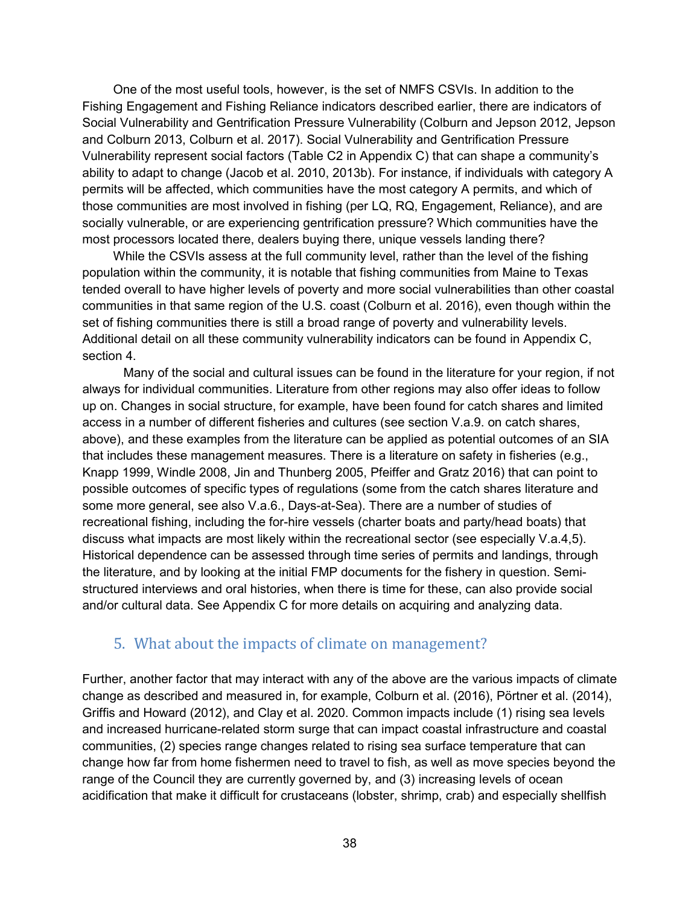One of the most useful tools, however, is the set of NMFS CSVIs. In addition to the Fishing Engagement and Fishing Reliance indicators described earlier, there are indicators of Social Vulnerability and Gentrification Pressure Vulnerability (Colburn and Jepson 2012, Jepson and Colburn 2013, Colburn et al. 2017). Social Vulnerability and Gentrification Pressure Vulnerability represent social factors (Table C2 in Appendix C) that can shape a community's ability to adapt to change (Jacob et al. 2010, 2013b). For instance, if individuals with category A permits will be affected, which communities have the most category A permits, and which of those communities are most involved in fishing (per LQ, RQ, Engagement, Reliance), and are socially vulnerable, or are experiencing gentrification pressure? Which communities have the most processors located there, dealers buying there, unique vessels landing there?

While the CSVIs assess at the full community level, rather than the level of the fishing population within the community, it is notable that fishing communities from Maine to Texas tended overall to have higher levels of poverty and more social vulnerabilities than other coastal communities in that same region of the U.S. coast (Colburn et al. 2016), even though within the set of fishing communities there is still a broad range of poverty and vulnerability levels. Additional detail on all these community vulnerability indicators can be found in Appendix C, section 4.

Many of the social and cultural issues can be found in the literature for your region, if not always for individual communities. Literature from other regions may also offer ideas to follow up on. Changes in social structure, for example, have been found for catch shares and limited access in a number of different fisheries and cultures (see section V.a.9. on catch shares, above), and these examples from the literature can be applied as potential outcomes of an SIA that includes these management measures. There is a literature on safety in fisheries (e.g., Knapp 1999, Windle 2008, Jin and Thunberg 2005, Pfeiffer and Gratz 2016) that can point to possible outcomes of specific types of regulations (some from the catch shares literature and some more general, see also V.a.6., Days-at-Sea). There are a number of studies of recreational fishing, including the for-hire vessels (charter boats and party/head boats) that discuss what impacts are most likely within the recreational sector (see especially V.a.4,5). Historical dependence can be assessed through time series of permits and landings, through the literature, and by looking at the initial FMP documents for the fishery in question. Semi-structured interviews and oral histories, when there is time for these, can also provide social and/or cultural data. See Appendix C for more details on acquiring and analyzing data.

## 5. What about the impacts of climate on management?

Further, another factor that may interact with any of the above are the various impacts of climate change as described and measured in, for example, Colburn et al. (2016), Pörtner et al. (2014), Griffis and Howard (2012), and Clay et al. 2020. Common impacts include (1) rising sea levels and increased hurricane-related storm surge that can impact coastal infrastructure and coastal communities, (2) species range changes related to rising sea surface temperature that can change how far from home fishermen need to travel to fish, as well as move species beyond the range of the Council they are currently governed by, and (3) increasing levels of ocean acidification that make it difficult for crustaceans (lobster, shrimp, crab) and especially shellfish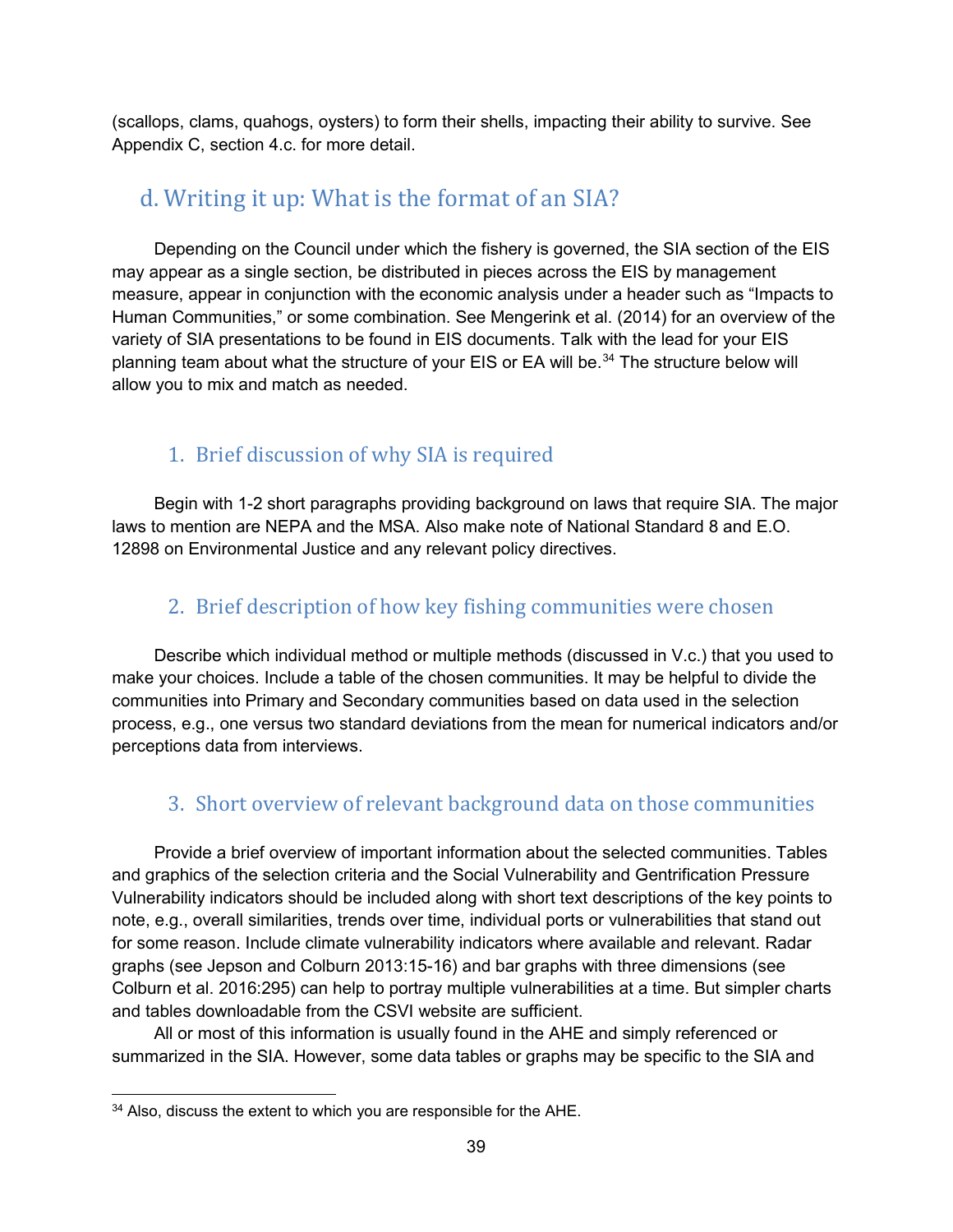(scallops, clams, quahogs, oysters) to form their shells, impacting their ability to survive. See Appendix C, section 4.c. for more detail.

## d. Writing it up: What is the format of an SIA?

Depending on the Council under which the fishery is governed, the SIA section of the EIS may appear as a single section, be distributed in pieces across the EIS by management measure, appear in conjunction with the economic analysis under a header such as “Impacts to Human Communities,” or some combination. See Mengerink et al. (2014) for an overview of the variety of SIA presentations to be found in EIS documents. Talk with the lead for your EIS planning team about what the structure of your EIS or EA will be.[34] The structure below will allow you to mix and match as needed.

### 1. Brief discussion of why SIA is required

Begin with 1-2 short paragraphs providing background on laws that require SIA. The major laws to mention are NEPA and the MSA. Also make note of National Standard 8 and E.O. 12898 on Environmental Justice and any relevant policy directives.

### 2. Brief description of how key fishing communities were chosen

Describe which individual method or multiple methods (discussed in V.c.) that you used to make your choices. Include a table of the chosen communities. It may be helpful to divide the communities into Primary and Secondary communities based on data used in the selection process, e.g., one versus two standard deviations from the mean for numerical indicators and/or perceptions data from interviews.

### 3. Short overview of relevant background data on those communities

Provide a brief overview of important information about the selected communities. Tables and graphics of the selection criteria and the Social Vulnerability and Gentrification Pressure Vulnerability indicators should be included along with short text descriptions of the key points to note, e.g., overall similarities, trends over time, individual ports or vulnerabilities that stand out for some reason. Include climate vulnerability indicators where available and relevant. Radar graphs (see Jepson and Colburn 2013:15-16) and bar graphs with three dimensions (see Colburn et al. 2016:295) can help to portray multiple vulnerabilities at a time. But simpler charts and tables downloadable from the CSVI website are sufficient.

All or most of this information is usually found in the AHE and simply referenced or summarized in the SIA. However, some data tables or graphs may be specific to the SIA and

[34] Also, discuss the extent to which you are responsible for the AHE.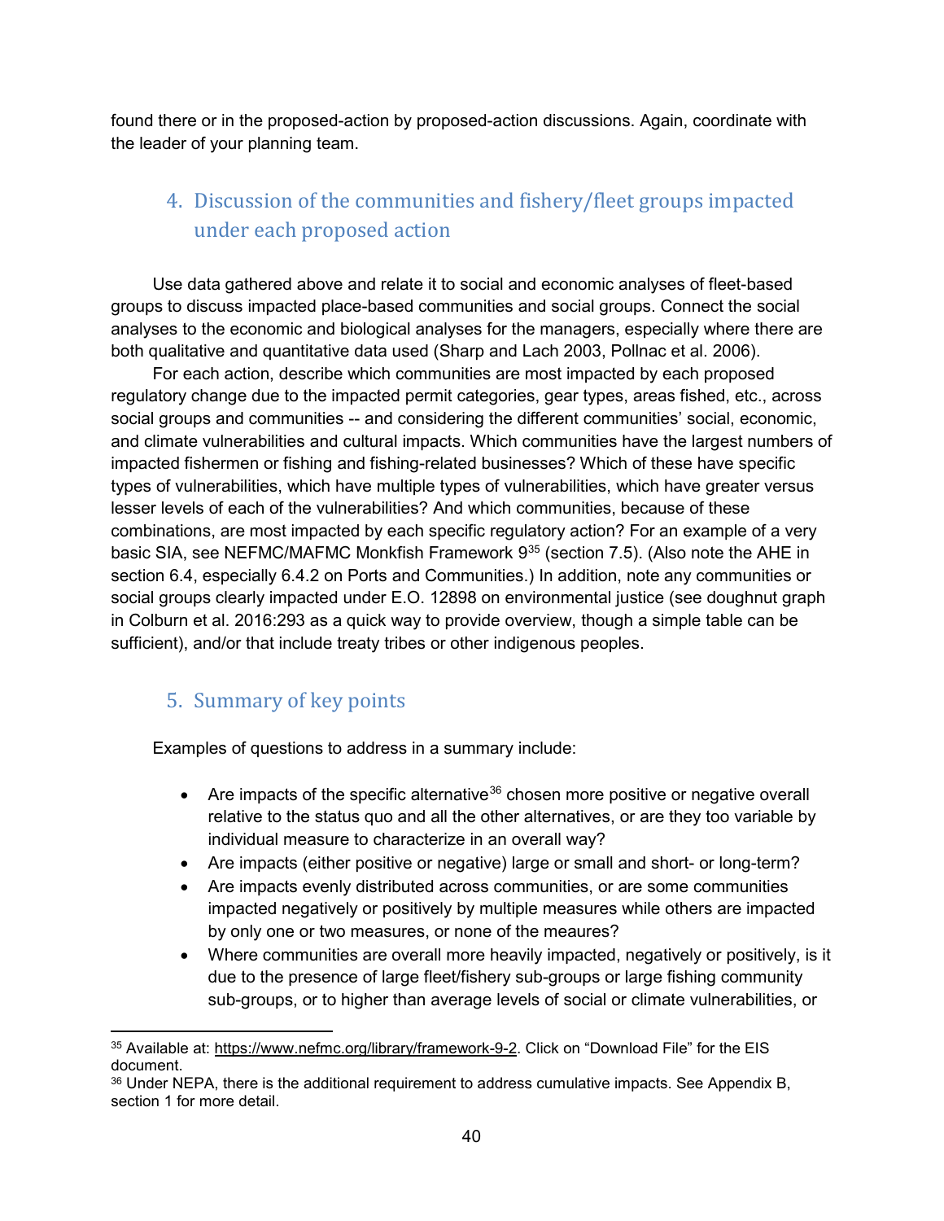found there or in the proposed-action by proposed-action discussions. Again, coordinate with the leader of your planning team.

## 4. Discussion of the communities and fishery/fleet groups impacted under each proposed action

Use data gathered above and relate it to social and economic analyses of fleet-based groups to discuss impacted place-based communities and social groups. Connect the social analyses to the economic and biological analyses for the managers, especially where there are both qualitative and quantitative data used (Sharp and Lach 2003, Pollnac et al. 2006).

For each action, describe which communities are most impacted by each proposed regulatory change due to the impacted permit categories, gear types, areas fished, etc., across social groups and communities -- and considering the different communities' social, economic, and climate vulnerabilities and cultural impacts. Which communities have the largest numbers of impacted fishermen or fishing and fishing-related businesses? Which of these have specific types of vulnerabilities, which have multiple types of vulnerabilities, which have greater versus lesser levels of each of the vulnerabilities? And which communities, because of these combinations, are most impacted by each specific regulatory action? For an example of a very basic SIA, see NEFMC/MAFMC Monkfish Framework 9[35] (section 7.5). (Also note the AHE in section 6.4, especially 6.4.2 on Ports and Communities.) In addition, note any communities or social groups clearly impacted under E.O. 12898 on environmental justice (see doughnut graph in Colburn et al. 2016:293 as a quick way to provide overview, though a simple table can be sufficient), and/or that include treaty tribes or other indigenous peoples.

## 5. Summary of key points

Examples of questions to address in a summary include:

- Are impacts of the specific alternative[36] chosen more positive or negative overall relative to the status quo and all the other alternatives, or are they too variable by individual measure to characterize in an overall way?
- Are impacts (either positive or negative) large or small and short- or long-term?
- Are impacts evenly distributed across communities, or are some communities impacted negatively or positively by multiple measures while others are impacted by only one or two measures, or none of the meaures?
- Where communities are overall more heavily impacted, negatively or positively, is it due to the presence of large fleet/fishery sub-groups or large fishing community sub-groups, or to higher than average levels of social or climate vulnerabilities, or

---

[35] Available at: https://www.nefmc.org/library/framework-9-2. Click on "Download File" for the EIS document.

[36] Under NEPA, there is the additional requirement to address cumulative impacts. See Appendix B, section 1 for more detail.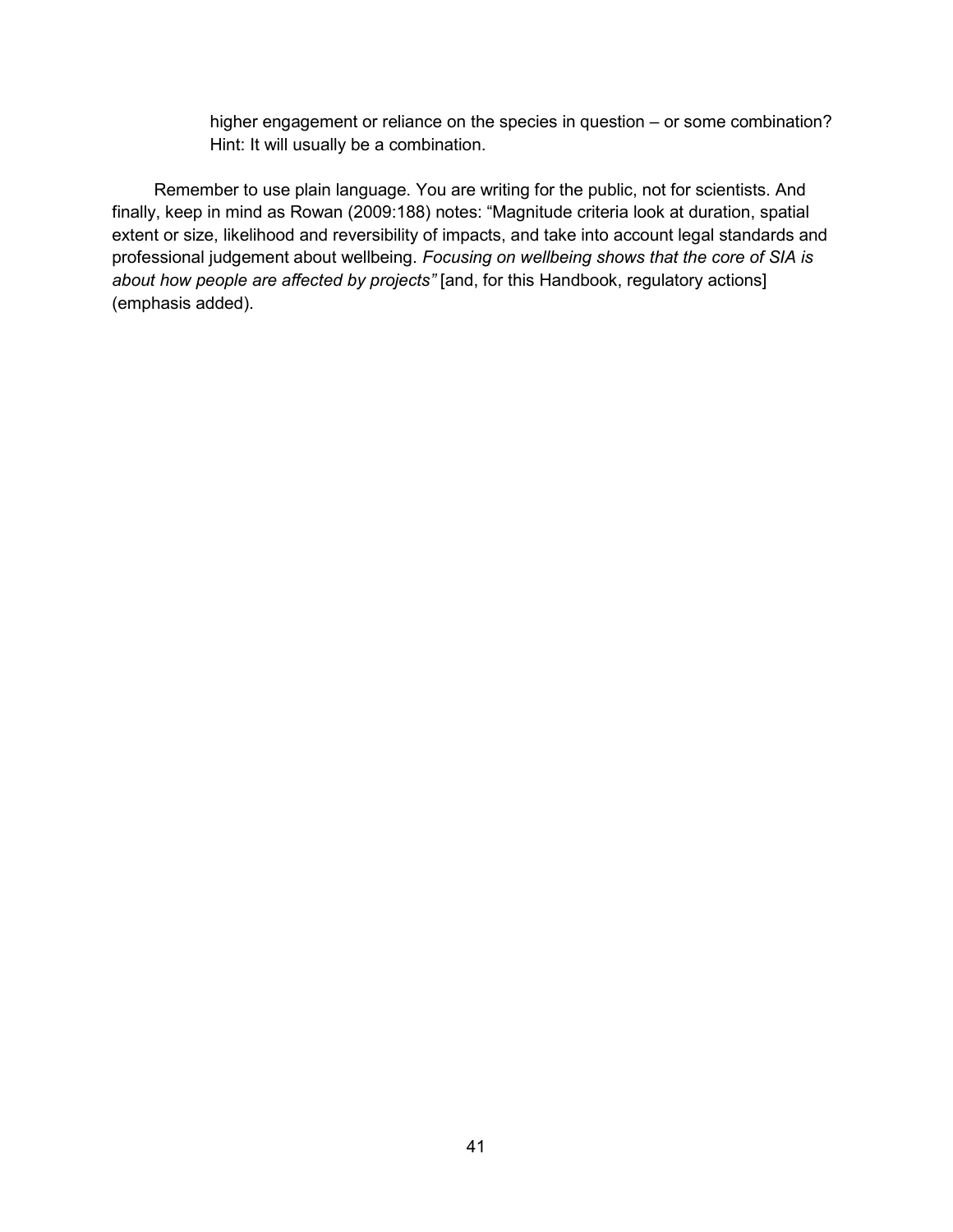higher engagement or reliance on the species in question – or some combination? Hint: It will usually be a combination.

Remember to use plain language. You are writing for the public, not for scientists. And finally, keep in mind as Rowan (2009:188) notes: "Magnitude criteria look at duration, spatial extent or size, likelihood and reversibility of impacts, and take into account legal standards and professional judgement about wellbeing. *Focusing on wellbeing shows that the core of SIA is about how people are affected by projects"* [and, for this Handbook, regulatory actions] (emphasis added).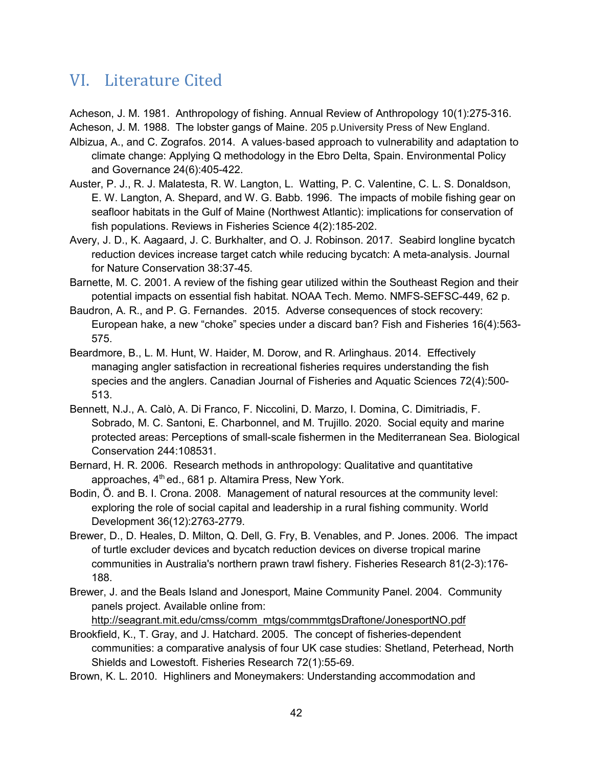# VI. Literature Cited

Acheson, J. M. 1981. Anthropology of fishing. Annual Review of Anthropology 10(1):275-316.

Acheson, J. M. 1988. The lobster gangs of Maine. 205 p.University Press of New England.

Albizua, A., and C. Zografos. 2014. A values-based approach to vulnerability and adaptation to climate change: Applying Q methodology in the Ebro Delta, Spain. Environmental Policy and Governance 24(6):405-422.

Auster, P. J., R. J. Malatesta, R. W. Langton, L. Watting, P. C. Valentine, C. L. S. Donaldson, E. W. Langton, A. Shepard, and W. G. Babb. 1996. The impacts of mobile fishing gear on seafloor habitats in the Gulf of Maine (Northwest Atlantic): implications for conservation of fish populations. Reviews in Fisheries Science 4(2):185-202.

Avery, J. D., K. Aagaard, J. C. Burkhalter, and O. J. Robinson. 2017. Seabird longline bycatch reduction devices increase target catch while reducing bycatch: A meta-analysis. Journal for Nature Conservation 38:37-45.

Barnette, M. C. 2001. A review of the fishing gear utilized within the Southeast Region and their potential impacts on essential fish habitat. NOAA Tech. Memo. NMFS-SEFSC-449, 62 p.

Baudron, A. R., and P. G. Fernandes. 2015. Adverse consequences of stock recovery: European hake, a new "choke" species under a discard ban? Fish and Fisheries 16(4):563-575.

Beardmore, B., L. M. Hunt, W. Haider, M. Dorow, and R. Arlinghaus. 2014. Effectively managing angler satisfaction in recreational fisheries requires understanding the fish species and the anglers. Canadian Journal of Fisheries and Aquatic Sciences 72(4):500-513.

Bennett, N.J., A. Calò, A. Di Franco, F. Niccolini, D. Marzo, I. Domina, C. Dimitriadis, F. Sobrado, M. C. Santoni, E. Charbonnel, and M. Trujillo. 2020. Social equity and marine protected areas: Perceptions of small-scale fishermen in the Mediterranean Sea. Biological Conservation 244:108531.

Bernard, H. R. 2006. Research methods in anthropology: Qualitative and quantitative approaches, 4th ed., 681 p. Altamira Press, New York.

Bodin, Ö. and B. I. Crona. 2008. Management of natural resources at the community level: exploring the role of social capital and leadership in a rural fishing community. World Development 36(12):2763-2779.

Brewer, D., D. Heales, D. Milton, Q. Dell, G. Fry, B. Venables, and P. Jones. 2006. The impact of turtle excluder devices and bycatch reduction devices on diverse tropical marine communities in Australia's northern prawn trawl fishery. Fisheries Research 81(2-3):176-188.

Brewer, J. and the Beals Island and Jonesport, Maine Community Panel. 2004. Community panels project. Available online from: http://seagrant.mit.edu/cmss/comm_mtgs/commmtgsDraftone/JonesportNO.pdf

Brookfield, K., T. Gray, and J. Hatchard. 2005. The concept of fisheries-dependent communities: a comparative analysis of four UK case studies: Shetland, Peterhead, North Shields and Lowestoft. Fisheries Research 72(1):55-69.

Brown, K. L. 2010. Highliners and Moneymakers: Understanding accommodation and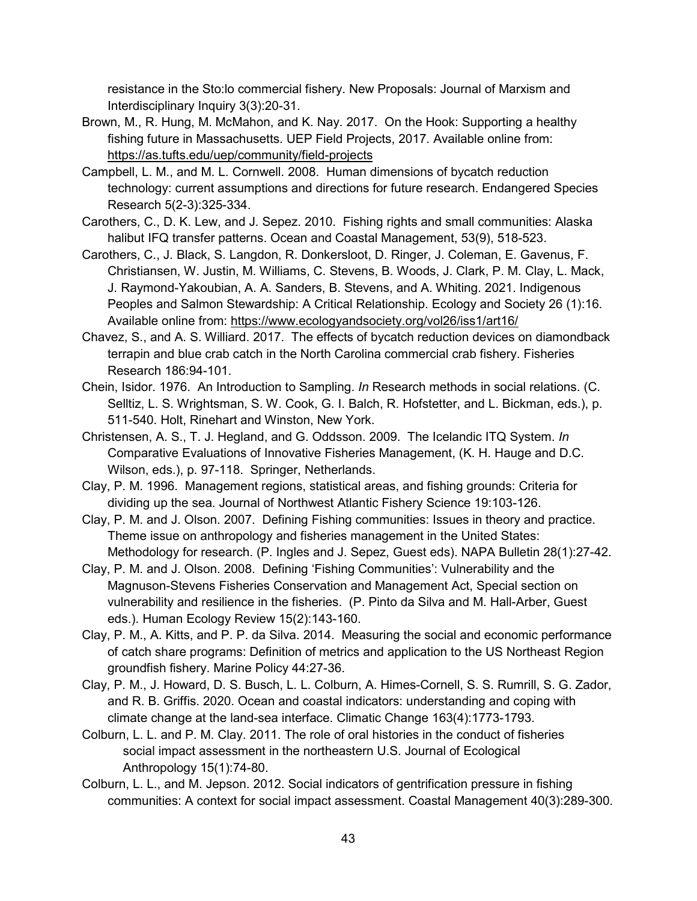resistance in the Sto:lo commercial fishery. New Proposals: Journal of Marxism and Interdisciplinary Inquiry 3(3):20-31.

Brown, M., R. Hung, M. McMahon, and K. Nay. 2017. On the Hook: Supporting a healthy fishing future in Massachusetts. UEP Field Projects, 2017. Available online from: https://as.tufts.edu/uep/community/field-projects

Campbell, L. M., and M. L. Cornwell. 2008. Human dimensions of bycatch reduction technology: current assumptions and directions for future research. Endangered Species Research 5(2-3):325-334.

Carothers, C., D. K. Lew, and J. Sepez. 2010. Fishing rights and small communities: Alaska halibut IFQ transfer patterns. Ocean and Coastal Management, 53(9), 518-523.

Carothers, C., J. Black, S. Langdon, R. Donkersloot, D. Ringer, J. Coleman, E. Gavenus, F. Christiansen, W. Justin, M. Williams, C. Stevens, B. Woods, J. Clark, P. M. Clay, L. Mack, J. Raymond-Yakoubian, A. A. Sanders, B. Stevens, and A. Whiting. 2021. Indigenous Peoples and Salmon Stewardship: A Critical Relationship. Ecology and Society 26 (1):16. Available online from: https://www.ecologyandsociety.org/vol26/iss1/art16/

Chavez, S., and A. S. Williard. 2017. The effects of bycatch reduction devices on diamondback terrapin and blue crab catch in the North Carolina commercial crab fishery. Fisheries Research 186:94-101.

Chein, Isidor. 1976. An Introduction to Sampling. *In* Research methods in social relations. (C. Selltiz, L. S. Wrightsman, S. W. Cook, G. I. Balch, R. Hofstetter, and L. Bickman, eds.), p. 511-540. Holt, Rinehart and Winston, New York.

Christensen, A. S., T. J. Hegland, and G. Oddsson. 2009. The Icelandic ITQ System. *In* Comparative Evaluations of Innovative Fisheries Management, (K. H. Hauge and D.C. Wilson, eds.), p. 97-118. Springer, Netherlands.

Clay, P. M. 1996. Management regions, statistical areas, and fishing grounds: Criteria for dividing up the sea. Journal of Northwest Atlantic Fishery Science 19:103-126.

Clay, P. M. and J. Olson. 2007. Defining Fishing communities: Issues in theory and practice. Theme issue on anthropology and fisheries management in the United States: Methodology for research. (P. Ingles and J. Sepez, Guest eds). NAPA Bulletin 28(1):27-42.

Clay, P. M. and J. Olson. 2008. Defining 'Fishing Communities': Vulnerability and the Magnuson-Stevens Fisheries Conservation and Management Act, Special section on vulnerability and resilience in the fisheries. (P. Pinto da Silva and M. Hall-Arber, Guest eds.). Human Ecology Review 15(2):143-160.

Clay, P. M., A. Kitts, and P. P. da Silva. 2014. Measuring the social and economic performance of catch share programs: Definition of metrics and application to the US Northeast Region groundfish fishery. Marine Policy 44:27-36.

Clay, P. M., J. Howard, D. S. Busch, L. L. Colburn, A. Himes-Cornell, S. S. Rumrill, S. G. Zador, and R. B. Griffis. 2020. Ocean and coastal indicators: understanding and coping with climate change at the land-sea interface. Climatic Change 163(4):1773-1793.

Colburn, L. L. and P. M. Clay. 2011. The role of oral histories in the conduct of fisheries social impact assessment in the northeastern U.S. Journal of Ecological Anthropology 15(1):74-80.

Colburn, L. L., and M. Jepson. 2012. Social indicators of gentrification pressure in fishing communities: A context for social impact assessment. Coastal Management 40(3):289-300.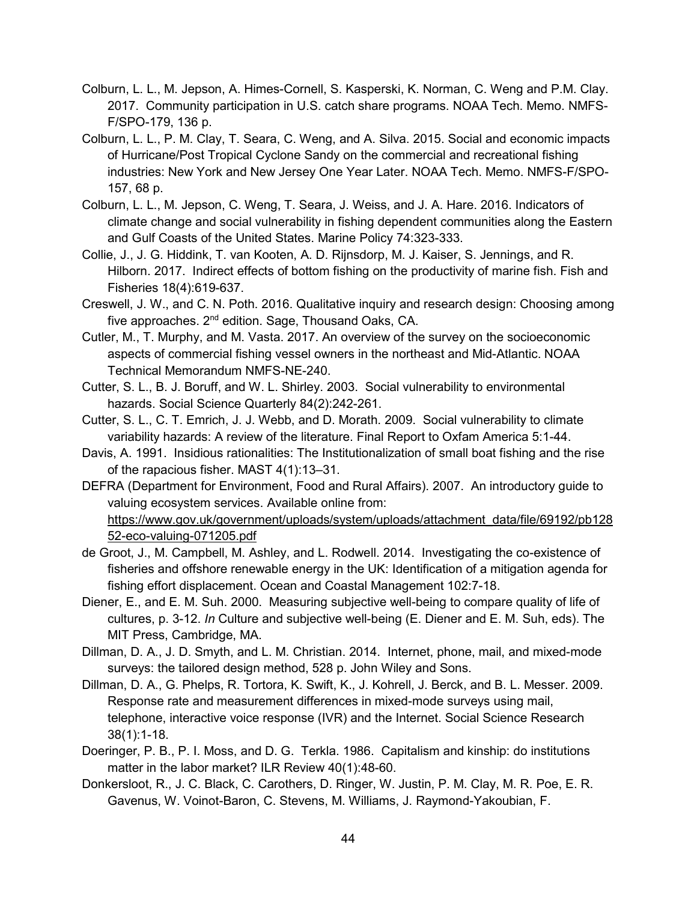Colburn, L. L., M. Jepson, A. Himes-Cornell, S. Kasperski, K. Norman, C. Weng and P.M. Clay. 2017. Community participation in U.S. catch share programs. NOAA Tech. Memo. NMFS-F/SPO-179, 136 p.

Colburn, L. L., P. M. Clay, T. Seara, C. Weng, and A. Silva. 2015. Social and economic impacts of Hurricane/Post Tropical Cyclone Sandy on the commercial and recreational fishing industries: New York and New Jersey One Year Later. NOAA Tech. Memo. NMFS-F/SPO-157, 68 p.

Colburn, L. L., M. Jepson, C. Weng, T. Seara, J. Weiss, and J. A. Hare. 2016. Indicators of climate change and social vulnerability in fishing dependent communities along the Eastern and Gulf Coasts of the United States. Marine Policy 74:323-333.

Collie, J., J. G. Hiddink, T. van Kooten, A. D. Rijnsdorp, M. J. Kaiser, S. Jennings, and R. Hilborn. 2017. Indirect effects of bottom fishing on the productivity of marine fish. Fish and Fisheries 18(4):619-637.

Creswell, J. W., and C. N. Poth. 2016. Qualitative inquiry and research design: Choosing among five approaches. 2nd edition. Sage, Thousand Oaks, CA.

Cutler, M., T. Murphy, and M. Vasta. 2017. An overview of the survey on the socioeconomic aspects of commercial fishing vessel owners in the northeast and Mid-Atlantic. NOAA Technical Memorandum NMFS-NE-240.

Cutter, S. L., B. J. Boruff, and W. L. Shirley. 2003. Social vulnerability to environmental hazards. Social Science Quarterly 84(2):242-261.

Cutter, S. L., C. T. Emrich, J. J. Webb, and D. Morath. 2009. Social vulnerability to climate variability hazards: A review of the literature. Final Report to Oxfam America 5:1-44.

Davis, A. 1991. Insidious rationalities: The Institutionalization of small boat fishing and the rise of the rapacious fisher. MAST 4(1):13–31.

DEFRA (Department for Environment, Food and Rural Affairs). 2007. An introductory guide to valuing ecosystem services. Available online from: https://www.gov.uk/government/uploads/system/uploads/attachment_data/file/69192/pb12852-eco-valuing-071205.pdf

de Groot, J., M. Campbell, M. Ashley, and L. Rodwell. 2014. Investigating the co-existence of fisheries and offshore renewable energy in the UK: Identification of a mitigation agenda for fishing effort displacement. Ocean and Coastal Management 102:7-18.

Diener, E., and E. M. Suh. 2000. Measuring subjective well-being to compare quality of life of cultures, p. 3-12. *In* Culture and subjective well-being (E. Diener and E. M. Suh, eds). The MIT Press, Cambridge, MA.

Dillman, D. A., J. D. Smyth, and L. M. Christian. 2014. Internet, phone, mail, and mixed-mode surveys: the tailored design method, 528 p. John Wiley and Sons.

Dillman, D. A., G. Phelps, R. Tortora, K. Swift, K., J. Kohrell, J. Berck, and B. L. Messer. 2009. Response rate and measurement differences in mixed-mode surveys using mail, telephone, interactive voice response (IVR) and the Internet. Social Science Research 38(1):1-18.

Doeringer, P. B., P. I. Moss, and D. G. Terkla. 1986. Capitalism and kinship: do institutions matter in the labor market? ILR Review 40(1):48-60.

Donkersloot, R., J. C. Black, C. Carothers, D. Ringer, W. Justin, P. M. Clay, M. R. Poe, E. R. Gavenus, W. Voinot-Baron, C. Stevens, M. Williams, J. Raymond-Yakoubian, F.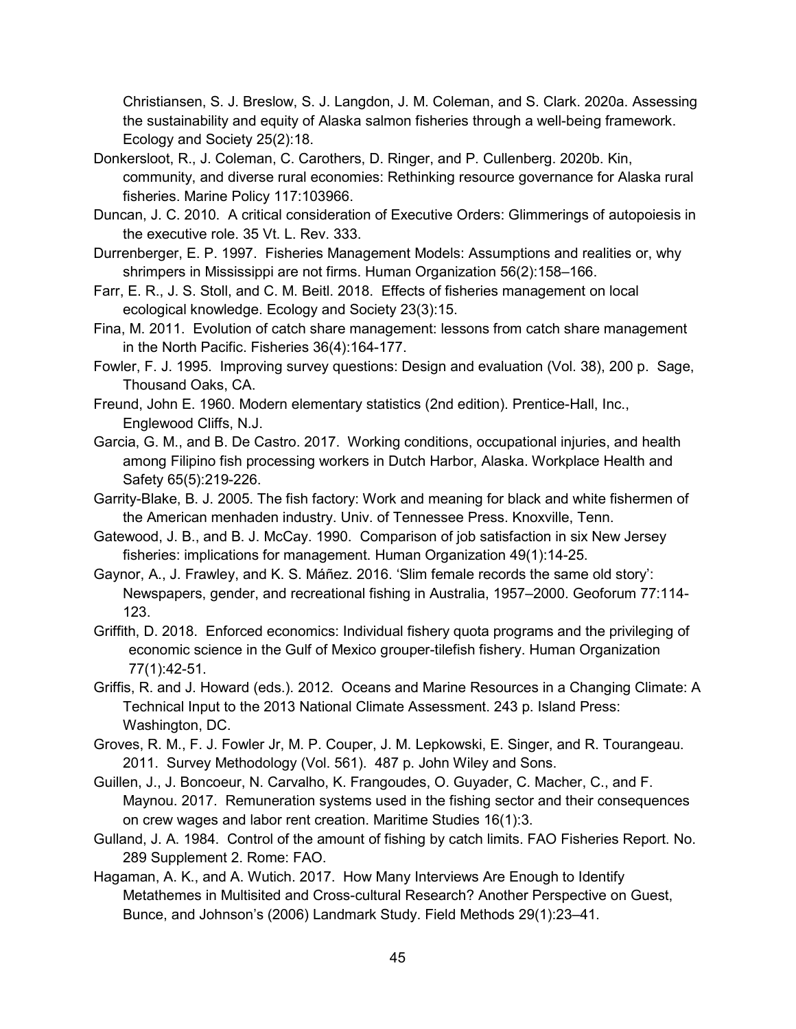Christiansen, S. J. Breslow, S. J. Langdon, J. M. Coleman, and S. Clark. 2020a. Assessing the sustainability and equity of Alaska salmon fisheries through a well-being framework. Ecology and Society 25(2):18.

Donkersloot, R., J. Coleman, C. Carothers, D. Ringer, and P. Cullenberg. 2020b. Kin, community, and diverse rural economies: Rethinking resource governance for Alaska rural fisheries. Marine Policy 117:103966.

Duncan, J. C. 2010. A critical consideration of Executive Orders: Glimmerings of autopoiesis in the executive role. 35 Vt. L. Rev. 333.

Durrenberger, E. P. 1997. Fisheries Management Models: Assumptions and realities or, why shrimpers in Mississippi are not firms. Human Organization 56(2):158–166.

Farr, E. R., J. S. Stoll, and C. M. Beitl. 2018. Effects of fisheries management on local ecological knowledge. Ecology and Society 23(3):15.

Fina, M. 2011. Evolution of catch share management: lessons from catch share management in the North Pacific. Fisheries 36(4):164-177.

Fowler, F. J. 1995. Improving survey questions: Design and evaluation (Vol. 38), 200 p. Sage, Thousand Oaks, CA.

Freund, John E. 1960. Modern elementary statistics (2nd edition). Prentice-Hall, Inc., Englewood Cliffs, N.J.

Garcia, G. M., and B. De Castro. 2017. Working conditions, occupational injuries, and health among Filipino fish processing workers in Dutch Harbor, Alaska. Workplace Health and Safety 65(5):219-226.

Garrity-Blake, B. J. 2005. The fish factory: Work and meaning for black and white fishermen of the American menhaden industry. Univ. of Tennessee Press. Knoxville, Tenn.

Gatewood, J. B., and B. J. McCay. 1990. Comparison of job satisfaction in six New Jersey fisheries: implications for management. Human Organization 49(1):14-25.

Gaynor, A., J. Frawley, and K. S. Máñez. 2016. 'Slim female records the same old story': Newspapers, gender, and recreational fishing in Australia, 1957–2000. Geoforum 77:114-123.

Griffith, D. 2018. Enforced economics: Individual fishery quota programs and the privileging of economic science in the Gulf of Mexico grouper-tilefish fishery. Human Organization 77(1):42-51.

Griffis, R. and J. Howard (eds.). 2012. Oceans and Marine Resources in a Changing Climate: A Technical Input to the 2013 National Climate Assessment. 243 p. Island Press: Washington, DC.

Groves, R. M., F. J. Fowler Jr, M. P. Couper, J. M. Lepkowski, E. Singer, and R. Tourangeau. 2011. Survey Methodology (Vol. 561). 487 p. John Wiley and Sons.

Guillen, J., J. Boncoeur, N. Carvalho, K. Frangoudes, O. Guyader, C. Macher, C., and F. Maynou. 2017. Remuneration systems used in the fishing sector and their consequences on crew wages and labor rent creation. Maritime Studies 16(1):3.

Gulland, J. A. 1984. Control of the amount of fishing by catch limits. FAO Fisheries Report. No. 289 Supplement 2. Rome: FAO.

Hagaman, A. K., and A. Wutich. 2017. How Many Interviews Are Enough to Identify Metathemes in Multisited and Cross-cultural Research? Another Perspective on Guest, Bunce, and Johnson's (2006) Landmark Study. Field Methods 29(1):23–41.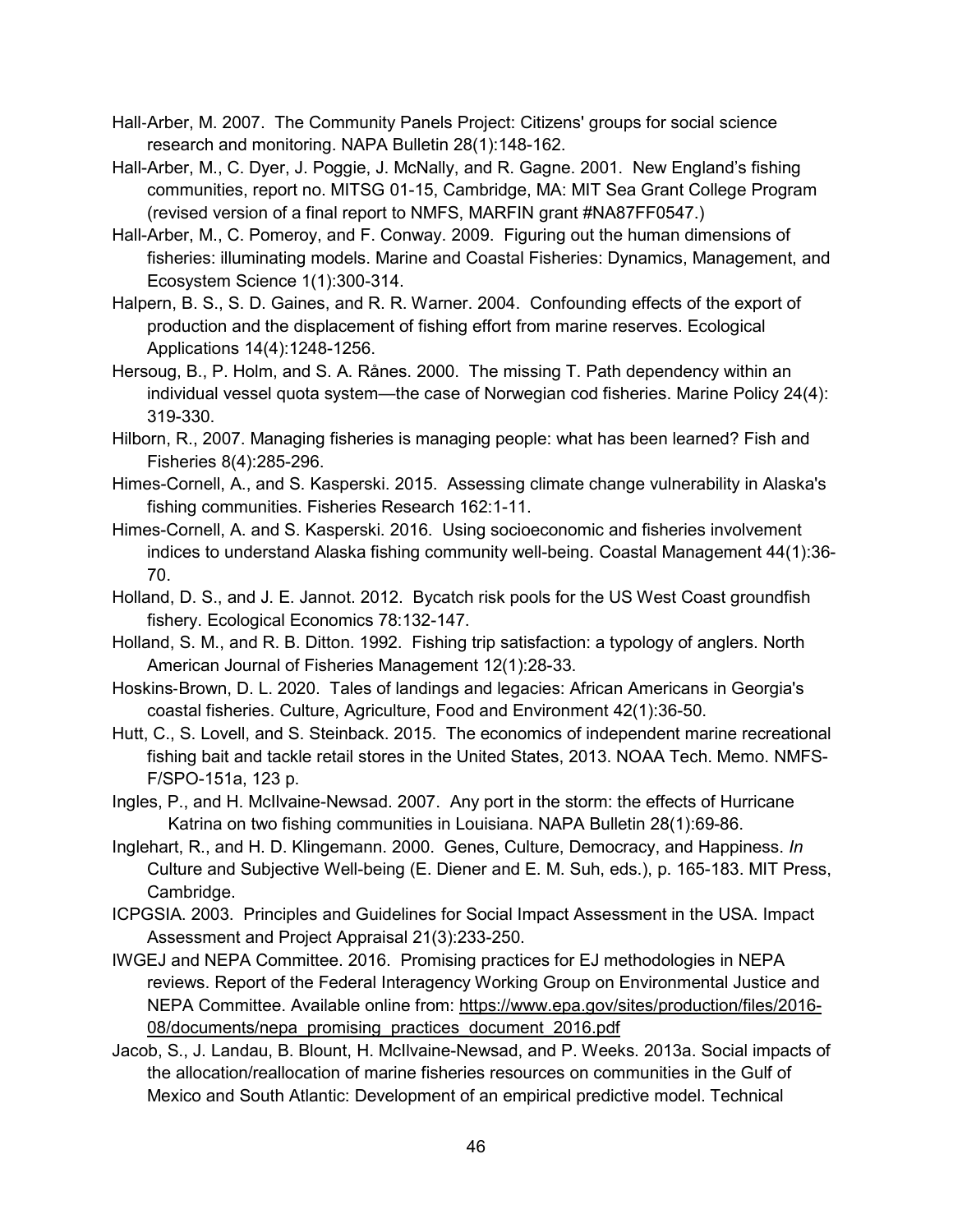Hall-Arber, M. 2007. The Community Panels Project: Citizens' groups for social science research and monitoring. NAPA Bulletin 28(1):148-162.

Hall-Arber, M., C. Dyer, J. Poggie, J. McNally, and R. Gagne. 2001. New England's fishing communities, report no. MITSG 01-15, Cambridge, MA: MIT Sea Grant College Program (revised version of a final report to NMFS, MARFIN grant #NA87FF0547.)

Hall-Arber, M., C. Pomeroy, and F. Conway. 2009. Figuring out the human dimensions of fisheries: illuminating models. Marine and Coastal Fisheries: Dynamics, Management, and Ecosystem Science 1(1):300-314.

Halpern, B. S., S. D. Gaines, and R. R. Warner. 2004. Confounding effects of the export of production and the displacement of fishing effort from marine reserves. Ecological Applications 14(4):1248-1256.

Hersoug, B., P. Holm, and S. A. Rånes. 2000. The missing T. Path dependency within an individual vessel quota system—the case of Norwegian cod fisheries. Marine Policy 24(4): 319-330.

Hilborn, R., 2007. Managing fisheries is managing people: what has been learned? Fish and Fisheries 8(4):285-296.

Himes-Cornell, A., and S. Kasperski. 2015. Assessing climate change vulnerability in Alaska's fishing communities. Fisheries Research 162:1-11.

Himes-Cornell, A. and S. Kasperski. 2016. Using socioeconomic and fisheries involvement indices to understand Alaska fishing community well-being. Coastal Management 44(1):36-70.

Holland, D. S., and J. E. Jannot. 2012. Bycatch risk pools for the US West Coast groundfish fishery. Ecological Economics 78:132-147.

Holland, S. M., and R. B. Ditton. 1992. Fishing trip satisfaction: a typology of anglers. North American Journal of Fisheries Management 12(1):28-33.

Hoskins-Brown, D. L. 2020. Tales of landings and legacies: African Americans in Georgia's coastal fisheries. Culture, Agriculture, Food and Environment 42(1):36-50.

Hutt, C., S. Lovell, and S. Steinback. 2015. The economics of independent marine recreational fishing bait and tackle retail stores in the United States, 2013. NOAA Tech. Memo. NMFS-F/SPO-151a, 123 p.

Ingles, P., and H. McIlvaine-Newsad. 2007. Any port in the storm: the effects of Hurricane Katrina on two fishing communities in Louisiana. NAPA Bulletin 28(1):69-86.

Inglehart, R., and H. D. Klingemann. 2000. Genes, Culture, Democracy, and Happiness. *In* Culture and Subjective Well-being (E. Diener and E. M. Suh, eds.), p. 165-183. MIT Press, Cambridge.

ICPGSIA. 2003. Principles and Guidelines for Social Impact Assessment in the USA. Impact Assessment and Project Appraisal 21(3):233-250.

IWGEJ and NEPA Committee. 2016. Promising practices for EJ methodologies in NEPA reviews. Report of the Federal Interagency Working Group on Environmental Justice and NEPA Committee. Available online from: https://www.epa.gov/sites/production/files/2016-08/documents/nepa_promising_practices_document_2016.pdf

Jacob, S., J. Landau, B. Blount, H. McIlvaine-Newsad, and P. Weeks. 2013a. Social impacts of the allocation/reallocation of marine fisheries resources on communities in the Gulf of Mexico and South Atlantic: Development of an empirical predictive model. Technical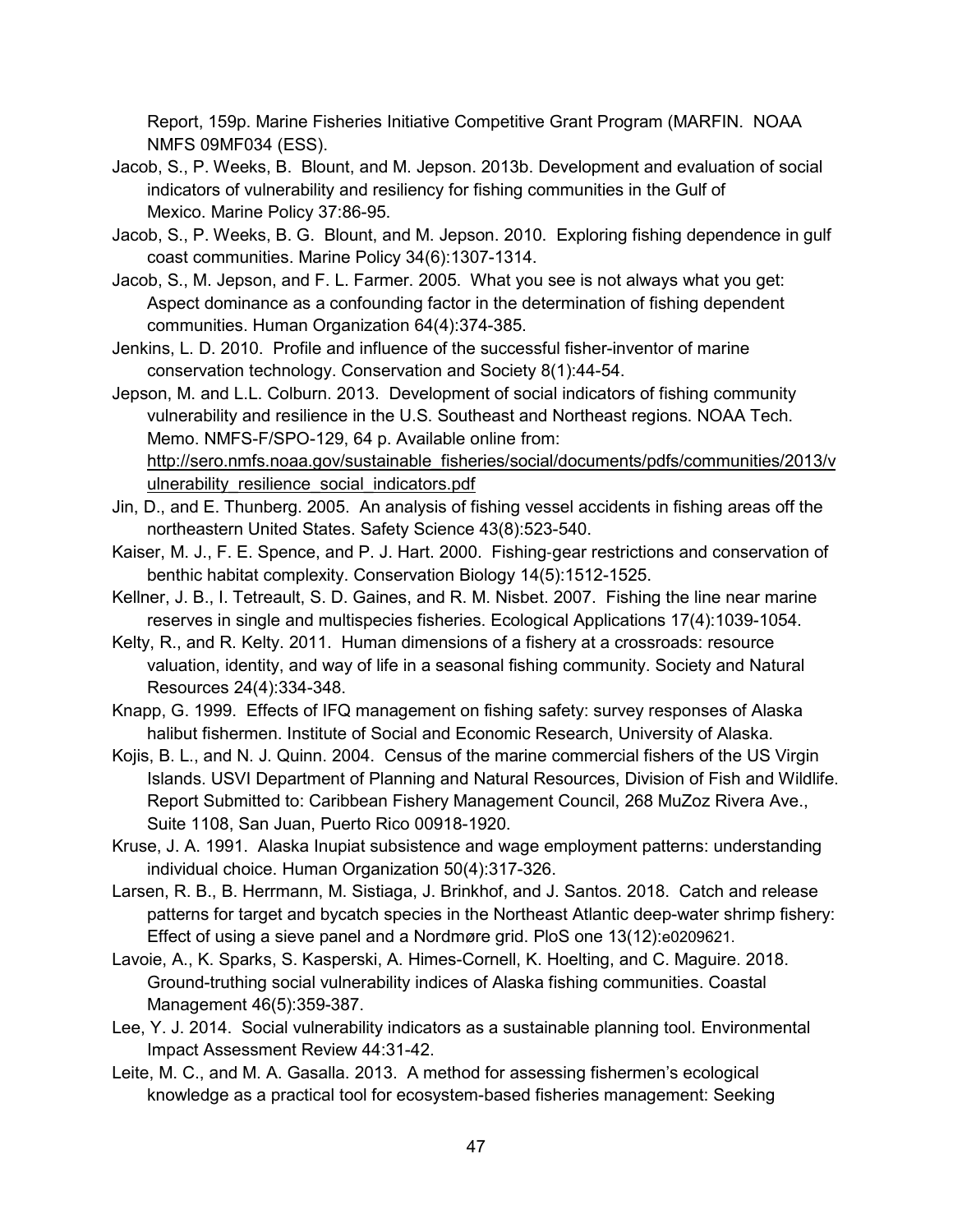Report, 159p. Marine Fisheries Initiative Competitive Grant Program (MARFIN. NOAA NMFS 09MF034 (ESS).

Jacob, S., P. Weeks, B. Blount, and M. Jepson. 2013b. Development and evaluation of social indicators of vulnerability and resiliency for fishing communities in the Gulf of Mexico. Marine Policy 37:86-95.

Jacob, S., P. Weeks, B. G. Blount, and M. Jepson. 2010. Exploring fishing dependence in gulf coast communities. Marine Policy 34(6):1307-1314.

Jacob, S., M. Jepson, and F. L. Farmer. 2005. What you see is not always what you get: Aspect dominance as a confounding factor in the determination of fishing dependent communities. Human Organization 64(4):374-385.

Jenkins, L. D. 2010. Profile and influence of the successful fisher-inventor of marine conservation technology. Conservation and Society 8(1):44-54.

Jepson, M. and L.L. Colburn. 2013. Development of social indicators of fishing community vulnerability and resilience in the U.S. Southeast and Northeast regions. NOAA Tech. Memo. NMFS-F/SPO-129, 64 p. Available online from: http://sero.nmfs.noaa.gov/sustainable_fisheries/social/documents/pdfs/communities/2013/vulnerability_resilience_social_indicators.pdf

Jin, D., and E. Thunberg. 2005. An analysis of fishing vessel accidents in fishing areas off the northeastern United States. Safety Science 43(8):523-540.

Kaiser, M. J., F. E. Spence, and P. J. Hart. 2000. Fishing-gear restrictions and conservation of benthic habitat complexity. Conservation Biology 14(5):1512-1525.

Kellner, J. B., I. Tetreault, S. D. Gaines, and R. M. Nisbet. 2007. Fishing the line near marine reserves in single and multispecies fisheries. Ecological Applications 17(4):1039-1054.

Kelty, R., and R. Kelty. 2011. Human dimensions of a fishery at a crossroads: resource valuation, identity, and way of life in a seasonal fishing community. Society and Natural Resources 24(4):334-348.

Knapp, G. 1999. Effects of IFQ management on fishing safety: survey responses of Alaska halibut fishermen. Institute of Social and Economic Research, University of Alaska.

Kojis, B. L., and N. J. Quinn. 2004. Census of the marine commercial fishers of the US Virgin Islands. USVI Department of Planning and Natural Resources, Division of Fish and Wildlife. Report Submitted to: Caribbean Fishery Management Council, 268 MuZoz Rivera Ave., Suite 1108, San Juan, Puerto Rico 00918-1920.

Kruse, J. A. 1991. Alaska Inupiat subsistence and wage employment patterns: understanding individual choice. Human Organization 50(4):317-326.

Larsen, R. B., B. Herrmann, M. Sistiaga, J. Brinkhof, and J. Santos. 2018. Catch and release patterns for target and bycatch species in the Northeast Atlantic deep-water shrimp fishery: Effect of using a sieve panel and a Nordmøre grid. PloS one 13(12):e0209621.

Lavoie, A., K. Sparks, S. Kasperski, A. Himes-Cornell, K. Hoelting, and C. Maguire. 2018. Ground-truthing social vulnerability indices of Alaska fishing communities. Coastal Management 46(5):359-387.

Lee, Y. J. 2014. Social vulnerability indicators as a sustainable planning tool. Environmental Impact Assessment Review 44:31-42.

Leite, M. C., and M. A. Gasalla. 2013. A method for assessing fishermen's ecological knowledge as a practical tool for ecosystem-based fisheries management: Seeking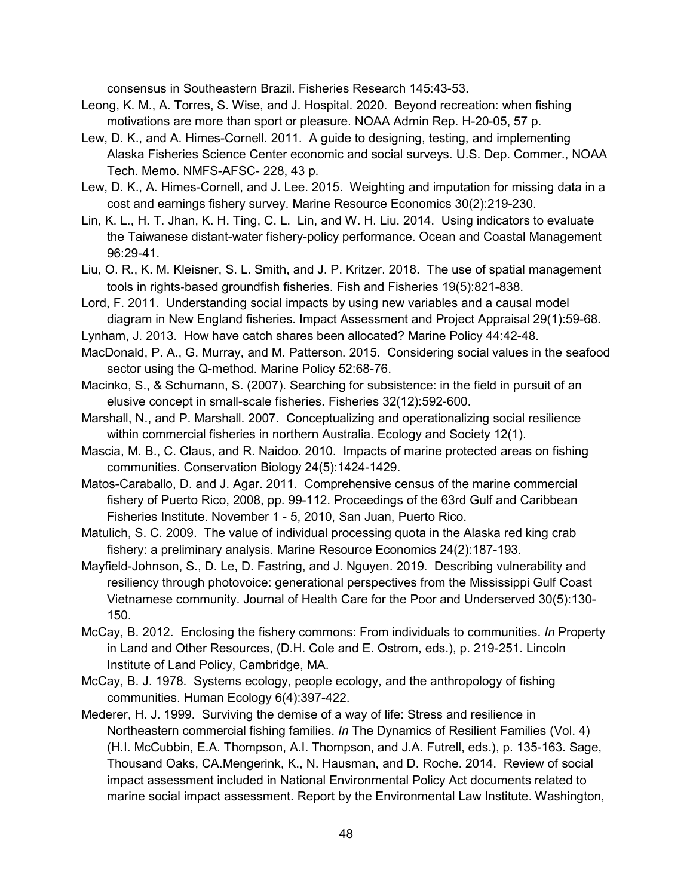consensus in Southeastern Brazil. Fisheries Research 145:43-53.

Leong, K. M., A. Torres, S. Wise, and J. Hospital. 2020. Beyond recreation: when fishing motivations are more than sport or pleasure. NOAA Admin Rep. H-20-05, 57 p.

Lew, D. K., and A. Himes-Cornell. 2011. A guide to designing, testing, and implementing Alaska Fisheries Science Center economic and social surveys. U.S. Dep. Commer., NOAA Tech. Memo. NMFS-AFSC- 228, 43 p.

Lew, D. K., A. Himes-Cornell, and J. Lee. 2015. Weighting and imputation for missing data in a cost and earnings fishery survey. Marine Resource Economics 30(2):219-230.

Lin, K. L., H. T. Jhan, K. H. Ting, C. L. Lin, and W. H. Liu. 2014. Using indicators to evaluate the Taiwanese distant-water fishery-policy performance. Ocean and Coastal Management 96:29-41.

Liu, O. R., K. M. Kleisner, S. L. Smith, and J. P. Kritzer. 2018. The use of spatial management tools in rights-based groundfish fisheries. Fish and Fisheries 19(5):821-838.

Lord, F. 2011. Understanding social impacts by using new variables and a causal model diagram in New England fisheries. Impact Assessment and Project Appraisal 29(1):59-68.

Lynham, J. 2013. How have catch shares been allocated? Marine Policy 44:42-48.

MacDonald, P. A., G. Murray, and M. Patterson. 2015. Considering social values in the seafood sector using the Q-method. Marine Policy 52:68-76.

Macinko, S., & Schumann, S. (2007). Searching for subsistence: in the field in pursuit of an elusive concept in small-scale fisheries. Fisheries 32(12):592-600.

Marshall, N., and P. Marshall. 2007. Conceptualizing and operationalizing social resilience within commercial fisheries in northern Australia. Ecology and Society 12(1).

Mascia, M. B., C. Claus, and R. Naidoo. 2010. Impacts of marine protected areas on fishing communities. Conservation Biology 24(5):1424-1429.

Matos-Caraballo, D. and J. Agar. 2011. Comprehensive census of the marine commercial fishery of Puerto Rico, 2008, pp. 99-112. Proceedings of the 63rd Gulf and Caribbean Fisheries Institute. November 1 - 5, 2010, San Juan, Puerto Rico.

Matulich, S. C. 2009. The value of individual processing quota in the Alaska red king crab fishery: a preliminary analysis. Marine Resource Economics 24(2):187-193.

Mayfield-Johnson, S., D. Le, D. Fastring, and J. Nguyen. 2019. Describing vulnerability and resiliency through photovoice: generational perspectives from the Mississippi Gulf Coast Vietnamese community. Journal of Health Care for the Poor and Underserved 30(5):130-150.

McCay, B. 2012. Enclosing the fishery commons: From individuals to communities. *In* Property in Land and Other Resources, (D.H. Cole and E. Ostrom, eds.), p. 219-251. Lincoln Institute of Land Policy, Cambridge, MA.

McCay, B. J. 1978. Systems ecology, people ecology, and the anthropology of fishing communities. Human Ecology 6(4):397-422.

Mederer, H. J. 1999. Surviving the demise of a way of life: Stress and resilience in Northeastern commercial fishing families. *In* The Dynamics of Resilient Families (Vol. 4) (H.I. McCubbin, E.A. Thompson, A.I. Thompson, and J.A. Futrell, eds.), p. 135-163. Sage, Thousand Oaks, CA.Mengerink, K., N. Hausman, and D. Roche. 2014. Review of social impact assessment included in National Environmental Policy Act documents related to marine social impact assessment. Report by the Environmental Law Institute. Washington,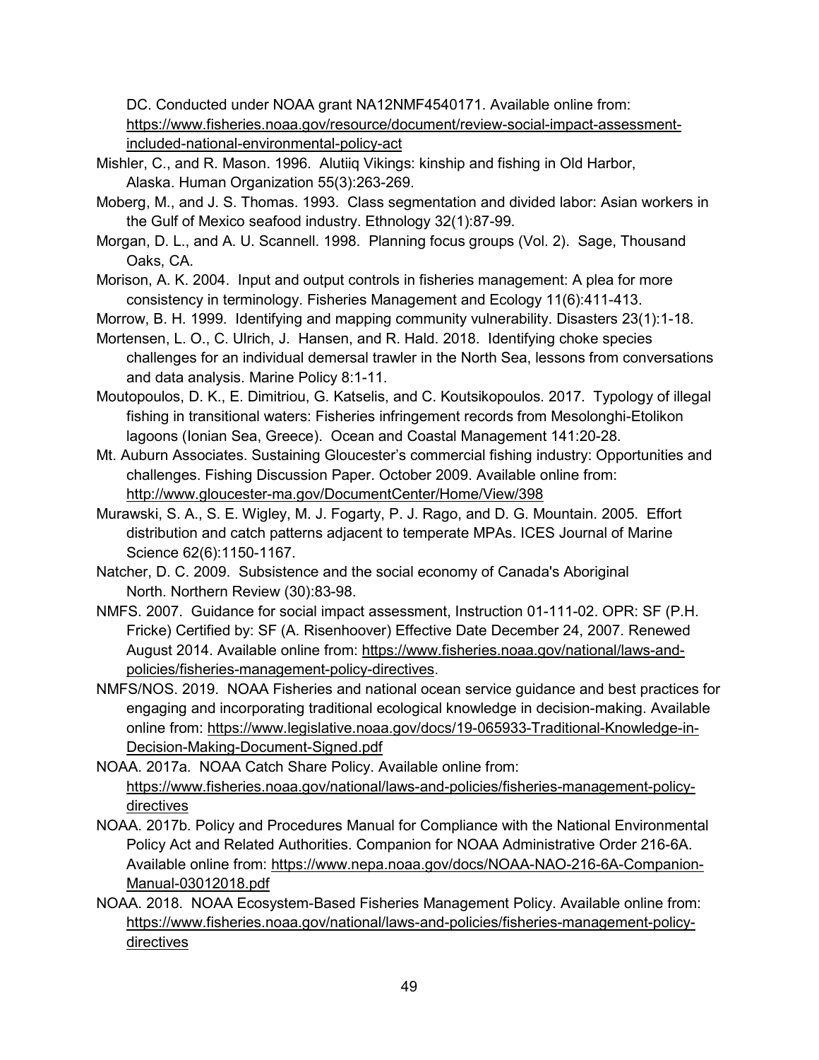DC. Conducted under NOAA grant NA12NMF4540171. Available online from: https://www.fisheries.noaa.gov/resource/document/review-social-impact-assessment-included-national-environmental-policy-act

Mishler, C., and R. Mason. 1996. Alutiiq Vikings: kinship and fishing in Old Harbor, Alaska. Human Organization 55(3):263-269.

Moberg, M., and J. S. Thomas. 1993. Class segmentation and divided labor: Asian workers in the Gulf of Mexico seafood industry. Ethnology 32(1):87-99.

Morgan, D. L., and A. U. Scannell. 1998. Planning focus groups (Vol. 2). Sage, Thousand Oaks, CA.

Morison, A. K. 2004. Input and output controls in fisheries management: A plea for more consistency in terminology. Fisheries Management and Ecology 11(6):411-413.

Morrow, B. H. 1999. Identifying and mapping community vulnerability. Disasters 23(1):1-18.

Mortensen, L. O., C. Ulrich, J. Hansen, and R. Hald. 2018. Identifying choke species challenges for an individual demersal trawler in the North Sea, lessons from conversations and data analysis. Marine Policy 8:1-11.

Moutopoulos, D. K., E. Dimitriou, G. Katselis, and C. Koutsikopoulos. 2017. Typology of illegal fishing in transitional waters: Fisheries infringement records from Mesolonghi-Etolikon lagoons (Ionian Sea, Greece). Ocean and Coastal Management 141:20-28.

Mt. Auburn Associates. Sustaining Gloucester's commercial fishing industry: Opportunities and challenges. Fishing Discussion Paper. October 2009. Available online from: http://www.gloucester-ma.gov/DocumentCenter/Home/View/398

Murawski, S. A., S. E. Wigley, M. J. Fogarty, P. J. Rago, and D. G. Mountain. 2005. Effort distribution and catch patterns adjacent to temperate MPAs. ICES Journal of Marine Science 62(6):1150-1167.

Natcher, D. C. 2009. Subsistence and the social economy of Canada's Aboriginal North. Northern Review (30):83-98.

NMFS. 2007. Guidance for social impact assessment, Instruction 01-111-02. OPR: SF (P.H. Fricke) Certified by: SF (A. Risenhoover) Effective Date December 24, 2007. Renewed August 2014. Available online from: https://www.fisheries.noaa.gov/national/laws-and-policies/fisheries-management-policy-directives.

NMFS/NOS. 2019. NOAA Fisheries and national ocean service guidance and best practices for engaging and incorporating traditional ecological knowledge in decision-making. Available online from: https://www.legislative.noaa.gov/docs/19-065933-Traditional-Knowledge-in-Decision-Making-Document-Signed.pdf

NOAA. 2017a. NOAA Catch Share Policy. Available online from: https://www.fisheries.noaa.gov/national/laws-and-policies/fisheries-management-policy-directives

NOAA. 2017b. Policy and Procedures Manual for Compliance with the National Environmental Policy Act and Related Authorities. Companion for NOAA Administrative Order 216-6A. Available online from: https://www.nepa.noaa.gov/docs/NOAA-NAO-216-6A-Companion-Manual-03012018.pdf

NOAA. 2018. NOAA Ecosystem-Based Fisheries Management Policy. Available online from: https://www.fisheries.noaa.gov/national/laws-and-policies/fisheries-management-policy-directives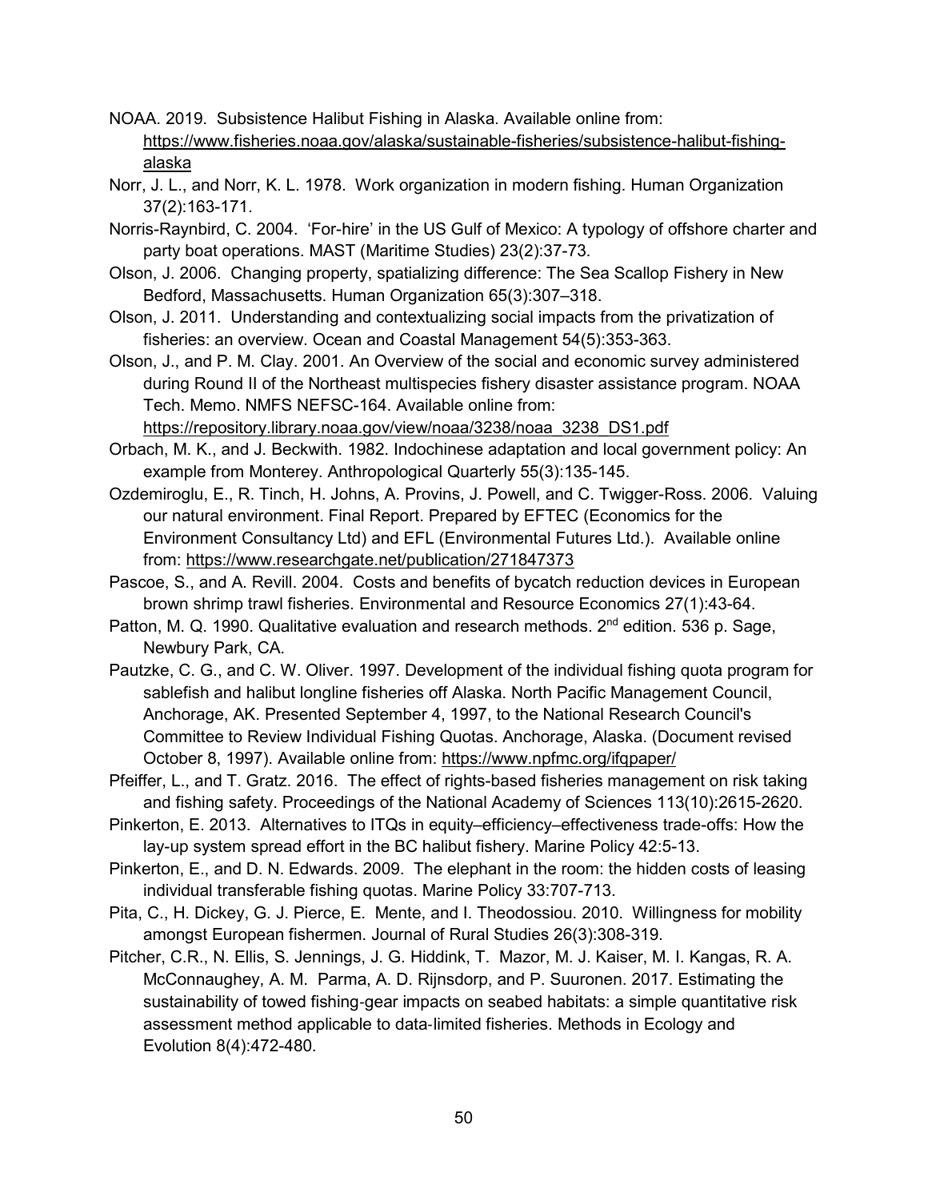NOAA. 2019. Subsistence Halibut Fishing in Alaska. Available online from: https://www.fisheries.noaa.gov/alaska/sustainable-fisheries/subsistence-halibut-fishing-alaska

Norr, J. L., and Norr, K. L. 1978. Work organization in modern fishing. Human Organization 37(2):163-171.

Norris-Raynbird, C. 2004. 'For-hire' in the US Gulf of Mexico: A typology of offshore charter and party boat operations. MAST (Maritime Studies) 23(2):37-73.

Olson, J. 2006. Changing property, spatializing difference: The Sea Scallop Fishery in New Bedford, Massachusetts. Human Organization 65(3):307–318.

Olson, J. 2011. Understanding and contextualizing social impacts from the privatization of fisheries: an overview. Ocean and Coastal Management 54(5):353-363.

Olson, J., and P. M. Clay. 2001. An Overview of the social and economic survey administered during Round II of the Northeast multispecies fishery disaster assistance program. NOAA Tech. Memo. NMFS NEFSC-164. Available online from: https://repository.library.noaa.gov/view/noaa/3238/noaa_3238_DS1.pdf

Orbach, M. K., and J. Beckwith. 1982. Indochinese adaptation and local government policy: An example from Monterey. Anthropological Quarterly 55(3):135-145.

Ozdemiroglu, E., R. Tinch, H. Johns, A. Provins, J. Powell, and C. Twigger-Ross. 2006. Valuing our natural environment. Final Report. Prepared by EFTEC (Economics for the Environment Consultancy Ltd) and EFL (Environmental Futures Ltd.). Available online from: https://www.researchgate.net/publication/271847373

Pascoe, S., and A. Revill. 2004. Costs and benefits of bycatch reduction devices in European brown shrimp trawl fisheries. Environmental and Resource Economics 27(1):43-64.

Patton, M. Q. 1990. Qualitative evaluation and research methods. 2nd edition. 536 p. Sage, Newbury Park, CA.

Pautzke, C. G., and C. W. Oliver. 1997. Development of the individual fishing quota program for sablefish and halibut longline fisheries off Alaska. North Pacific Management Council, Anchorage, AK. Presented September 4, 1997, to the National Research Council's Committee to Review Individual Fishing Quotas. Anchorage, Alaska. (Document revised October 8, 1997). Available online from: https://www.npfmc.org/ifqpaper/

Pfeiffer, L., and T. Gratz. 2016. The effect of rights-based fisheries management on risk taking and fishing safety. Proceedings of the National Academy of Sciences 113(10):2615-2620.

Pinkerton, E. 2013. Alternatives to ITQs in equity–efficiency–effectiveness trade-offs: How the lay-up system spread effort in the BC halibut fishery. Marine Policy 42:5-13.

Pinkerton, E., and D. N. Edwards. 2009. The elephant in the room: the hidden costs of leasing individual transferable fishing quotas. Marine Policy 33:707-713.

Pita, C., H. Dickey, G. J. Pierce, E. Mente, and I. Theodossiou. 2010. Willingness for mobility amongst European fishermen. Journal of Rural Studies 26(3):308-319.

Pitcher, C.R., N. Ellis, S. Jennings, J. G. Hiddink, T. Mazor, M. J. Kaiser, M. I. Kangas, R. A. McConnaughey, A. M. Parma, A. D. Rijnsdorp, and P. Suuronen. 2017. Estimating the sustainability of towed fishing-gear impacts on seabed habitats: a simple quantitative risk assessment method applicable to data-limited fisheries. Methods in Ecology and Evolution 8(4):472-480.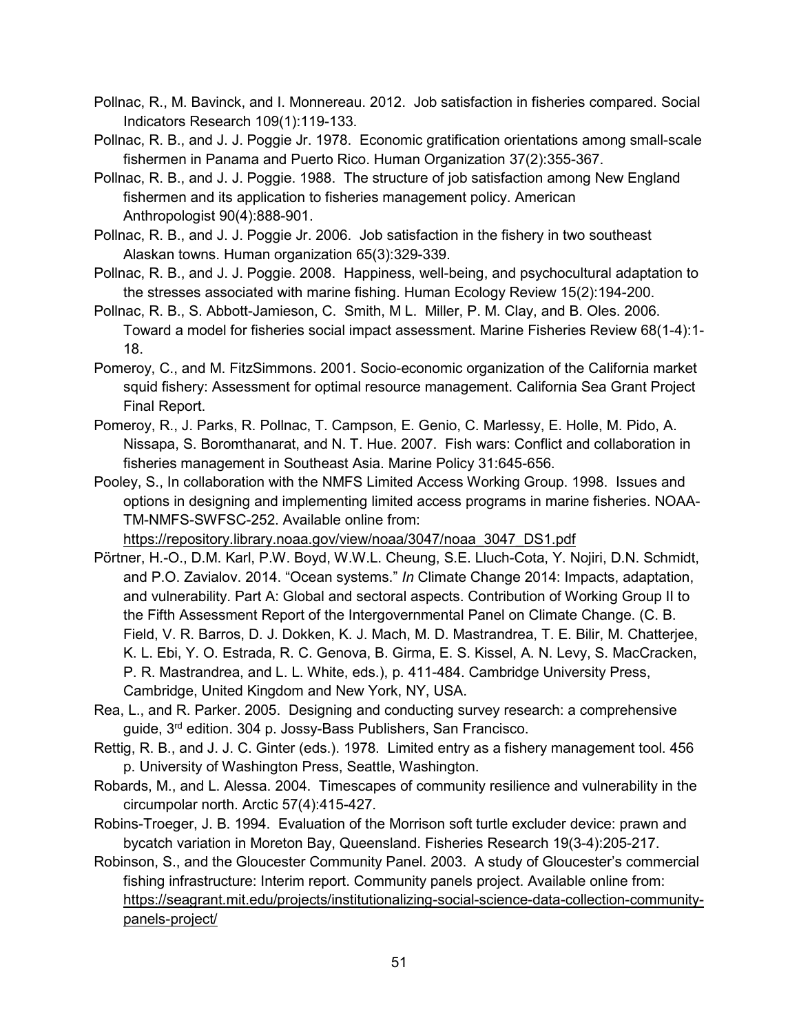Pollnac, R., M. Bavinck, and I. Monnereau. 2012. Job satisfaction in fisheries compared. Social Indicators Research 109(1):119-133.

Pollnac, R. B., and J. J. Poggie Jr. 1978. Economic gratification orientations among small-scale fishermen in Panama and Puerto Rico. Human Organization 37(2):355-367.

Pollnac, R. B., and J. J. Poggie. 1988. The structure of job satisfaction among New England fishermen and its application to fisheries management policy. American Anthropologist 90(4):888-901.

Pollnac, R. B., and J. J. Poggie Jr. 2006. Job satisfaction in the fishery in two southeast Alaskan towns. Human organization 65(3):329-339.

Pollnac, R. B., and J. J. Poggie. 2008. Happiness, well-being, and psychocultural adaptation to the stresses associated with marine fishing. Human Ecology Review 15(2):194-200.

Pollnac, R. B., S. Abbott-Jamieson, C. Smith, M L. Miller, P. M. Clay, and B. Oles. 2006. Toward a model for fisheries social impact assessment. Marine Fisheries Review 68(1-4):1-18.

Pomeroy, C., and M. FitzSimmons. 2001. Socio-economic organization of the California market squid fishery: Assessment for optimal resource management. California Sea Grant Project Final Report.

Pomeroy, R., J. Parks, R. Pollnac, T. Campson, E. Genio, C. Marlessy, E. Holle, M. Pido, A. Nissapa, S. Boromthanarat, and N. T. Hue. 2007. Fish wars: Conflict and collaboration in fisheries management in Southeast Asia. Marine Policy 31:645-656.

Pooley, S., In collaboration with the NMFS Limited Access Working Group. 1998. Issues and options in designing and implementing limited access programs in marine fisheries. NOAA-TM-NMFS-SWFSC-252. Available online from: https://repository.library.noaa.gov/view/noaa/3047/noaa_3047_DS1.pdf

Pörtner, H.-O., D.M. Karl, P.W. Boyd, W.W.L. Cheung, S.E. Lluch-Cota, Y. Nojiri, D.N. Schmidt, and P.O. Zavialov. 2014. "Ocean systems." *In* Climate Change 2014: Impacts, adaptation, and vulnerability. Part A: Global and sectoral aspects. Contribution of Working Group II to the Fifth Assessment Report of the Intergovernmental Panel on Climate Change. (C. B. Field, V. R. Barros, D. J. Dokken, K. J. Mach, M. D. Mastrandrea, T. E. Bilir, M. Chatterjee, K. L. Ebi, Y. O. Estrada, R. C. Genova, B. Girma, E. S. Kissel, A. N. Levy, S. MacCracken, P. R. Mastrandrea, and L. L. White, eds.), p. 411-484. Cambridge University Press, Cambridge, United Kingdom and New York, NY, USA.

Rea, L., and R. Parker. 2005. Designing and conducting survey research: a comprehensive guide, 3rd edition. 304 p. Jossy-Bass Publishers, San Francisco.

Rettig, R. B., and J. J. C. Ginter (eds.). 1978. Limited entry as a fishery management tool. 456 p. University of Washington Press, Seattle, Washington.

Robards, M., and L. Alessa. 2004. Timescapes of community resilience and vulnerability in the circumpolar north. Arctic 57(4):415-427.

Robins-Troeger, J. B. 1994. Evaluation of the Morrison soft turtle excluder device: prawn and bycatch variation in Moreton Bay, Queensland. Fisheries Research 19(3-4):205-217.

Robinson, S., and the Gloucester Community Panel. 2003. A study of Gloucester's commercial fishing infrastructure: Interim report. Community panels project. Available online from: https://seagrant.mit.edu/projects/institutionalizing-social-science-data-collection-community-panels-project/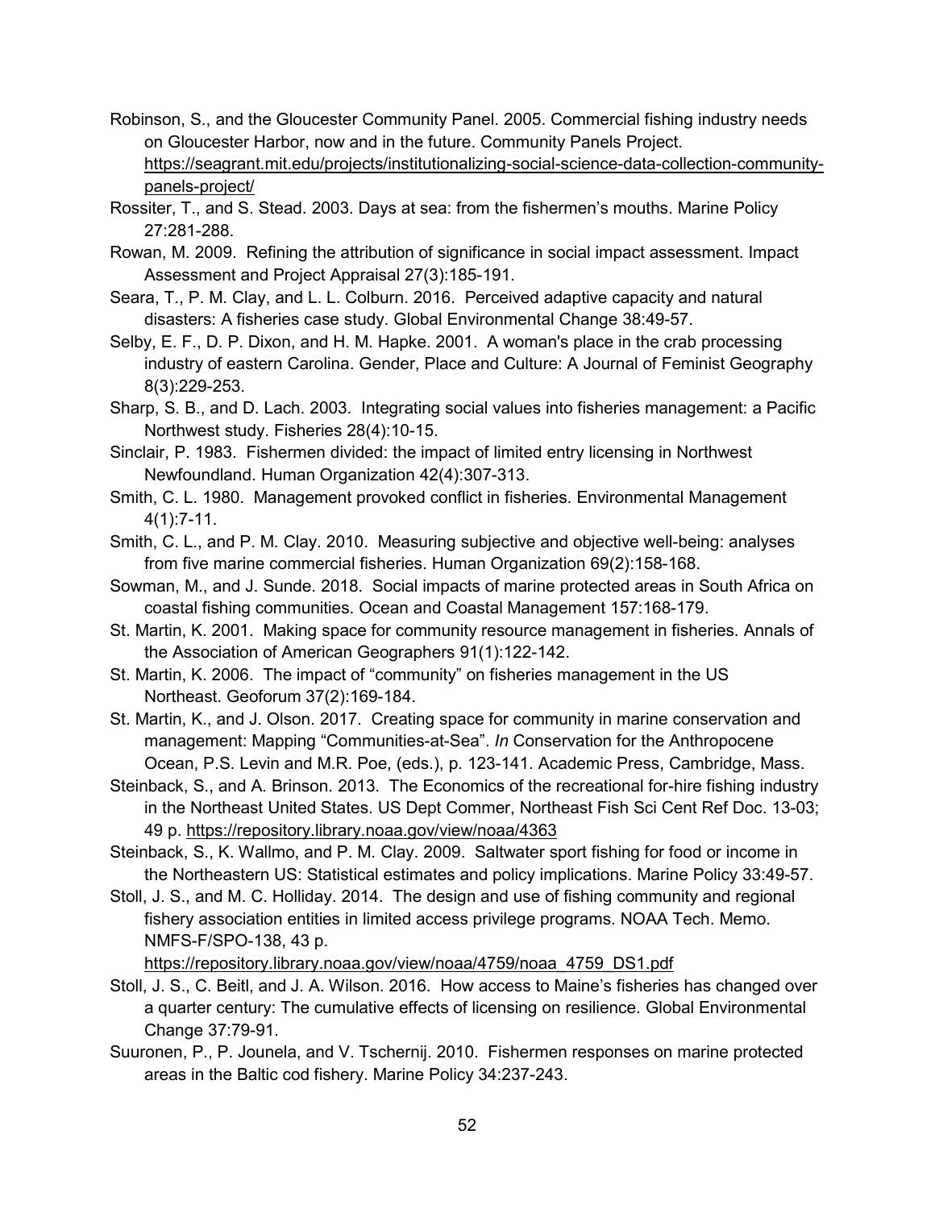Robinson, S., and the Gloucester Community Panel. 2005. Commercial fishing industry needs on Gloucester Harbor, now and in the future. Community Panels Project. https://seagrant.mit.edu/projects/institutionalizing-social-science-data-collection-community-panels-project/

Rossiter, T., and S. Stead. 2003. Days at sea: from the fishermen's mouths. Marine Policy 27:281-288.

Rowan, M. 2009. Refining the attribution of significance in social impact assessment. Impact Assessment and Project Appraisal 27(3):185-191.

Seara, T., P. M. Clay, and L. L. Colburn. 2016. Perceived adaptive capacity and natural disasters: A fisheries case study. Global Environmental Change 38:49-57.

Selby, E. F., D. P. Dixon, and H. M. Hapke. 2001. A woman's place in the crab processing industry of eastern Carolina. Gender, Place and Culture: A Journal of Feminist Geography 8(3):229-253.

Sharp, S. B., and D. Lach. 2003. Integrating social values into fisheries management: a Pacific Northwest study. Fisheries 28(4):10-15.

Sinclair, P. 1983. Fishermen divided: the impact of limited entry licensing in Northwest Newfoundland. Human Organization 42(4):307-313.

Smith, C. L. 1980. Management provoked conflict in fisheries. Environmental Management 4(1):7-11.

Smith, C. L., and P. M. Clay. 2010. Measuring subjective and objective well-being: analyses from five marine commercial fisheries. Human Organization 69(2):158-168.

Sowman, M., and J. Sunde. 2018. Social impacts of marine protected areas in South Africa on coastal fishing communities. Ocean and Coastal Management 157:168-179.

St. Martin, K. 2001. Making space for community resource management in fisheries. Annals of the Association of American Geographers 91(1):122-142.

St. Martin, K. 2006. The impact of "community" on fisheries management in the US Northeast. Geoforum 37(2):169-184.

St. Martin, K., and J. Olson. 2017. Creating space for community in marine conservation and management: Mapping "Communities-at-Sea". *In* Conservation for the Anthropocene Ocean, P.S. Levin and M.R. Poe, (eds.), p. 123-141. Academic Press, Cambridge, Mass.

Steinback, S., and A. Brinson. 2013. The Economics of the recreational for-hire fishing industry in the Northeast United States. US Dept Commer, Northeast Fish Sci Cent Ref Doc. 13-03; 49 p. https://repository.library.noaa.gov/view/noaa/4363

Steinback, S., K. Wallmo, and P. M. Clay. 2009. Saltwater sport fishing for food or income in the Northeastern US: Statistical estimates and policy implications. Marine Policy 33:49-57.

Stoll, J. S., and M. C. Holliday. 2014. The design and use of fishing community and regional fishery association entities in limited access privilege programs. NOAA Tech. Memo. NMFS-F/SPO-138, 43 p. https://repository.library.noaa.gov/view/noaa/4759/noaa_4759_DS1.pdf

Stoll, J. S., C. Beitl, and J. A. Wilson. 2016. How access to Maine's fisheries has changed over a quarter century: The cumulative effects of licensing on resilience. Global Environmental Change 37:79-91.

Suuronen, P., P. Jounela, and V. Tschernij. 2010. Fishermen responses on marine protected areas in the Baltic cod fishery. Marine Policy 34:237-243.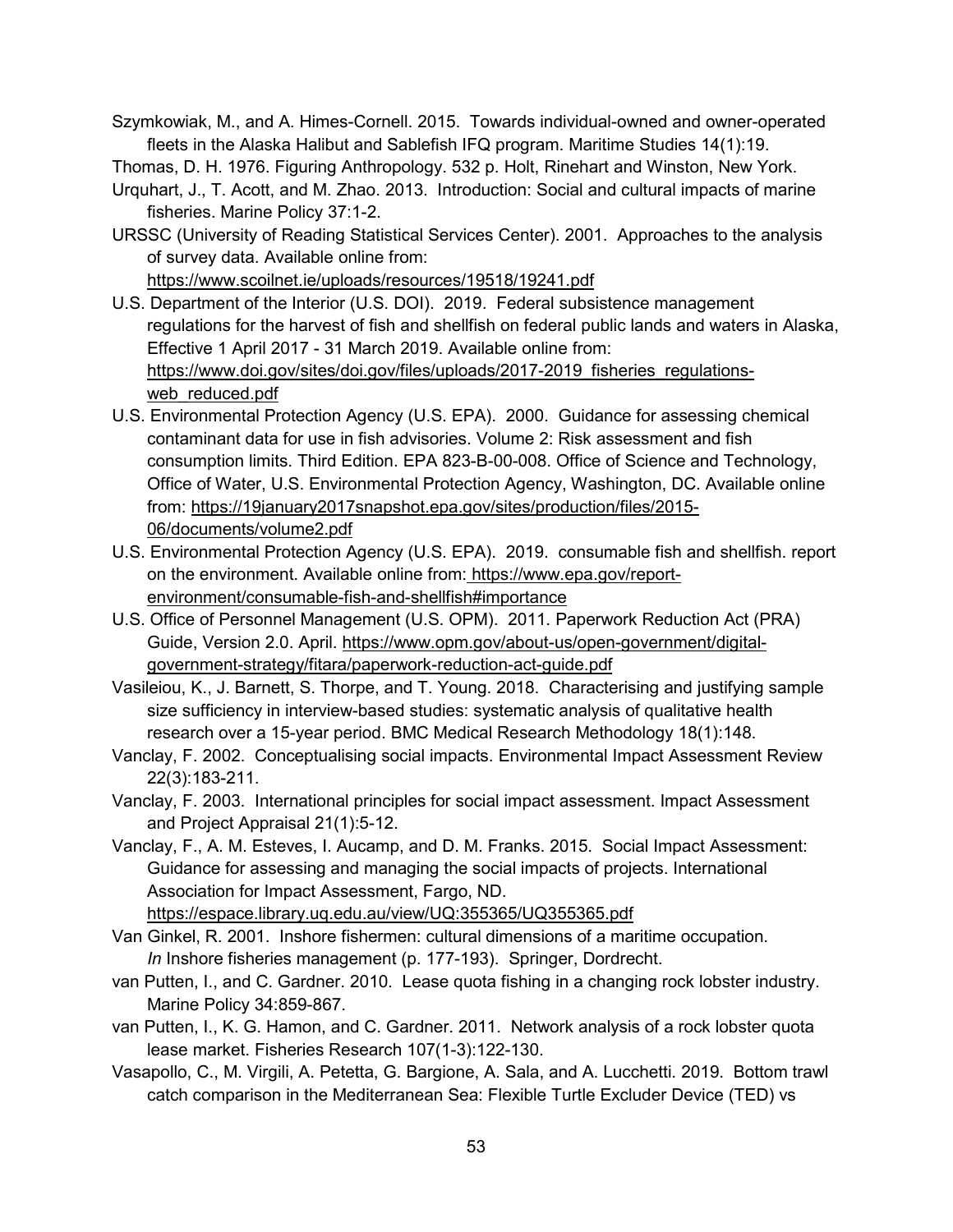Szymkowiak, M., and A. Himes-Cornell. 2015. Towards individual-owned and owner-operated fleets in the Alaska Halibut and Sablefish IFQ program. Maritime Studies 14(1):19.

Thomas, D. H. 1976. Figuring Anthropology. 532 p. Holt, Rinehart and Winston, New York.

Urquhart, J., T. Acott, and M. Zhao. 2013. Introduction: Social and cultural impacts of marine fisheries. Marine Policy 37:1-2.

URSSC (University of Reading Statistical Services Center). 2001. Approaches to the analysis of survey data. Available online from: https://www.scoilnet.ie/uploads/resources/19518/19241.pdf

U.S. Department of the Interior (U.S. DOI). 2019. Federal subsistence management regulations for the harvest of fish and shellfish on federal public lands and waters in Alaska, Effective 1 April 2017 - 31 March 2019. Available online from: https://www.doi.gov/sites/doi.gov/files/uploads/2017-2019_fisheries_regulations-web_reduced.pdf

U.S. Environmental Protection Agency (U.S. EPA). 2000. Guidance for assessing chemical contaminant data for use in fish advisories. Volume 2: Risk assessment and fish consumption limits. Third Edition. EPA 823-B-00-008. Office of Science and Technology, Office of Water, U.S. Environmental Protection Agency, Washington, DC. Available online from: https://19january2017snapshot.epa.gov/sites/production/files/2015-06/documents/volume2.pdf

U.S. Environmental Protection Agency (U.S. EPA). 2019. consumable fish and shellfish. report on the environment. Available online from: https://www.epa.gov/report-environment/consumable-fish-and-shellfish#importance

U.S. Office of Personnel Management (U.S. OPM). 2011. Paperwork Reduction Act (PRA) Guide, Version 2.0. April. https://www.opm.gov/about-us/open-government/digital-government-strategy/fitara/paperwork-reduction-act-guide.pdf

Vasileiou, K., J. Barnett, S. Thorpe, and T. Young. 2018. Characterising and justifying sample size sufficiency in interview-based studies: systematic analysis of qualitative health research over a 15-year period. BMC Medical Research Methodology 18(1):148.

Vanclay, F. 2002. Conceptualising social impacts. Environmental Impact Assessment Review 22(3):183-211.

Vanclay, F. 2003. International principles for social impact assessment. Impact Assessment and Project Appraisal 21(1):5-12.

Vanclay, F., A. M. Esteves, I. Aucamp, and D. M. Franks. 2015. Social Impact Assessment: Guidance for assessing and managing the social impacts of projects. International Association for Impact Assessment, Fargo, ND. https://espace.library.uq.edu.au/view/UQ:355365/UQ355365.pdf

Van Ginkel, R. 2001. Inshore fishermen: cultural dimensions of a maritime occupation. *In* Inshore fisheries management (p. 177-193). Springer, Dordrecht.

van Putten, I., and C. Gardner. 2010. Lease quota fishing in a changing rock lobster industry. Marine Policy 34:859-867.

van Putten, I., K. G. Hamon, and C. Gardner. 2011. Network analysis of a rock lobster quota lease market. Fisheries Research 107(1-3):122-130.

Vasapollo, C., M. Virgili, A. Petetta, G. Bargione, A. Sala, and A. Lucchetti. 2019. Bottom trawl catch comparison in the Mediterranean Sea: Flexible Turtle Excluder Device (TED) vs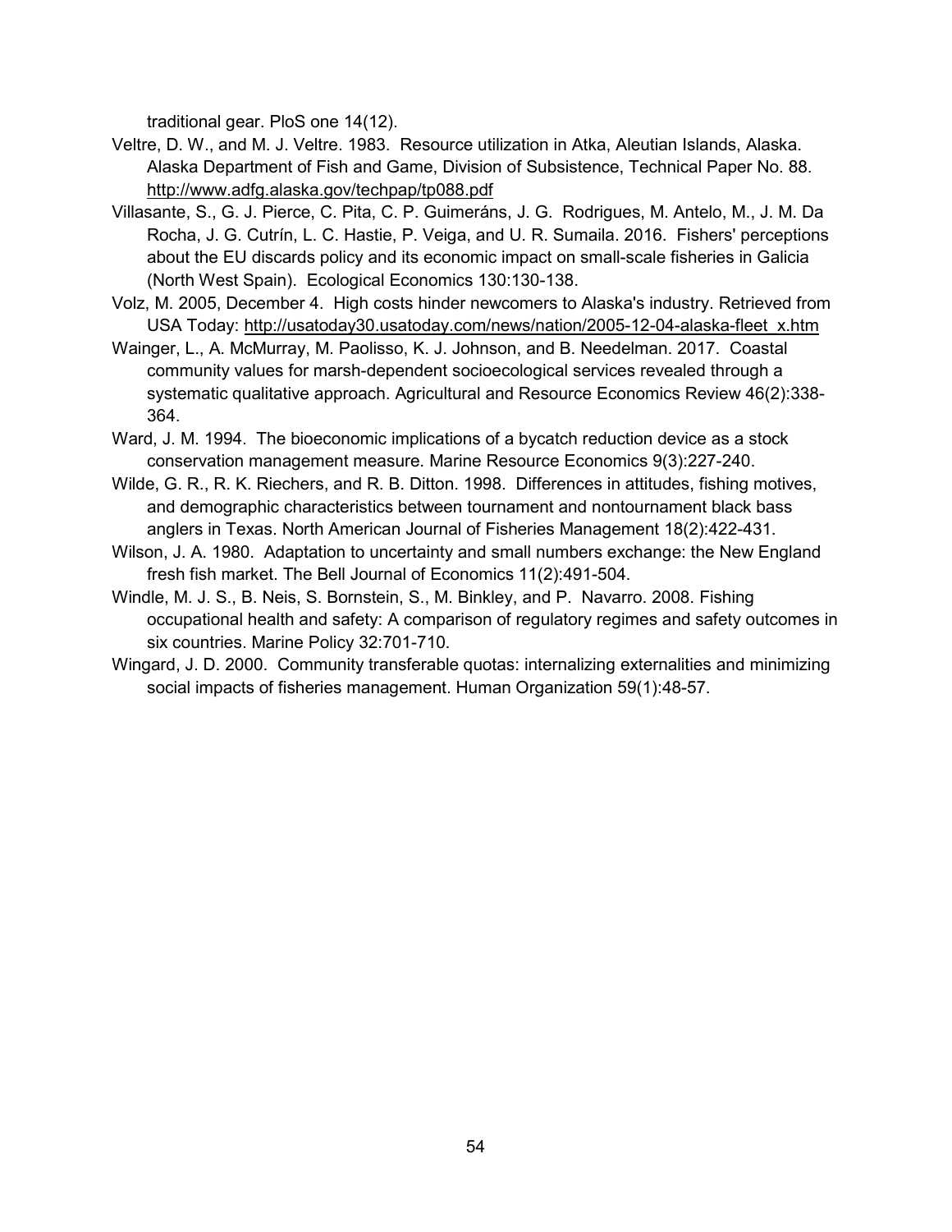traditional gear. PloS one 14(12).

Veltre, D. W., and M. J. Veltre. 1983. Resource utilization in Atka, Aleutian Islands, Alaska. Alaska Department of Fish and Game, Division of Subsistence, Technical Paper No. 88. http://www.adfg.alaska.gov/techpap/tp088.pdf

Villasante, S., G. J. Pierce, C. Pita, C. P. Guimeráns, J. G. Rodrigues, M. Antelo, M., J. M. Da Rocha, J. G. Cutrín, L. C. Hastie, P. Veiga, and U. R. Sumaila. 2016. Fishers' perceptions about the EU discards policy and its economic impact on small-scale fisheries in Galicia (North West Spain). Ecological Economics 130:130-138.

Volz, M. 2005, December 4. High costs hinder newcomers to Alaska's industry. Retrieved from USA Today: http://usatoday30.usatoday.com/news/nation/2005-12-04-alaska-fleet_x.htm

Wainger, L., A. McMurray, M. Paolisso, K. J. Johnson, and B. Needelman. 2017. Coastal community values for marsh-dependent socioecological services revealed through a systematic qualitative approach. Agricultural and Resource Economics Review 46(2):338-364.

Ward, J. M. 1994. The bioeconomic implications of a bycatch reduction device as a stock conservation management measure. Marine Resource Economics 9(3):227-240.

Wilde, G. R., R. K. Riechers, and R. B. Ditton. 1998. Differences in attitudes, fishing motives, and demographic characteristics between tournament and nontournament black bass anglers in Texas. North American Journal of Fisheries Management 18(2):422-431.

Wilson, J. A. 1980. Adaptation to uncertainty and small numbers exchange: the New England fresh fish market. The Bell Journal of Economics 11(2):491-504.

Windle, M. J. S., B. Neis, S. Bornstein, S., M. Binkley, and P. Navarro. 2008. Fishing occupational health and safety: A comparison of regulatory regimes and safety outcomes in six countries. Marine Policy 32:701-710.

Wingard, J. D. 2000. Community transferable quotas: internalizing externalities and minimizing social impacts of fisheries management. Human Organization 59(1):48-57.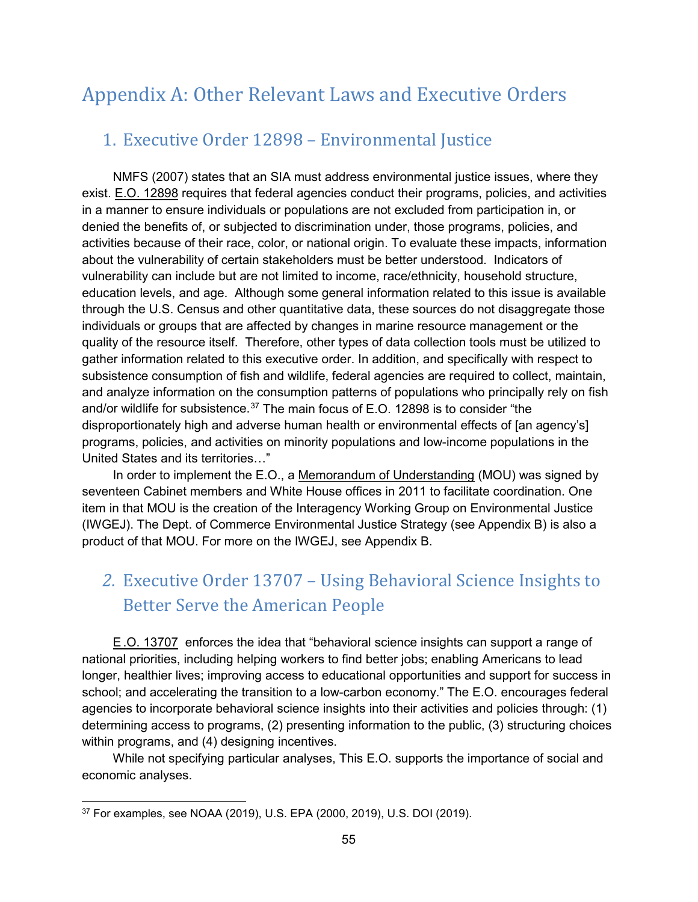# Appendix A: Other Relevant Laws and Executive Orders

## 1. Executive Order 12898 – Environmental Justice

NMFS (2007) states that an SIA must address environmental justice issues, where they exist. E.O. 12898 requires that federal agencies conduct their programs, policies, and activities in a manner to ensure individuals or populations are not excluded from participation in, or denied the benefits of, or subjected to discrimination under, those programs, policies, and activities because of their race, color, or national origin. To evaluate these impacts, information about the vulnerability of certain stakeholders must be better understood. Indicators of vulnerability can include but are not limited to income, race/ethnicity, household structure, education levels, and age. Although some general information related to this issue is available through the U.S. Census and other quantitative data, these sources do not disaggregate those individuals or groups that are affected by changes in marine resource management or the quality of the resource itself. Therefore, other types of data collection tools must be utilized to gather information related to this executive order. In addition, and specifically with respect to subsistence consumption of fish and wildlife, federal agencies are required to collect, maintain, and analyze information on the consumption patterns of populations who principally rely on fish and/or wildlife for subsistence.[37] The main focus of E.O. 12898 is to consider "the disproportionately high and adverse human health or environmental effects of [an agency's] programs, policies, and activities on minority populations and low-income populations in the United States and its territories…"

In order to implement the E.O., a Memorandum of Understanding (MOU) was signed by seventeen Cabinet members and White House offices in 2011 to facilitate coordination. One item in that MOU is the creation of the Interagency Working Group on Environmental Justice (IWGEJ). The Dept. of Commerce Environmental Justice Strategy (see Appendix B) is also a product of that MOU. For more on the IWGEJ, see Appendix B.

## *2.* Executive Order 13707 – Using Behavioral Science Insights to Better Serve the American People

E.O. 13707 enforces the idea that "behavioral science insights can support a range of national priorities, including helping workers to find better jobs; enabling Americans to lead longer, healthier lives; improving access to educational opportunities and support for success in school; and accelerating the transition to a low-carbon economy." The E.O. encourages federal agencies to incorporate behavioral science insights into their activities and policies through: (1) determining access to programs, (2) presenting information to the public, (3) structuring choices within programs, and (4) designing incentives.

While not specifying particular analyses, This E.O. supports the importance of social and economic analyses.

---

[37] For examples, see NOAA (2019), U.S. EPA (2000, 2019), U.S. DOI (2019).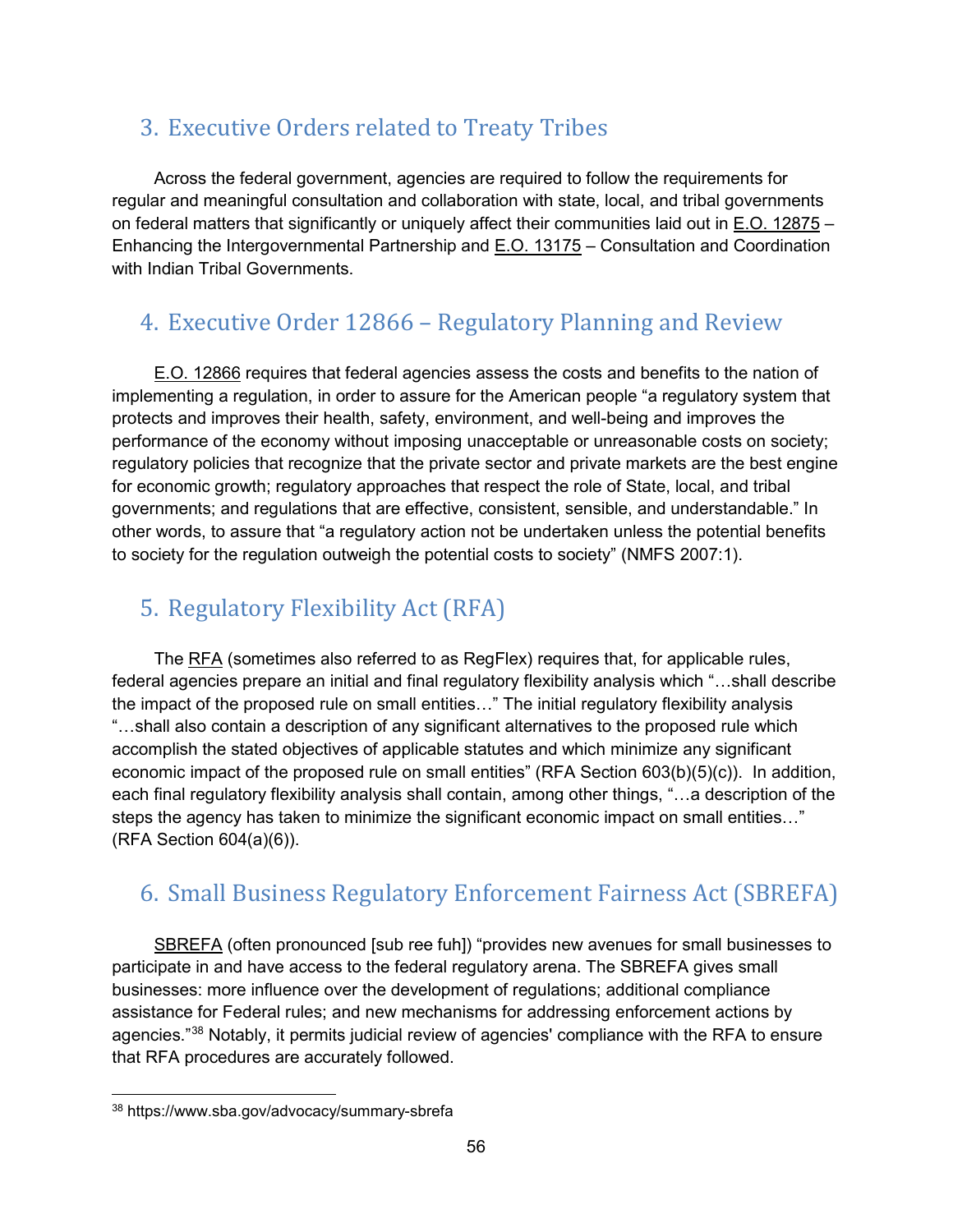## 3. Executive Orders related to Treaty Tribes

Across the federal government, agencies are required to follow the requirements for regular and meaningful consultation and collaboration with state, local, and tribal governments on federal matters that significantly or uniquely affect their communities laid out in E.O. 12875 – Enhancing the Intergovernmental Partnership and E.O. 13175 – Consultation and Coordination with Indian Tribal Governments.

## 4. Executive Order 12866 – Regulatory Planning and Review

E.O. 12866 requires that federal agencies assess the costs and benefits to the nation of implementing a regulation, in order to assure for the American people "a regulatory system that protects and improves their health, safety, environment, and well-being and improves the performance of the economy without imposing unacceptable or unreasonable costs on society; regulatory policies that recognize that the private sector and private markets are the best engine for economic growth; regulatory approaches that respect the role of State, local, and tribal governments; and regulations that are effective, consistent, sensible, and understandable." In other words, to assure that "a regulatory action not be undertaken unless the potential benefits to society for the regulation outweigh the potential costs to society" (NMFS 2007:1).

## 5. Regulatory Flexibility Act (RFA)

The RFA (sometimes also referred to as RegFlex) requires that, for applicable rules, federal agencies prepare an initial and final regulatory flexibility analysis which "…shall describe the impact of the proposed rule on small entities…" The initial regulatory flexibility analysis "…shall also contain a description of any significant alternatives to the proposed rule which accomplish the stated objectives of applicable statutes and which minimize any significant economic impact of the proposed rule on small entities" (RFA Section 603(b)(5)(c)). In addition, each final regulatory flexibility analysis shall contain, among other things, "…a description of the steps the agency has taken to minimize the significant economic impact on small entities…" (RFA Section 604(a)(6)).

## 6. Small Business Regulatory Enforcement Fairness Act (SBREFA)

SBREFA (often pronounced [sub ree fuh]) "provides new avenues for small businesses to participate in and have access to the federal regulatory arena. The SBREFA gives small businesses: more influence over the development of regulations; additional compliance assistance for Federal rules; and new mechanisms for addressing enforcement actions by agencies."[38] Notably, it permits judicial review of agencies' compliance with the RFA to ensure that RFA procedures are accurately followed.

---

[38] https://www.sba.gov/advocacy/summary-sbrefa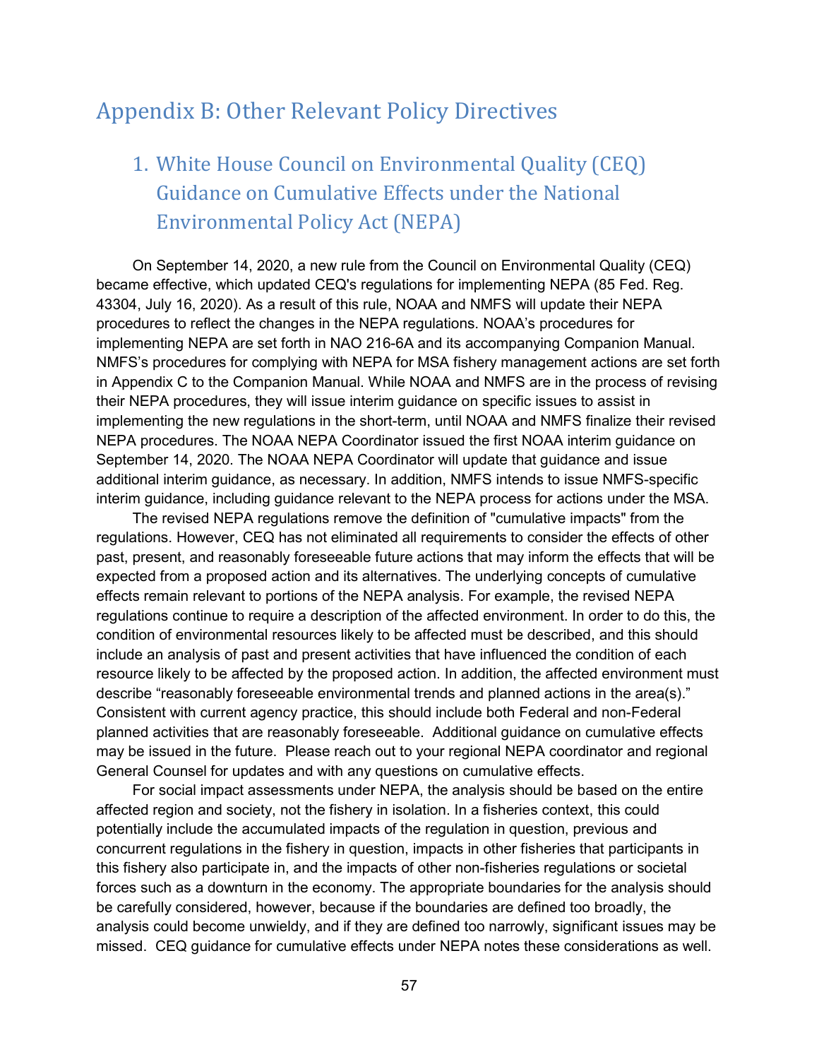# Appendix B: Other Relevant Policy Directives

## 1. White House Council on Environmental Quality (CEQ) Guidance on Cumulative Effects under the National Environmental Policy Act (NEPA)

On September 14, 2020, a new rule from the Council on Environmental Quality (CEQ) became effective, which updated CEQ's regulations for implementing NEPA (85 Fed. Reg. 43304, July 16, 2020). As a result of this rule, NOAA and NMFS will update their NEPA procedures to reflect the changes in the NEPA regulations. NOAA's procedures for implementing NEPA are set forth in NAO 216-6A and its accompanying Companion Manual. NMFS's procedures for complying with NEPA for MSA fishery management actions are set forth in Appendix C to the Companion Manual. While NOAA and NMFS are in the process of revising their NEPA procedures, they will issue interim guidance on specific issues to assist in implementing the new regulations in the short-term, until NOAA and NMFS finalize their revised NEPA procedures. The NOAA NEPA Coordinator issued the first NOAA interim guidance on September 14, 2020. The NOAA NEPA Coordinator will update that guidance and issue additional interim guidance, as necessary. In addition, NMFS intends to issue NMFS-specific interim guidance, including guidance relevant to the NEPA process for actions under the MSA.

The revised NEPA regulations remove the definition of "cumulative impacts" from the regulations. However, CEQ has not eliminated all requirements to consider the effects of other past, present, and reasonably foreseeable future actions that may inform the effects that will be expected from a proposed action and its alternatives. The underlying concepts of cumulative effects remain relevant to portions of the NEPA analysis. For example, the revised NEPA regulations continue to require a description of the affected environment. In order to do this, the condition of environmental resources likely to be affected must be described, and this should include an analysis of past and present activities that have influenced the condition of each resource likely to be affected by the proposed action. In addition, the affected environment must describe "reasonably foreseeable environmental trends and planned actions in the area(s)." Consistent with current agency practice, this should include both Federal and non-Federal planned activities that are reasonably foreseeable. Additional guidance on cumulative effects may be issued in the future. Please reach out to your regional NEPA coordinator and regional General Counsel for updates and with any questions on cumulative effects.

For social impact assessments under NEPA, the analysis should be based on the entire affected region and society, not the fishery in isolation. In a fisheries context, this could potentially include the accumulated impacts of the regulation in question, previous and concurrent regulations in the fishery in question, impacts in other fisheries that participants in this fishery also participate in, and the impacts of other non-fisheries regulations or societal forces such as a downturn in the economy. The appropriate boundaries for the analysis should be carefully considered, however, because if the boundaries are defined too broadly, the analysis could become unwieldy, and if they are defined too narrowly, significant issues may be missed. CEQ guidance for cumulative effects under NEPA notes these considerations as well.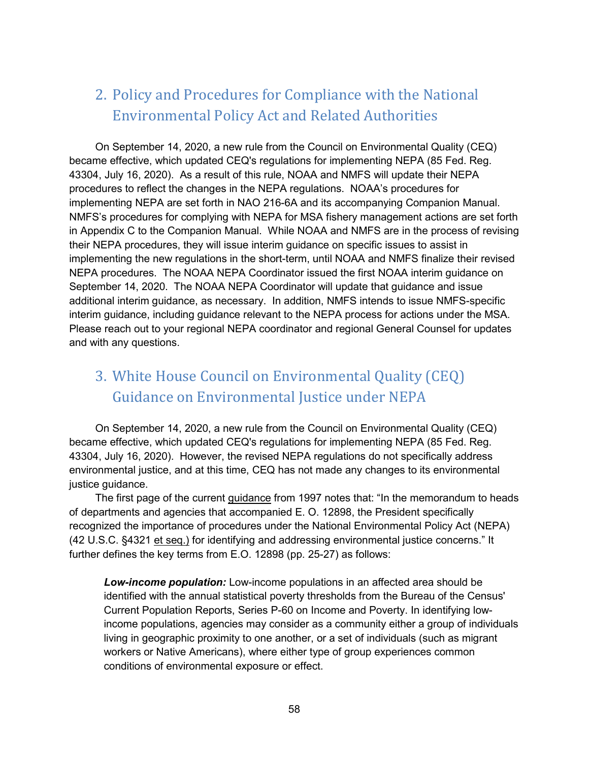## 2. Policy and Procedures for Compliance with the National Environmental Policy Act and Related Authorities

On September 14, 2020, a new rule from the Council on Environmental Quality (CEQ) became effective, which updated CEQ's regulations for implementing NEPA (85 Fed. Reg. 43304, July 16, 2020). As a result of this rule, NOAA and NMFS will update their NEPA procedures to reflect the changes in the NEPA regulations. NOAA's procedures for implementing NEPA are set forth in NAO 216-6A and its accompanying Companion Manual. NMFS's procedures for complying with NEPA for MSA fishery management actions are set forth in Appendix C to the Companion Manual. While NOAA and NMFS are in the process of revising their NEPA procedures, they will issue interim guidance on specific issues to assist in implementing the new regulations in the short-term, until NOAA and NMFS finalize their revised NEPA procedures. The NOAA NEPA Coordinator issued the first NOAA interim guidance on September 14, 2020. The NOAA NEPA Coordinator will update that guidance and issue additional interim guidance, as necessary. In addition, NMFS intends to issue NMFS-specific interim guidance, including guidance relevant to the NEPA process for actions under the MSA. Please reach out to your regional NEPA coordinator and regional General Counsel for updates and with any questions.

## 3. White House Council on Environmental Quality (CEQ) Guidance on Environmental Justice under NEPA

On September 14, 2020, a new rule from the Council on Environmental Quality (CEQ) became effective, which updated CEQ's regulations for implementing NEPA (85 Fed. Reg. 43304, July 16, 2020). However, the revised NEPA regulations do not specifically address environmental justice, and at this time, CEQ has not made any changes to its environmental justice guidance.

The first page of the current guidance from 1997 notes that: "In the memorandum to heads of departments and agencies that accompanied E. O. 12898, the President specifically recognized the importance of procedures under the National Environmental Policy Act (NEPA) (42 U.S.C. §4321 et seq.) for identifying and addressing environmental justice concerns." It further defines the key terms from E.O. 12898 (pp. 25-27) as follows:

> ***Low-income population:*** Low-income populations in an affected area should be identified with the annual statistical poverty thresholds from the Bureau of the Census' Current Population Reports, Series P-60 on Income and Poverty. In identifying low-income populations, agencies may consider as a community either a group of individuals living in geographic proximity to one another, or a set of individuals (such as migrant workers or Native Americans), where either type of group experiences common conditions of environmental exposure or effect.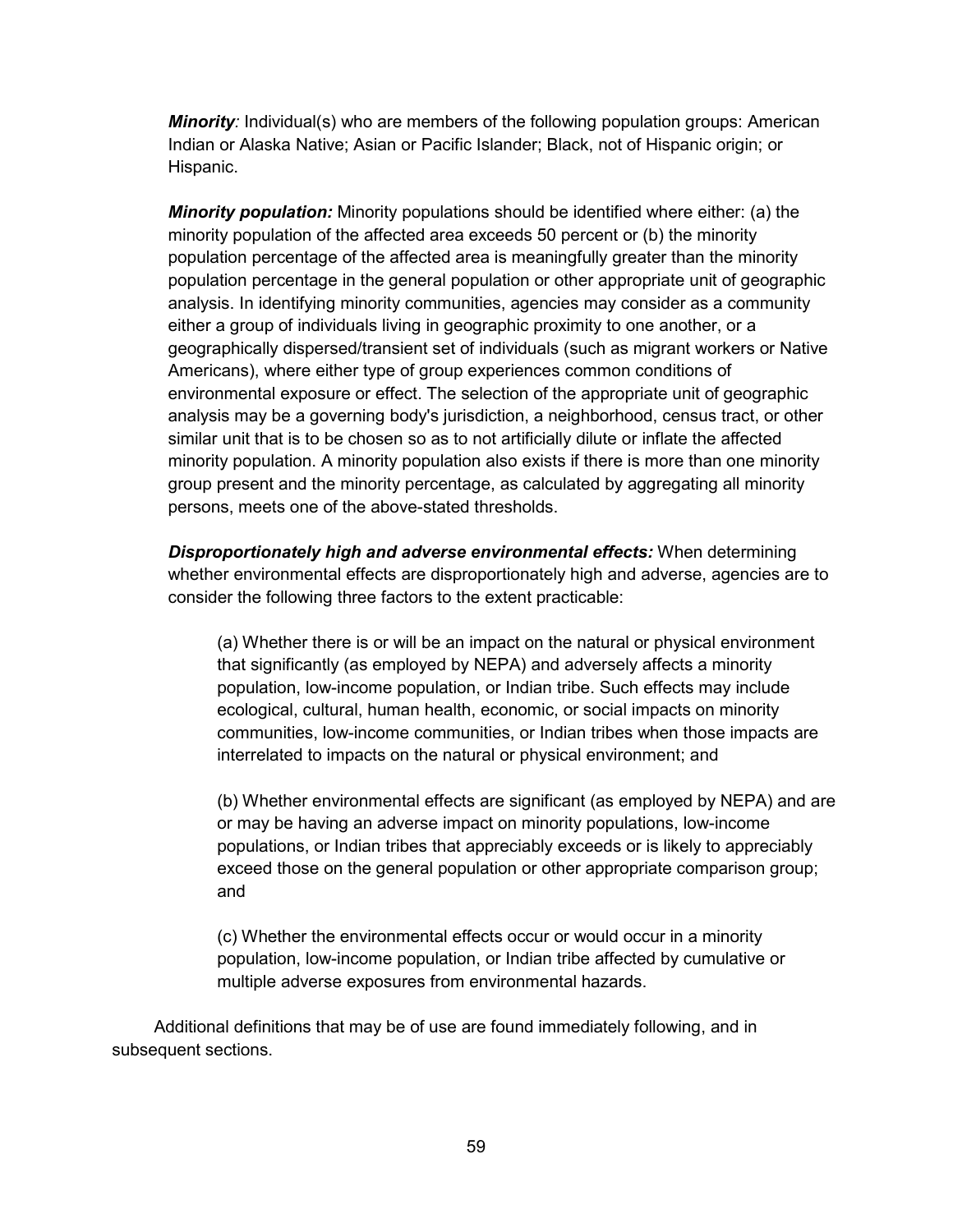***Minority:*** Individual(s) who are members of the following population groups: American Indian or Alaska Native; Asian or Pacific Islander; Black, not of Hispanic origin; or Hispanic.

***Minority population:*** Minority populations should be identified where either: (a) the minority population of the affected area exceeds 50 percent or (b) the minority population percentage of the affected area is meaningfully greater than the minority population percentage in the general population or other appropriate unit of geographic analysis. In identifying minority communities, agencies may consider as a community either a group of individuals living in geographic proximity to one another, or a geographically dispersed/transient set of individuals (such as migrant workers or Native Americans), where either type of group experiences common conditions of environmental exposure or effect. The selection of the appropriate unit of geographic analysis may be a governing body's jurisdiction, a neighborhood, census tract, or other similar unit that is to be chosen so as to not artificially dilute or inflate the affected minority population. A minority population also exists if there is more than one minority group present and the minority percentage, as calculated by aggregating all minority persons, meets one of the above-stated thresholds.

***Disproportionately high and adverse environmental effects:*** When determining whether environmental effects are disproportionately high and adverse, agencies are to consider the following three factors to the extent practicable:

> (a) Whether there is or will be an impact on the natural or physical environment that significantly (as employed by NEPA) and adversely affects a minority population, low-income population, or Indian tribe. Such effects may include ecological, cultural, human health, economic, or social impacts on minority communities, low-income communities, or Indian tribes when those impacts are interrelated to impacts on the natural or physical environment; and
>
> (b) Whether environmental effects are significant (as employed by NEPA) and are or may be having an adverse impact on minority populations, low-income populations, or Indian tribes that appreciably exceeds or is likely to appreciably exceed those on the general population or other appropriate comparison group; and
>
> (c) Whether the environmental effects occur or would occur in a minority population, low-income population, or Indian tribe affected by cumulative or multiple adverse exposures from environmental hazards.

Additional definitions that may be of use are found immediately following, and in subsequent sections.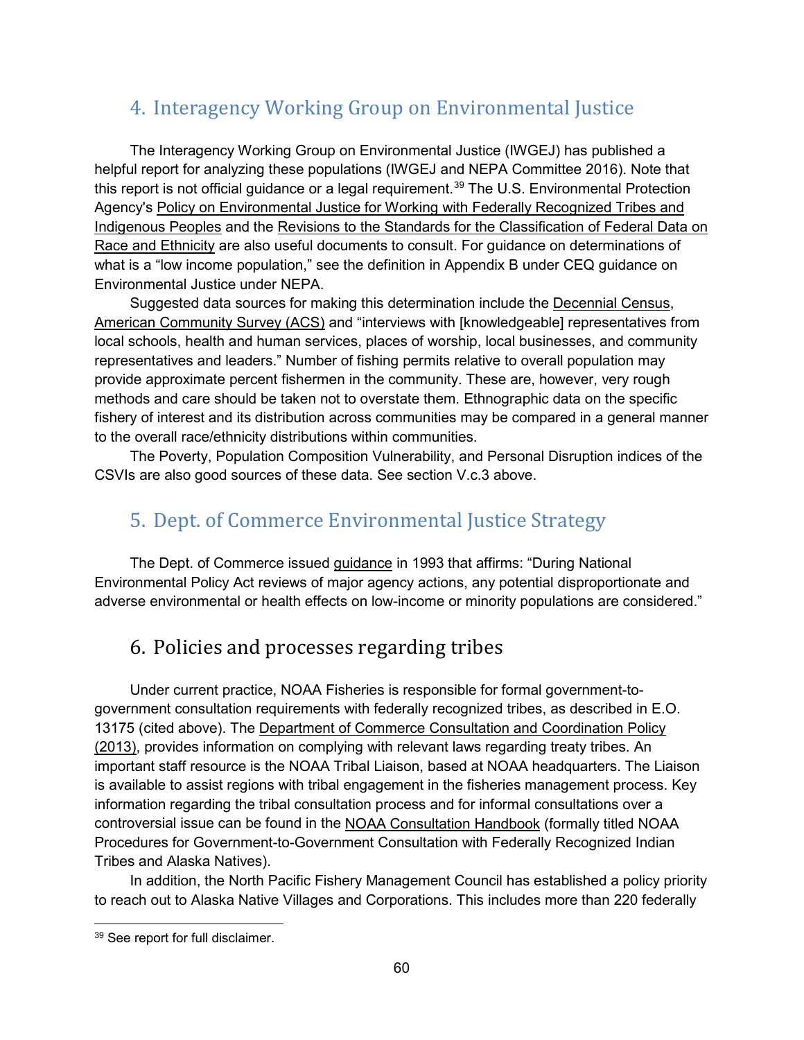## 4. Interagency Working Group on Environmental Justice

The Interagency Working Group on Environmental Justice (IWGEJ) has published a helpful report for analyzing these populations (IWGEJ and NEPA Committee 2016). Note that this report is not official guidance or a legal requirement.[39] The U.S. Environmental Protection Agency's Policy on Environmental Justice for Working with Federally Recognized Tribes and Indigenous Peoples and the Revisions to the Standards for the Classification of Federal Data on Race and Ethnicity are also useful documents to consult. For guidance on determinations of what is a "low income population," see the definition in Appendix B under CEQ guidance on Environmental Justice under NEPA.

Suggested data sources for making this determination include the Decennial Census, American Community Survey (ACS) and "interviews with [knowledgeable] representatives from local schools, health and human services, places of worship, local businesses, and community representatives and leaders." Number of fishing permits relative to overall population may provide approximate percent fishermen in the community. These are, however, very rough methods and care should be taken not to overstate them. Ethnographic data on the specific fishery of interest and its distribution across communities may be compared in a general manner to the overall race/ethnicity distributions within communities.

The Poverty, Population Composition Vulnerability, and Personal Disruption indices of the CSVIs are also good sources of these data. See section V.c.3 above.

## 5. Dept. of Commerce Environmental Justice Strategy

The Dept. of Commerce issued guidance in 1993 that affirms: "During National Environmental Policy Act reviews of major agency actions, any potential disproportionate and adverse environmental or health effects on low-income or minority populations are considered."

## 6. Policies and processes regarding tribes

Under current practice, NOAA Fisheries is responsible for formal government-to-government consultation requirements with federally recognized tribes, as described in E.O. 13175 (cited above). The Department of Commerce Consultation and Coordination Policy (2013), provides information on complying with relevant laws regarding treaty tribes. An important staff resource is the NOAA Tribal Liaison, based at NOAA headquarters. The Liaison is available to assist regions with tribal engagement in the fisheries management process. Key information regarding the tribal consultation process and for informal consultations over a controversial issue can be found in the NOAA Consultation Handbook (formally titled NOAA Procedures for Government-to-Government Consultation with Federally Recognized Indian Tribes and Alaska Natives).

In addition, the North Pacific Fishery Management Council has established a policy priority to reach out to Alaska Native Villages and Corporations. This includes more than 220 federally

[39] See report for full disclaimer.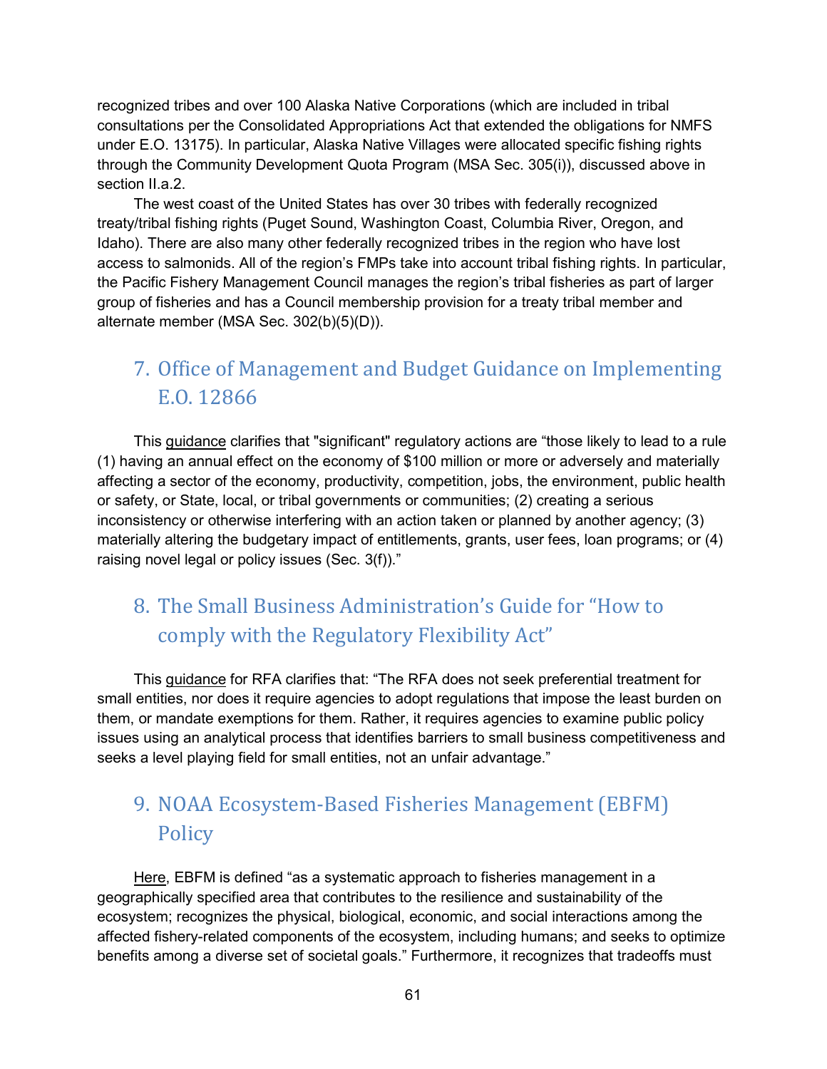recognized tribes and over 100 Alaska Native Corporations (which are included in tribal consultations per the Consolidated Appropriations Act that extended the obligations for NMFS under E.O. 13175). In particular, Alaska Native Villages were allocated specific fishing rights through the Community Development Quota Program (MSA Sec. 305(i)), discussed above in section II.a.2.

The west coast of the United States has over 30 tribes with federally recognized treaty/tribal fishing rights (Puget Sound, Washington Coast, Columbia River, Oregon, and Idaho). There are also many other federally recognized tribes in the region who have lost access to salmonids. All of the region's FMPs take into account tribal fishing rights. In particular, the Pacific Fishery Management Council manages the region's tribal fisheries as part of larger group of fisheries and has a Council membership provision for a treaty tribal member and alternate member (MSA Sec. 302(b)(5)(D)).

## 7. Office of Management and Budget Guidance on Implementing E.O. 12866

This guidance clarifies that "significant" regulatory actions are "those likely to lead to a rule (1) having an annual effect on the economy of $100 million or more or adversely and materially affecting a sector of the economy, productivity, competition, jobs, the environment, public health or safety, or State, local, or tribal governments or communities; (2) creating a serious inconsistency or otherwise interfering with an action taken or planned by another agency; (3) materially altering the budgetary impact of entitlements, grants, user fees, loan programs; or (4) raising novel legal or policy issues (Sec. 3(f))."

## 8. The Small Business Administration's Guide for "How to comply with the Regulatory Flexibility Act"

This guidance for RFA clarifies that: "The RFA does not seek preferential treatment for small entities, nor does it require agencies to adopt regulations that impose the least burden on them, or mandate exemptions for them. Rather, it requires agencies to examine public policy issues using an analytical process that identifies barriers to small business competitiveness and seeks a level playing field for small entities, not an unfair advantage."

## 9. NOAA Ecosystem-Based Fisheries Management (EBFM) Policy

Here, EBFM is defined "as a systematic approach to fisheries management in a geographically specified area that contributes to the resilience and sustainability of the ecosystem; recognizes the physical, biological, economic, and social interactions among the affected fishery-related components of the ecosystem, including humans; and seeks to optimize benefits among a diverse set of societal goals." Furthermore, it recognizes that tradeoffs must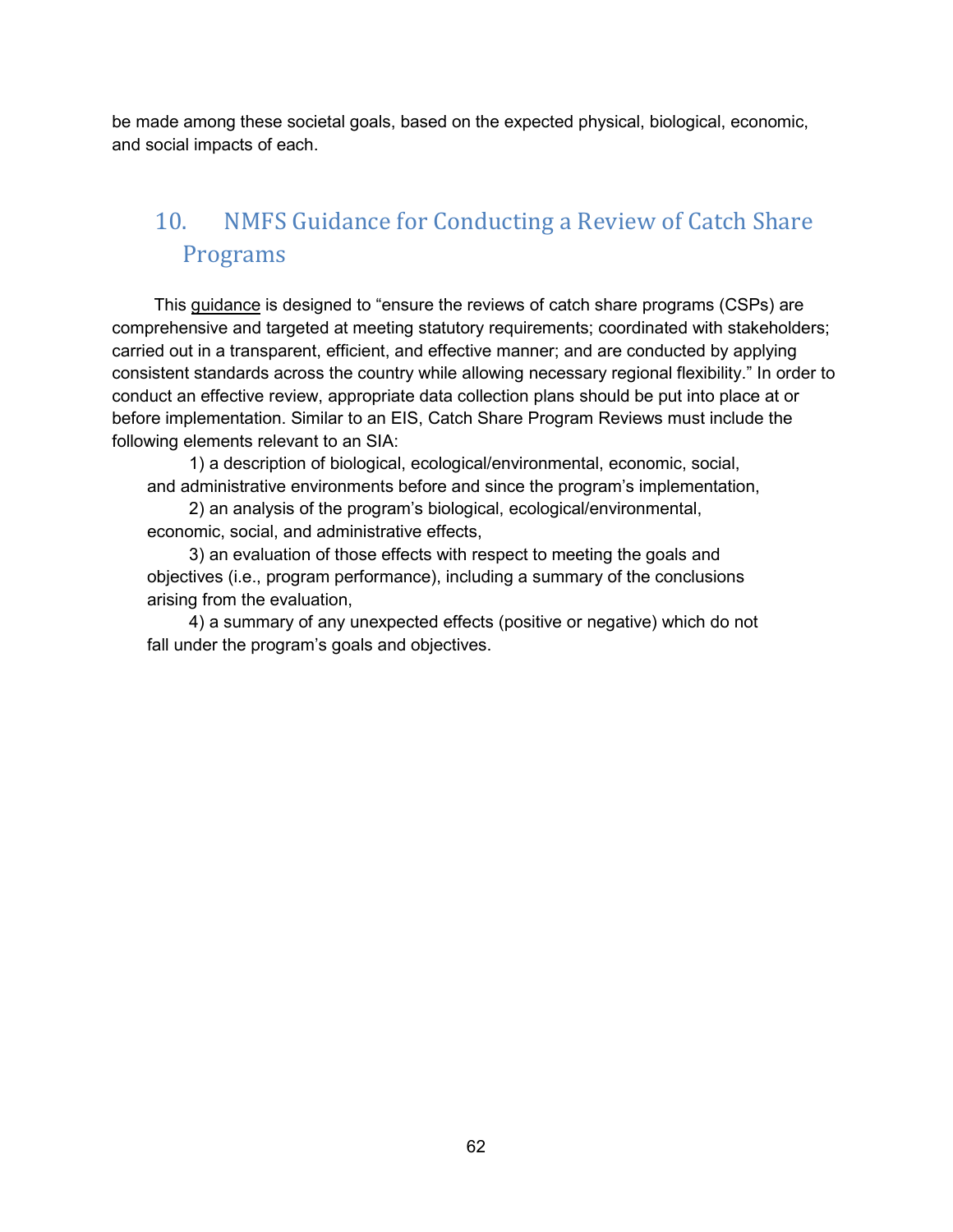be made among these societal goals, based on the expected physical, biological, economic, and social impacts of each.

## 10. NMFS Guidance for Conducting a Review of Catch Share Programs

This guidance is designed to "ensure the reviews of catch share programs (CSPs) are comprehensive and targeted at meeting statutory requirements; coordinated with stakeholders; carried out in a transparent, efficient, and effective manner; and are conducted by applying consistent standards across the country while allowing necessary regional flexibility." In order to conduct an effective review, appropriate data collection plans should be put into place at or before implementation. Similar to an EIS, Catch Share Program Reviews must include the following elements relevant to an SIA:

1) a description of biological, ecological/environmental, economic, social, and administrative environments before and since the program's implementation,

2) an analysis of the program's biological, ecological/environmental, economic, social, and administrative effects,

3) an evaluation of those effects with respect to meeting the goals and objectives (i.e., program performance), including a summary of the conclusions arising from the evaluation,

4) a summary of any unexpected effects (positive or negative) which do not fall under the program's goals and objectives.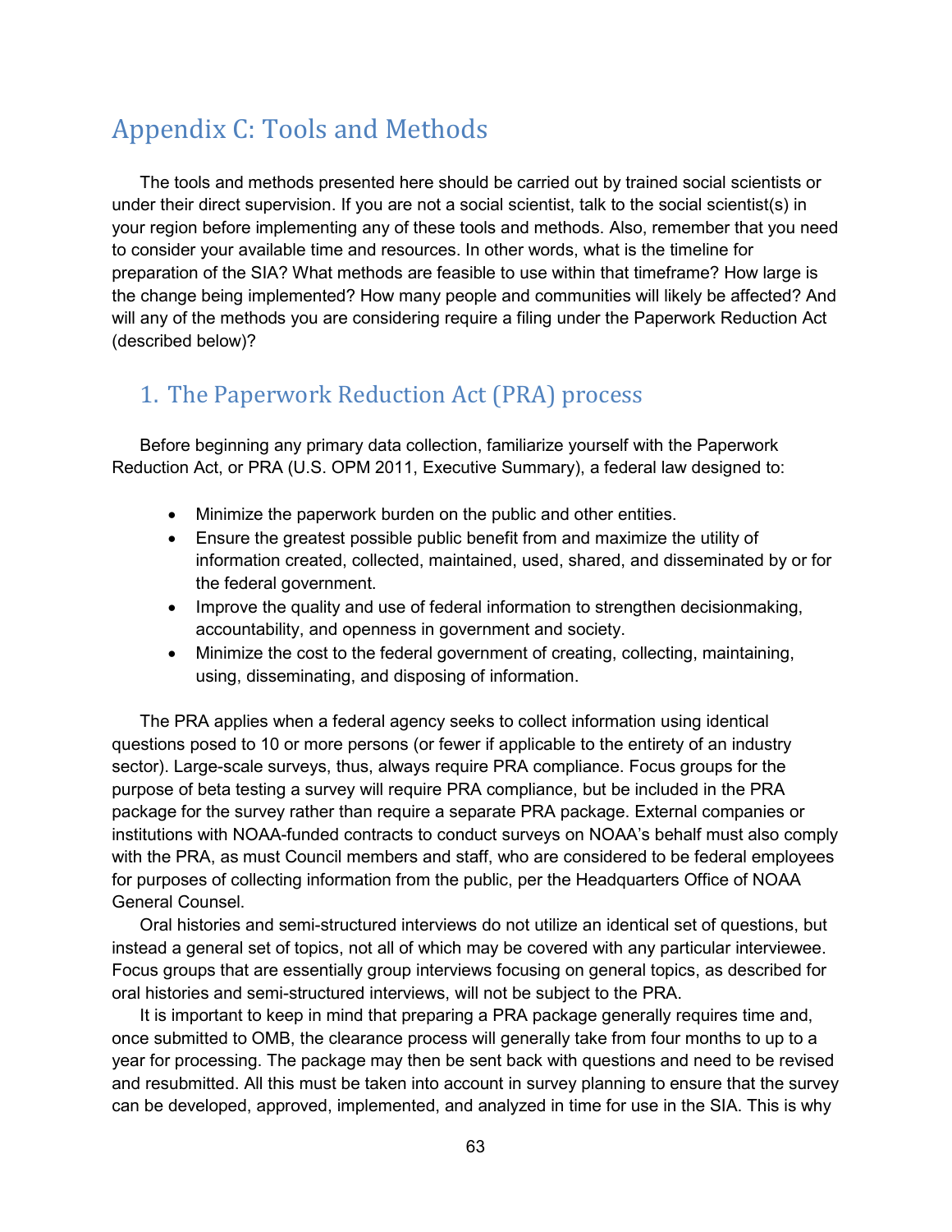# Appendix C: Tools and Methods

The tools and methods presented here should be carried out by trained social scientists or under their direct supervision. If you are not a social scientist, talk to the social scientist(s) in your region before implementing any of these tools and methods. Also, remember that you need to consider your available time and resources. In other words, what is the timeline for preparation of the SIA? What methods are feasible to use within that timeframe? How large is the change being implemented? How many people and communities will likely be affected? And will any of the methods you are considering require a filing under the Paperwork Reduction Act (described below)?

## 1. The Paperwork Reduction Act (PRA) process

Before beginning any primary data collection, familiarize yourself with the Paperwork Reduction Act, or PRA (U.S. OPM 2011, Executive Summary), a federal law designed to:

- Minimize the paperwork burden on the public and other entities.
- Ensure the greatest possible public benefit from and maximize the utility of information created, collected, maintained, used, shared, and disseminated by or for the federal government.
- Improve the quality and use of federal information to strengthen decisionmaking, accountability, and openness in government and society.
- Minimize the cost to the federal government of creating, collecting, maintaining, using, disseminating, and disposing of information.

The PRA applies when a federal agency seeks to collect information using identical questions posed to 10 or more persons (or fewer if applicable to the entirety of an industry sector). Large-scale surveys, thus, always require PRA compliance. Focus groups for the purpose of beta testing a survey will require PRA compliance, but be included in the PRA package for the survey rather than require a separate PRA package. External companies or institutions with NOAA-funded contracts to conduct surveys on NOAA's behalf must also comply with the PRA, as must Council members and staff, who are considered to be federal employees for purposes of collecting information from the public, per the Headquarters Office of NOAA General Counsel.

Oral histories and semi-structured interviews do not utilize an identical set of questions, but instead a general set of topics, not all of which may be covered with any particular interviewee. Focus groups that are essentially group interviews focusing on general topics, as described for oral histories and semi-structured interviews, will not be subject to the PRA.

It is important to keep in mind that preparing a PRA package generally requires time and, once submitted to OMB, the clearance process will generally take from four months to up to a year for processing. The package may then be sent back with questions and need to be revised and resubmitted. All this must be taken into account in survey planning to ensure that the survey can be developed, approved, implemented, and analyzed in time for use in the SIA. This is why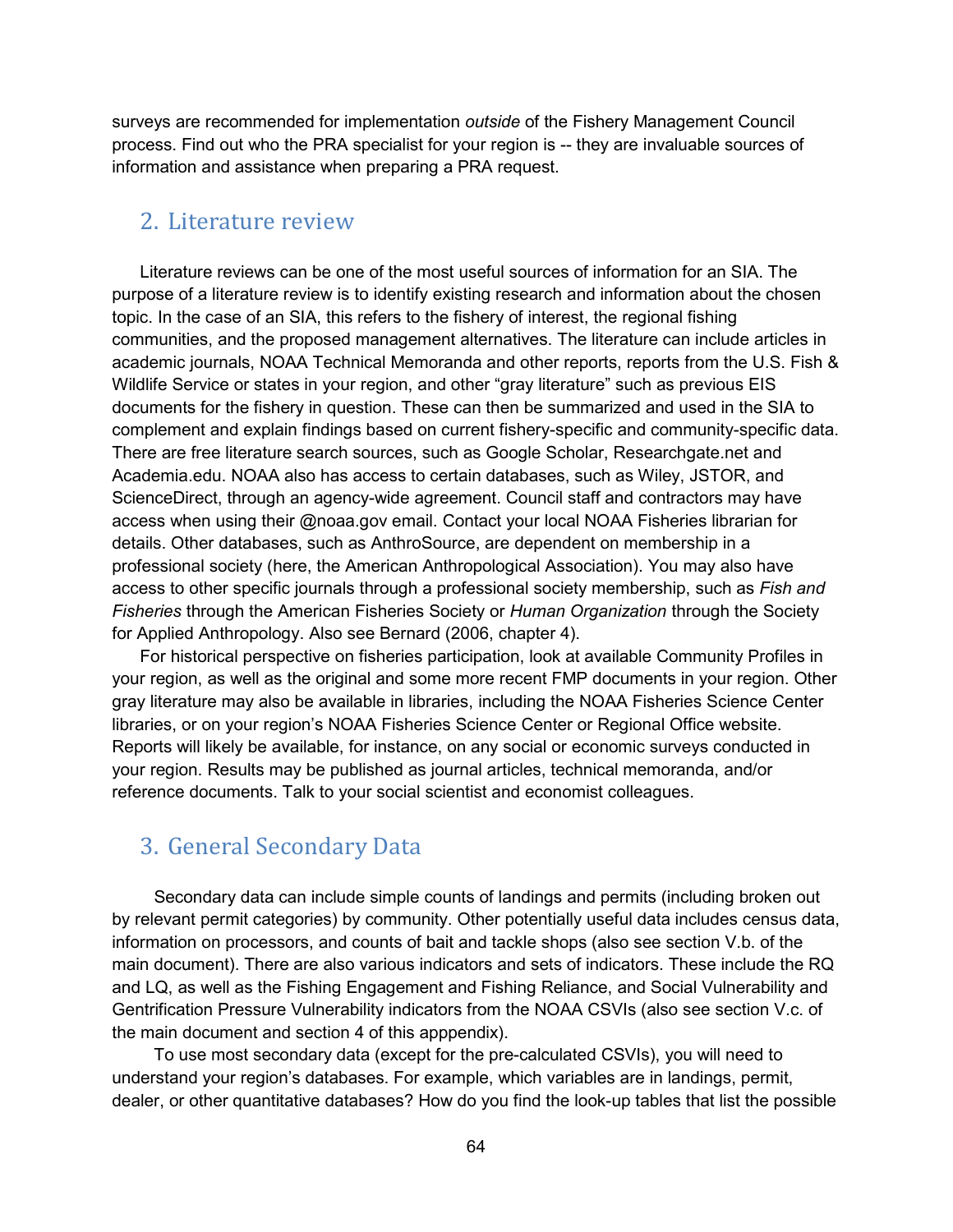surveys are recommended for implementation *outside* of the Fishery Management Council process. Find out who the PRA specialist for your region is -- they are invaluable sources of information and assistance when preparing a PRA request.

## 2. Literature review

Literature reviews can be one of the most useful sources of information for an SIA. The purpose of a literature review is to identify existing research and information about the chosen topic. In the case of an SIA, this refers to the fishery of interest, the regional fishing communities, and the proposed management alternatives. The literature can include articles in academic journals, NOAA Technical Memoranda and other reports, reports from the U.S. Fish & Wildlife Service or states in your region, and other "gray literature" such as previous EIS documents for the fishery in question. These can then be summarized and used in the SIA to complement and explain findings based on current fishery-specific and community-specific data. There are free literature search sources, such as Google Scholar, Researchgate.net and Academia.edu. NOAA also has access to certain databases, such as Wiley, JSTOR, and ScienceDirect, through an agency-wide agreement. Council staff and contractors may have access when using their @noaa.gov email. Contact your local NOAA Fisheries librarian for details. Other databases, such as AnthroSource, are dependent on membership in a professional society (here, the American Anthropological Association). You may also have access to other specific journals through a professional society membership, such as *Fish and Fisheries* through the American Fisheries Society or *Human Organization* through the Society for Applied Anthropology. Also see Bernard (2006, chapter 4).

For historical perspective on fisheries participation, look at available Community Profiles in your region, as well as the original and some more recent FMP documents in your region. Other gray literature may also be available in libraries, including the NOAA Fisheries Science Center libraries, or on your region's NOAA Fisheries Science Center or Regional Office website. Reports will likely be available, for instance, on any social or economic surveys conducted in your region. Results may be published as journal articles, technical memoranda, and/or reference documents. Talk to your social scientist and economist colleagues.

## 3. General Secondary Data

Secondary data can include simple counts of landings and permits (including broken out by relevant permit categories) by community. Other potentially useful data includes census data, information on processors, and counts of bait and tackle shops (also see section V.b. of the main document). There are also various indicators and sets of indicators. These include the RQ and LQ, as well as the Fishing Engagement and Fishing Reliance, and Social Vulnerability and Gentrification Pressure Vulnerability indicators from the NOAA CSVIs (also see section V.c. of the main document and section 4 of this apppendix).

To use most secondary data (except for the pre-calculated CSVIs), you will need to understand your region's databases. For example, which variables are in landings, permit, dealer, or other quantitative databases? How do you find the look-up tables that list the possible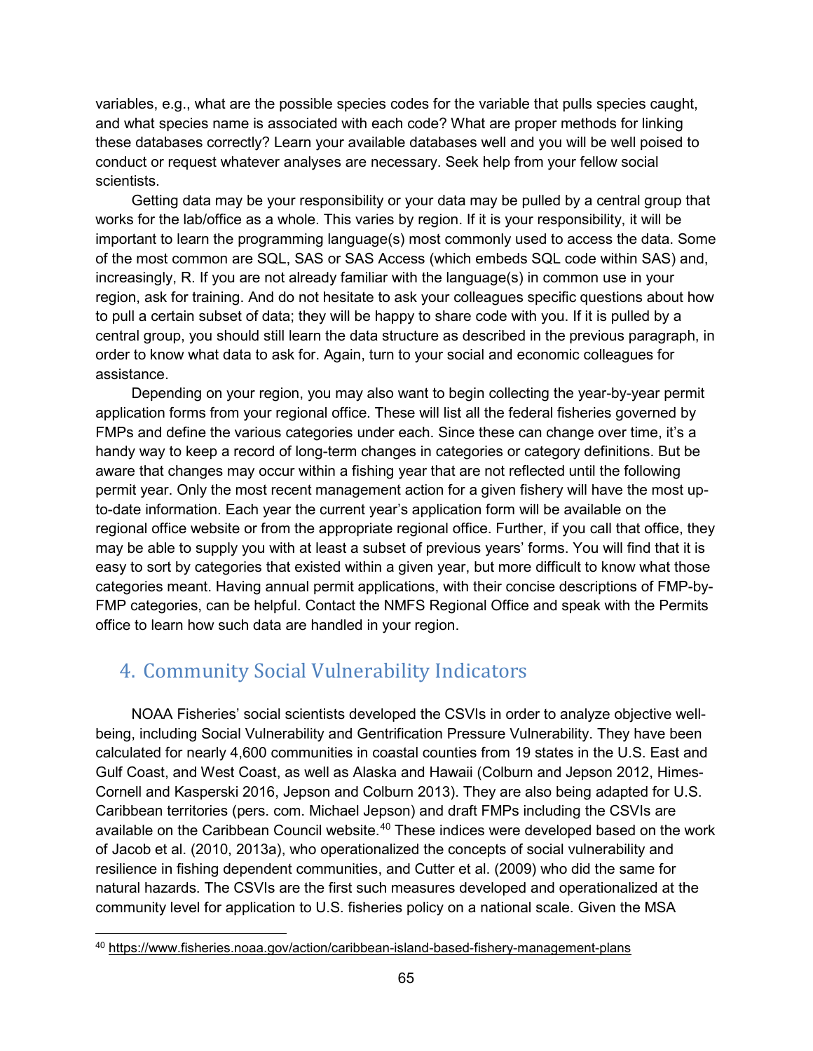variables, e.g., what are the possible species codes for the variable that pulls species caught, and what species name is associated with each code? What are proper methods for linking these databases correctly? Learn your available databases well and you will be well poised to conduct or request whatever analyses are necessary. Seek help from your fellow social scientists.

Getting data may be your responsibility or your data may be pulled by a central group that works for the lab/office as a whole. This varies by region. If it is your responsibility, it will be important to learn the programming language(s) most commonly used to access the data. Some of the most common are SQL, SAS or SAS Access (which embeds SQL code within SAS) and, increasingly, R. If you are not already familiar with the language(s) in common use in your region, ask for training. And do not hesitate to ask your colleagues specific questions about how to pull a certain subset of data; they will be happy to share code with you. If it is pulled by a central group, you should still learn the data structure as described in the previous paragraph, in order to know what data to ask for. Again, turn to your social and economic colleagues for assistance.

Depending on your region, you may also want to begin collecting the year-by-year permit application forms from your regional office. These will list all the federal fisheries governed by FMPs and define the various categories under each. Since these can change over time, it's a handy way to keep a record of long-term changes in categories or category definitions. But be aware that changes may occur within a fishing year that are not reflected until the following permit year. Only the most recent management action for a given fishery will have the most up-to-date information. Each year the current year's application form will be available on the regional office website or from the appropriate regional office. Further, if you call that office, they may be able to supply you with at least a subset of previous years' forms. You will find that it is easy to sort by categories that existed within a given year, but more difficult to know what those categories meant. Having annual permit applications, with their concise descriptions of FMP-by-FMP categories, can be helpful. Contact the NMFS Regional Office and speak with the Permits office to learn how such data are handled in your region.

## 4. Community Social Vulnerability Indicators

NOAA Fisheries' social scientists developed the CSVIs in order to analyze objective well-being, including Social Vulnerability and Gentrification Pressure Vulnerability. They have been calculated for nearly 4,600 communities in coastal counties from 19 states in the U.S. East and Gulf Coast, and West Coast, as well as Alaska and Hawaii (Colburn and Jepson 2012, Himes-Cornell and Kasperski 2016, Jepson and Colburn 2013). They are also being adapted for U.S. Caribbean territories (pers. com. Michael Jepson) and draft FMPs including the CSVIs are available on the Caribbean Council website.[40] These indices were developed based on the work of Jacob et al. (2010, 2013a), who operationalized the concepts of social vulnerability and resilience in fishing dependent communities, and Cutter et al. (2009) who did the same for natural hazards. The CSVIs are the first such measures developed and operationalized at the community level for application to U.S. fisheries policy on a national scale. Given the MSA

[40] https://www.fisheries.noaa.gov/action/caribbean-island-based-fishery-management-plans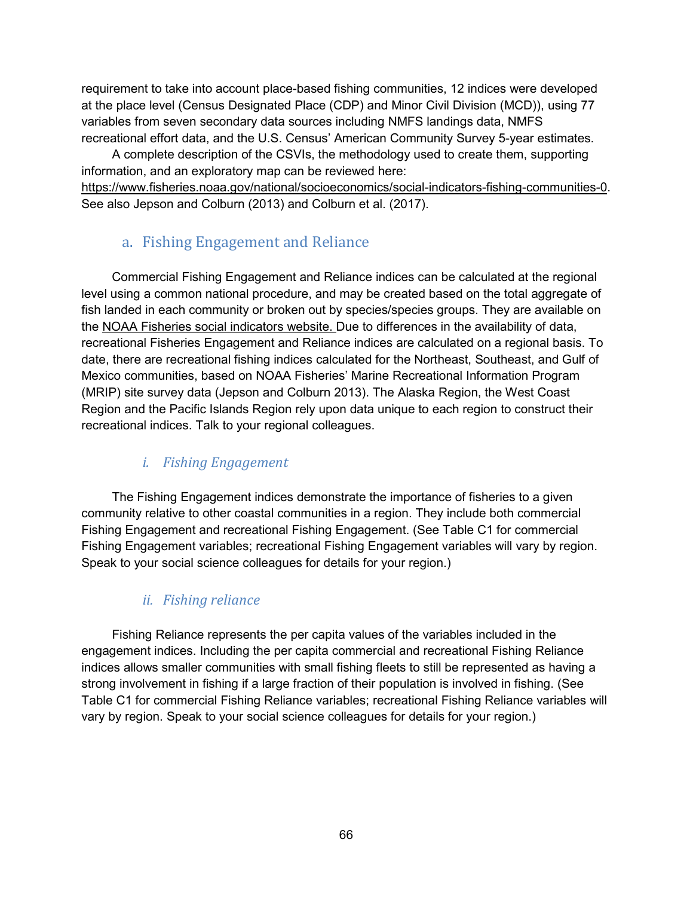requirement to take into account place-based fishing communities, 12 indices were developed at the place level (Census Designated Place (CDP) and Minor Civil Division (MCD)), using 77 variables from seven secondary data sources including NMFS landings data, NMFS recreational effort data, and the U.S. Census' American Community Survey 5-year estimates.

A complete description of the CSVIs, the methodology used to create them, supporting information, and an exploratory map can be reviewed here: https://www.fisheries.noaa.gov/national/socioeconomics/social-indicators-fishing-communities-0. See also Jepson and Colburn (2013) and Colburn et al. (2017).

## a. Fishing Engagement and Reliance

Commercial Fishing Engagement and Reliance indices can be calculated at the regional level using a common national procedure, and may be created based on the total aggregate of fish landed in each community or broken out by species/species groups. They are available on the NOAA Fisheries social indicators website. Due to differences in the availability of data, recreational Fisheries Engagement and Reliance indices are calculated on a regional basis. To date, there are recreational fishing indices calculated for the Northeast, Southeast, and Gulf of Mexico communities, based on NOAA Fisheries' Marine Recreational Information Program (MRIP) site survey data (Jepson and Colburn 2013). The Alaska Region, the West Coast Region and the Pacific Islands Region rely upon data unique to each region to construct their recreational indices. Talk to your regional colleagues.

### *i. Fishing Engagement*

The Fishing Engagement indices demonstrate the importance of fisheries to a given community relative to other coastal communities in a region. They include both commercial Fishing Engagement and recreational Fishing Engagement. (See Table C1 for commercial Fishing Engagement variables; recreational Fishing Engagement variables will vary by region. Speak to your social science colleagues for details for your region.)

### *ii. Fishing reliance*

Fishing Reliance represents the per capita values of the variables included in the engagement indices. Including the per capita commercial and recreational Fishing Reliance indices allows smaller communities with small fishing fleets to still be represented as having a strong involvement in fishing if a large fraction of their population is involved in fishing. (See Table C1 for commercial Fishing Reliance variables; recreational Fishing Reliance variables will vary by region. Speak to your social science colleagues for details for your region.)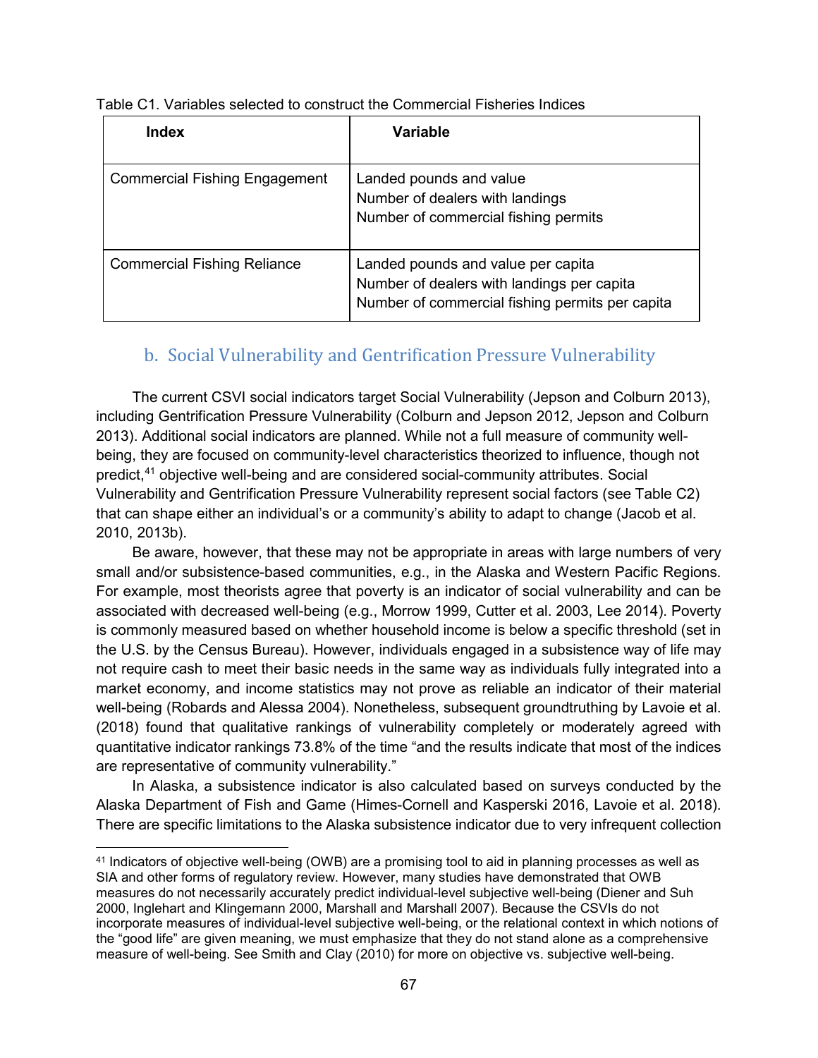Table C1. Variables selected to construct the Commercial Fisheries Indices

| Index | Variable |
|---|---|
| Commercial Fishing Engagement | Landed pounds and value<br>Number of dealers with landings<br>Number of commercial fishing permits |
| Commercial Fishing Reliance | Landed pounds and value per capita<br>Number of dealers with landings per capita<br>Number of commercial fishing permits per capita |

## b. Social Vulnerability and Gentrification Pressure Vulnerability

The current CSVI social indicators target Social Vulnerability (Jepson and Colburn 2013), including Gentrification Pressure Vulnerability (Colburn and Jepson 2012, Jepson and Colburn 2013). Additional social indicators are planned. While not a full measure of community well-being, they are focused on community-level characteristics theorized to influence, though not predict,[41] objective well-being and are considered social-community attributes. Social Vulnerability and Gentrification Pressure Vulnerability represent social factors (see Table C2) that can shape either an individual's or a community's ability to adapt to change (Jacob et al. 2010, 2013b).

Be aware, however, that these may not be appropriate in areas with large numbers of very small and/or subsistence-based communities, e.g., in the Alaska and Western Pacific Regions. For example, most theorists agree that poverty is an indicator of social vulnerability and can be associated with decreased well-being (e.g., Morrow 1999, Cutter et al. 2003, Lee 2014). Poverty is commonly measured based on whether household income is below a specific threshold (set in the U.S. by the Census Bureau). However, individuals engaged in a subsistence way of life may not require cash to meet their basic needs in the same way as individuals fully integrated into a market economy, and income statistics may not prove as reliable an indicator of their material well-being (Robards and Alessa 2004). Nonetheless, subsequent groundtruthing by Lavoie et al. (2018) found that qualitative rankings of vulnerability completely or moderately agreed with quantitative indicator rankings 73.8% of the time "and the results indicate that most of the indices are representative of community vulnerability."

In Alaska, a subsistence indicator is also calculated based on surveys conducted by the Alaska Department of Fish and Game (Himes-Cornell and Kasperski 2016, Lavoie et al. 2018). There are specific limitations to the Alaska subsistence indicator due to very infrequent collection

[41] Indicators of objective well-being (OWB) are a promising tool to aid in planning processes as well as SIA and other forms of regulatory review. However, many studies have demonstrated that OWB measures do not necessarily accurately predict individual-level subjective well-being (Diener and Suh 2000, Inglehart and Klingemann 2000, Marshall and Marshall 2007). Because the CSVIs do not incorporate measures of individual-level subjective well-being, or the relational context in which notions of the "good life" are given meaning, we must emphasize that they do not stand alone as a comprehensive measure of well-being. See Smith and Clay (2010) for more on objective vs. subjective well-being.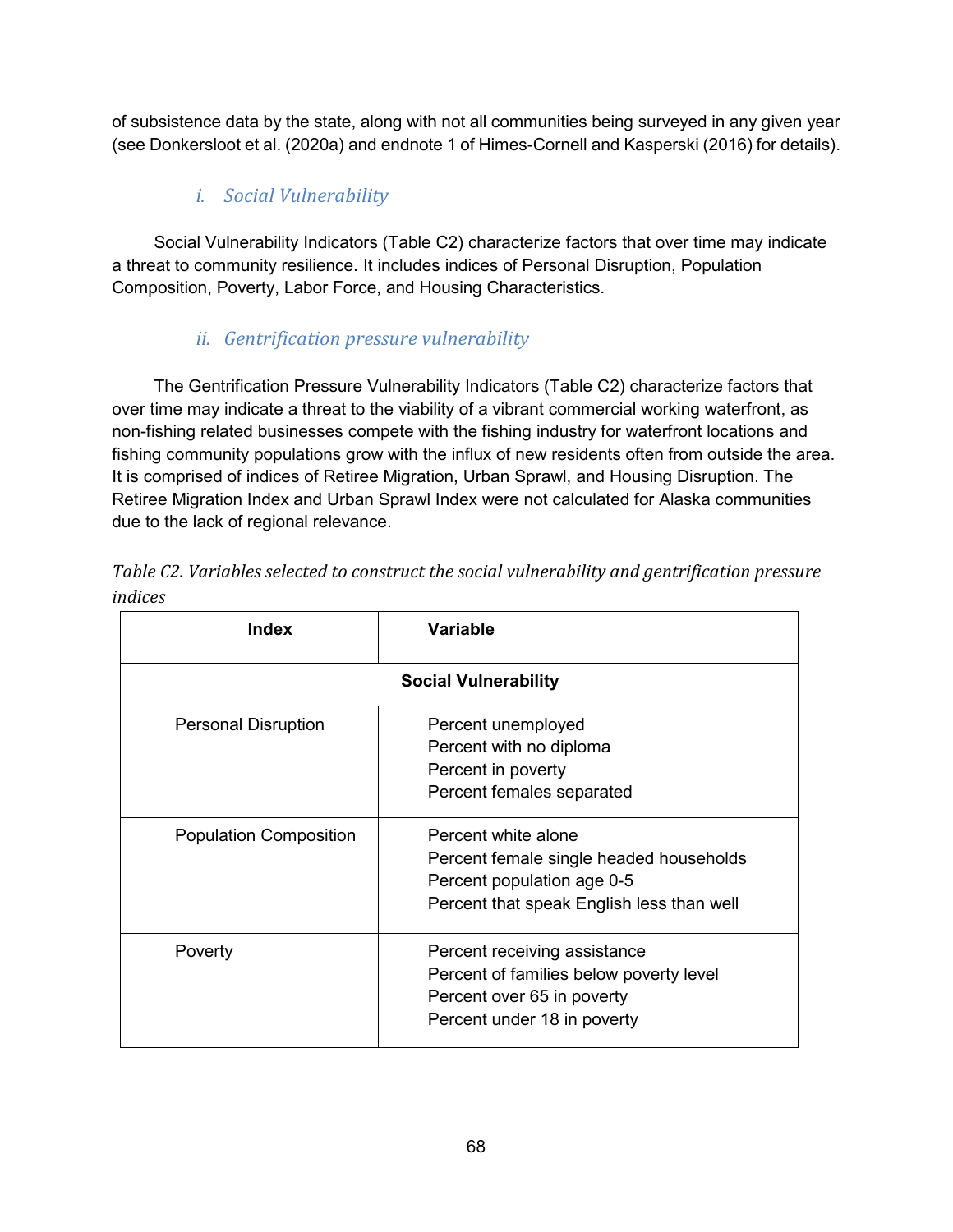of subsistence data by the state, along with not all communities being surveyed in any given year (see Donkersloot et al. (2020a) and endnote 1 of Himes-Cornell and Kasperski (2016) for details).

### *i. Social Vulnerability*

Social Vulnerability Indicators (Table C2) characterize factors that over time may indicate a threat to community resilience. It includes indices of Personal Disruption, Population Composition, Poverty, Labor Force, and Housing Characteristics.

### *ii. Gentrification pressure vulnerability*

The Gentrification Pressure Vulnerability Indicators (Table C2) characterize factors that over time may indicate a threat to the viability of a vibrant commercial working waterfront, as non-fishing related businesses compete with the fishing industry for waterfront locations and fishing community populations grow with the influx of new residents often from outside the area. It is comprised of indices of Retiree Migration, Urban Sprawl, and Housing Disruption. The Retiree Migration Index and Urban Sprawl Index were not calculated for Alaska communities due to the lack of regional relevance.

*Table C2. Variables selected to construct the social vulnerability and gentrification pressure indices*

| Index | Variable |
|---|---|
| **Social Vulnerability** | |
| Personal Disruption | Percent unemployed<br>Percent with no diploma<br>Percent in poverty<br>Percent females separated |
| Population Composition | Percent white alone<br>Percent female single headed households<br>Percent population age 0-5<br>Percent that speak English less than well |
| Poverty | Percent receiving assistance<br>Percent of families below poverty level<br>Percent over 65 in poverty<br>Percent under 18 in poverty |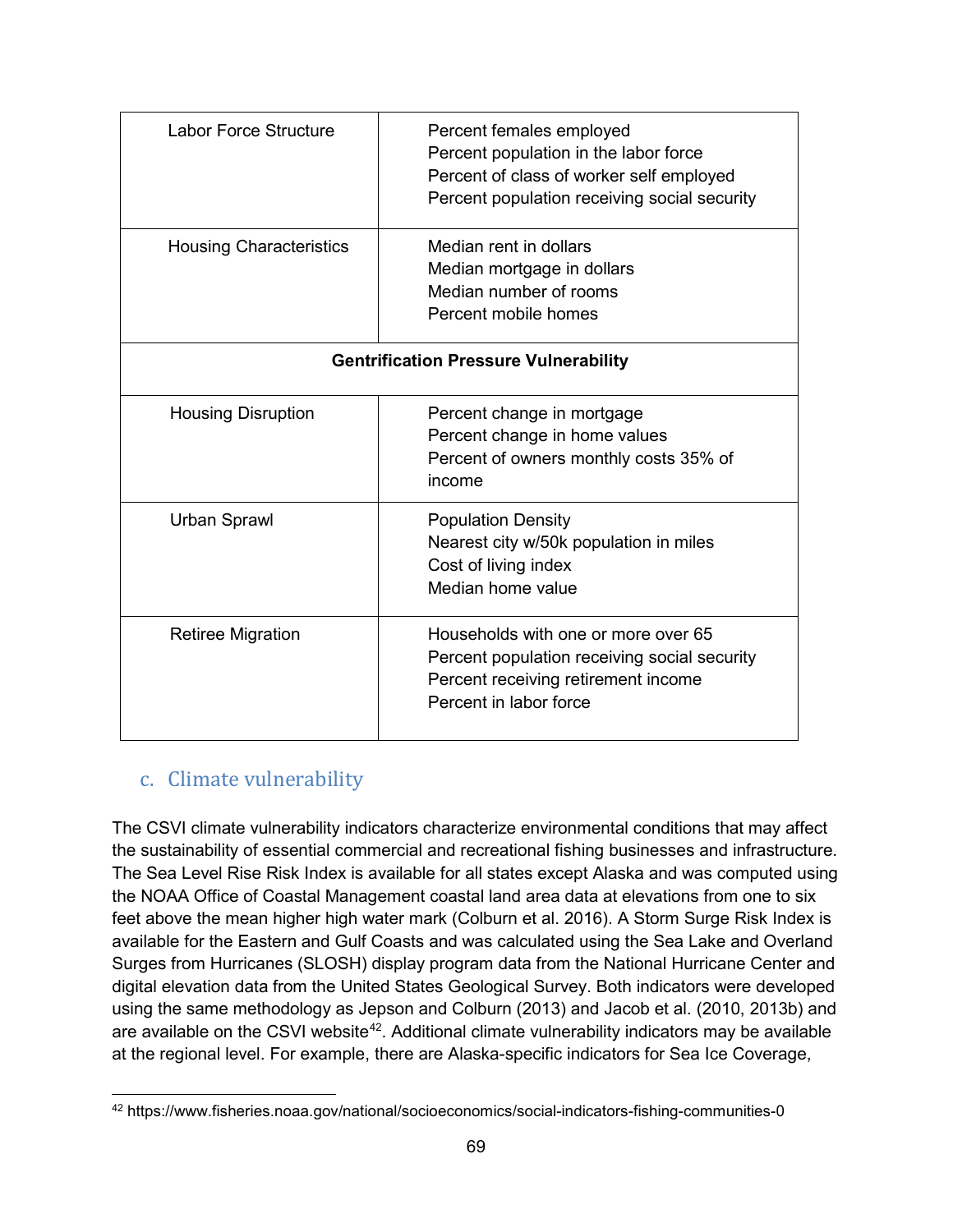| | |
|---|---|
| Labor Force Structure | Percent females employed<br>Percent population in the labor force<br>Percent of class of worker self employed<br>Percent population receiving social security |
| Housing Characteristics | Median rent in dollars<br>Median mortgage in dollars<br>Median number of rooms<br>Percent mobile homes |
| **Gentrification Pressure Vulnerability** | |
| Housing Disruption | Percent change in mortgage<br>Percent change in home values<br>Percent of owners monthly costs 35% of income |
| Urban Sprawl | Population Density<br>Nearest city w/50k population in miles<br>Cost of living index<br>Median home value |
| Retiree Migration | Households with one or more over 65<br>Percent population receiving social security<br>Percent receiving retirement income<br>Percent in labor force |

## c. Climate vulnerability

The CSVI climate vulnerability indicators characterize environmental conditions that may affect the sustainability of essential commercial and recreational fishing businesses and infrastructure. The Sea Level Rise Risk Index is available for all states except Alaska and was computed using the NOAA Office of Coastal Management coastal land area data at elevations from one to six feet above the mean higher high water mark (Colburn et al. 2016). A Storm Surge Risk Index is available for the Eastern and Gulf Coasts and was calculated using the Sea Lake and Overland Surges from Hurricanes (SLOSH) display program data from the National Hurricane Center and digital elevation data from the United States Geological Survey. Both indicators were developed using the same methodology as Jepson and Colburn (2013) and Jacob et al. (2010, 2013b) and are available on the CSVI website[42]. Additional climate vulnerability indicators may be available at the regional level. For example, there are Alaska-specific indicators for Sea Ice Coverage,

[42] https://www.fisheries.noaa.gov/national/socioeconomics/social-indicators-fishing-communities-0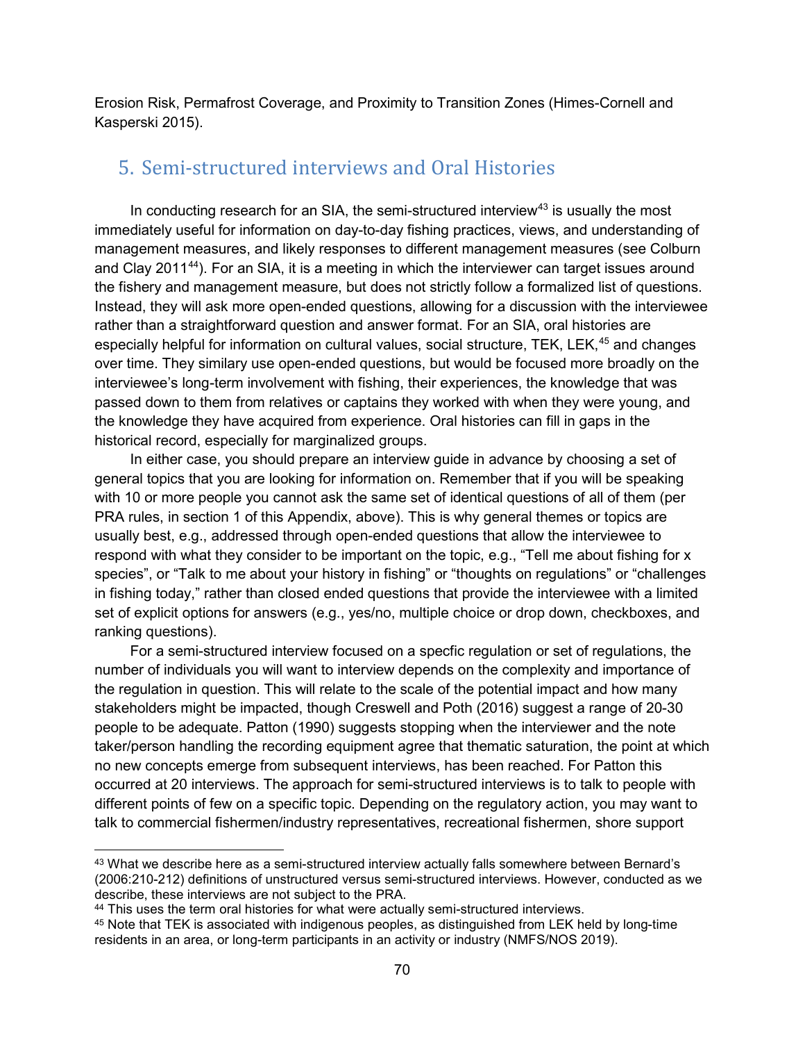Erosion Risk, Permafrost Coverage, and Proximity to Transition Zones (Himes-Cornell and Kasperski 2015).

## 5. Semi-structured interviews and Oral Histories

In conducting research for an SIA, the semi-structured interview[43] is usually the most immediately useful for information on day-to-day fishing practices, views, and understanding of management measures, and likely responses to different management measures (see Colburn and Clay 2011[44]). For an SIA, it is a meeting in which the interviewer can target issues around the fishery and management measure, but does not strictly follow a formalized list of questions. Instead, they will ask more open-ended questions, allowing for a discussion with the interviewee rather than a straightforward question and answer format. For an SIA, oral histories are especially helpful for information on cultural values, social structure, TEK, LEK,[45] and changes over time. They similary use open-ended questions, but would be focused more broadly on the interviewee's long-term involvement with fishing, their experiences, the knowledge that was passed down to them from relatives or captains they worked with when they were young, and the knowledge they have acquired from experience. Oral histories can fill in gaps in the historical record, especially for marginalized groups.

In either case, you should prepare an interview guide in advance by choosing a set of general topics that you are looking for information on. Remember that if you will be speaking with 10 or more people you cannot ask the same set of identical questions of all of them (per PRA rules, in section 1 of this Appendix, above). This is why general themes or topics are usually best, e.g., addressed through open-ended questions that allow the interviewee to respond with what they consider to be important on the topic, e.g., "Tell me about fishing for x species", or "Talk to me about your history in fishing" or "thoughts on regulations" or "challenges in fishing today," rather than closed ended questions that provide the interviewee with a limited set of explicit options for answers (e.g., yes/no, multiple choice or drop down, checkboxes, and ranking questions).

For a semi-structured interview focused on a specfic regulation or set of regulations, the number of individuals you will want to interview depends on the complexity and importance of the regulation in question. This will relate to the scale of the potential impact and how many stakeholders might be impacted, though Creswell and Poth (2016) suggest a range of 20-30 people to be adequate. Patton (1990) suggests stopping when the interviewer and the note taker/person handling the recording equipment agree that thematic saturation, the point at which no new concepts emerge from subsequent interviews, has been reached. For Patton this occurred at 20 interviews. The approach for semi-structured interviews is to talk to people with different points of few on a specific topic. Depending on the regulatory action, you may want to talk to commercial fishermen/industry representatives, recreational fishermen, shore support

---

[43] What we describe here as a semi-structured interview actually falls somewhere between Bernard's (2006:210-212) definitions of unstructured versus semi-structured interviews. However, conducted as we describe, these interviews are not subject to the PRA.

[44] This uses the term oral histories for what were actually semi-structured interviews.

[45] Note that TEK is associated with indigenous peoples, as distinguished from LEK held by long-time residents in an area, or long-term participants in an activity or industry (NMFS/NOS 2019).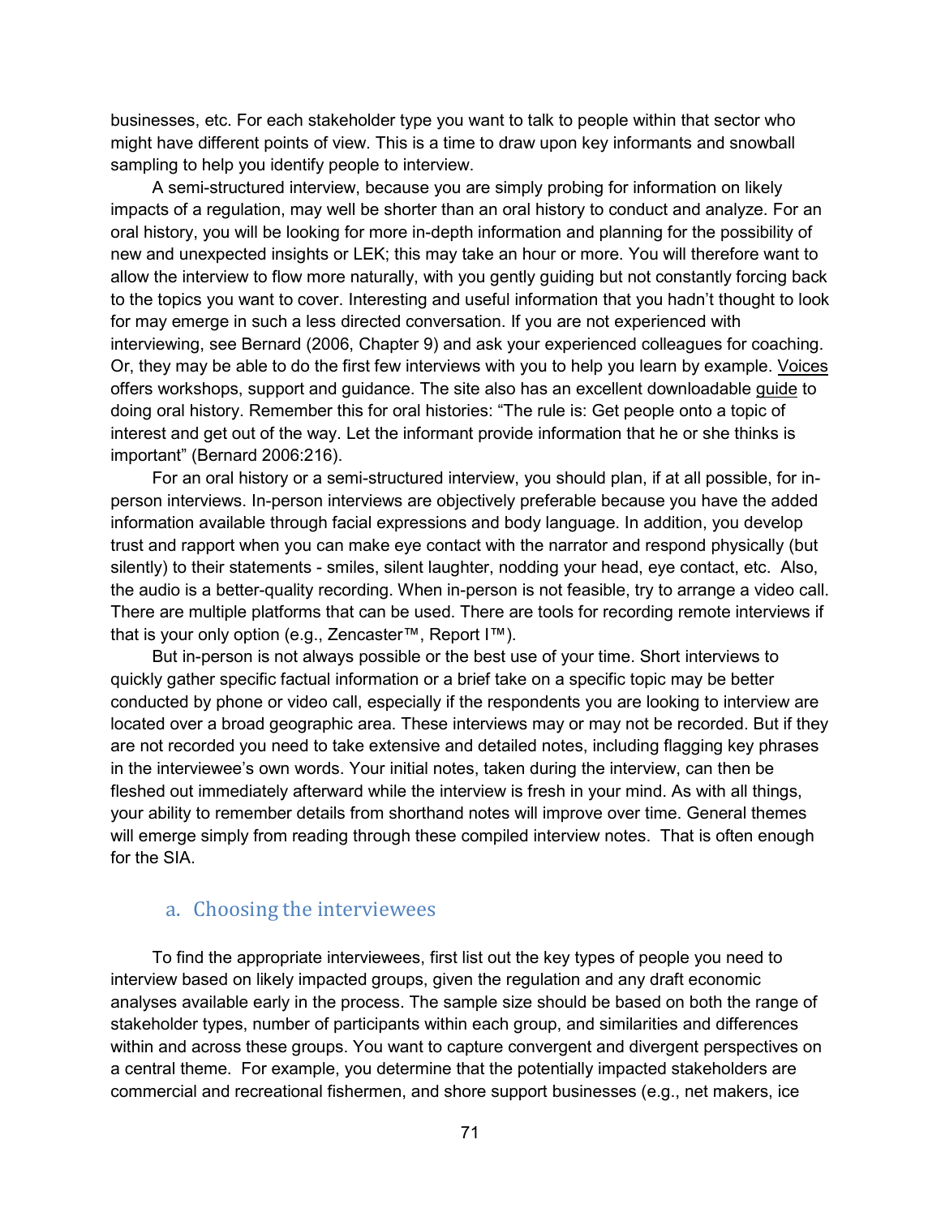businesses, etc. For each stakeholder type you want to talk to people within that sector who might have different points of view. This is a time to draw upon key informants and snowball sampling to help you identify people to interview.

A semi-structured interview, because you are simply probing for information on likely impacts of a regulation, may well be shorter than an oral history to conduct and analyze. For an oral history, you will be looking for more in-depth information and planning for the possibility of new and unexpected insights or LEK; this may take an hour or more. You will therefore want to allow the interview to flow more naturally, with you gently guiding but not constantly forcing back to the topics you want to cover. Interesting and useful information that you hadn't thought to look for may emerge in such a less directed conversation. If you are not experienced with interviewing, see Bernard (2006, Chapter 9) and ask your experienced colleagues for coaching. Or, they may be able to do the first few interviews with you to help you learn by example. Voices offers workshops, support and guidance. The site also has an excellent downloadable guide to doing oral history. Remember this for oral histories: "The rule is: Get people onto a topic of interest and get out of the way. Let the informant provide information that he or she thinks is important" (Bernard 2006:216).

For an oral history or a semi-structured interview, you should plan, if at all possible, for in-person interviews. In-person interviews are objectively preferable because you have the added information available through facial expressions and body language. In addition, you develop trust and rapport when you can make eye contact with the narrator and respond physically (but silently) to their statements - smiles, silent laughter, nodding your head, eye contact, etc. Also, the audio is a better-quality recording. When in-person is not feasible, try to arrange a video call. There are multiple platforms that can be used. There are tools for recording remote interviews if that is your only option (e.g., Zencaster™, Report I™).

But in-person is not always possible or the best use of your time. Short interviews to quickly gather specific factual information or a brief take on a specific topic may be better conducted by phone or video call, especially if the respondents you are looking to interview are located over a broad geographic area. These interviews may or may not be recorded. But if they are not recorded you need to take extensive and detailed notes, including flagging key phrases in the interviewee's own words. Your initial notes, taken during the interview, can then be fleshed out immediately afterward while the interview is fresh in your mind. As with all things, your ability to remember details from shorthand notes will improve over time. General themes will emerge simply from reading through these compiled interview notes. That is often enough for the SIA.

### a. Choosing the interviewees

To find the appropriate interviewees, first list out the key types of people you need to interview based on likely impacted groups, given the regulation and any draft economic analyses available early in the process. The sample size should be based on both the range of stakeholder types, number of participants within each group, and similarities and differences within and across these groups. You want to capture convergent and divergent perspectives on a central theme. For example, you determine that the potentially impacted stakeholders are commercial and recreational fishermen, and shore support businesses (e.g., net makers, ice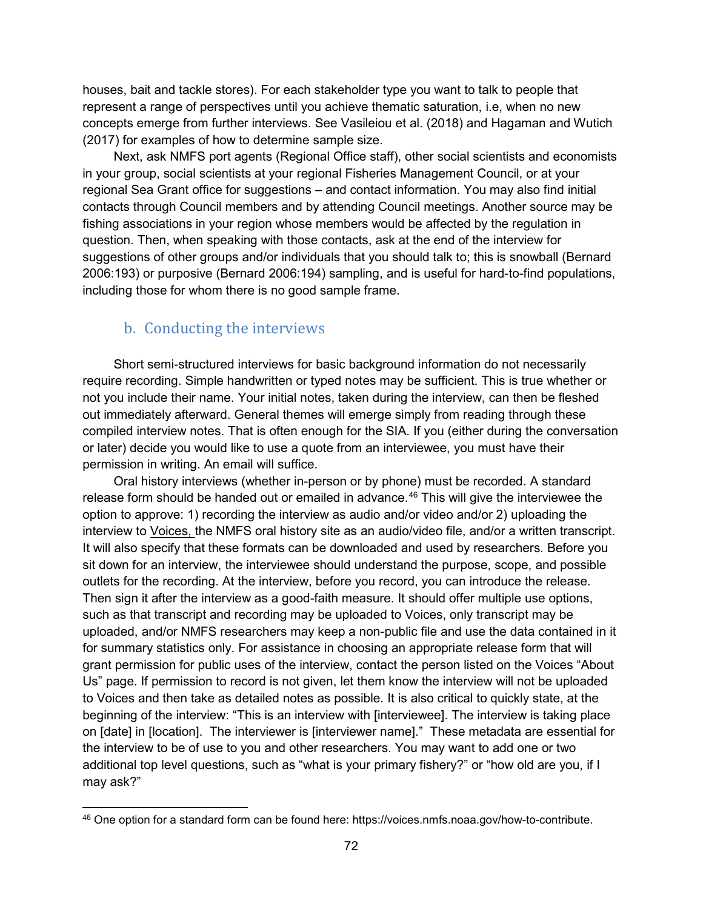houses, bait and tackle stores). For each stakeholder type you want to talk to people that represent a range of perspectives until you achieve thematic saturation, i.e, when no new concepts emerge from further interviews. See Vasileiou et al. (2018) and Hagaman and Wutich (2017) for examples of how to determine sample size.

Next, ask NMFS port agents (Regional Office staff), other social scientists and economists in your group, social scientists at your regional Fisheries Management Council, or at your regional Sea Grant office for suggestions – and contact information. You may also find initial contacts through Council members and by attending Council meetings. Another source may be fishing associations in your region whose members would be affected by the regulation in question. Then, when speaking with those contacts, ask at the end of the interview for suggestions of other groups and/or individuals that you should talk to; this is snowball (Bernard 2006:193) or purposive (Bernard 2006:194) sampling, and is useful for hard-to-find populations, including those for whom there is no good sample frame.

### b. Conducting the interviews

Short semi-structured interviews for basic background information do not necessarily require recording. Simple handwritten or typed notes may be sufficient. This is true whether or not you include their name. Your initial notes, taken during the interview, can then be fleshed out immediately afterward. General themes will emerge simply from reading through these compiled interview notes. That is often enough for the SIA. If you (either during the conversation or later) decide you would like to use a quote from an interviewee, you must have their permission in writing. An email will suffice.

Oral history interviews (whether in-person or by phone) must be recorded. A standard release form should be handed out or emailed in advance.[46] This will give the interviewee the option to approve: 1) recording the interview as audio and/or video and/or 2) uploading the interview to Voices, the NMFS oral history site as an audio/video file, and/or a written transcript. It will also specify that these formats can be downloaded and used by researchers. Before you sit down for an interview, the interviewee should understand the purpose, scope, and possible outlets for the recording. At the interview, before you record, you can introduce the release. Then sign it after the interview as a good-faith measure. It should offer multiple use options, such as that transcript and recording may be uploaded to Voices, only transcript may be uploaded, and/or NMFS researchers may keep a non-public file and use the data contained in it for summary statistics only. For assistance in choosing an appropriate release form that will grant permission for public uses of the interview, contact the person listed on the Voices "About Us" page. If permission to record is not given, let them know the interview will not be uploaded to Voices and then take as detailed notes as possible. It is also critical to quickly state, at the beginning of the interview: "This is an interview with [interviewee]. The interview is taking place on [date] in [location]. The interviewer is [interviewer name]." These metadata are essential for the interview to be of use to you and other researchers. You may want to add one or two additional top level questions, such as "what is your primary fishery?" or "how old are you, if I may ask?"

[46] One option for a standard form can be found here: https://voices.nmfs.noaa.gov/how-to-contribute.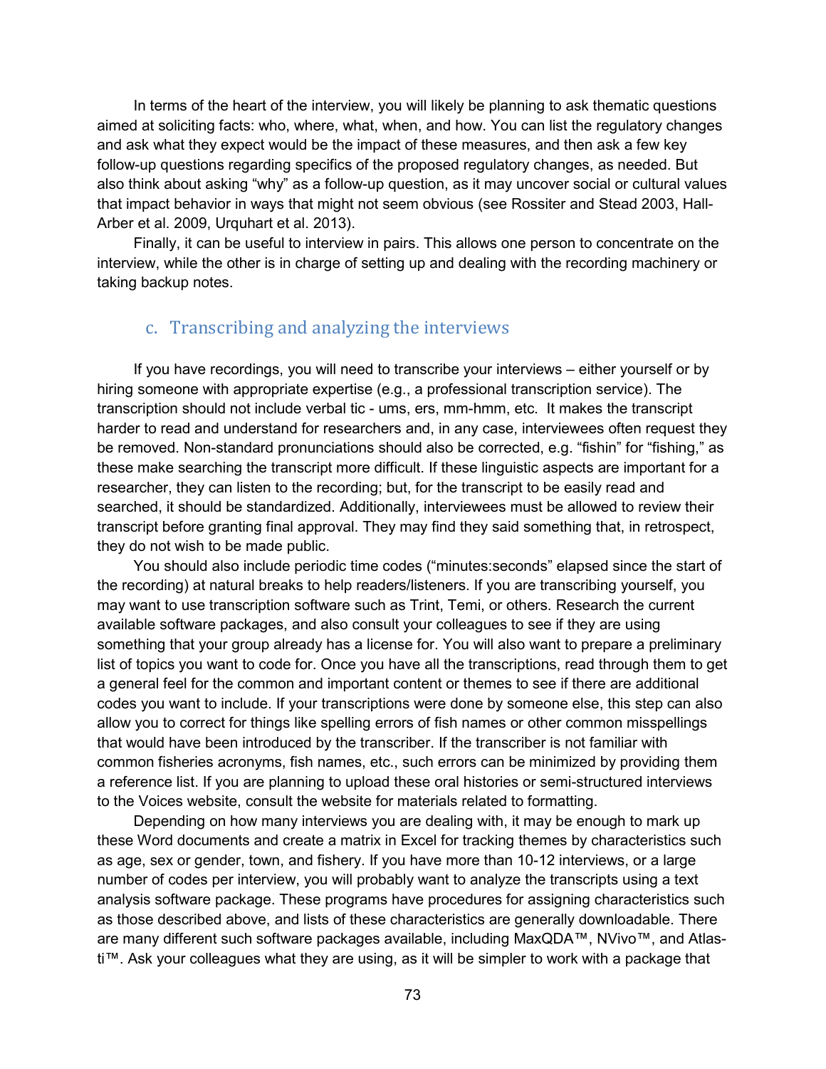In terms of the heart of the interview, you will likely be planning to ask thematic questions aimed at soliciting facts: who, where, what, when, and how. You can list the regulatory changes and ask what they expect would be the impact of these measures, and then ask a few key follow-up questions regarding specifics of the proposed regulatory changes, as needed. But also think about asking “why” as a follow-up question, as it may uncover social or cultural values that impact behavior in ways that might not seem obvious (see Rossiter and Stead 2003, Hall-Arber et al. 2009, Urquhart et al. 2013).

Finally, it can be useful to interview in pairs. This allows one person to concentrate on the interview, while the other is in charge of setting up and dealing with the recording machinery or taking backup notes.

### c. Transcribing and analyzing the interviews

If you have recordings, you will need to transcribe your interviews – either yourself or by hiring someone with appropriate expertise (e.g., a professional transcription service). The transcription should not include verbal tic - ums, ers, mm-hmm, etc.  It makes the transcript harder to read and understand for researchers and, in any case, interviewees often request they be removed. Non-standard pronunciations should also be corrected, e.g. “fishin” for “fishing,” as these make searching the transcript more difficult. If these linguistic aspects are important for a researcher, they can listen to the recording; but, for the transcript to be easily read and searched, it should be standardized. Additionally, interviewees must be allowed to review their transcript before granting final approval. They may find they said something that, in retrospect, they do not wish to be made public.

You should also include periodic time codes (“minutes:seconds” elapsed since the start of the recording) at natural breaks to help readers/listeners. If you are transcribing yourself, you may want to use transcription software such as Trint, Temi, or others. Research the current available software packages, and also consult your colleagues to see if they are using something that your group already has a license for. You will also want to prepare a preliminary list of topics you want to code for. Once you have all the transcriptions, read through them to get a general feel for the common and important content or themes to see if there are additional codes you want to include. If your transcriptions were done by someone else, this step can also allow you to correct for things like spelling errors of fish names or other common misspellings that would have been introduced by the transcriber. If the transcriber is not familiar with common fisheries acronyms, fish names, etc., such errors can be minimized by providing them a reference list. If you are planning to upload these oral histories or semi-structured interviews to the Voices website, consult the website for materials related to formatting.

Depending on how many interviews you are dealing with, it may be enough to mark up these Word documents and create a matrix in Excel for tracking themes by characteristics such as age, sex or gender, town, and fishery. If you have more than 10-12 interviews, or a large number of codes per interview, you will probably want to analyze the transcripts using a text analysis software package. These programs have procedures for assigning characteristics such as those described above, and lists of these characteristics are generally downloadable. There are many different such software packages available, including MaxQDA™, NVivo™, and Atlas-ti™. Ask your colleagues what they are using, as it will be simpler to work with a package that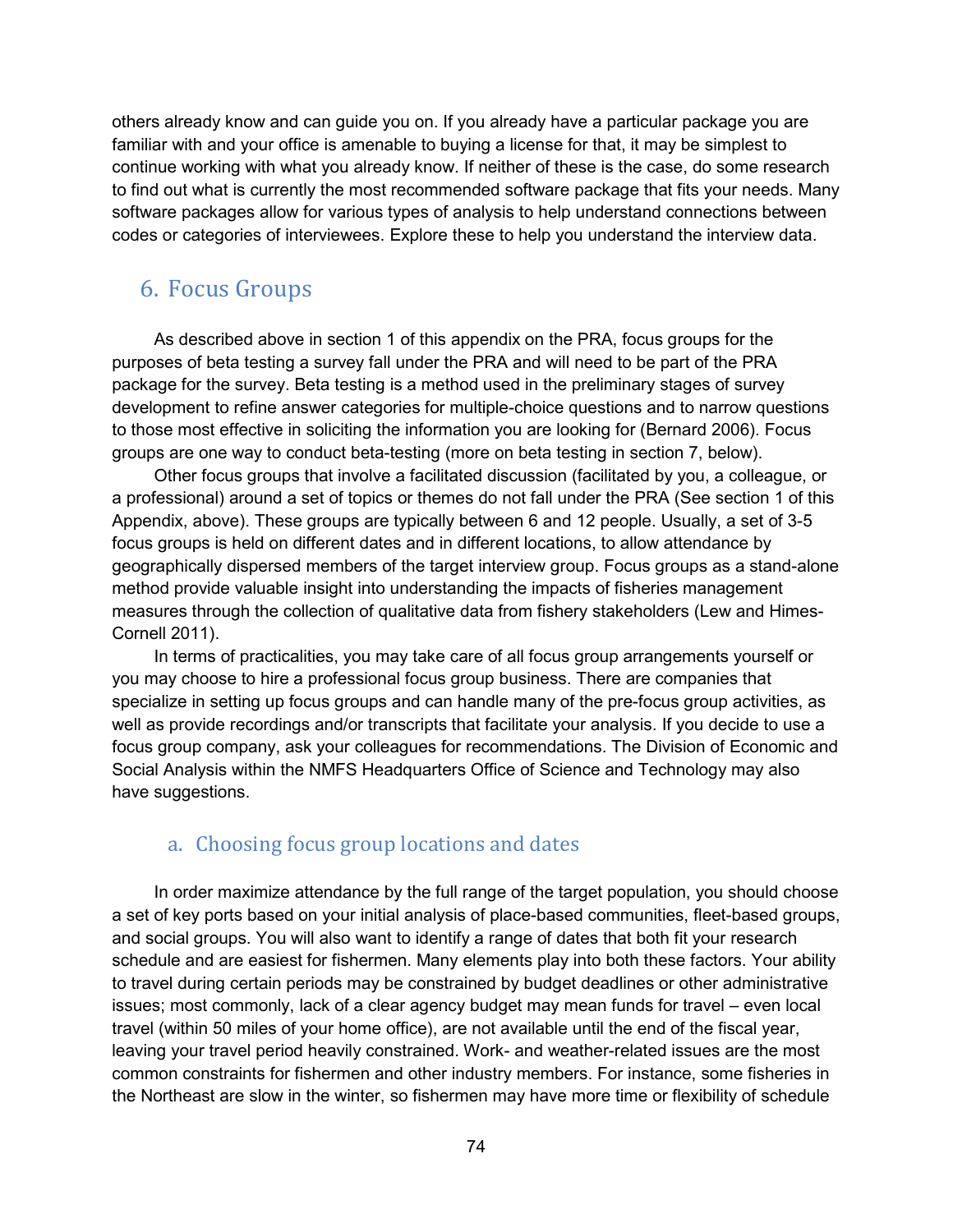others already know and can guide you on. If you already have a particular package you are familiar with and your office is amenable to buying a license for that, it may be simplest to continue working with what you already know. If neither of these is the case, do some research to find out what is currently the most recommended software package that fits your needs. Many software packages allow for various types of analysis to help understand connections between codes or categories of interviewees. Explore these to help you understand the interview data.

## 6. Focus Groups

As described above in section 1 of this appendix on the PRA, focus groups for the purposes of beta testing a survey fall under the PRA and will need to be part of the PRA package for the survey. Beta testing is a method used in the preliminary stages of survey development to refine answer categories for multiple-choice questions and to narrow questions to those most effective in soliciting the information you are looking for (Bernard 2006). Focus groups are one way to conduct beta-testing (more on beta testing in section 7, below).

Other focus groups that involve a facilitated discussion (facilitated by you, a colleague, or a professional) around a set of topics or themes do not fall under the PRA (See section 1 of this Appendix, above). These groups are typically between 6 and 12 people. Usually, a set of 3-5 focus groups is held on different dates and in different locations, to allow attendance by geographically dispersed members of the target interview group. Focus groups as a stand-alone method provide valuable insight into understanding the impacts of fisheries management measures through the collection of qualitative data from fishery stakeholders (Lew and Himes-Cornell 2011).

In terms of practicalities, you may take care of all focus group arrangements yourself or you may choose to hire a professional focus group business. There are companies that specialize in setting up focus groups and can handle many of the pre-focus group activities, as well as provide recordings and/or transcripts that facilitate your analysis. If you decide to use a focus group company, ask your colleagues for recommendations. The Division of Economic and Social Analysis within the NMFS Headquarters Office of Science and Technology may also have suggestions.

### a. Choosing focus group locations and dates

In order maximize attendance by the full range of the target population, you should choose a set of key ports based on your initial analysis of place-based communities, fleet-based groups, and social groups. You will also want to identify a range of dates that both fit your research schedule and are easiest for fishermen. Many elements play into both these factors. Your ability to travel during certain periods may be constrained by budget deadlines or other administrative issues; most commonly, lack of a clear agency budget may mean funds for travel – even local travel (within 50 miles of your home office), are not available until the end of the fiscal year, leaving your travel period heavily constrained. Work- and weather-related issues are the most common constraints for fishermen and other industry members. For instance, some fisheries in the Northeast are slow in the winter, so fishermen may have more time or flexibility of schedule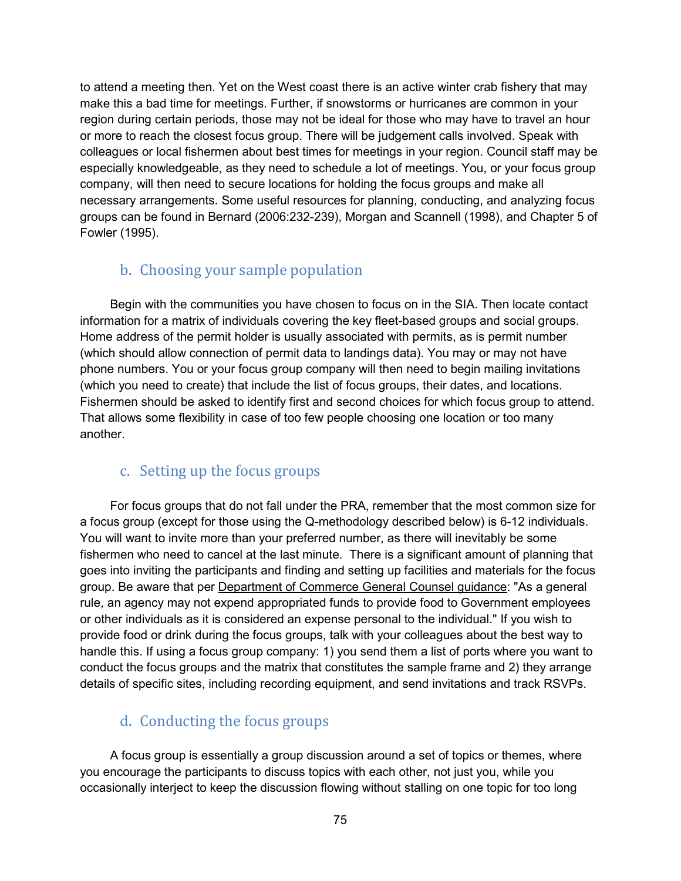to attend a meeting then. Yet on the West coast there is an active winter crab fishery that may make this a bad time for meetings. Further, if snowstorms or hurricanes are common in your region during certain periods, those may not be ideal for those who may have to travel an hour or more to reach the closest focus group. There will be judgement calls involved. Speak with colleagues or local fishermen about best times for meetings in your region. Council staff may be especially knowledgeable, as they need to schedule a lot of meetings. You, or your focus group company, will then need to secure locations for holding the focus groups and make all necessary arrangements. Some useful resources for planning, conducting, and analyzing focus groups can be found in Bernard (2006:232-239), Morgan and Scannell (1998), and Chapter 5 of Fowler (1995).

### b. Choosing your sample population

Begin with the communities you have chosen to focus on in the SIA. Then locate contact information for a matrix of individuals covering the key fleet-based groups and social groups. Home address of the permit holder is usually associated with permits, as is permit number (which should allow connection of permit data to landings data). You may or may not have phone numbers. You or your focus group company will then need to begin mailing invitations (which you need to create) that include the list of focus groups, their dates, and locations. Fishermen should be asked to identify first and second choices for which focus group to attend. That allows some flexibility in case of too few people choosing one location or too many another.

### c. Setting up the focus groups

For focus groups that do not fall under the PRA, remember that the most common size for a focus group (except for those using the Q-methodology described below) is 6-12 individuals. You will want to invite more than your preferred number, as there will inevitably be some fishermen who need to cancel at the last minute. There is a significant amount of planning that goes into inviting the participants and finding and setting up facilities and materials for the focus group. Be aware that per Department of Commerce General Counsel guidance: "As a general rule, an agency may not expend appropriated funds to provide food to Government employees or other individuals as it is considered an expense personal to the individual." If you wish to provide food or drink during the focus groups, talk with your colleagues about the best way to handle this. If using a focus group company: 1) you send them a list of ports where you want to conduct the focus groups and the matrix that constitutes the sample frame and 2) they arrange details of specific sites, including recording equipment, and send invitations and track RSVPs.

### d. Conducting the focus groups

A focus group is essentially a group discussion around a set of topics or themes, where you encourage the participants to discuss topics with each other, not just you, while you occasionally interject to keep the discussion flowing without stalling on one topic for too long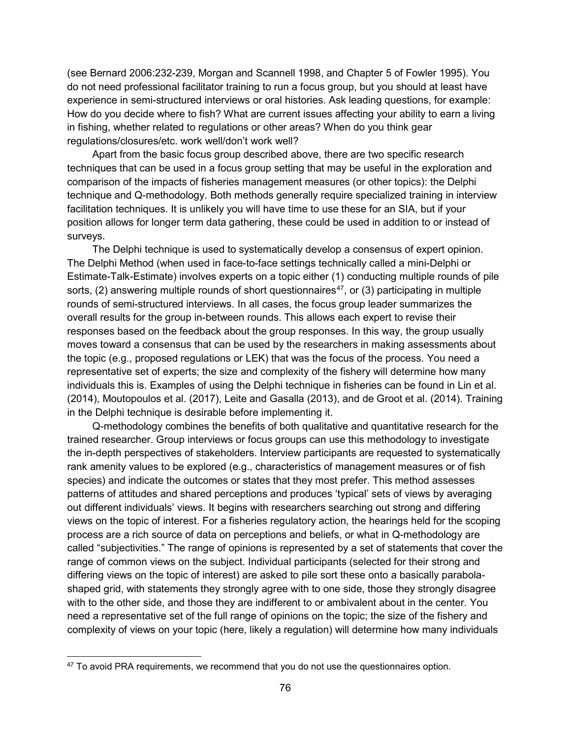(see Bernard 2006:232-239, Morgan and Scannell 1998, and Chapter 5 of Fowler 1995). You do not need professional facilitator training to run a focus group, but you should at least have experience in semi-structured interviews or oral histories. Ask leading questions, for example: How do you decide where to fish? What are current issues affecting your ability to earn a living in fishing, whether related to regulations or other areas? When do you think gear regulations/closures/etc. work well/don't work well?

Apart from the basic focus group described above, there are two specific research techniques that can be used in a focus group setting that may be useful in the exploration and comparison of the impacts of fisheries management measures (or other topics): the Delphi technique and Q-methodology. Both methods generally require specialized training in interview facilitation techniques. It is unlikely you will have time to use these for an SIA, but if your position allows for longer term data gathering, these could be used in addition to or instead of surveys.

The Delphi technique is used to systematically develop a consensus of expert opinion. The Delphi Method (when used in face-to-face settings technically called a mini-Delphi or Estimate-Talk-Estimate) involves experts on a topic either (1) conducting multiple rounds of pile sorts, (2) answering multiple rounds of short questionnaires[47], or (3) participating in multiple rounds of semi-structured interviews. In all cases, the focus group leader summarizes the overall results for the group in-between rounds. This allows each expert to revise their responses based on the feedback about the group responses. In this way, the group usually moves toward a consensus that can be used by the researchers in making assessments about the topic (e.g., proposed regulations or LEK) that was the focus of the process. You need a representative set of experts; the size and complexity of the fishery will determine how many individuals this is. Examples of using the Delphi technique in fisheries can be found in Lin et al. (2014), Moutopoulos et al. (2017), Leite and Gasalla (2013), and de Groot et al. (2014). Training in the Delphi technique is desirable before implementing it.

Q-methodology combines the benefits of both qualitative and quantitative research for the trained researcher. Group interviews or focus groups can use this methodology to investigate the in-depth perspectives of stakeholders. Interview participants are requested to systematically rank amenity values to be explored (e.g., characteristics of management measures or of fish species) and indicate the outcomes or states that they most prefer. This method assesses patterns of attitudes and shared perceptions and produces 'typical' sets of views by averaging out different individuals' views. It begins with researchers searching out strong and differing views on the topic of interest. For a fisheries regulatory action, the hearings held for the scoping process are a rich source of data on perceptions and beliefs, or what in Q-methodology are called "subjectivities." The range of opinions is represented by a set of statements that cover the range of common views on the subject. Individual participants (selected for their strong and differing views on the topic of interest) are asked to pile sort these onto a basically parabola-shaped grid, with statements they strongly agree with to one side, those they strongly disagree with to the other side, and those they are indifferent to or ambivalent about in the center. You need a representative set of the full range of opinions on the topic; the size of the fishery and complexity of views on your topic (here, likely a regulation) will determine how many individuals

[47] To avoid PRA requirements, we recommend that you do not use the questionnaires option.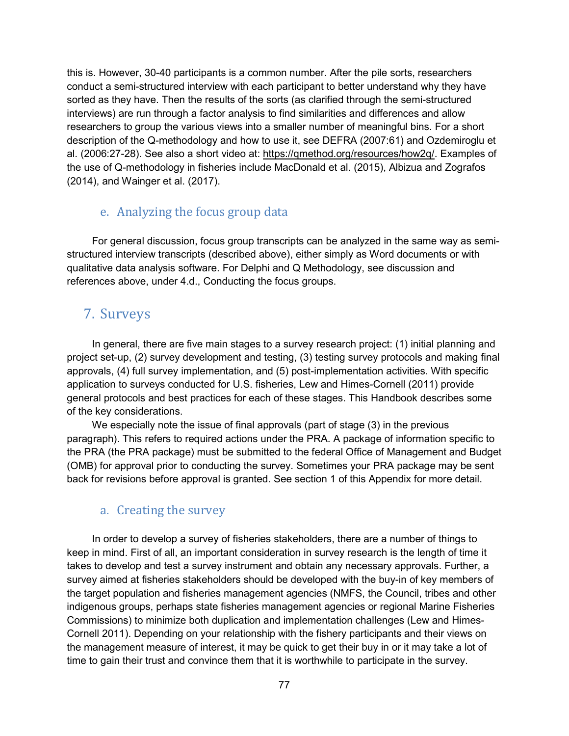this is. However, 30-40 participants is a common number. After the pile sorts, researchers conduct a semi-structured interview with each participant to better understand why they have sorted as they have. Then the results of the sorts (as clarified through the semi-structured interviews) are run through a factor analysis to find similarities and differences and allow researchers to group the various views into a smaller number of meaningful bins. For a short description of the Q-methodology and how to use it, see DEFRA (2007:61) and Ozdemiroglu et al. (2006:27-28). See also a short video at: https://qmethod.org/resources/how2q/. Examples of the use of Q-methodology in fisheries include MacDonald et al. (2015), Albizua and Zografos (2014), and Wainger et al. (2017).

### e. Analyzing the focus group data

For general discussion, focus group transcripts can be analyzed in the same way as semi-structured interview transcripts (described above), either simply as Word documents or with qualitative data analysis software. For Delphi and Q Methodology, see discussion and references above, under 4.d., Conducting the focus groups.

## 7. Surveys

In general, there are five main stages to a survey research project: (1) initial planning and project set-up, (2) survey development and testing, (3) testing survey protocols and making final approvals, (4) full survey implementation, and (5) post-implementation activities. With specific application to surveys conducted for U.S. fisheries, Lew and Himes-Cornell (2011) provide general protocols and best practices for each of these stages. This Handbook describes some of the key considerations.

We especially note the issue of final approvals (part of stage (3) in the previous paragraph). This refers to required actions under the PRA. A package of information specific to the PRA (the PRA package) must be submitted to the federal Office of Management and Budget (OMB) for approval prior to conducting the survey. Sometimes your PRA package may be sent back for revisions before approval is granted. See section 1 of this Appendix for more detail.

### a. Creating the survey

In order to develop a survey of fisheries stakeholders, there are a number of things to keep in mind. First of all, an important consideration in survey research is the length of time it takes to develop and test a survey instrument and obtain any necessary approvals. Further, a survey aimed at fisheries stakeholders should be developed with the buy-in of key members of the target population and fisheries management agencies (NMFS, the Council, tribes and other indigenous groups, perhaps state fisheries management agencies or regional Marine Fisheries Commissions) to minimize both duplication and implementation challenges (Lew and Himes-Cornell 2011). Depending on your relationship with the fishery participants and their views on the management measure of interest, it may be quick to get their buy in or it may take a lot of time to gain their trust and convince them that it is worthwhile to participate in the survey.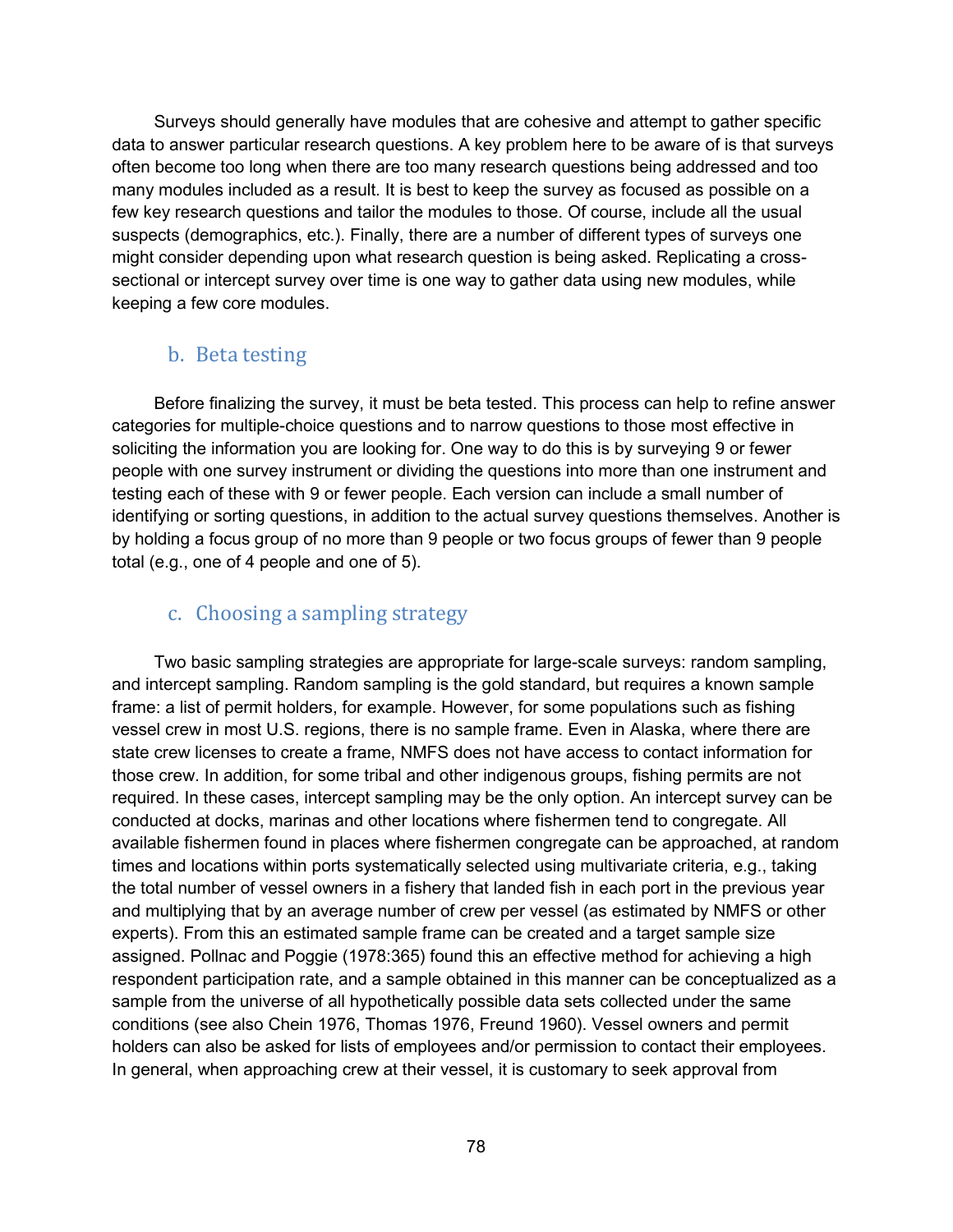Surveys should generally have modules that are cohesive and attempt to gather specific data to answer particular research questions. A key problem here to be aware of is that surveys often become too long when there are too many research questions being addressed and too many modules included as a result. It is best to keep the survey as focused as possible on a few key research questions and tailor the modules to those. Of course, include all the usual suspects (demographics, etc.). Finally, there are a number of different types of surveys one might consider depending upon what research question is being asked. Replicating a cross-sectional or intercept survey over time is one way to gather data using new modules, while keeping a few core modules.

### b. Beta testing

Before finalizing the survey, it must be beta tested. This process can help to refine answer categories for multiple-choice questions and to narrow questions to those most effective in soliciting the information you are looking for. One way to do this is by surveying 9 or fewer people with one survey instrument or dividing the questions into more than one instrument and testing each of these with 9 or fewer people. Each version can include a small number of identifying or sorting questions, in addition to the actual survey questions themselves. Another is by holding a focus group of no more than 9 people or two focus groups of fewer than 9 people total (e.g., one of 4 people and one of 5).

### c. Choosing a sampling strategy

Two basic sampling strategies are appropriate for large-scale surveys: random sampling, and intercept sampling. Random sampling is the gold standard, but requires a known sample frame: a list of permit holders, for example. However, for some populations such as fishing vessel crew in most U.S. regions, there is no sample frame. Even in Alaska, where there are state crew licenses to create a frame, NMFS does not have access to contact information for those crew. In addition, for some tribal and other indigenous groups, fishing permits are not required. In these cases, intercept sampling may be the only option. An intercept survey can be conducted at docks, marinas and other locations where fishermen tend to congregate. All available fishermen found in places where fishermen congregate can be approached, at random times and locations within ports systematically selected using multivariate criteria, e.g., taking the total number of vessel owners in a fishery that landed fish in each port in the previous year and multiplying that by an average number of crew per vessel (as estimated by NMFS or other experts). From this an estimated sample frame can be created and a target sample size assigned. Pollnac and Poggie (1978:365) found this an effective method for achieving a high respondent participation rate, and a sample obtained in this manner can be conceptualized as a sample from the universe of all hypothetically possible data sets collected under the same conditions (see also Chein 1976, Thomas 1976, Freund 1960). Vessel owners and permit holders can also be asked for lists of employees and/or permission to contact their employees. In general, when approaching crew at their vessel, it is customary to seek approval from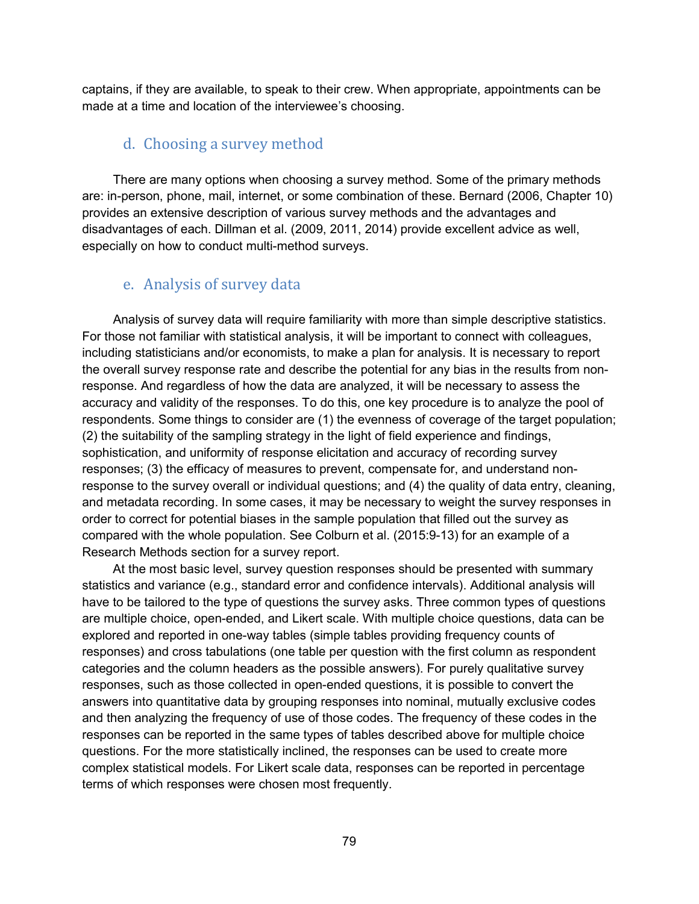captains, if they are available, to speak to their crew. When appropriate, appointments can be made at a time and location of the interviewee's choosing.

### d. Choosing a survey method

There are many options when choosing a survey method. Some of the primary methods are: in-person, phone, mail, internet, or some combination of these. Bernard (2006, Chapter 10) provides an extensive description of various survey methods and the advantages and disadvantages of each. Dillman et al. (2009, 2011, 2014) provide excellent advice as well, especially on how to conduct multi-method surveys.

### e. Analysis of survey data

Analysis of survey data will require familiarity with more than simple descriptive statistics. For those not familiar with statistical analysis, it will be important to connect with colleagues, including statisticians and/or economists, to make a plan for analysis. It is necessary to report the overall survey response rate and describe the potential for any bias in the results from non-response. And regardless of how the data are analyzed, it will be necessary to assess the accuracy and validity of the responses. To do this, one key procedure is to analyze the pool of respondents. Some things to consider are (1) the evenness of coverage of the target population; (2) the suitability of the sampling strategy in the light of field experience and findings, sophistication, and uniformity of response elicitation and accuracy of recording survey responses; (3) the efficacy of measures to prevent, compensate for, and understand non-response to the survey overall or individual questions; and (4) the quality of data entry, cleaning, and metadata recording. In some cases, it may be necessary to weight the survey responses in order to correct for potential biases in the sample population that filled out the survey as compared with the whole population. See Colburn et al. (2015:9-13) for an example of a Research Methods section for a survey report.

At the most basic level, survey question responses should be presented with summary statistics and variance (e.g., standard error and confidence intervals). Additional analysis will have to be tailored to the type of questions the survey asks. Three common types of questions are multiple choice, open-ended, and Likert scale. With multiple choice questions, data can be explored and reported in one-way tables (simple tables providing frequency counts of responses) and cross tabulations (one table per question with the first column as respondent categories and the column headers as the possible answers). For purely qualitative survey responses, such as those collected in open-ended questions, it is possible to convert the answers into quantitative data by grouping responses into nominal, mutually exclusive codes and then analyzing the frequency of use of those codes. The frequency of these codes in the responses can be reported in the same types of tables described above for multiple choice questions. For the more statistically inclined, the responses can be used to create more complex statistical models. For Likert scale data, responses can be reported in percentage terms of which responses were chosen most frequently.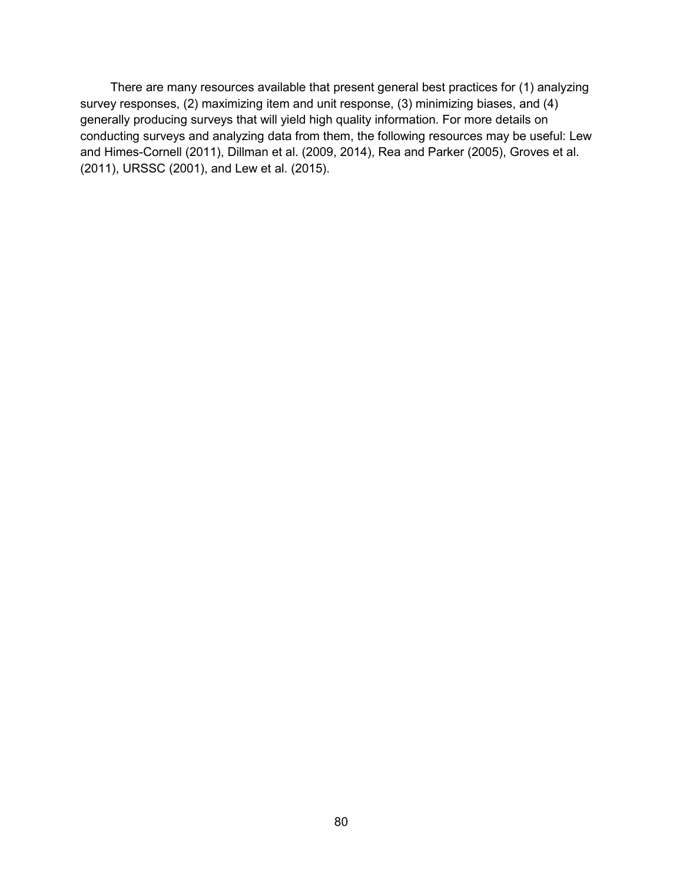There are many resources available that present general best practices for (1) analyzing survey responses, (2) maximizing item and unit response, (3) minimizing biases, and (4) generally producing surveys that will yield high quality information. For more details on conducting surveys and analyzing data from them, the following resources may be useful: Lew and Himes-Cornell (2011), Dillman et al. (2009, 2014), Rea and Parker (2005), Groves et al. (2011), URSSC (2001), and Lew et al. (2015).